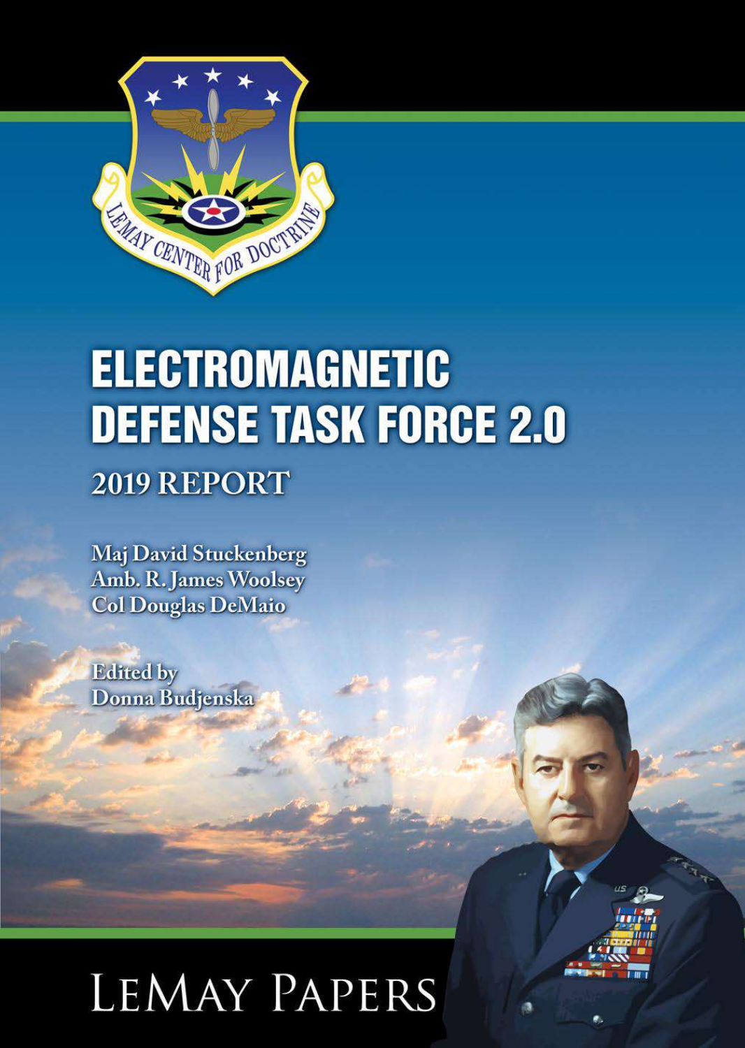# ELECTROMAGNETIC DEFENSE TASK FORCE 2.0

## 2019 REPORT

Maj David Stuckenberg
Amb. R. James Woolsey
Col Douglas DeMaio

Edited by
Donna Budjenska

LEMAY PAPERS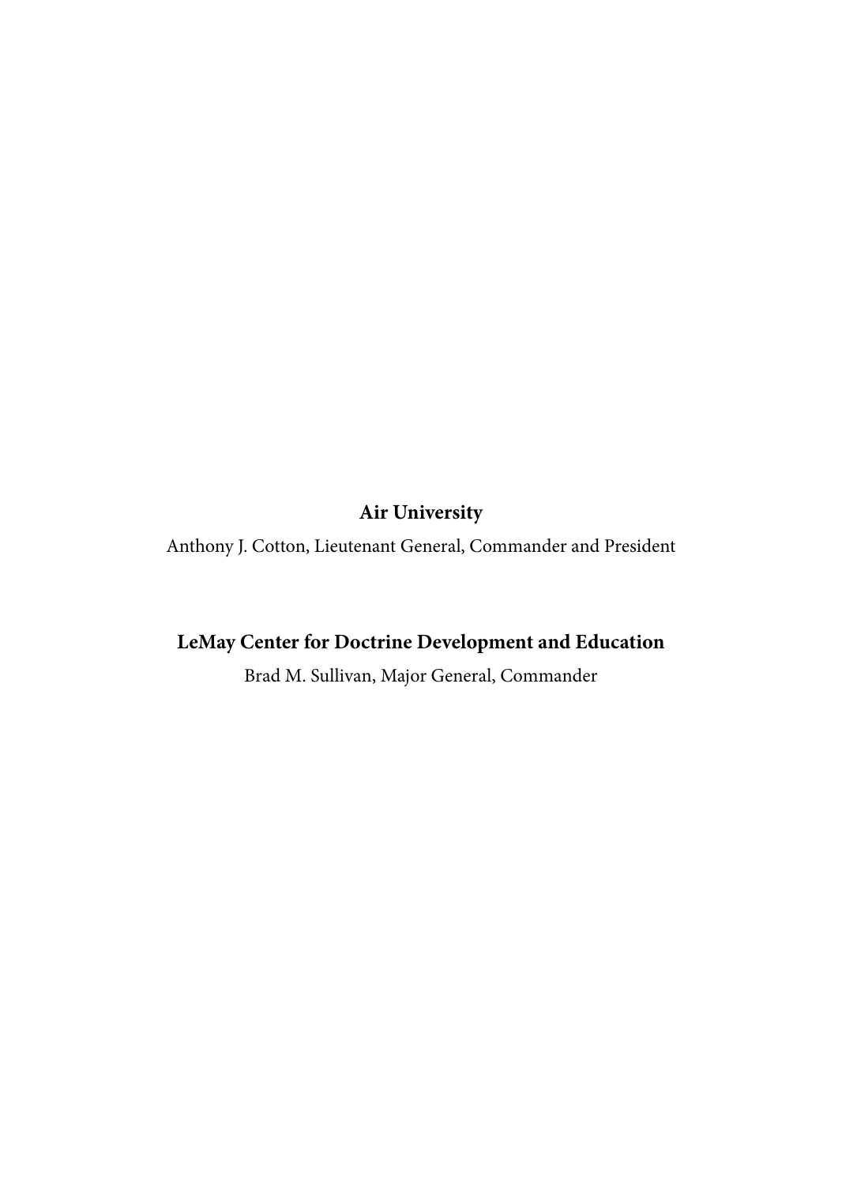**Air University**

Anthony J. Cotton, Lieutenant General, Commander and President

**LeMay Center for Doctrine Development and Education**

Brad M. Sullivan, Major General, Commander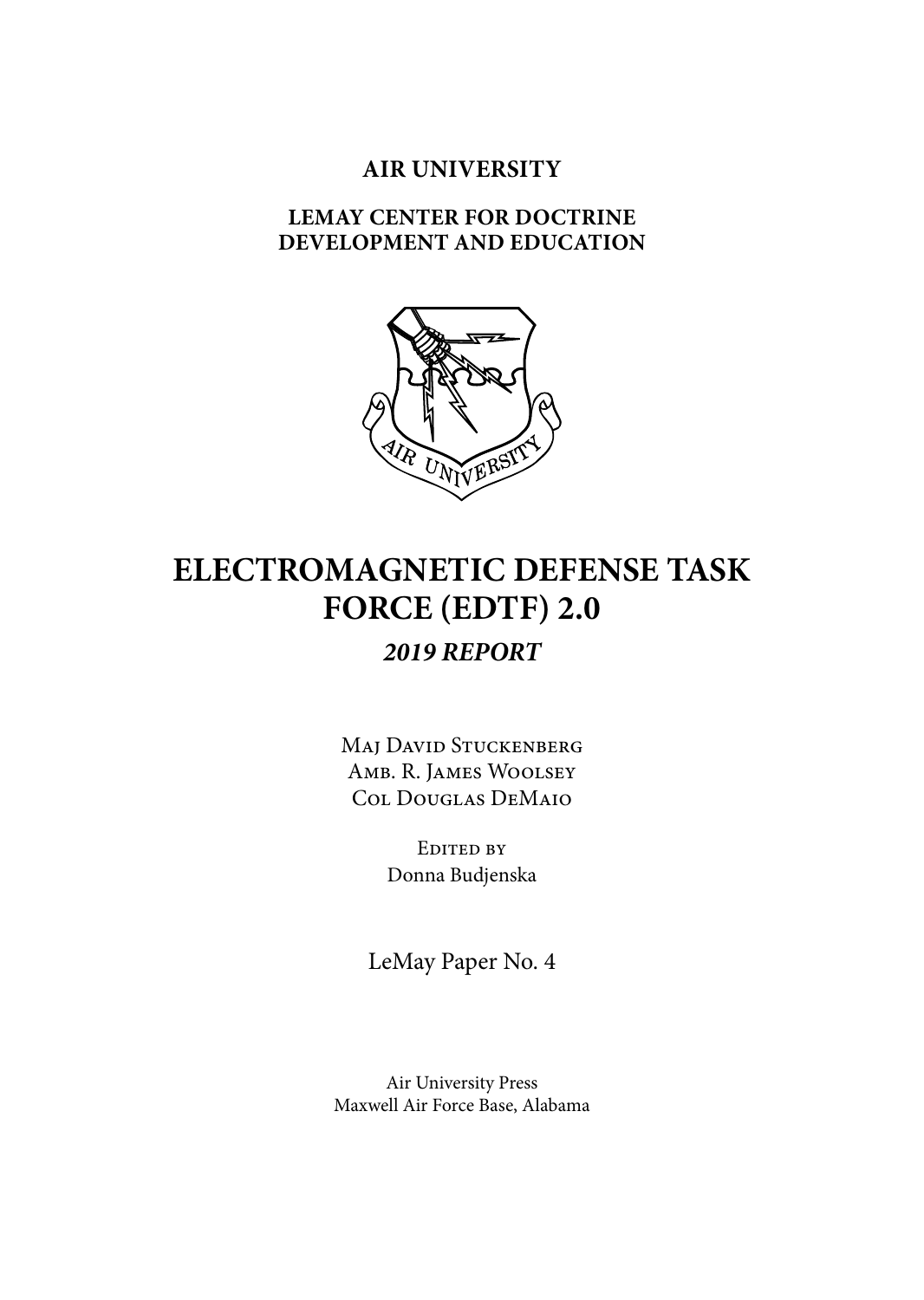**AIR UNIVERSITY**

**LEMAY CENTER FOR DOCTRINE DEVELOPMENT AND EDUCATION**

# ELECTROMAGNETIC DEFENSE TASK FORCE (EDTF) 2.0

## *2019 REPORT*

Maj David Stuckenberg
Amb. R. James Woolsey
Col Douglas DeMaio

Edited by
Donna Budjenska

LeMay Paper No. 4

Air University Press
Maxwell Air Force Base, Alabama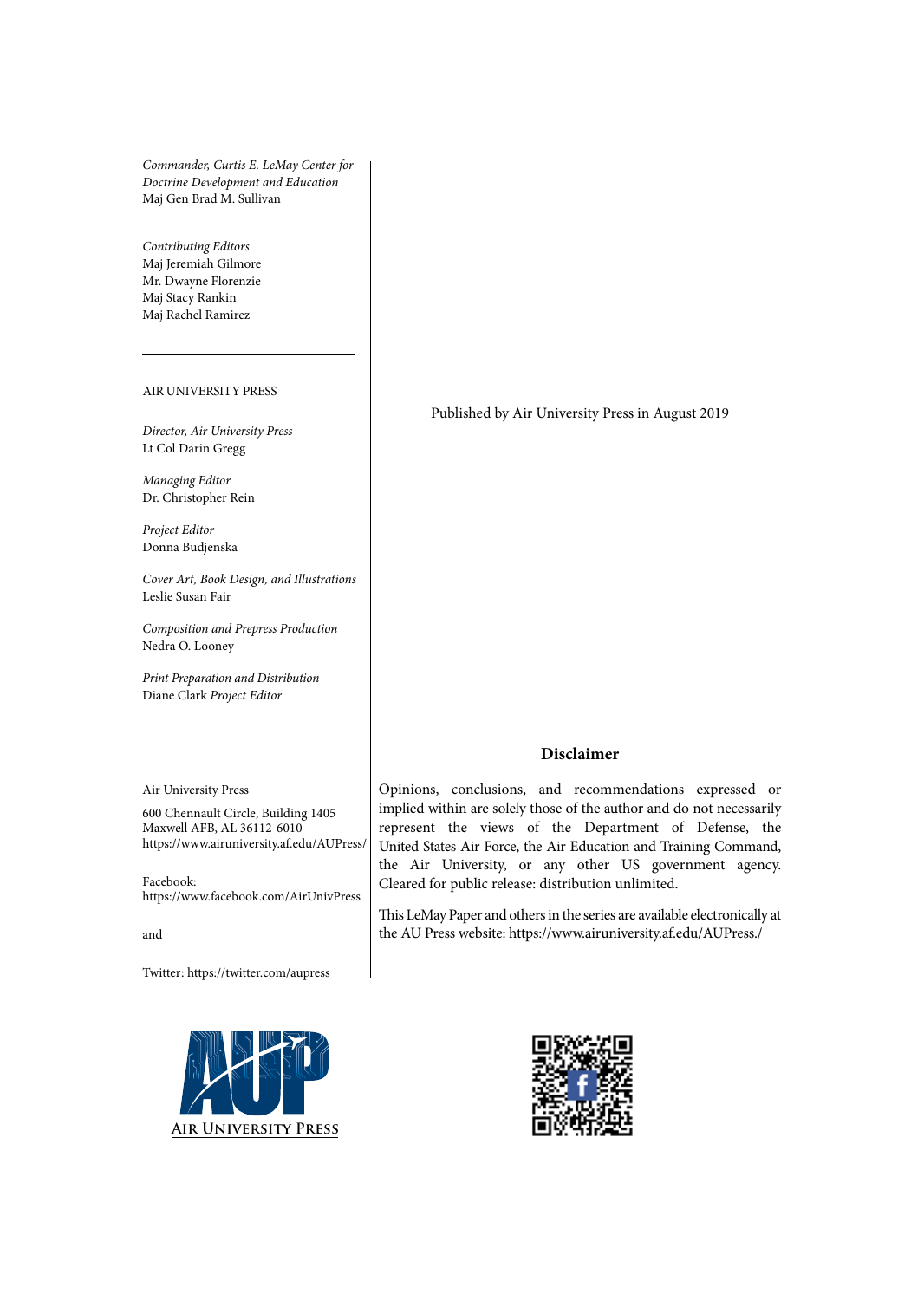*Commander, Curtis E. LeMay Center for Doctrine Development and Education*
Maj Gen Brad M. Sullivan

*Contributing Editors*
Maj Jeremiah Gilmore
Mr. Dwayne Florenzie
Maj Stacy Rankin
Maj Rachel Ramirez

---

AIR UNIVERSITY PRESS

*Director, Air University Press*
Lt Col Darin Gregg

*Managing Editor*
Dr. Christopher Rein

*Project Editor*
Donna Budjenska

*Cover Art, Book Design, and Illustrations*
Leslie Susan Fair

*Composition and Prepress Production*
Nedra O. Looney

*Print Preparation and Distribution*
Diane Clark *Project Editor*

Air University Press

600 Chennault Circle, Building 1405
Maxwell AFB, AL 36112-6010
https://www.airuniversity.af.edu/AUPress/

Facebook:
https://www.facebook.com/AirUnivPress

and

Twitter: https://twitter.com/aupress

Published by Air University Press in August 2019

**Disclaimer**

Opinions, conclusions, and recommendations expressed or implied within are solely those of the author and do not necessarily represent the views of the Department of Defense, the United States Air Force, the Air Education and Training Command, the Air University, or any other US government agency. Cleared for public release: distribution unlimited.

This LeMay Paper and others in the series are available electronically at the AU Press website: https://www.airuniversity.af.edu/AUPress./

AIR UNIVERSITY PRESS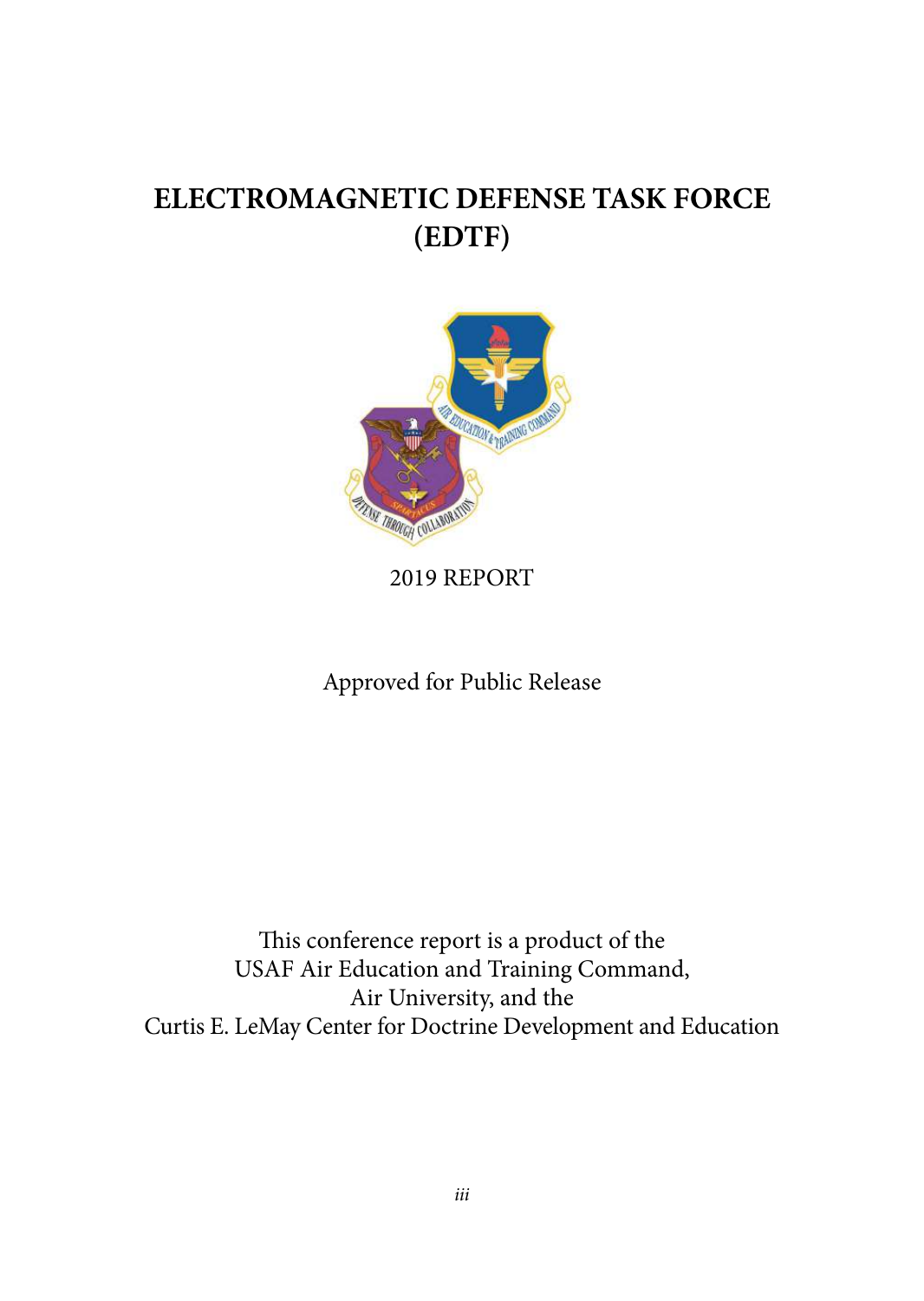# ELECTROMAGNETIC DEFENSE TASK FORCE (EDTF)

2019 REPORT

Approved for Public Release

This conference report is a product of the
USAF Air Education and Training Command,
Air University, and the
Curtis E. LeMay Center for Doctrine Development and Education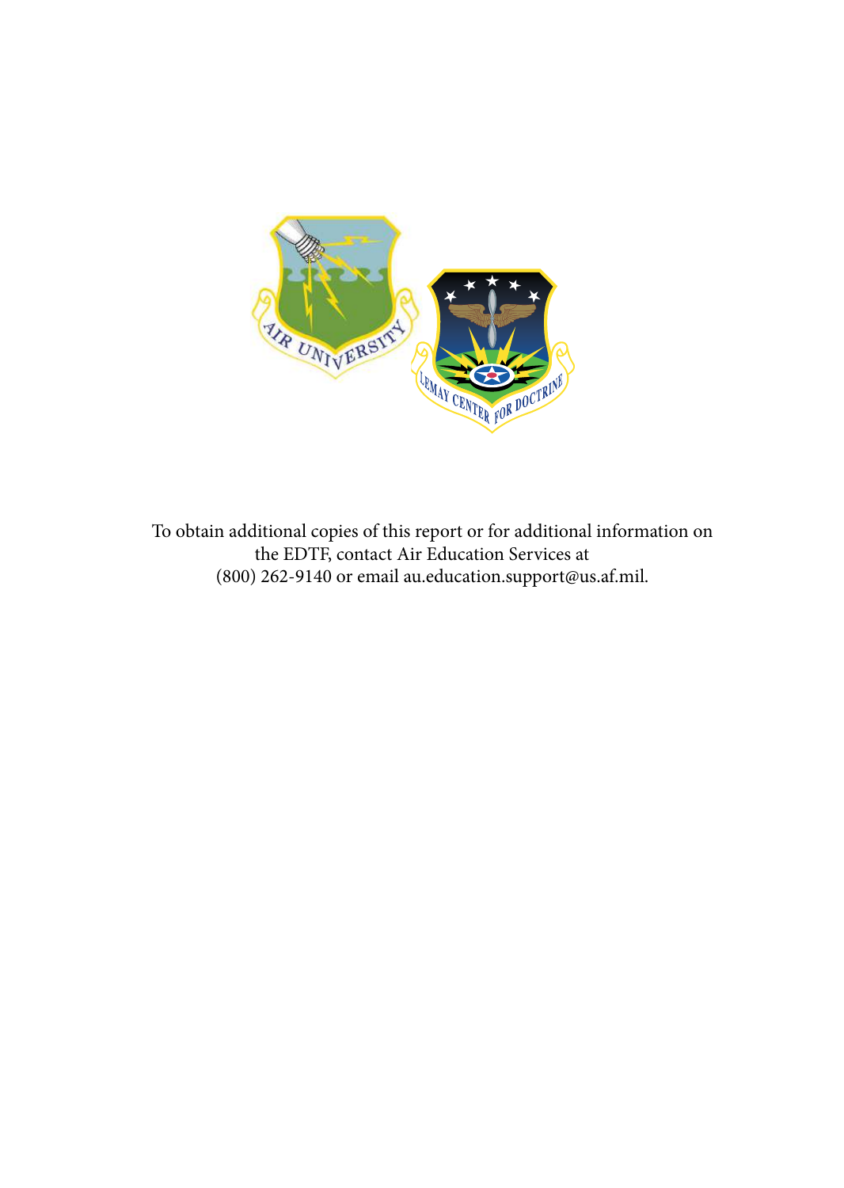To obtain additional copies of this report or for additional information on the EDTF, contact Air Education Services at (800) 262-9140 or email au.education.support@us.af.mil.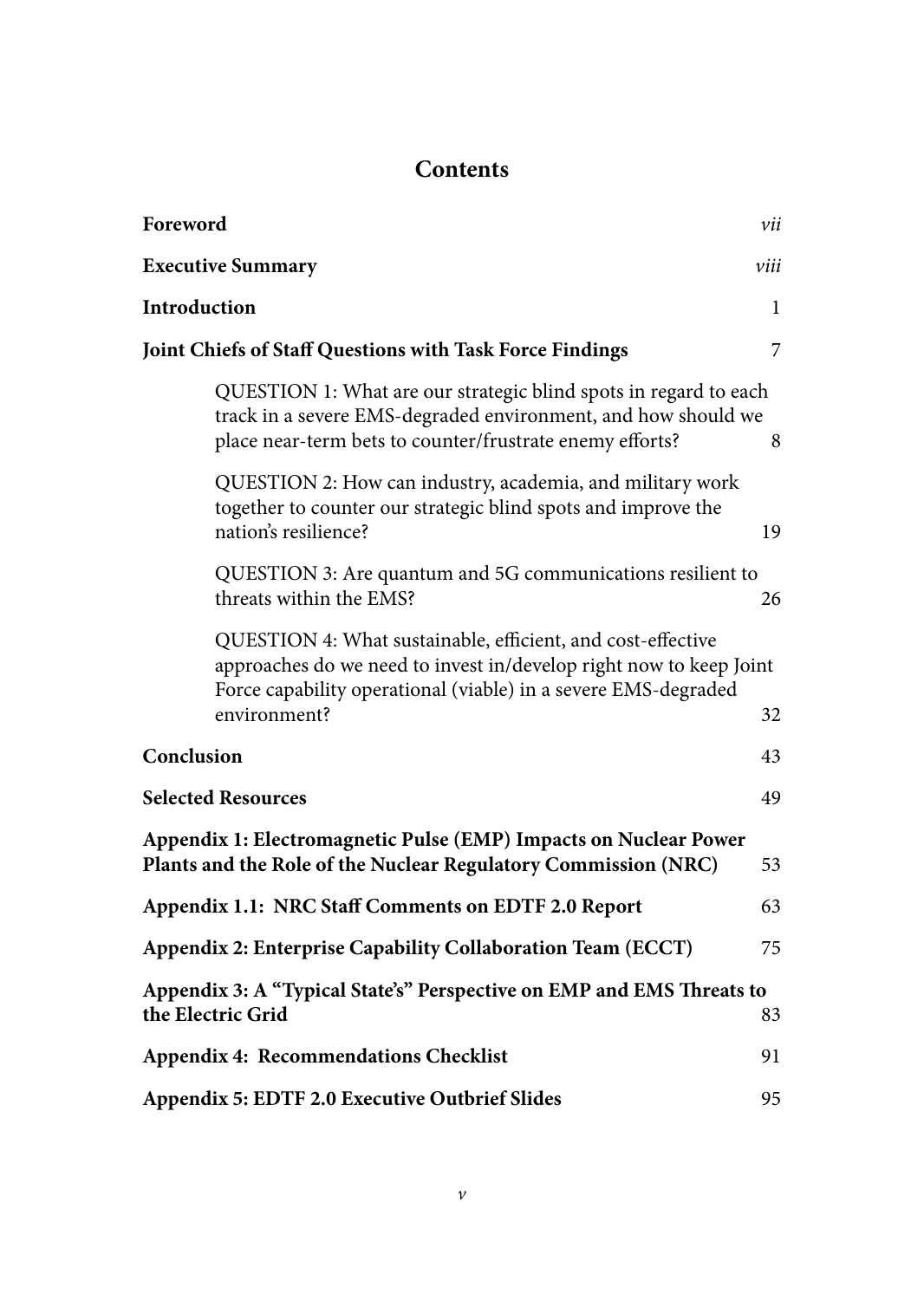# Contents

| | |
|---|---|
| **Foreword** | *vii* |
| **Executive Summary** | *viii* |
| **Introduction** | 1 |
| **Joint Chiefs of Staff Questions with Task Force Findings** | 7 |
| QUESTION 1: What are our strategic blind spots in regard to each track in a severe EMS-degraded environment, and how should we place near-term bets to counter/frustrate enemy efforts? | 8 |
| QUESTION 2: How can industry, academia, and military work together to counter our strategic blind spots and improve the nation's resilience? | 19 |
| QUESTION 3: Are quantum and 5G communications resilient to threats within the EMS? | 26 |
| QUESTION 4: What sustainable, efficient, and cost-effective approaches do we need to invest in/develop right now to keep Joint Force capability operational (viable) in a severe EMS-degraded environment? | 32 |
| **Conclusion** | 43 |
| **Selected Resources** | 49 |
| **Appendix 1: Electromagnetic Pulse (EMP) Impacts on Nuclear Power Plants and the Role of the Nuclear Regulatory Commission (NRC)** | 53 |
| **Appendix 1.1: NRC Staff Comments on EDTF 2.0 Report** | 63 |
| **Appendix 2: Enterprise Capability Collaboration Team (ECCT)** | 75 |
| **Appendix 3: A "Typical State's" Perspective on EMP and EMS Threats to the Electric Grid** | 83 |
| **Appendix 4: Recommendations Checklist** | 91 |
| **Appendix 5: EDTF 2.0 Executive Outbrief Slides** | 95 |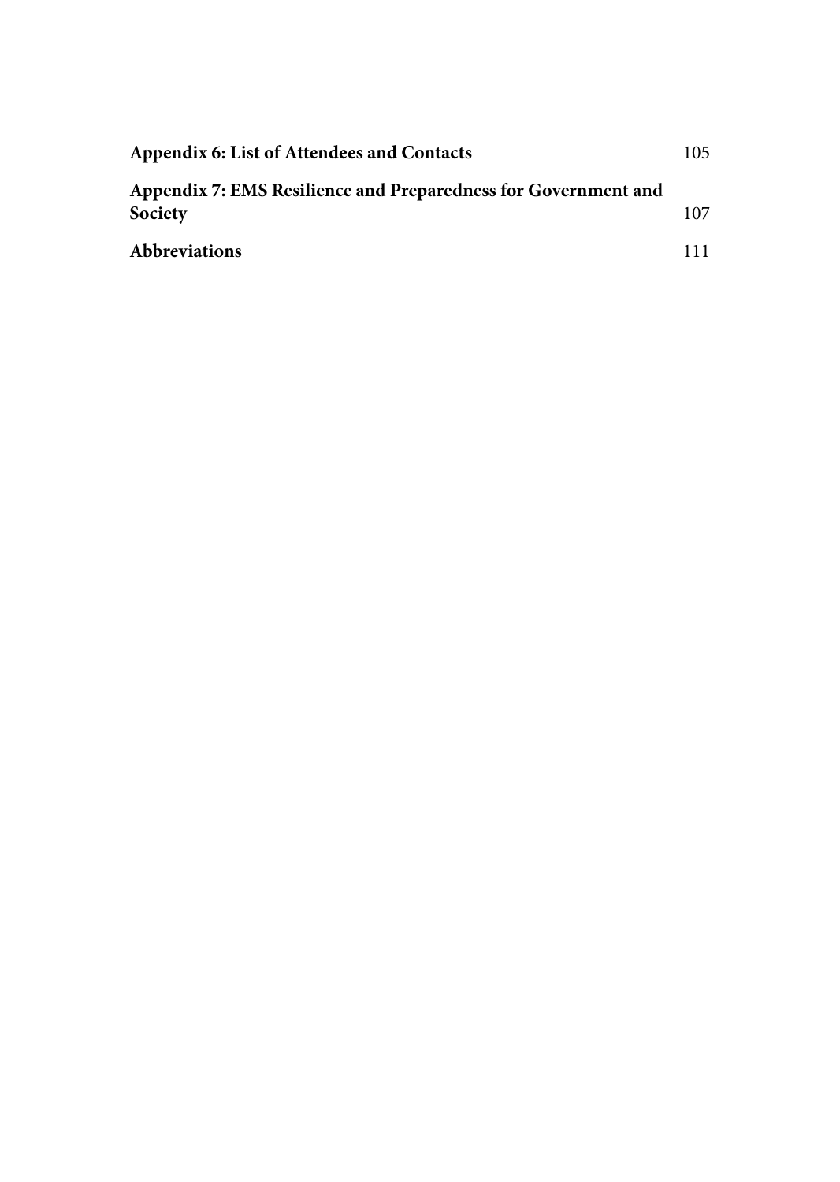**Appendix 6: List of Attendees and Contacts** 105

**Appendix 7: EMS Resilience and Preparedness for Government and Society** 107

**Abbreviations** 111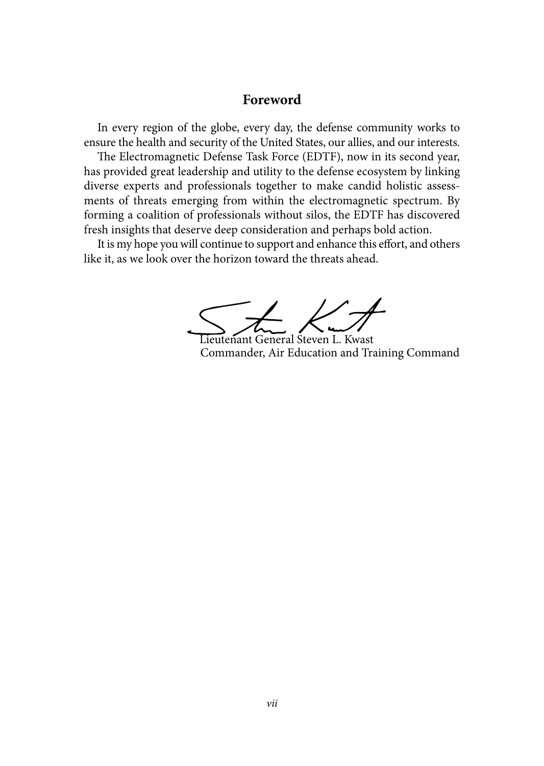## Foreword

In every region of the globe, every day, the defense community works to ensure the health and security of the United States, our allies, and our interests.

The Electromagnetic Defense Task Force (EDTF), now in its second year, has provided great leadership and utility to the defense ecosystem by linking diverse experts and professionals together to make candid holistic assessments of threats emerging from within the electromagnetic spectrum. By forming a coalition of professionals without silos, the EDTF has discovered fresh insights that deserve deep consideration and perhaps bold action.

It is my hope you will continue to support and enhance this effort, and others like it, as we look over the horizon toward the threats ahead.

Lieutenant General Steven L. Kwast
Commander, Air Education and Training Command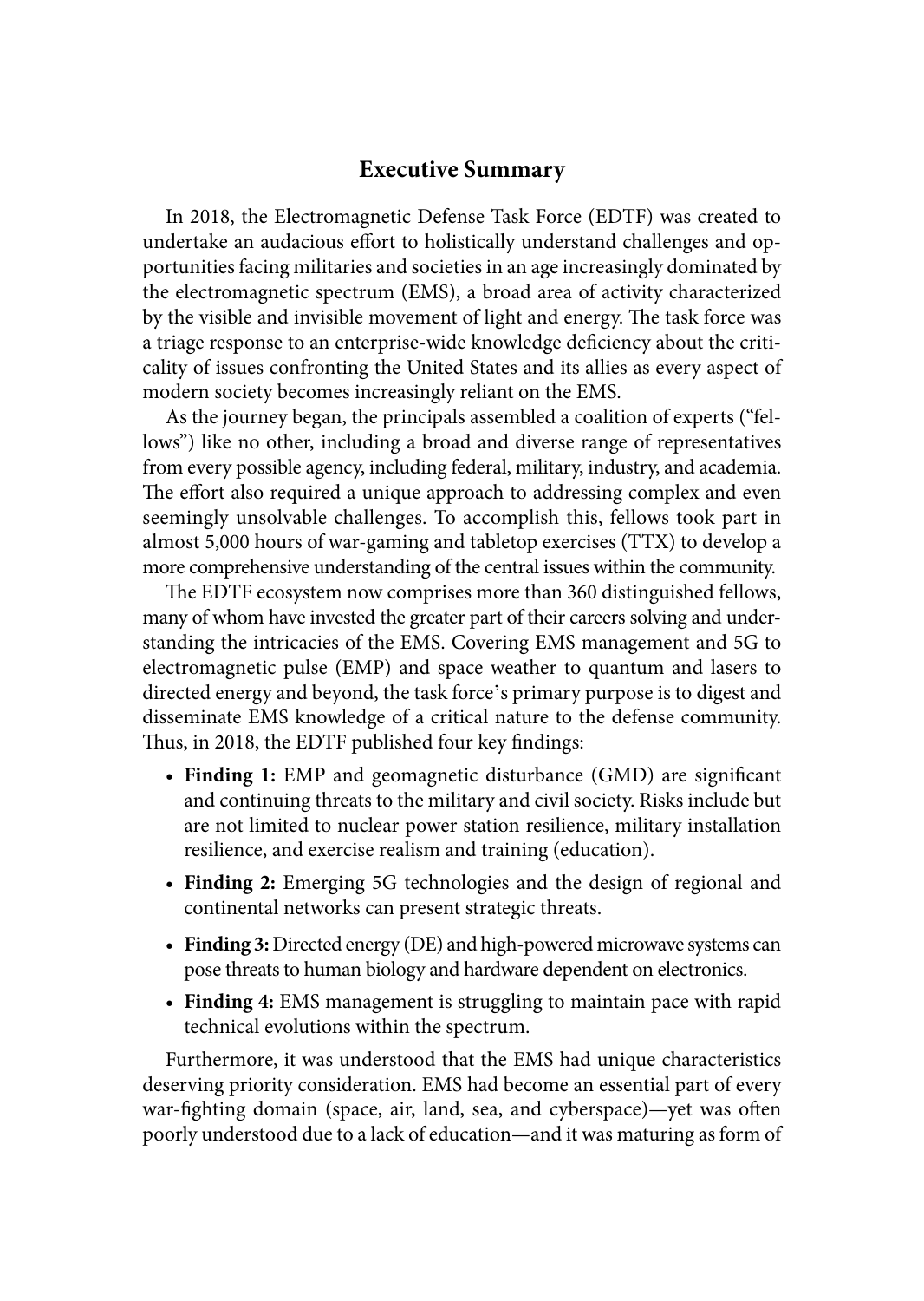# Executive Summary

In 2018, the Electromagnetic Defense Task Force (EDTF) was created to undertake an audacious effort to holistically understand challenges and opportunities facing militaries and societies in an age increasingly dominated by the electromagnetic spectrum (EMS), a broad area of activity characterized by the visible and invisible movement of light and energy. The task force was a triage response to an enterprise-wide knowledge deficiency about the criticality of issues confronting the United States and its allies as every aspect of modern society becomes increasingly reliant on the EMS.

As the journey began, the principals assembled a coalition of experts ("fellows") like no other, including a broad and diverse range of representatives from every possible agency, including federal, military, industry, and academia. The effort also required a unique approach to addressing complex and even seemingly unsolvable challenges. To accomplish this, fellows took part in almost 5,000 hours of war-gaming and tabletop exercises (TTX) to develop a more comprehensive understanding of the central issues within the community.

The EDTF ecosystem now comprises more than 360 distinguished fellows, many of whom have invested the greater part of their careers solving and understanding the intricacies of the EMS. Covering EMS management and 5G to electromagnetic pulse (EMP) and space weather to quantum and lasers to directed energy and beyond, the task force's primary purpose is to digest and disseminate EMS knowledge of a critical nature to the defense community. Thus, in 2018, the EDTF published four key findings:

- **Finding 1:** EMP and geomagnetic disturbance (GMD) are significant and continuing threats to the military and civil society. Risks include but are not limited to nuclear power station resilience, military installation resilience, and exercise realism and training (education).
- **Finding 2:** Emerging 5G technologies and the design of regional and continental networks can present strategic threats.
- **Finding 3:** Directed energy (DE) and high-powered microwave systems can pose threats to human biology and hardware dependent on electronics.
- **Finding 4:** EMS management is struggling to maintain pace with rapid technical evolutions within the spectrum.

Furthermore, it was understood that the EMS had unique characteristics deserving priority consideration. EMS had become an essential part of every war-fighting domain (space, air, land, sea, and cyberspace)—yet was often poorly understood due to a lack of education—and it was maturing as form of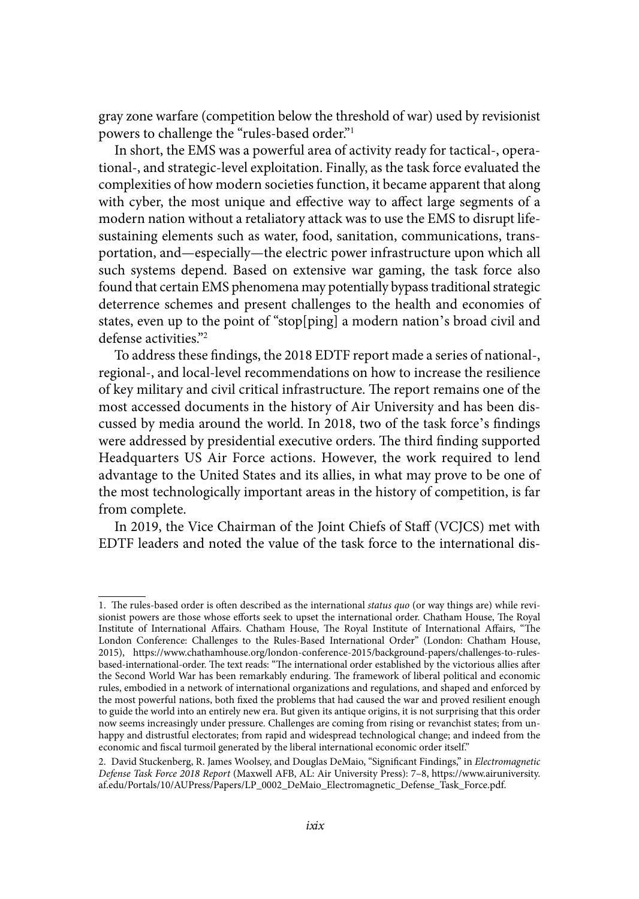gray zone warfare (competition below the threshold of war) used by revisionist powers to challenge the "rules-based order."[1]

In short, the EMS was a powerful area of activity ready for tactical-, operational-, and strategic-level exploitation. Finally, as the task force evaluated the complexities of how modern societies function, it became apparent that along with cyber, the most unique and effective way to affect large segments of a modern nation without a retaliatory attack was to use the EMS to disrupt life-sustaining elements such as water, food, sanitation, communications, transportation, and—especially—the electric power infrastructure upon which all such systems depend. Based on extensive war gaming, the task force also found that certain EMS phenomena may potentially bypass traditional strategic deterrence schemes and present challenges to the health and economies of states, even up to the point of "stop[ping] a modern nation's broad civil and defense activities."[2]

To address these findings, the 2018 EDTF report made a series of national-, regional-, and local-level recommendations on how to increase the resilience of key military and civil critical infrastructure. The report remains one of the most accessed documents in the history of Air University and has been discussed by media around the world. In 2018, two of the task force's findings were addressed by presidential executive orders. The third finding supported Headquarters US Air Force actions. However, the work required to lend advantage to the United States and its allies, in what may prove to be one of the most technologically important areas in the history of competition, is far from complete.

In 2019, the Vice Chairman of the Joint Chiefs of Staff (VCJCS) met with EDTF leaders and noted the value of the task force to the international dis-

---

1. The rules-based order is often described as the international *status quo* (or way things are) while revisionist powers are those whose efforts seek to upset the international order. Chatham House, The Royal Institute of International Affairs. Chatham House, The Royal Institute of International Affairs, "The London Conference: Challenges to the Rules-Based International Order" (London: Chatham House, 2015), https://www.chathamhouse.org/london-conference-2015/background-papers/challenges-to-rules-based-international-order. The text reads: "The international order established by the victorious allies after the Second World War has been remarkably enduring. The framework of liberal political and economic rules, embodied in a network of international organizations and regulations, and shaped and enforced by the most powerful nations, both fixed the problems that had caused the war and proved resilient enough to guide the world into an entirely new era. But given its antique origins, it is not surprising that this order now seems increasingly under pressure. Challenges are coming from rising or revanchist states; from unhappy and distrustful electorates; from rapid and widespread technological change; and indeed from the economic and fiscal turmoil generated by the liberal international economic order itself."

2. David Stuckenberg, R. James Woolsey, and Douglas DeMaio, "Significant Findings," in *Electromagnetic Defense Task Force 2018 Report* (Maxwell AFB, AL: Air University Press): 7–8, https://www.airuniversity.af.edu/Portals/10/AUPress/Papers/LP_0002_DeMaio_Electromagnetic_Defense_Task_Force.pdf.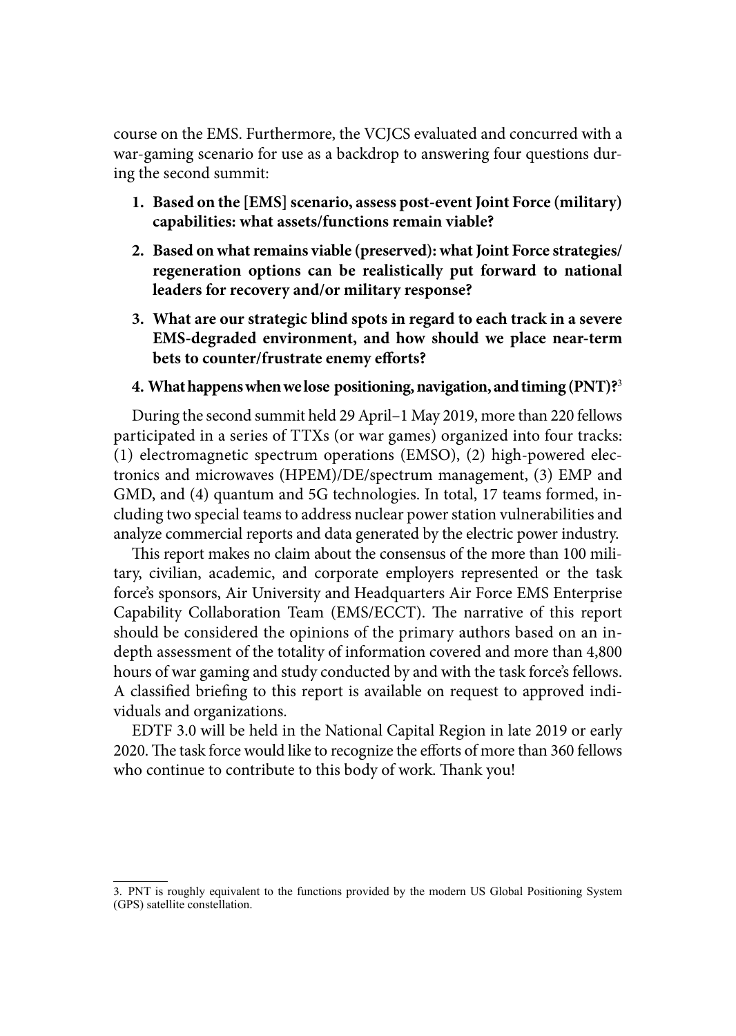course on the EMS. Furthermore, the VCJCS evaluated and concurred with a war-gaming scenario for use as a backdrop to answering four questions during the second summit:

1. **Based on the [EMS] scenario, assess post-event Joint Force (military) capabilities: what assets/functions remain viable?**
2. **Based on what remains viable (preserved): what Joint Force strategies/regeneration options can be realistically put forward to national leaders for recovery and/or military response?**
3. **What are our strategic blind spots in regard to each track in a severe EMS-degraded environment, and how should we place near-term bets to counter/frustrate enemy efforts?**
4. **What happens when we lose positioning, navigation, and timing (PNT)?**[3]

During the second summit held 29 April–1 May 2019, more than 220 fellows participated in a series of TTXs (or war games) organized into four tracks: (1) electromagnetic spectrum operations (EMSO), (2) high-powered electronics and microwaves (HPEM)/DE/spectrum management, (3) EMP and GMD, and (4) quantum and 5G technologies. In total, 17 teams formed, including two special teams to address nuclear power station vulnerabilities and analyze commercial reports and data generated by the electric power industry.

This report makes no claim about the consensus of the more than 100 military, civilian, academic, and corporate employers represented or the task force's sponsors, Air University and Headquarters Air Force EMS Enterprise Capability Collaboration Team (EMS/ECCT). The narrative of this report should be considered the opinions of the primary authors based on an in-depth assessment of the totality of information covered and more than 4,800 hours of war gaming and study conducted by and with the task force's fellows. A classified briefing to this report is available on request to approved individuals and organizations.

EDTF 3.0 will be held in the National Capital Region in late 2019 or early 2020. The task force would like to recognize the efforts of more than 360 fellows who continue to contribute to this body of work. Thank you!

---

3. PNT is roughly equivalent to the functions provided by the modern US Global Positioning System (GPS) satellite constellation.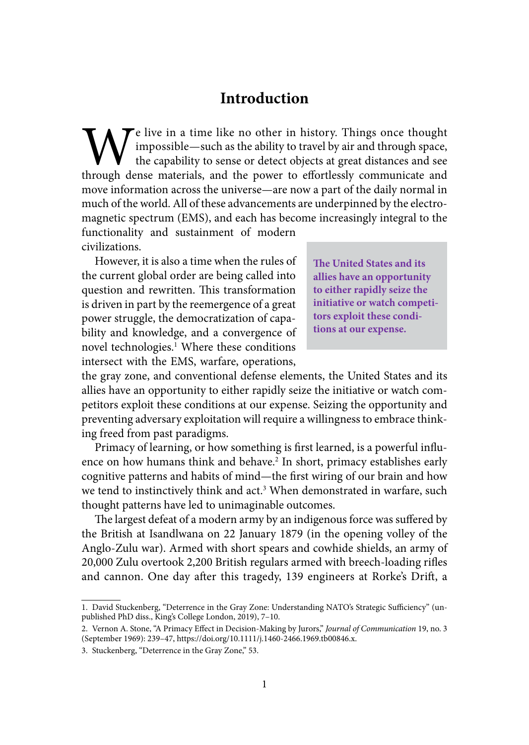# Introduction

We live in a time like no other in history. Things once thought impossible—such as the ability to travel by air and through space, the capability to sense or detect objects at great distances and see through dense materials, and the power to effortlessly communicate and move information across the universe—are now a part of the daily normal in much of the world. All of these advancements are underpinned by the electromagnetic spectrum (EMS), and each has become increasingly integral to the functionality and sustainment of modern civilizations.

> **The United States and its allies have an opportunity to either rapidly seize the initiative or watch competitors exploit these conditions at our expense.**

However, it is also a time when the rules of the current global order are being called into question and rewritten. This transformation is driven in part by the reemergence of a great power struggle, the democratization of capability and knowledge, and a convergence of novel technologies.[1] Where these conditions intersect with the EMS, warfare, operations, the gray zone, and conventional defense elements, the United States and its allies have an opportunity to either rapidly seize the initiative or watch competitors exploit these conditions at our expense. Seizing the opportunity and preventing adversary exploitation will require a willingness to embrace thinking freed from past paradigms.

Primacy of learning, or how something is first learned, is a powerful influence on how humans think and behave.[2] In short, primacy establishes early cognitive patterns and habits of mind—the first wiring of our brain and how we tend to instinctively think and act.[3] When demonstrated in warfare, such thought patterns have led to unimaginable outcomes.

The largest defeat of a modern army by an indigenous force was suffered by the British at Isandlwana on 22 January 1879 (in the opening volley of the Anglo-Zulu war). Armed with short spears and cowhide shields, an army of 20,000 Zulu overtook 2,200 British regulars armed with breech-loading rifles and cannon. One day after this tragedy, 139 engineers at Rorke's Drift, a

---

1. David Stuckenberg, "Deterrence in the Gray Zone: Understanding NATO's Strategic Sufficiency" (unpublished PhD diss., King's College London, 2019), 7–10.

2. Vernon A. Stone, "A Primacy Effect in Decision-Making by Jurors," *Journal of Communication* 19, no. 3 (September 1969): 239–47, https://doi.org/10.1111/j.1460-2466.1969.tb00846.x.

3. Stuckenberg, "Deterrence in the Gray Zone," 53.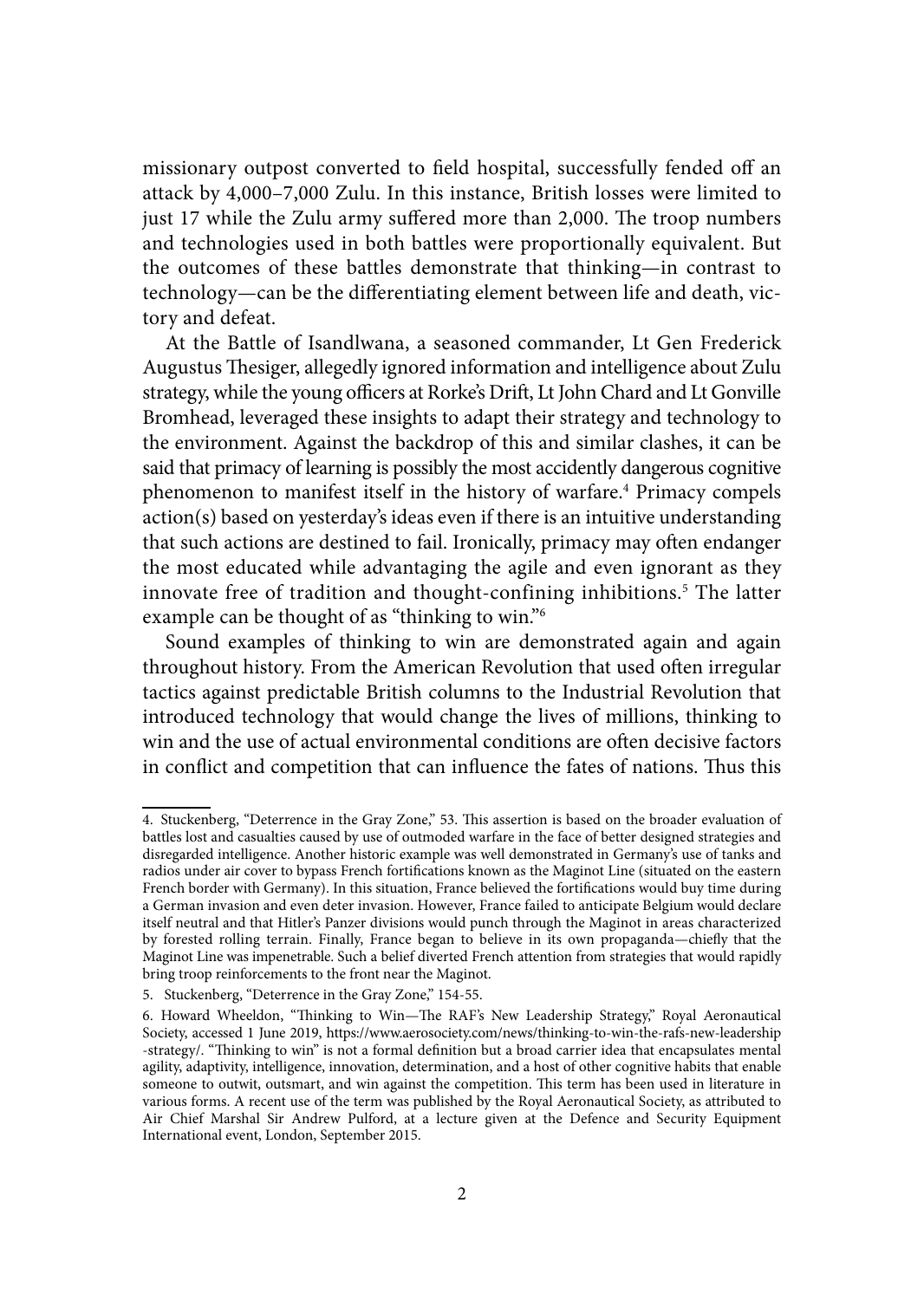missionary outpost converted to field hospital, successfully fended off an attack by 4,000–7,000 Zulu. In this instance, British losses were limited to just 17 while the Zulu army suffered more than 2,000. The troop numbers and technologies used in both battles were proportionally equivalent. But the outcomes of these battles demonstrate that thinking—in contrast to technology—can be the differentiating element between life and death, victory and defeat.

At the Battle of Isandlwana, a seasoned commander, Lt Gen Frederick Augustus Thesiger, allegedly ignored information and intelligence about Zulu strategy, while the young officers at Rorke's Drift, Lt John Chard and Lt Gonville Bromhead, leveraged these insights to adapt their strategy and technology to the environment. Against the backdrop of this and similar clashes, it can be said that primacy of learning is possibly the most accidently dangerous cognitive phenomenon to manifest itself in the history of warfare.[4] Primacy compels action(s) based on yesterday's ideas even if there is an intuitive understanding that such actions are destined to fail. Ironically, primacy may often endanger the most educated while advantaging the agile and even ignorant as they innovate free of tradition and thought-confining inhibitions.[5] The latter example can be thought of as "thinking to win."[6]

Sound examples of thinking to win are demonstrated again and again throughout history. From the American Revolution that used often irregular tactics against predictable British columns to the Industrial Revolution that introduced technology that would change the lives of millions, thinking to win and the use of actual environmental conditions are often decisive factors in conflict and competition that can influence the fates of nations. Thus this

---

4. Stuckenberg, "Deterrence in the Gray Zone," 53. This assertion is based on the broader evaluation of battles lost and casualties caused by use of outmoded warfare in the face of better designed strategies and disregarded intelligence. Another historic example was well demonstrated in Germany's use of tanks and radios under air cover to bypass French fortifications known as the Maginot Line (situated on the eastern French border with Germany). In this situation, France believed the fortifications would buy time during a German invasion and even deter invasion. However, France failed to anticipate Belgium would declare itself neutral and that Hitler's Panzer divisions would punch through the Maginot in areas characterized by forested rolling terrain. Finally, France began to believe in its own propaganda—chiefly that the Maginot Line was impenetrable. Such a belief diverted French attention from strategies that would rapidly bring troop reinforcements to the front near the Maginot.

5. Stuckenberg, "Deterrence in the Gray Zone," 154-55.

6. Howard Wheeldon, "Thinking to Win—The RAF's New Leadership Strategy," Royal Aeronautical Society, accessed 1 June 2019, https://www.aerosociety.com/news/thinking-to-win-the-rafs-new-leadership-strategy/. "Thinking to win" is not a formal definition but a broad carrier idea that encapsulates mental agility, adaptivity, intelligence, innovation, determination, and a host of other cognitive habits that enable someone to outwit, outsmart, and win against the competition. This term has been used in literature in various forms. A recent use of the term was published by the Royal Aeronautical Society, as attributed to Air Chief Marshal Sir Andrew Pulford, at a lecture given at the Defence and Security Equipment International event, London, September 2015.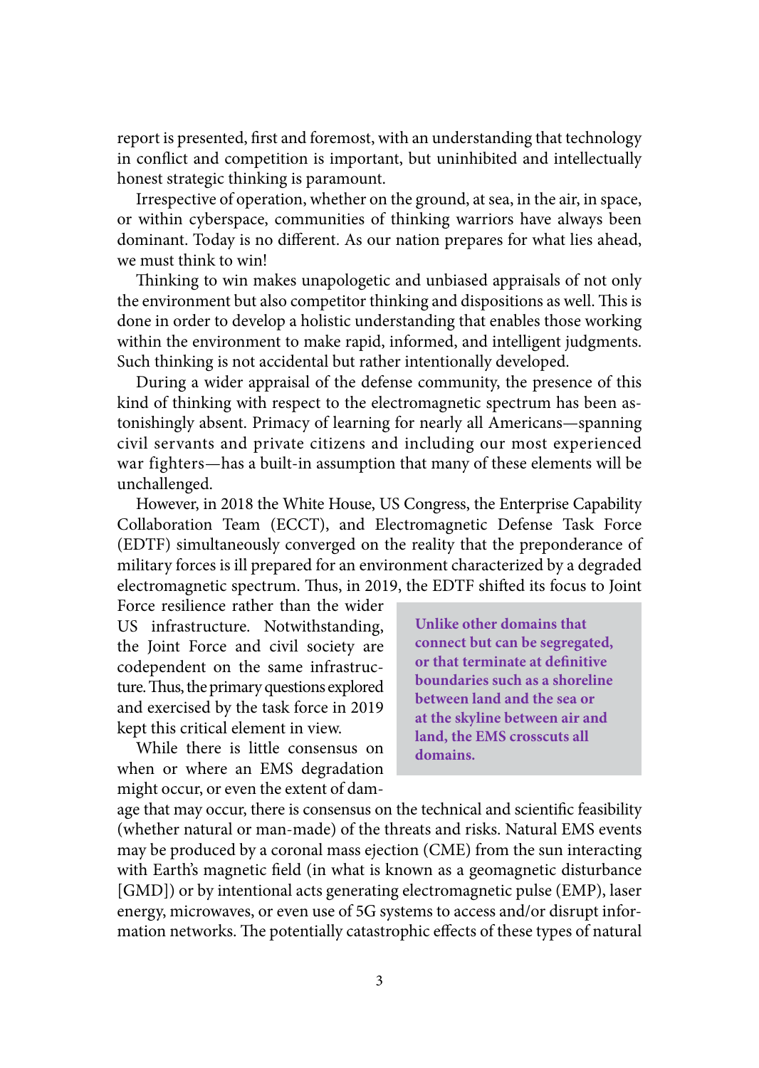report is presented, first and foremost, with an understanding that technology in conflict and competition is important, but uninhibited and intellectually honest strategic thinking is paramount.

Irrespective of operation, whether on the ground, at sea, in the air, in space, or within cyberspace, communities of thinking warriors have always been dominant. Today is no different. As our nation prepares for what lies ahead, we must think to win!

Thinking to win makes unapologetic and unbiased appraisals of not only the environment but also competitor thinking and dispositions as well. This is done in order to develop a holistic understanding that enables those working within the environment to make rapid, informed, and intelligent judgments. Such thinking is not accidental but rather intentionally developed.

During a wider appraisal of the defense community, the presence of this kind of thinking with respect to the electromagnetic spectrum has been astonishingly absent. Primacy of learning for nearly all Americans—spanning civil servants and private citizens and including our most experienced war fighters—has a built-in assumption that many of these elements will be unchallenged.

However, in 2018 the White House, US Congress, the Enterprise Capability Collaboration Team (ECCT), and Electromagnetic Defense Task Force (EDTF) simultaneously converged on the reality that the preponderance of military forces is ill prepared for an environment characterized by a degraded electromagnetic spectrum. Thus, in 2019, the EDTF shifted its focus to Joint Force resilience rather than the wider US infrastructure. Notwithstanding, the Joint Force and civil society are codependent on the same infrastructure. Thus, the primary questions explored and exercised by the task force in 2019 kept this critical element in view.

> **Unlike other domains that connect but can be segregated, or that terminate at definitive boundaries such as a shoreline between land and the sea or at the skyline between air and land, the EMS crosscuts all domains.**

While there is little consensus on when or where an EMS degradation might occur, or even the extent of damage that may occur, there is consensus on the technical and scientific feasibility (whether natural or man-made) of the threats and risks. Natural EMS events may be produced by a coronal mass ejection (CME) from the sun interacting with Earth's magnetic field (in what is known as a geomagnetic disturbance [GMD]) or by intentional acts generating electromagnetic pulse (EMP), laser energy, microwaves, or even use of 5G systems to access and/or disrupt information networks. The potentially catastrophic effects of these types of natural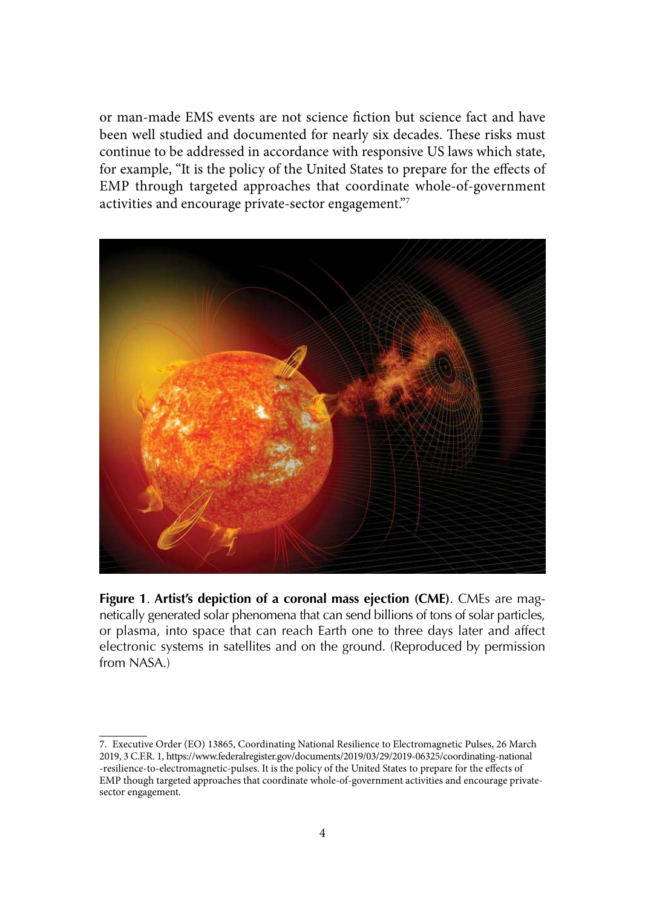or man-made EMS events are not science fiction but science fact and have been well studied and documented for nearly six decades. These risks must continue to be addressed in accordance with responsive US laws which state, for example, "It is the policy of the United States to prepare for the effects of EMP through targeted approaches that coordinate whole-of-government activities and encourage private-sector engagement."[7]

**Figure 1**. **Artist's depiction of a coronal mass ejection (CME)**. CMEs are magnetically generated solar phenomena that can send billions of tons of solar particles, or plasma, into space that can reach Earth one to three days later and affect electronic systems in satellites and on the ground. (Reproduced by permission from NASA.)

---

7. Executive Order (EO) 13865, Coordinating National Resilience to Electromagnetic Pulses, 26 March 2019, 3 C.F.R. 1, https://www.federalregister.gov/documents/2019/03/29/2019-06325/coordinating-national-resilience-to-electromagnetic-pulses. It is the policy of the United States to prepare for the effects of EMP though targeted approaches that coordinate whole-of-government activities and encourage private-sector engagement.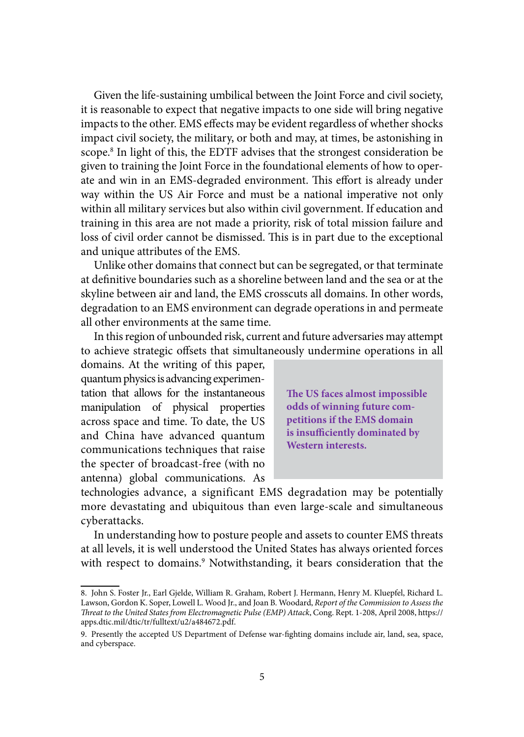Given the life-sustaining umbilical between the Joint Force and civil society, it is reasonable to expect that negative impacts to one side will bring negative impacts to the other. EMS effects may be evident regardless of whether shocks impact civil society, the military, or both and may, at times, be astonishing in scope.[8] In light of this, the EDTF advises that the strongest consideration be given to training the Joint Force in the foundational elements of how to operate and win in an EMS-degraded environment. This effort is already under way within the US Air Force and must be a national imperative not only within all military services but also within civil government. If education and training in this area are not made a priority, risk of total mission failure and loss of civil order cannot be dismissed. This is in part due to the exceptional and unique attributes of the EMS.

Unlike other domains that connect but can be segregated, or that terminate at definitive boundaries such as a shoreline between land and the sea or at the skyline between air and land, the EMS crosscuts all domains. In other words, degradation to an EMS environment can degrade operations in and permeate all other environments at the same time.

In this region of unbounded risk, current and future adversaries may attempt to achieve strategic offsets that simultaneously undermine operations in all domains. At the writing of this paper, quantum physics is advancing experimentation that allows for the instantaneous manipulation of physical properties across space and time. To date, the US and China have advanced quantum communications techniques that raise the specter of broadcast-free (with no antenna) global communications. As technologies advance, a significant EMS degradation may be potentially more devastating and ubiquitous than even large-scale and simultaneous cyberattacks.

**The US faces almost impossible odds of winning future competitions if the EMS domain is insufficiently dominated by Western interests.**

In understanding how to posture people and assets to counter EMS threats at all levels, it is well understood the United States has always oriented forces with respect to domains.[9] Notwithstanding, it bears consideration that the

8. John S. Foster Jr., Earl Gjelde, William R. Graham, Robert J. Hermann, Henry M. Kluepfel, Richard L. Lawson, Gordon K. Soper, Lowell L. Wood Jr., and Joan B. Woodard, *Report of the Commission to Assess the Threat to the United States from Electromagnetic Pulse (EMP) Attack*, Cong. Rept. 1-208, April 2008, https://apps.dtic.mil/dtic/tr/fulltext/u2/a484672.pdf.

9. Presently the accepted US Department of Defense war-fighting domains include air, land, sea, space, and cyberspace.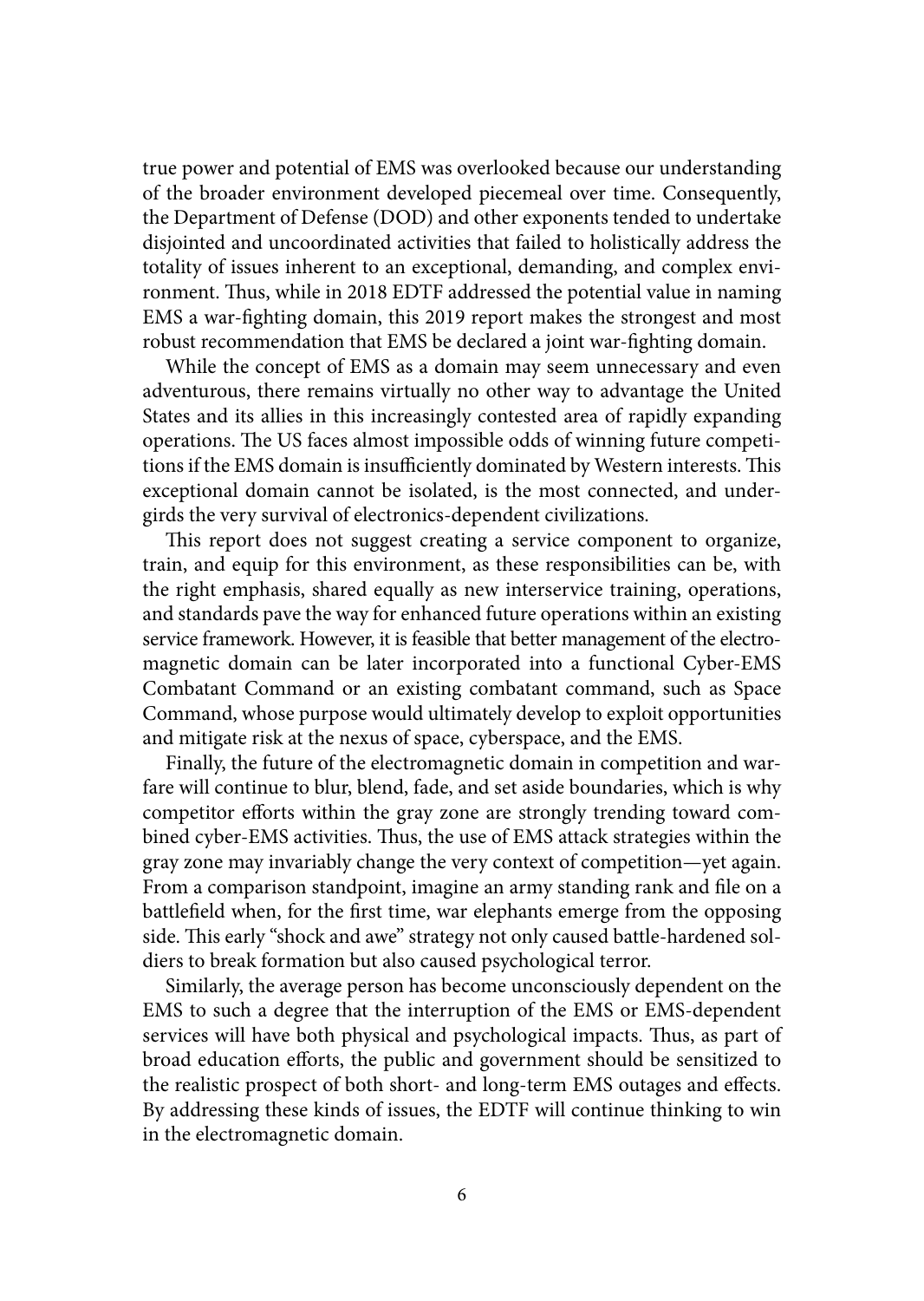true power and potential of EMS was overlooked because our understanding of the broader environment developed piecemeal over time. Consequently, the Department of Defense (DOD) and other exponents tended to undertake disjointed and uncoordinated activities that failed to holistically address the totality of issues inherent to an exceptional, demanding, and complex environment. Thus, while in 2018 EDTF addressed the potential value in naming EMS a war-fighting domain, this 2019 report makes the strongest and most robust recommendation that EMS be declared a joint war-fighting domain.

While the concept of EMS as a domain may seem unnecessary and even adventurous, there remains virtually no other way to advantage the United States and its allies in this increasingly contested area of rapidly expanding operations. The US faces almost impossible odds of winning future competitions if the EMS domain is insufficiently dominated by Western interests. This exceptional domain cannot be isolated, is the most connected, and undergirds the very survival of electronics-dependent civilizations.

This report does not suggest creating a service component to organize, train, and equip for this environment, as these responsibilities can be, with the right emphasis, shared equally as new interservice training, operations, and standards pave the way for enhanced future operations within an existing service framework. However, it is feasible that better management of the electromagnetic domain can be later incorporated into a functional Cyber-EMS Combatant Command or an existing combatant command, such as Space Command, whose purpose would ultimately develop to exploit opportunities and mitigate risk at the nexus of space, cyberspace, and the EMS.

Finally, the future of the electromagnetic domain in competition and warfare will continue to blur, blend, fade, and set aside boundaries, which is why competitor efforts within the gray zone are strongly trending toward combined cyber-EMS activities. Thus, the use of EMS attack strategies within the gray zone may invariably change the very context of competition—yet again. From a comparison standpoint, imagine an army standing rank and file on a battlefield when, for the first time, war elephants emerge from the opposing side. This early "shock and awe" strategy not only caused battle-hardened soldiers to break formation but also caused psychological terror.

Similarly, the average person has become unconsciously dependent on the EMS to such a degree that the interruption of the EMS or EMS-dependent services will have both physical and psychological impacts. Thus, as part of broad education efforts, the public and government should be sensitized to the realistic prospect of both short- and long-term EMS outages and effects. By addressing these kinds of issues, the EDTF will continue thinking to win in the electromagnetic domain.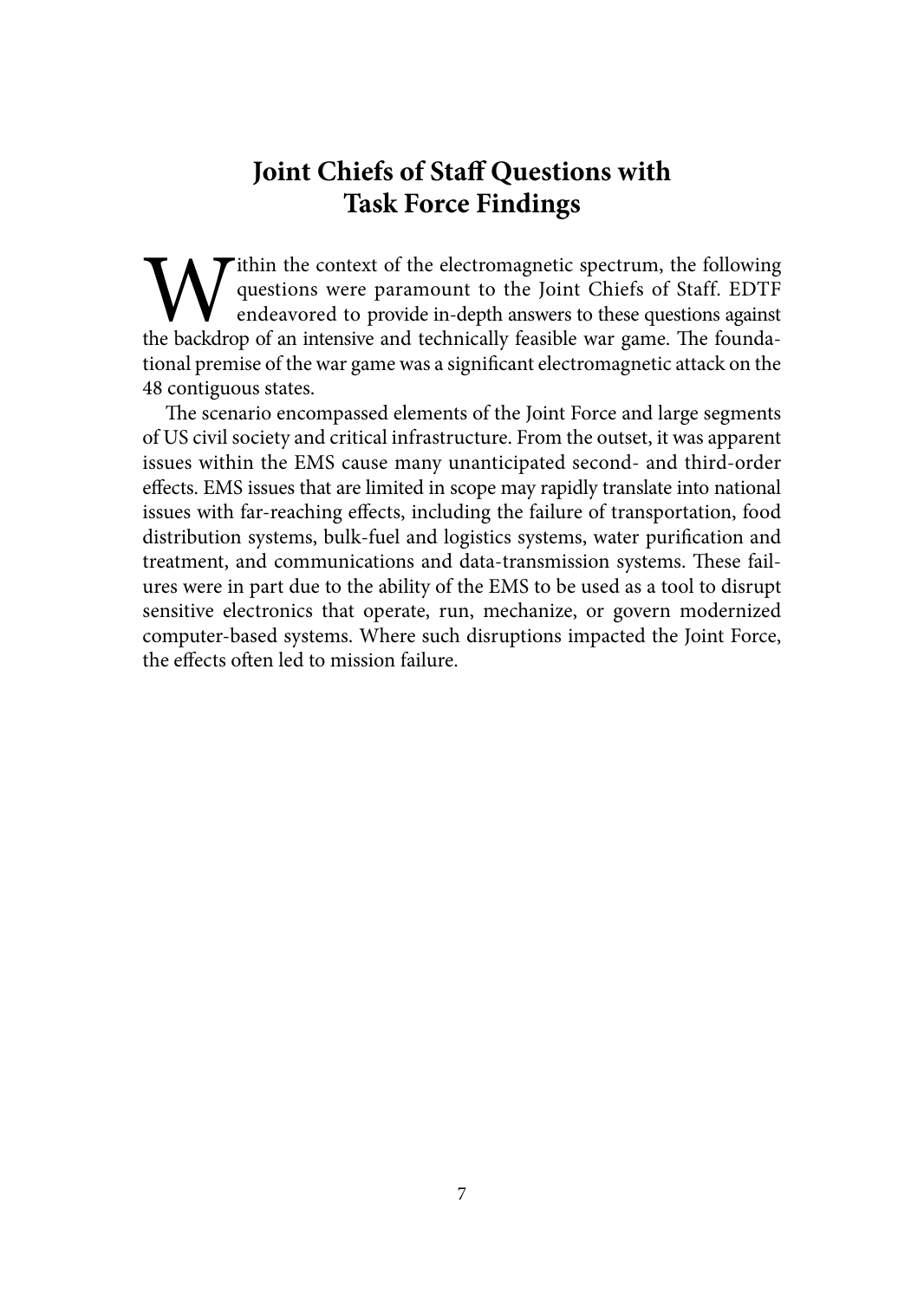# Joint Chiefs of Staff Questions with Task Force Findings

Within the context of the electromagnetic spectrum, the following questions were paramount to the Joint Chiefs of Staff. EDTF endeavored to provide in-depth answers to these questions against the backdrop of an intensive and technically feasible war game. The foundational premise of the war game was a significant electromagnetic attack on the 48 contiguous states.

The scenario encompassed elements of the Joint Force and large segments of US civil society and critical infrastructure. From the outset, it was apparent issues within the EMS cause many unanticipated second- and third-order effects. EMS issues that are limited in scope may rapidly translate into national issues with far-reaching effects, including the failure of transportation, food distribution systems, bulk-fuel and logistics systems, water purification and treatment, and communications and data-transmission systems. These failures were in part due to the ability of the EMS to be used as a tool to disrupt sensitive electronics that operate, run, mechanize, or govern modernized computer-based systems. Where such disruptions impacted the Joint Force, the effects often led to mission failure.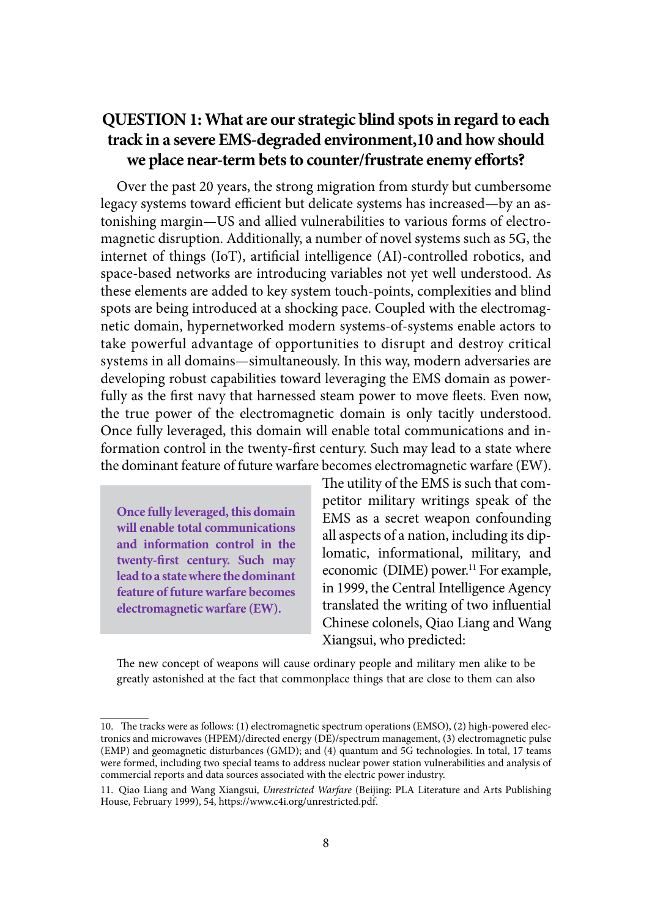## QUESTION 1: What are our strategic blind spots in regard to each track in a severe EMS-degraded environment,[10] and how should we place near-term bets to counter/frustrate enemy efforts?

Over the past 20 years, the strong migration from sturdy but cumbersome legacy systems toward efficient but delicate systems has increased—by an astonishing margin—US and allied vulnerabilities to various forms of electromagnetic disruption. Additionally, a number of novel systems such as 5G, the internet of things (IoT), artificial intelligence (AI)-controlled robotics, and space-based networks are introducing variables not yet well understood. As these elements are added to key system touch-points, complexities and blind spots are being introduced at a shocking pace. Coupled with the electromagnetic domain, hypernetworked modern systems-of-systems enable actors to take powerful advantage of opportunities to disrupt and destroy critical systems in all domains—simultaneously. In this way, modern adversaries are developing robust capabilities toward leveraging the EMS domain as powerfully as the first navy that harnessed steam power to move fleets. Even now, the true power of the electromagnetic domain is only tacitly understood. Once fully leveraged, this domain will enable total communications and information control in the twenty-first century. Such may lead to a state where the dominant feature of future warfare becomes electromagnetic warfare (EW).

> **Once fully leveraged, this domain will enable total communications and information control in the twenty-first century. Such may lead to a state where the dominant feature of future warfare becomes electromagnetic warfare (EW).**

The utility of the EMS is such that competitor military writings speak of the EMS as a secret weapon confounding all aspects of a nation, including its diplomatic, informational, military, and economic (DIME) power.[11] For example, in 1999, the Central Intelligence Agency translated the writing of two influential Chinese colonels, Qiao Liang and Wang Xiangsui, who predicted:

> The new concept of weapons will cause ordinary people and military men alike to be greatly astonished at the fact that commonplace things that are close to them can also

10. The tracks were as follows: (1) electromagnetic spectrum operations (EMSO), (2) high-powered electronics and microwaves (HPEM)/directed energy (DE)/spectrum management, (3) electromagnetic pulse (EMP) and geomagnetic disturbances (GMD); and (4) quantum and 5G technologies. In total, 17 teams were formed, including two special teams to address nuclear power station vulnerabilities and analysis of commercial reports and data sources associated with the electric power industry.

11. Qiao Liang and Wang Xiangsui, *Unrestricted Warfare* (Beijing: PLA Literature and Arts Publishing House, February 1999), 54, https://www.c4i.org/unrestricted.pdf.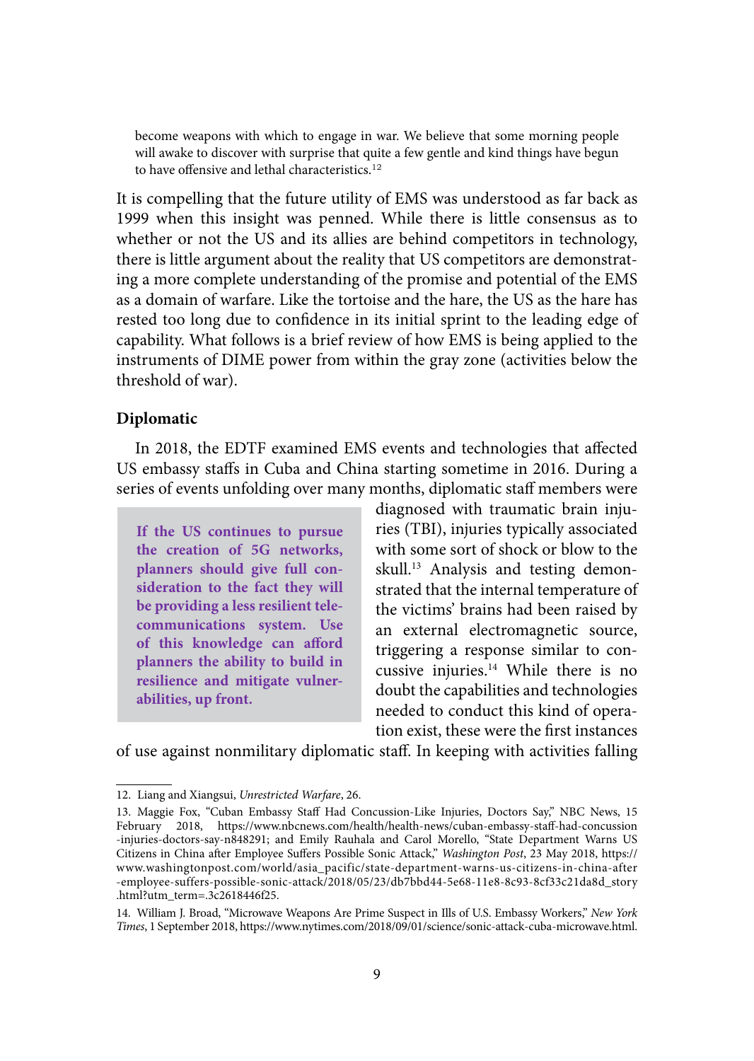> become weapons with which to engage in war. We believe that some morning people will awake to discover with surprise that quite a few gentle and kind things have begun to have offensive and lethal characteristics.[12]

It is compelling that the future utility of EMS was understood as far back as 1999 when this insight was penned. While there is little consensus as to whether or not the US and its allies are behind competitors in technology, there is little argument about the reality that US competitors are demonstrating a more complete understanding of the promise and potential of the EMS as a domain of warfare. Like the tortoise and the hare, the US as the hare has rested too long due to confidence in its initial sprint to the leading edge of capability. What follows is a brief review of how EMS is being applied to the instruments of DIME power from within the gray zone (activities below the threshold of war).

### Diplomatic

In 2018, the EDTF examined EMS events and technologies that affected US embassy staffs in Cuba and China starting sometime in 2016. During a series of events unfolding over many months, diplomatic staff members were diagnosed with traumatic brain injuries (TBI), injuries typically associated with some sort of shock or blow to the skull.[13] Analysis and testing demonstrated that the internal temperature of the victims' brains had been raised by an external electromagnetic source, triggering a response similar to concussive injuries.[14] While there is no doubt the capabilities and technologies needed to conduct this kind of operation exist, these were the first instances of use against nonmilitary diplomatic staff. In keeping with activities falling

> **If the US continues to pursue the creation of 5G networks, planners should give full consideration to the fact they will be providing a less resilient telecommunications system. Use of this knowledge can afford planners the ability to build in resilience and mitigate vulnerabilities, up front.**

---

12. Liang and Xiangsui, *Unrestricted Warfare*, 26.

13. Maggie Fox, "Cuban Embassy Staff Had Concussion-Like Injuries, Doctors Say," NBC News, 15 February 2018, https://www.nbcnews.com/health/health-news/cuban-embassy-staff-had-concussion-injuries-doctors-say-n848291; and Emily Rauhala and Carol Morello, "State Department Warns US Citizens in China after Employee Suffers Possible Sonic Attack," *Washington Post*, 23 May 2018, https://www.washingtonpost.com/world/asia_pacific/state-department-warns-us-citizens-in-china-after-employee-suffers-possible-sonic-attack/2018/05/23/db7bbd44-5e68-11e8-8c93-8cf33c21da8d_story.html?utm_term=.3c2618446f25.

14. William J. Broad, "Microwave Weapons Are Prime Suspect in Ills of U.S. Embassy Workers," *New York Times*, 1 September 2018, https://www.nytimes.com/2018/09/01/science/sonic-attack-cuba-microwave.html.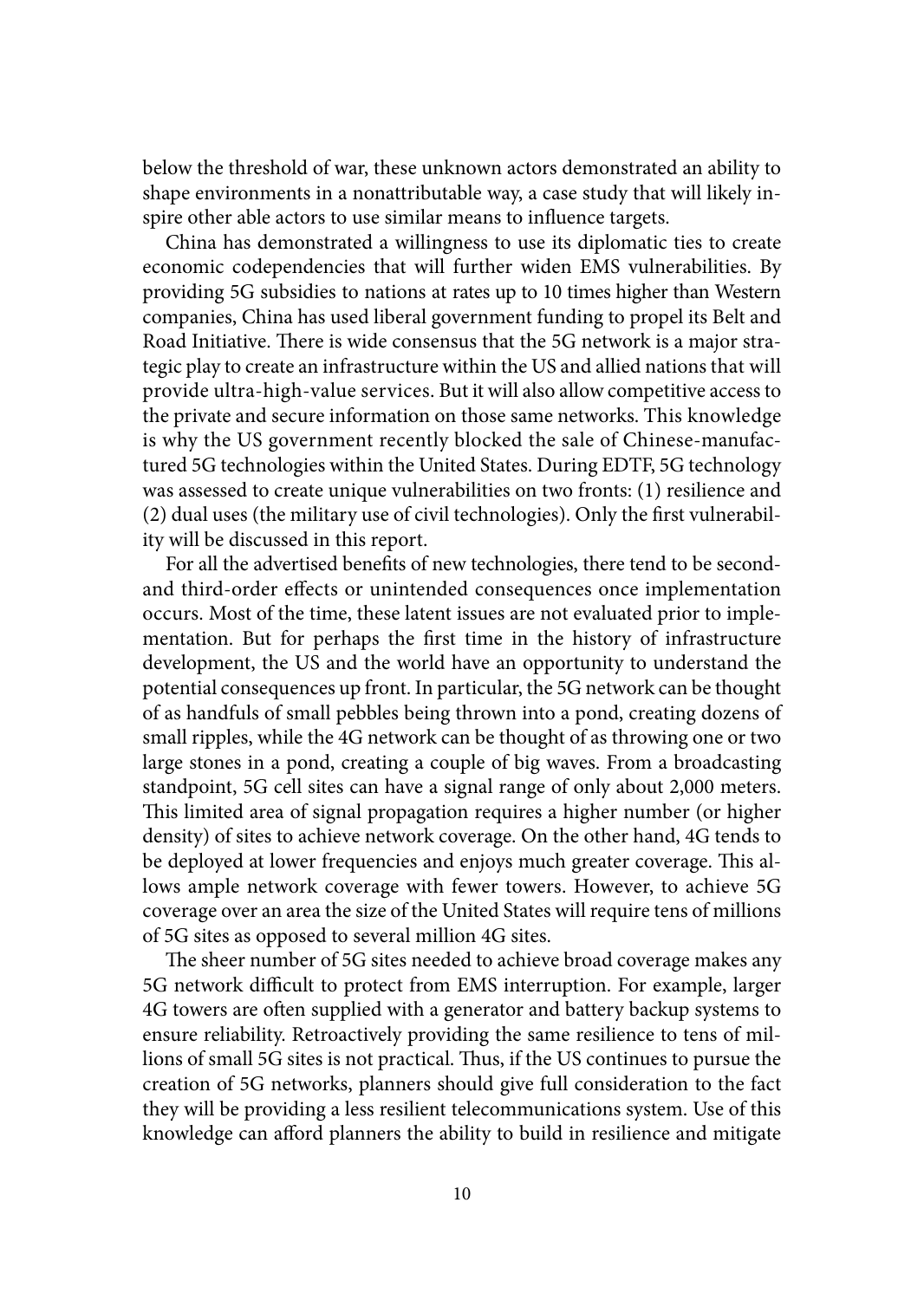below the threshold of war, these unknown actors demonstrated an ability to shape environments in a nonattributable way, a case study that will likely inspire other able actors to use similar means to influence targets.

China has demonstrated a willingness to use its diplomatic ties to create economic codependencies that will further widen EMS vulnerabilities. By providing 5G subsidies to nations at rates up to 10 times higher than Western companies, China has used liberal government funding to propel its Belt and Road Initiative. There is wide consensus that the 5G network is a major strategic play to create an infrastructure within the US and allied nations that will provide ultra-high-value services. But it will also allow competitive access to the private and secure information on those same networks. This knowledge is why the US government recently blocked the sale of Chinese-manufactured 5G technologies within the United States. During EDTF, 5G technology was assessed to create unique vulnerabilities on two fronts: (1) resilience and (2) dual uses (the military use of civil technologies). Only the first vulnerability will be discussed in this report.

For all the advertised benefits of new technologies, there tend to be second- and third-order effects or unintended consequences once implementation occurs. Most of the time, these latent issues are not evaluated prior to implementation. But for perhaps the first time in the history of infrastructure development, the US and the world have an opportunity to understand the potential consequences up front. In particular, the 5G network can be thought of as handfuls of small pebbles being thrown into a pond, creating dozens of small ripples, while the 4G network can be thought of as throwing one or two large stones in a pond, creating a couple of big waves. From a broadcasting standpoint, 5G cell sites can have a signal range of only about 2,000 meters. This limited area of signal propagation requires a higher number (or higher density) of sites to achieve network coverage. On the other hand, 4G tends to be deployed at lower frequencies and enjoys much greater coverage. This allows ample network coverage with fewer towers. However, to achieve 5G coverage over an area the size of the United States will require tens of millions of 5G sites as opposed to several million 4G sites.

The sheer number of 5G sites needed to achieve broad coverage makes any 5G network difficult to protect from EMS interruption. For example, larger 4G towers are often supplied with a generator and battery backup systems to ensure reliability. Retroactively providing the same resilience to tens of millions of small 5G sites is not practical. Thus, if the US continues to pursue the creation of 5G networks, planners should give full consideration to the fact they will be providing a less resilient telecommunications system. Use of this knowledge can afford planners the ability to build in resilience and mitigate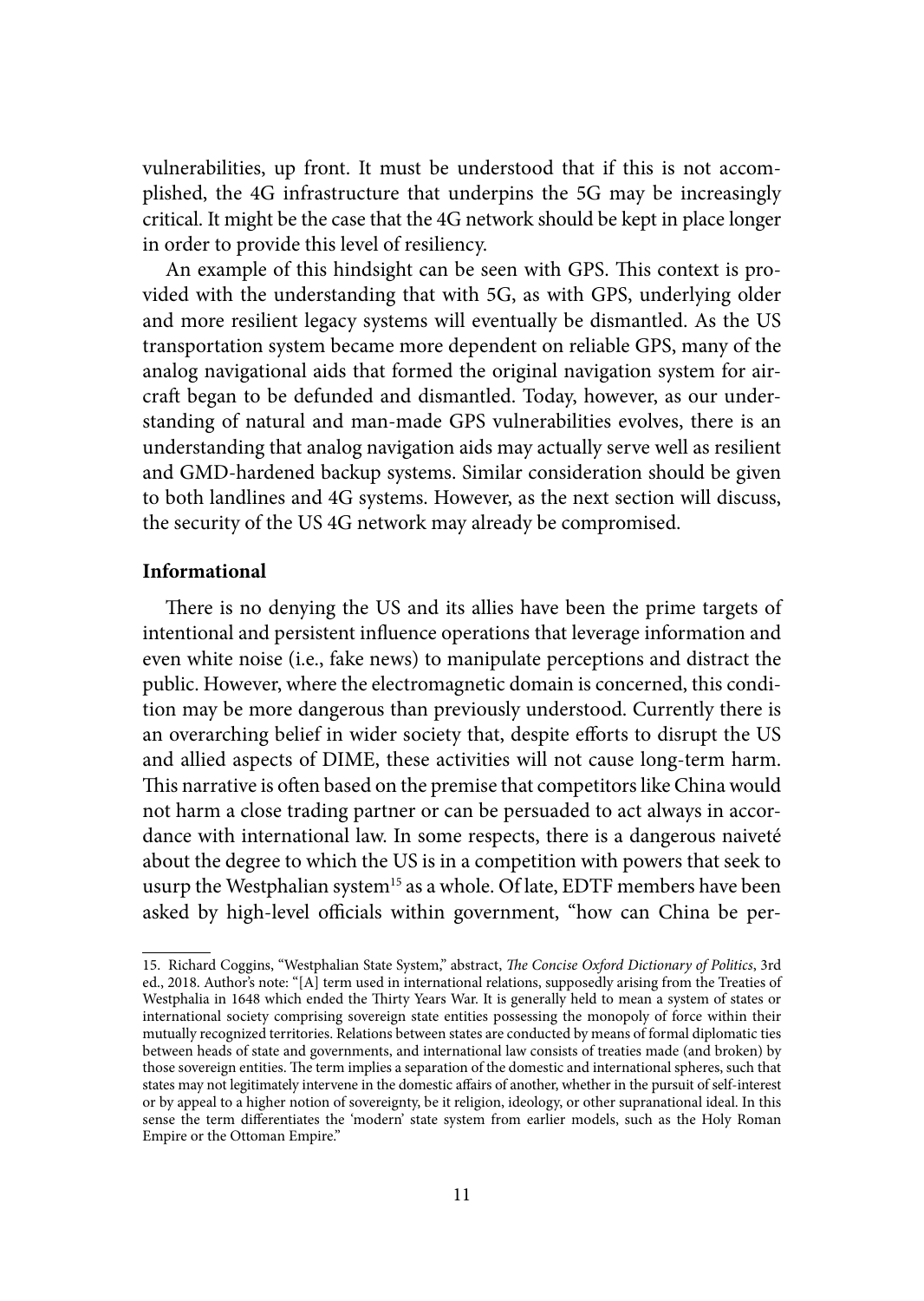vulnerabilities, up front. It must be understood that if this is not accomplished, the 4G infrastructure that underpins the 5G may be increasingly critical. It might be the case that the 4G network should be kept in place longer in order to provide this level of resiliency.

An example of this hindsight can be seen with GPS. This context is provided with the understanding that with 5G, as with GPS, underlying older and more resilient legacy systems will eventually be dismantled. As the US transportation system became more dependent on reliable GPS, many of the analog navigational aids that formed the original navigation system for aircraft began to be defunded and dismantled. Today, however, as our understanding of natural and man-made GPS vulnerabilities evolves, there is an understanding that analog navigation aids may actually serve well as resilient and GMD-hardened backup systems. Similar consideration should be given to both landlines and 4G systems. However, as the next section will discuss, the security of the US 4G network may already be compromised.

### Informational

There is no denying the US and its allies have been the prime targets of intentional and persistent influence operations that leverage information and even white noise (i.e., fake news) to manipulate perceptions and distract the public. However, where the electromagnetic domain is concerned, this condition may be more dangerous than previously understood. Currently there is an overarching belief in wider society that, despite efforts to disrupt the US and allied aspects of DIME, these activities will not cause long-term harm. This narrative is often based on the premise that competitors like China would not harm a close trading partner or can be persuaded to act always in accordance with international law. In some respects, there is a dangerous naiveté about the degree to which the US is in a competition with powers that seek to usurp the Westphalian system[15] as a whole. Of late, EDTF members have been asked by high-level officials within government, "how can China be per-

---

15. Richard Coggins, "Westphalian State System," abstract, *The Concise Oxford Dictionary of Politics*, 3rd ed., 2018. Author's note: "[A] term used in international relations, supposedly arising from the Treaties of Westphalia in 1648 which ended the Thirty Years War. It is generally held to mean a system of states or international society comprising sovereign state entities possessing the monopoly of force within their mutually recognized territories. Relations between states are conducted by means of formal diplomatic ties between heads of state and governments, and international law consists of treaties made (and broken) by those sovereign entities. The term implies a separation of the domestic and international spheres, such that states may not legitimately intervene in the domestic affairs of another, whether in the pursuit of self-interest or by appeal to a higher notion of sovereignty, be it religion, ideology, or other supranational ideal. In this sense the term differentiates the 'modern' state system from earlier models, such as the Holy Roman Empire or the Ottoman Empire."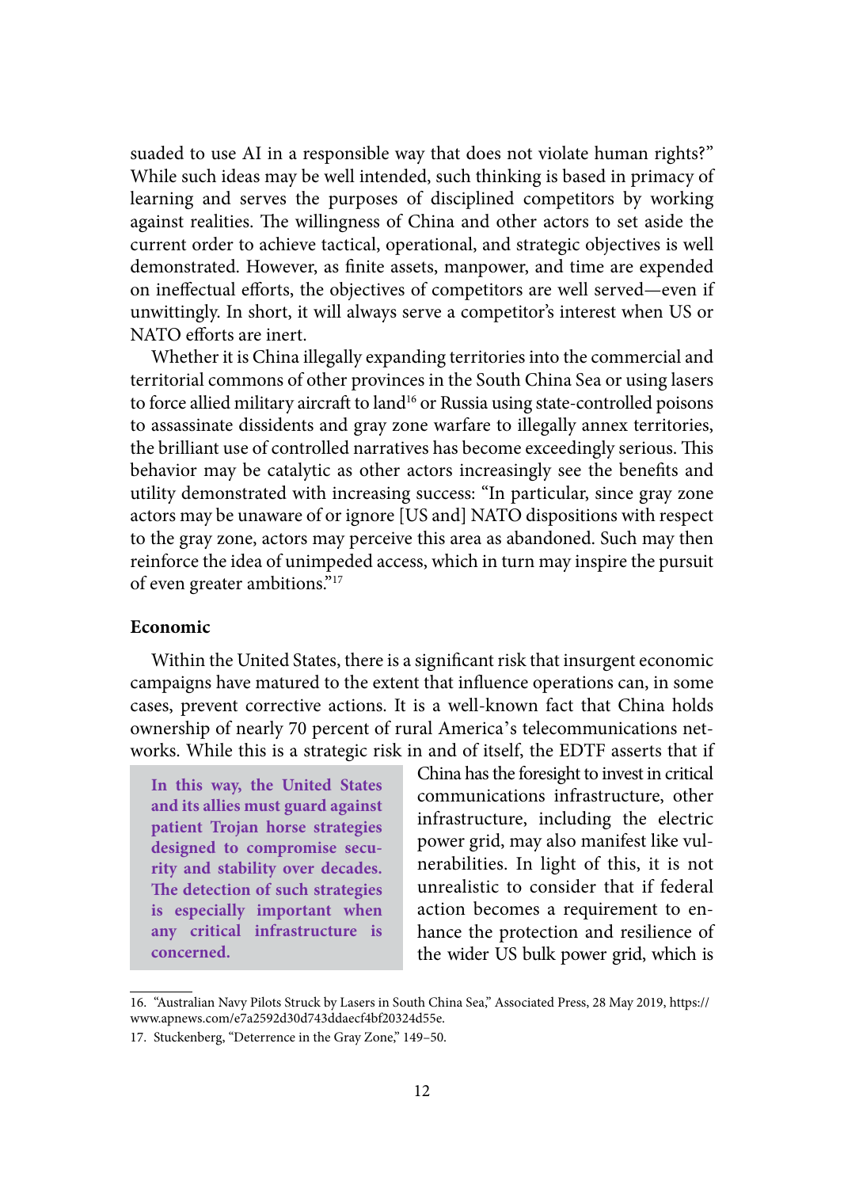suaded to use AI in a responsible way that does not violate human rights?" While such ideas may be well intended, such thinking is based in primacy of learning and serves the purposes of disciplined competitors by working against realities. The willingness of China and other actors to set aside the current order to achieve tactical, operational, and strategic objectives is well demonstrated. However, as finite assets, manpower, and time are expended on ineffectual efforts, the objectives of competitors are well served—even if unwittingly. In short, it will always serve a competitor's interest when US or NATO efforts are inert.

Whether it is China illegally expanding territories into the commercial and territorial commons of other provinces in the South China Sea or using lasers to force allied military aircraft to land[16] or Russia using state-controlled poisons to assassinate dissidents and gray zone warfare to illegally annex territories, the brilliant use of controlled narratives has become exceedingly serious. This behavior may be catalytic as other actors increasingly see the benefits and utility demonstrated with increasing success: "In particular, since gray zone actors may be unaware of or ignore [US and] NATO dispositions with respect to the gray zone, actors may perceive this area as abandoned. Such may then reinforce the idea of unimpeded access, which in turn may inspire the pursuit of even greater ambitions."[17]

### Economic

Within the United States, there is a significant risk that insurgent economic campaigns have matured to the extent that influence operations can, in some cases, prevent corrective actions. It is a well-known fact that China holds ownership of nearly 70 percent of rural America's telecommunications networks. While this is a strategic risk in and of itself, the EDTF asserts that if China has the foresight to invest in critical communications infrastructure, other infrastructure, including the electric power grid, may also manifest like vulnerabilities. In light of this, it is not unrealistic to consider that if federal action becomes a requirement to enhance the protection and resilience of the wider US bulk power grid, which is

> **In this way, the United States and its allies must guard against patient Trojan horse strategies designed to compromise security and stability over decades. The detection of such strategies is especially important when any critical infrastructure is concerned.**

16. "Australian Navy Pilots Struck by Lasers in South China Sea," Associated Press, 28 May 2019, https://www.apnews.com/e7a2592d30d743ddaecf4bf20324d55e.

17. Stuckenberg, "Deterrence in the Gray Zone," 149–50.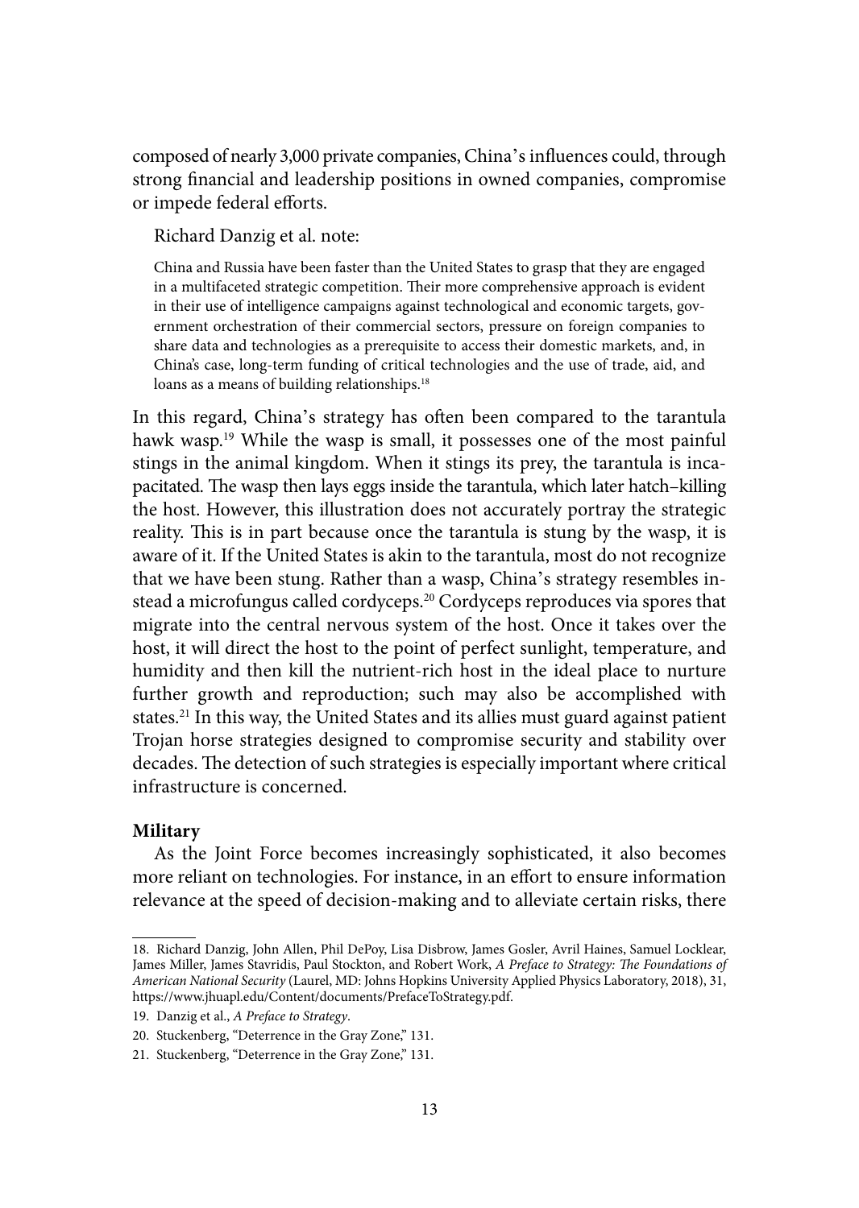composed of nearly 3,000 private companies, China's influences could, through strong financial and leadership positions in owned companies, compromise or impede federal efforts.

Richard Danzig et al. note:

> China and Russia have been faster than the United States to grasp that they are engaged in a multifaceted strategic competition. Their more comprehensive approach is evident in their use of intelligence campaigns against technological and economic targets, government orchestration of their commercial sectors, pressure on foreign companies to share data and technologies as a prerequisite to access their domestic markets, and, in China's case, long-term funding of critical technologies and the use of trade, aid, and loans as a means of building relationships.[18]

In this regard, China's strategy has often been compared to the tarantula hawk wasp.[19] While the wasp is small, it possesses one of the most painful stings in the animal kingdom. When it stings its prey, the tarantula is incapacitated. The wasp then lays eggs inside the tarantula, which later hatch–killing the host. However, this illustration does not accurately portray the strategic reality. This is in part because once the tarantula is stung by the wasp, it is aware of it. If the United States is akin to the tarantula, most do not recognize that we have been stung. Rather than a wasp, China's strategy resembles instead a microfungus called cordyceps.[20] Cordyceps reproduces via spores that migrate into the central nervous system of the host. Once it takes over the host, it will direct the host to the point of perfect sunlight, temperature, and humidity and then kill the nutrient-rich host in the ideal place to nurture further growth and reproduction; such may also be accomplished with states.[21] In this way, the United States and its allies must guard against patient Trojan horse strategies designed to compromise security and stability over decades. The detection of such strategies is especially important where critical infrastructure is concerned.

**Military**

As the Joint Force becomes increasingly sophisticated, it also becomes more reliant on technologies. For instance, in an effort to ensure information relevance at the speed of decision-making and to alleviate certain risks, there

18. Richard Danzig, John Allen, Phil DePoy, Lisa Disbrow, James Gosler, Avril Haines, Samuel Locklear, James Miller, James Stavridis, Paul Stockton, and Robert Work, *A Preface to Strategy: The Foundations of American National Security* (Laurel, MD: Johns Hopkins University Applied Physics Laboratory, 2018), 31, https://www.jhuapl.edu/Content/documents/PrefaceToStrategy.pdf.

19. Danzig et al., *A Preface to Strategy*.

20. Stuckenberg, "Deterrence in the Gray Zone," 131.

21. Stuckenberg, "Deterrence in the Gray Zone," 131.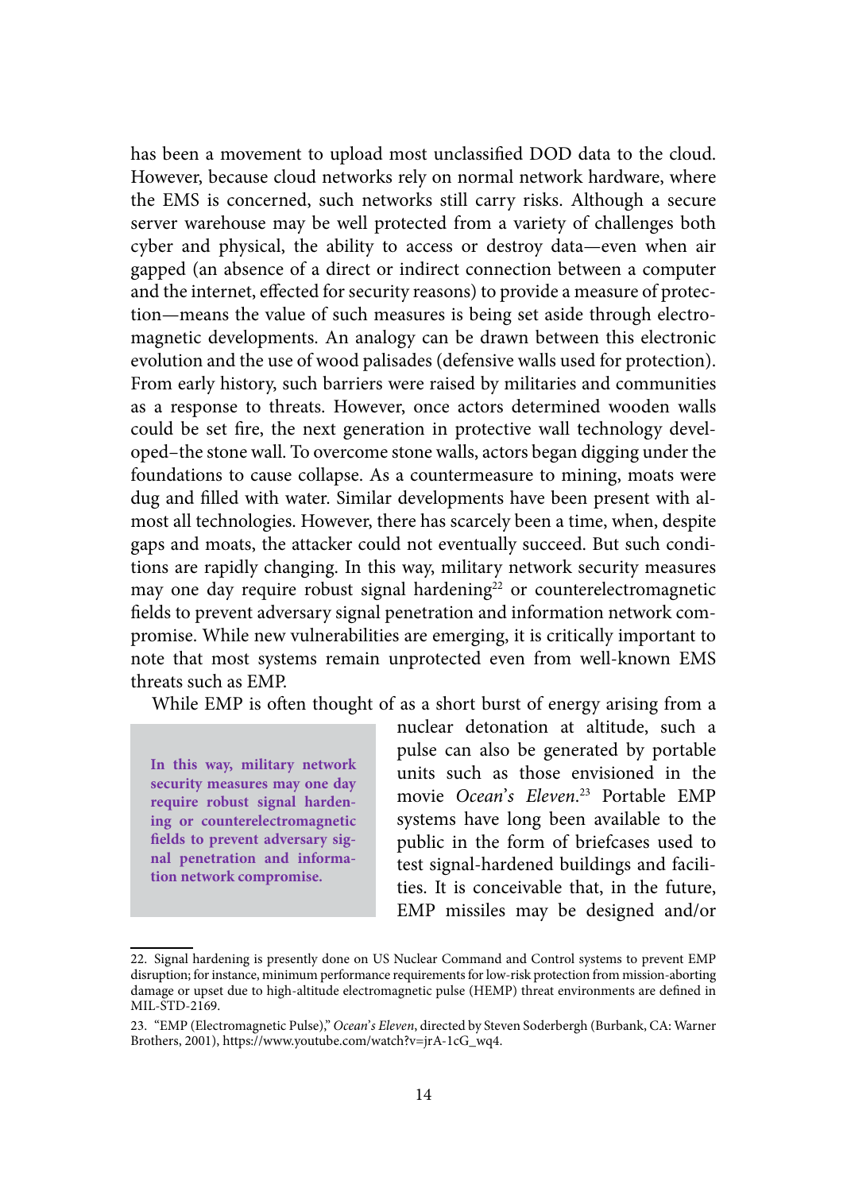has been a movement to upload most unclassified DOD data to the cloud. However, because cloud networks rely on normal network hardware, where the EMS is concerned, such networks still carry risks. Although a secure server warehouse may be well protected from a variety of challenges both cyber and physical, the ability to access or destroy data—even when air gapped (an absence of a direct or indirect connection between a computer and the internet, effected for security reasons) to provide a measure of protection—means the value of such measures is being set aside through electromagnetic developments. An analogy can be drawn between this electronic evolution and the use of wood palisades (defensive walls used for protection). From early history, such barriers were raised by militaries and communities as a response to threats. However, once actors determined wooden walls could be set fire, the next generation in protective wall technology developed–the stone wall. To overcome stone walls, actors began digging under the foundations to cause collapse. As a countermeasure to mining, moats were dug and filled with water. Similar developments have been present with almost all technologies. However, there has scarcely been a time, when, despite gaps and moats, the attacker could not eventually succeed. But such conditions are rapidly changing. In this way, military network security measures may one day require robust signal hardening[22] or counterelectromagnetic fields to prevent adversary signal penetration and information network compromise. While new vulnerabilities are emerging, it is critically important to note that most systems remain unprotected even from well-known EMS threats such as EMP.

**In this way, military network security measures may one day require robust signal hardening or counterelectromagnetic fields to prevent adversary signal penetration and information network compromise.**

While EMP is often thought of as a short burst of energy arising from a nuclear detonation at altitude, such a pulse can also be generated by portable units such as those envisioned in the movie *Ocean's Eleven*.[23] Portable EMP systems have long been available to the public in the form of briefcases used to test signal-hardened buildings and facilities. It is conceivable that, in the future, EMP missiles may be designed and/or

22. Signal hardening is presently done on US Nuclear Command and Control systems to prevent EMP disruption; for instance, minimum performance requirements for low-risk protection from mission-aborting damage or upset due to high-altitude electromagnetic pulse (HEMP) threat environments are defined in MIL-STD-2169.

23. "EMP (Electromagnetic Pulse)," *Ocean's Eleven*, directed by Steven Soderbergh (Burbank, CA: Warner Brothers, 2001), https://www.youtube.com/watch?v=jrA-1cG_wq4.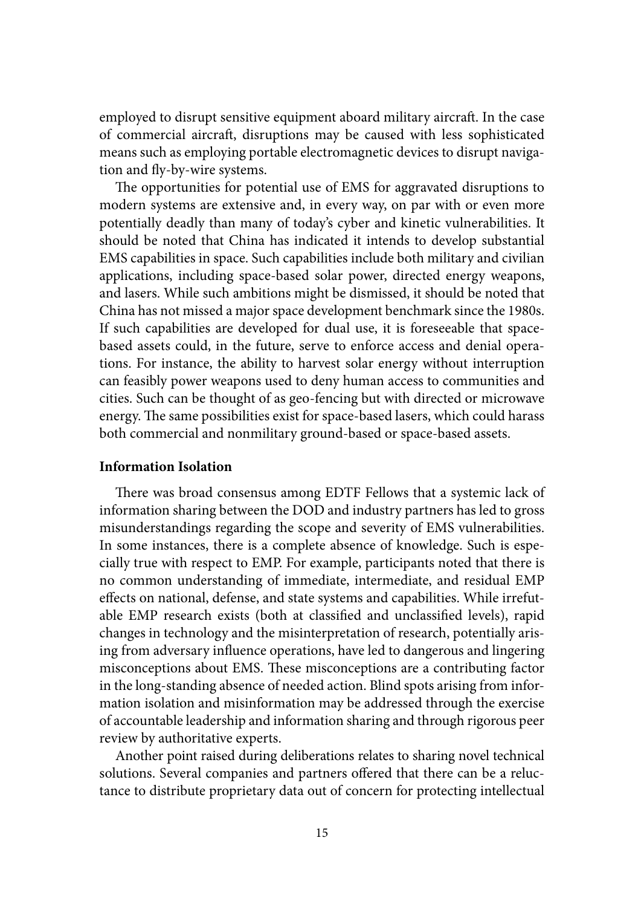employed to disrupt sensitive equipment aboard military aircraft. In the case of commercial aircraft, disruptions may be caused with less sophisticated means such as employing portable electromagnetic devices to disrupt navigation and fly-by-wire systems.

The opportunities for potential use of EMS for aggravated disruptions to modern systems are extensive and, in every way, on par with or even more potentially deadly than many of today's cyber and kinetic vulnerabilities. It should be noted that China has indicated it intends to develop substantial EMS capabilities in space. Such capabilities include both military and civilian applications, including space-based solar power, directed energy weapons, and lasers. While such ambitions might be dismissed, it should be noted that China has not missed a major space development benchmark since the 1980s. If such capabilities are developed for dual use, it is foreseeable that space-based assets could, in the future, serve to enforce access and denial operations. For instance, the ability to harvest solar energy without interruption can feasibly power weapons used to deny human access to communities and cities. Such can be thought of as geo-fencing but with directed or microwave energy. The same possibilities exist for space-based lasers, which could harass both commercial and nonmilitary ground-based or space-based assets.

**Information Isolation**

There was broad consensus among EDTF Fellows that a systemic lack of information sharing between the DOD and industry partners has led to gross misunderstandings regarding the scope and severity of EMS vulnerabilities. In some instances, there is a complete absence of knowledge. Such is especially true with respect to EMP. For example, participants noted that there is no common understanding of immediate, intermediate, and residual EMP effects on national, defense, and state systems and capabilities. While irrefutable EMP research exists (both at classified and unclassified levels), rapid changes in technology and the misinterpretation of research, potentially arising from adversary influence operations, have led to dangerous and lingering misconceptions about EMS. These misconceptions are a contributing factor in the long-standing absence of needed action. Blind spots arising from information isolation and misinformation may be addressed through the exercise of accountable leadership and information sharing and through rigorous peer review by authoritative experts.

Another point raised during deliberations relates to sharing novel technical solutions. Several companies and partners offered that there can be a reluctance to distribute proprietary data out of concern for protecting intellectual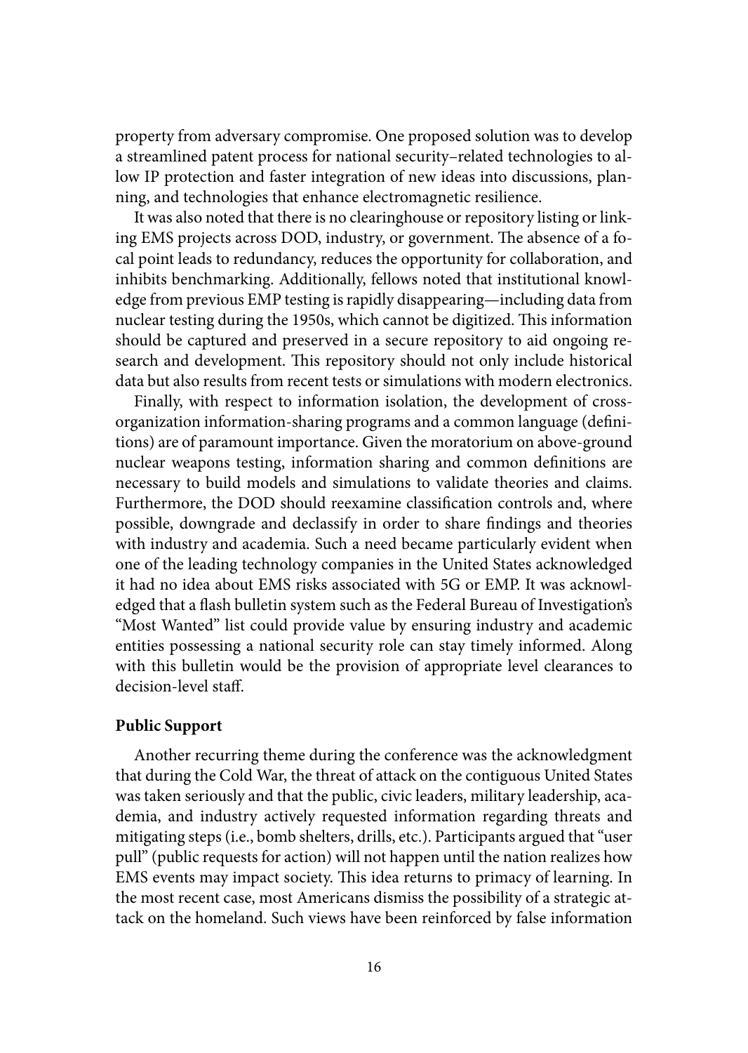property from adversary compromise. One proposed solution was to develop a streamlined patent process for national security–related technologies to allow IP protection and faster integration of new ideas into discussions, planning, and technologies that enhance electromagnetic resilience.

It was also noted that there is no clearinghouse or repository listing or linking EMS projects across DOD, industry, or government. The absence of a focal point leads to redundancy, reduces the opportunity for collaboration, and inhibits benchmarking. Additionally, fellows noted that institutional knowledge from previous EMP testing is rapidly disappearing—including data from nuclear testing during the 1950s, which cannot be digitized. This information should be captured and preserved in a secure repository to aid ongoing research and development. This repository should not only include historical data but also results from recent tests or simulations with modern electronics.

Finally, with respect to information isolation, the development of cross-organization information-sharing programs and a common language (definitions) are of paramount importance. Given the moratorium on above-ground nuclear weapons testing, information sharing and common definitions are necessary to build models and simulations to validate theories and claims. Furthermore, the DOD should reexamine classification controls and, where possible, downgrade and declassify in order to share findings and theories with industry and academia. Such a need became particularly evident when one of the leading technology companies in the United States acknowledged it had no idea about EMS risks associated with 5G or EMP. It was acknowledged that a flash bulletin system such as the Federal Bureau of Investigation's "Most Wanted" list could provide value by ensuring industry and academic entities possessing a national security role can stay timely informed. Along with this bulletin would be the provision of appropriate level clearances to decision-level staff.

**Public Support**

Another recurring theme during the conference was the acknowledgment that during the Cold War, the threat of attack on the contiguous United States was taken seriously and that the public, civic leaders, military leadership, academia, and industry actively requested information regarding threats and mitigating steps (i.e., bomb shelters, drills, etc.). Participants argued that "user pull" (public requests for action) will not happen until the nation realizes how EMS events may impact society. This idea returns to primacy of learning. In the most recent case, most Americans dismiss the possibility of a strategic attack on the homeland. Such views have been reinforced by false information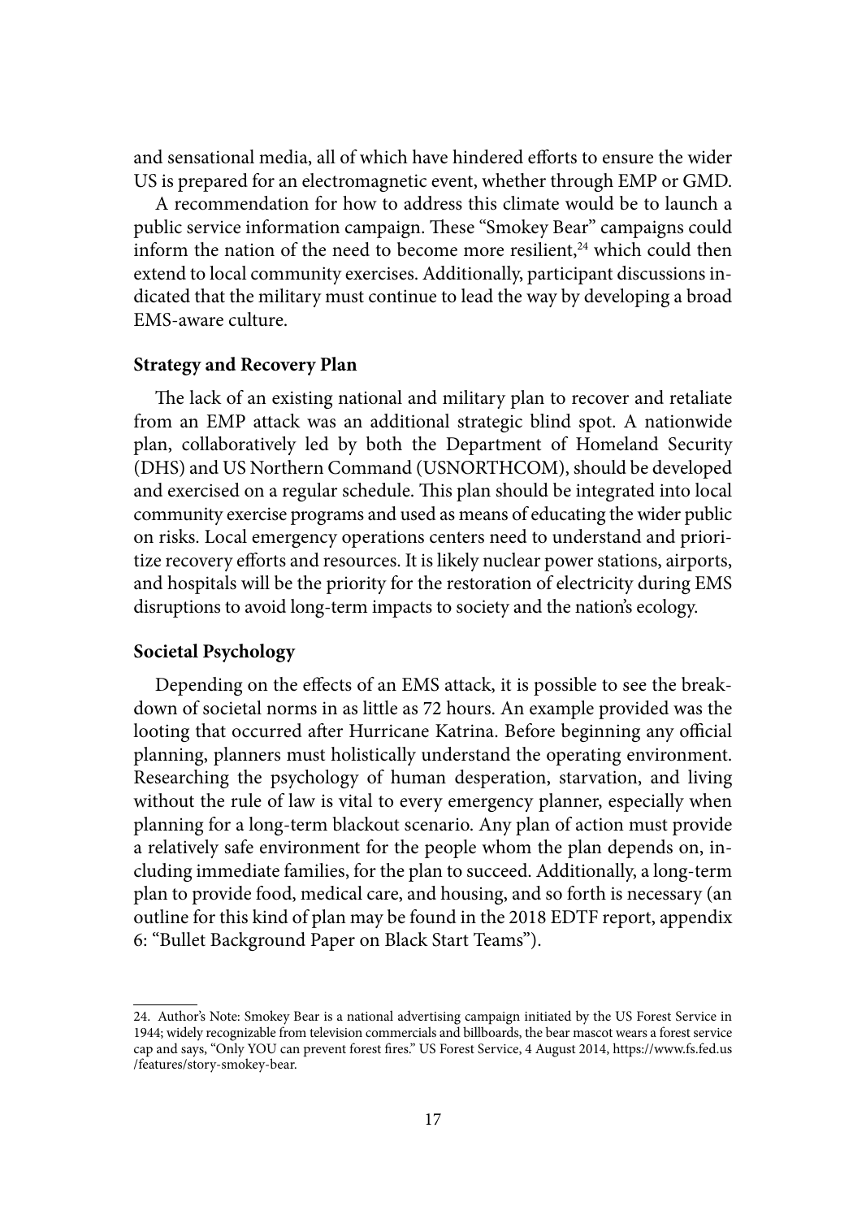and sensational media, all of which have hindered efforts to ensure the wider US is prepared for an electromagnetic event, whether through EMP or GMD.

A recommendation for how to address this climate would be to launch a public service information campaign. These "Smokey Bear" campaigns could inform the nation of the need to become more resilient,[24] which could then extend to local community exercises. Additionally, participant discussions indicated that the military must continue to lead the way by developing a broad EMS-aware culture.

**Strategy and Recovery Plan**

The lack of an existing national and military plan to recover and retaliate from an EMP attack was an additional strategic blind spot. A nationwide plan, collaboratively led by both the Department of Homeland Security (DHS) and US Northern Command (USNORTHCOM), should be developed and exercised on a regular schedule. This plan should be integrated into local community exercise programs and used as means of educating the wider public on risks. Local emergency operations centers need to understand and prioritize recovery efforts and resources. It is likely nuclear power stations, airports, and hospitals will be the priority for the restoration of electricity during EMS disruptions to avoid long-term impacts to society and the nation's ecology.

**Societal Psychology**

Depending on the effects of an EMS attack, it is possible to see the breakdown of societal norms in as little as 72 hours. An example provided was the looting that occurred after Hurricane Katrina. Before beginning any official planning, planners must holistically understand the operating environment. Researching the psychology of human desperation, starvation, and living without the rule of law is vital to every emergency planner, especially when planning for a long-term blackout scenario. Any plan of action must provide a relatively safe environment for the people whom the plan depends on, including immediate families, for the plan to succeed. Additionally, a long-term plan to provide food, medical care, and housing, and so forth is necessary (an outline for this kind of plan may be found in the 2018 EDTF report, appendix 6: "Bullet Background Paper on Black Start Teams").

---

24. Author's Note: Smokey Bear is a national advertising campaign initiated by the US Forest Service in 1944; widely recognizable from television commercials and billboards, the bear mascot wears a forest service cap and says, "Only YOU can prevent forest fires." US Forest Service, 4 August 2014, https://www.fs.fed.us/features/story-smokey-bear.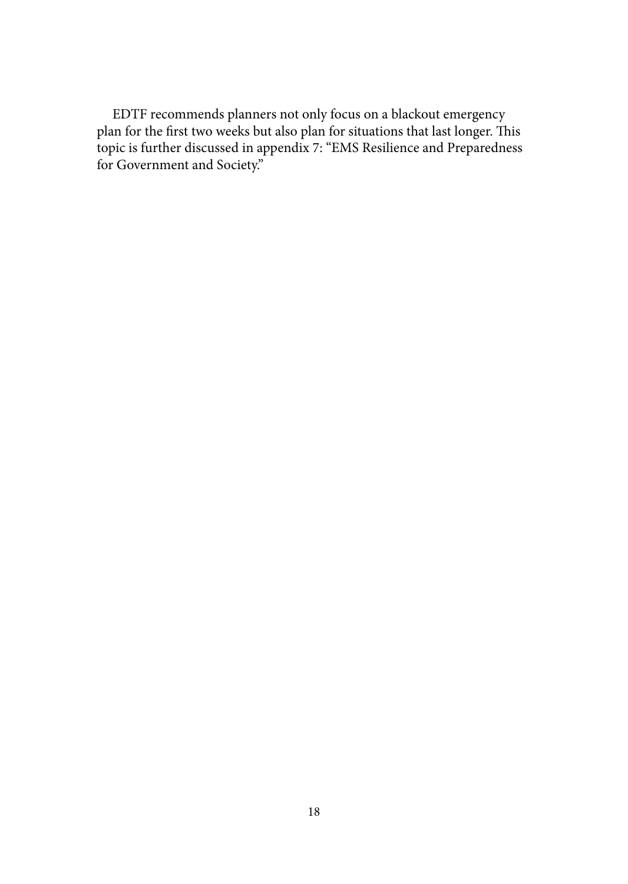EDTF recommends planners not only focus on a blackout emergency plan for the first two weeks but also plan for situations that last longer. This topic is further discussed in appendix 7: "EMS Resilience and Preparedness for Government and Society."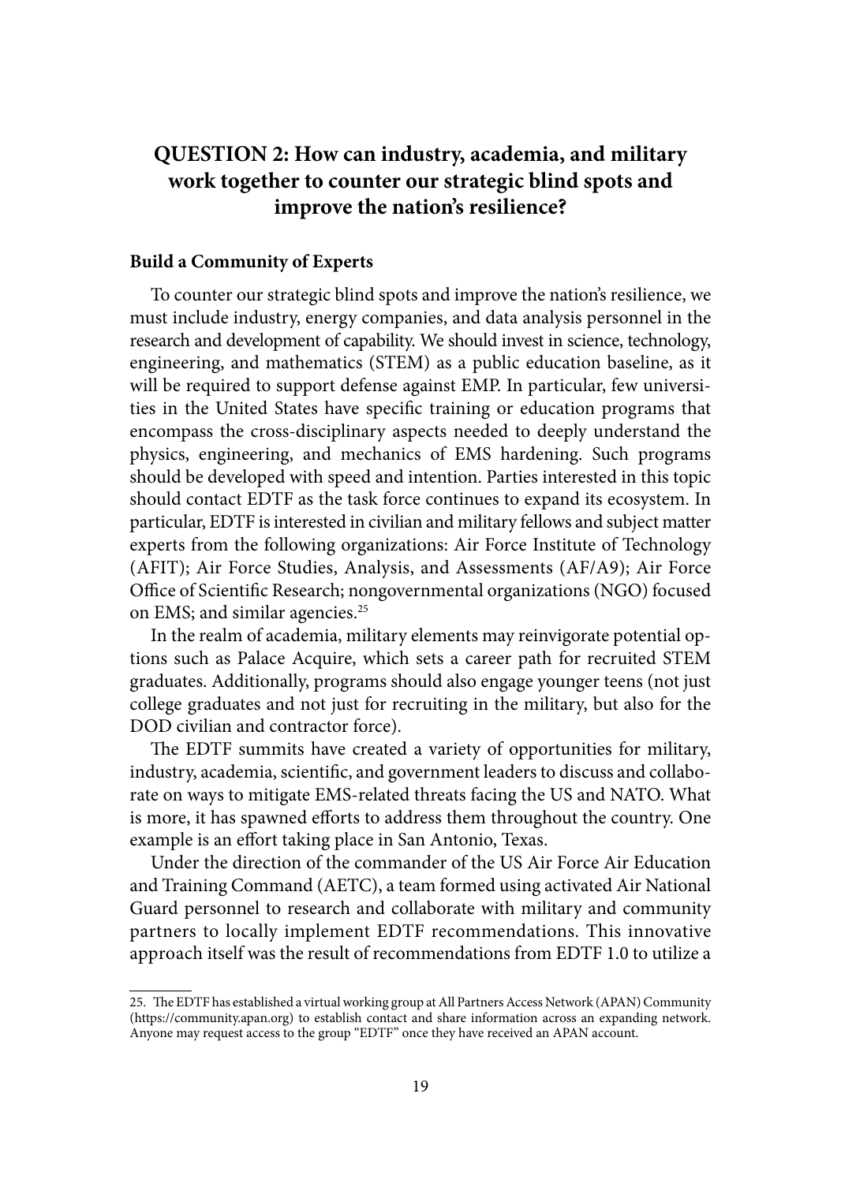## QUESTION 2: How can industry, academia, and military work together to counter our strategic blind spots and improve the nation's resilience?

### Build a Community of Experts

To counter our strategic blind spots and improve the nation's resilience, we must include industry, energy companies, and data analysis personnel in the research and development of capability. We should invest in science, technology, engineering, and mathematics (STEM) as a public education baseline, as it will be required to support defense against EMP. In particular, few universities in the United States have specific training or education programs that encompass the cross-disciplinary aspects needed to deeply understand the physics, engineering, and mechanics of EMS hardening. Such programs should be developed with speed and intention. Parties interested in this topic should contact EDTF as the task force continues to expand its ecosystem. In particular, EDTF is interested in civilian and military fellows and subject matter experts from the following organizations: Air Force Institute of Technology (AFIT); Air Force Studies, Analysis, and Assessments (AF/A9); Air Force Office of Scientific Research; nongovernmental organizations (NGO) focused on EMS; and similar agencies.[25]

In the realm of academia, military elements may reinvigorate potential options such as Palace Acquire, which sets a career path for recruited STEM graduates. Additionally, programs should also engage younger teens (not just college graduates and not just for recruiting in the military, but also for the DOD civilian and contractor force).

The EDTF summits have created a variety of opportunities for military, industry, academia, scientific, and government leaders to discuss and collaborate on ways to mitigate EMS-related threats facing the US and NATO. What is more, it has spawned efforts to address them throughout the country. One example is an effort taking place in San Antonio, Texas.

Under the direction of the commander of the US Air Force Air Education and Training Command (AETC), a team formed using activated Air National Guard personnel to research and collaborate with military and community partners to locally implement EDTF recommendations. This innovative approach itself was the result of recommendations from EDTF 1.0 to utilize a

25. The EDTF has established a virtual working group at All Partners Access Network (APAN) Community (https://community.apan.org) to establish contact and share information across an expanding network. Anyone may request access to the group "EDTF" once they have received an APAN account.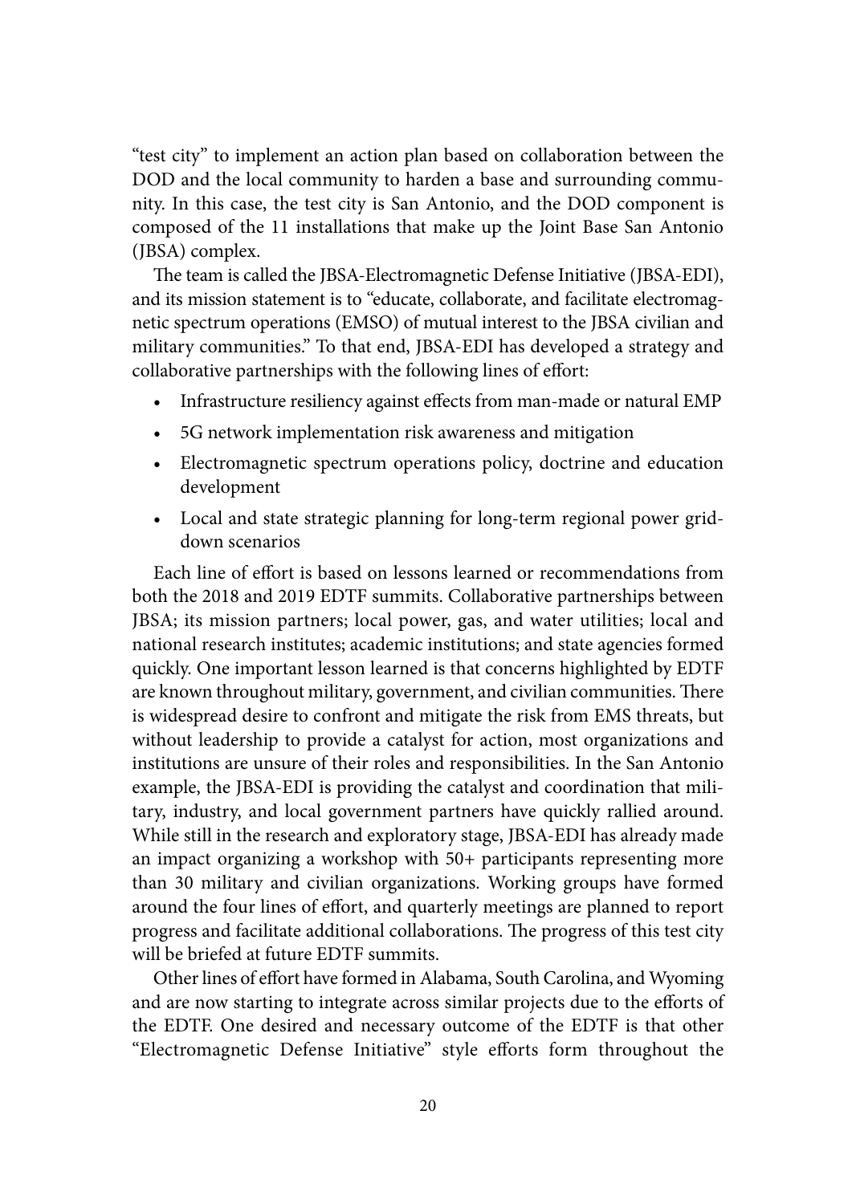"test city" to implement an action plan based on collaboration between the DOD and the local community to harden a base and surrounding community. In this case, the test city is San Antonio, and the DOD component is composed of the 11 installations that make up the Joint Base San Antonio (JBSA) complex.

The team is called the JBSA-Electromagnetic Defense Initiative (JBSA-EDI), and its mission statement is to "educate, collaborate, and facilitate electromagnetic spectrum operations (EMSO) of mutual interest to the JBSA civilian and military communities." To that end, JBSA-EDI has developed a strategy and collaborative partnerships with the following lines of effort:

- Infrastructure resiliency against effects from man-made or natural EMP
- 5G network implementation risk awareness and mitigation
- Electromagnetic spectrum operations policy, doctrine and education development
- Local and state strategic planning for long-term regional power grid-down scenarios

Each line of effort is based on lessons learned or recommendations from both the 2018 and 2019 EDTF summits. Collaborative partnerships between JBSA; its mission partners; local power, gas, and water utilities; local and national research institutes; academic institutions; and state agencies formed quickly. One important lesson learned is that concerns highlighted by EDTF are known throughout military, government, and civilian communities. There is widespread desire to confront and mitigate the risk from EMS threats, but without leadership to provide a catalyst for action, most organizations and institutions are unsure of their roles and responsibilities. In the San Antonio example, the JBSA-EDI is providing the catalyst and coordination that military, industry, and local government partners have quickly rallied around. While still in the research and exploratory stage, JBSA-EDI has already made an impact organizing a workshop with 50+ participants representing more than 30 military and civilian organizations. Working groups have formed around the four lines of effort, and quarterly meetings are planned to report progress and facilitate additional collaborations. The progress of this test city will be briefed at future EDTF summits.

Other lines of effort have formed in Alabama, South Carolina, and Wyoming and are now starting to integrate across similar projects due to the efforts of the EDTF. One desired and necessary outcome of the EDTF is that other "Electromagnetic Defense Initiative" style efforts form throughout the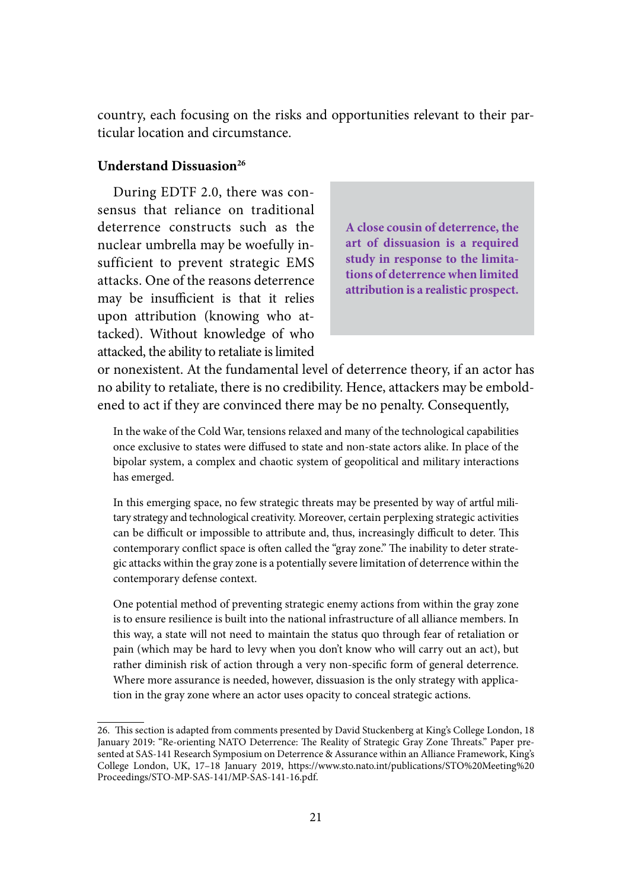country, each focusing on the risks and opportunities relevant to their particular location and circumstance.

### Understand Dissuasion[26]

During EDTF 2.0, there was consensus that reliance on traditional deterrence constructs such as the nuclear umbrella may be woefully insufficient to prevent strategic EMS attacks. One of the reasons deterrence may be insufficient is that it relies upon attribution (knowing who attacked). Without knowledge of who attacked, the ability to retaliate is limited or nonexistent. At the fundamental level of deterrence theory, if an actor has no ability to retaliate, there is no credibility. Hence, attackers may be emboldened to act if they are convinced there may be no penalty. Consequently,

> **A close cousin of deterrence, the art of dissuasion is a required study in response to the limitations of deterrence when limited attribution is a realistic prospect.**

> In the wake of the Cold War, tensions relaxed and many of the technological capabilities once exclusive to states were diffused to state and non-state actors alike. In place of the bipolar system, a complex and chaotic system of geopolitical and military interactions has emerged.
>
> In this emerging space, no few strategic threats may be presented by way of artful military strategy and technological creativity. Moreover, certain perplexing strategic activities can be difficult or impossible to attribute and, thus, increasingly difficult to deter. This contemporary conflict space is often called the "gray zone." The inability to deter strategic attacks within the gray zone is a potentially severe limitation of deterrence within the contemporary defense context.
>
> One potential method of preventing strategic enemy actions from within the gray zone is to ensure resilience is built into the national infrastructure of all alliance members. In this way, a state will not need to maintain the status quo through fear of retaliation or pain (which may be hard to levy when you don't know who will carry out an act), but rather diminish risk of action through a very non-specific form of general deterrence. Where more assurance is needed, however, dissuasion is the only strategy with application in the gray zone where an actor uses opacity to conceal strategic actions.

---

26. This section is adapted from comments presented by David Stuckenberg at King's College London, 18 January 2019: "Re-orienting NATO Deterrence: The Reality of Strategic Gray Zone Threats." Paper presented at SAS-141 Research Symposium on Deterrence & Assurance within an Alliance Framework, King's College London, UK, 17–18 January 2019, https://www.sto.nato.int/publications/STO%20Meeting%20Proceedings/STO-MP-SAS-141/MP-SAS-141-16.pdf.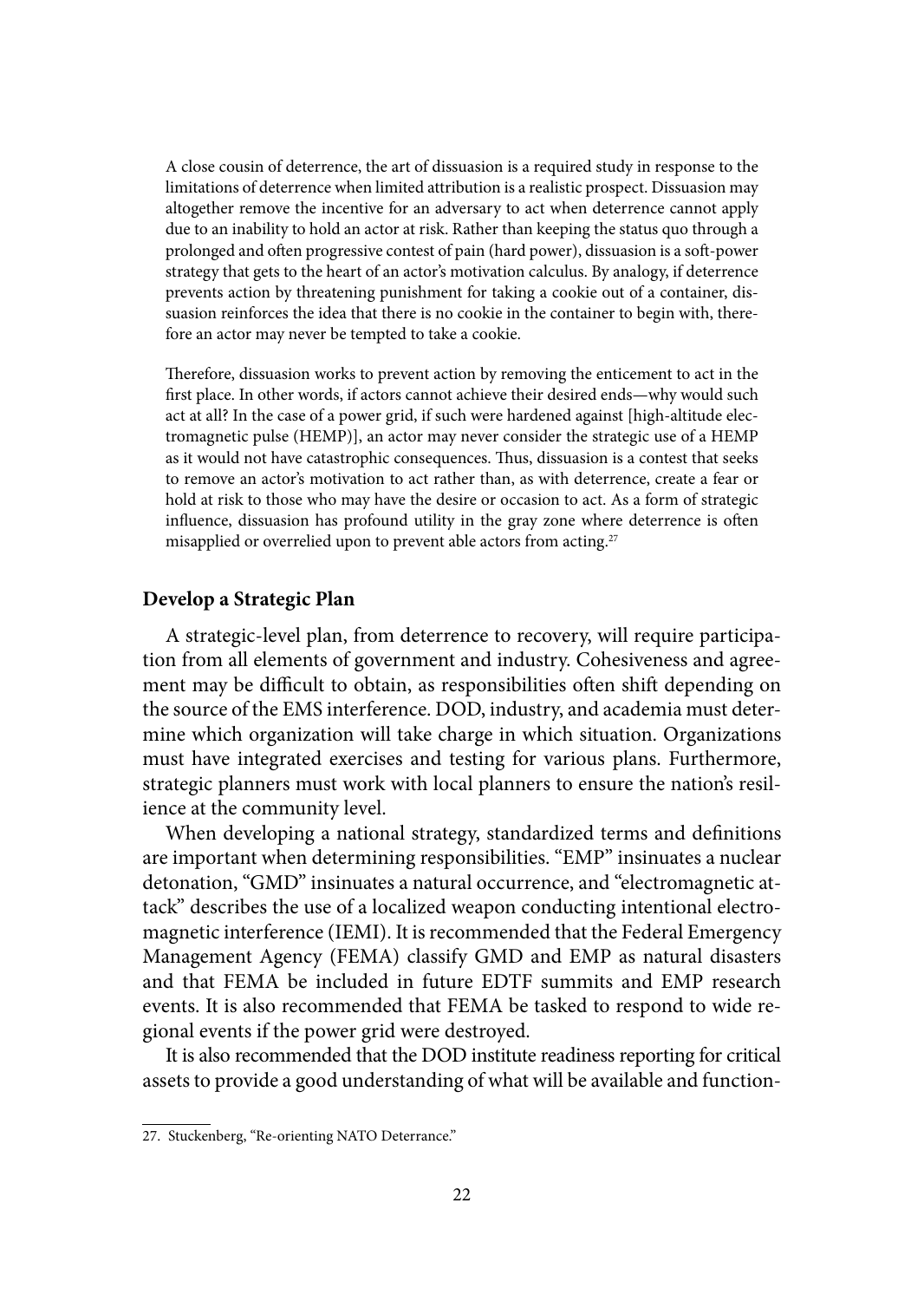A close cousin of deterrence, the art of dissuasion is a required study in response to the limitations of deterrence when limited attribution is a realistic prospect. Dissuasion may altogether remove the incentive for an adversary to act when deterrence cannot apply due to an inability to hold an actor at risk. Rather than keeping the status quo through a prolonged and often progressive contest of pain (hard power), dissuasion is a soft-power strategy that gets to the heart of an actor's motivation calculus. By analogy, if deterrence prevents action by threatening punishment for taking a cookie out of a container, dissuasion reinforces the idea that there is no cookie in the container to begin with, therefore an actor may never be tempted to take a cookie.

Therefore, dissuasion works to prevent action by removing the enticement to act in the first place. In other words, if actors cannot achieve their desired ends—why would such act at all? In the case of a power grid, if such were hardened against [high-altitude electromagnetic pulse (HEMP)], an actor may never consider the strategic use of a HEMP as it would not have catastrophic consequences. Thus, dissuasion is a contest that seeks to remove an actor's motivation to act rather than, as with deterrence, create a fear or hold at risk to those who may have the desire or occasion to act. As a form of strategic influence, dissuasion has profound utility in the gray zone where deterrence is often misapplied or overrelied upon to prevent able actors from acting.[27]

### Develop a Strategic Plan

A strategic-level plan, from deterrence to recovery, will require participation from all elements of government and industry. Cohesiveness and agreement may be difficult to obtain, as responsibilities often shift depending on the source of the EMS interference. DOD, industry, and academia must determine which organization will take charge in which situation. Organizations must have integrated exercises and testing for various plans. Furthermore, strategic planners must work with local planners to ensure the nation's resilience at the community level.

When developing a national strategy, standardized terms and definitions are important when determining responsibilities. "EMP" insinuates a nuclear detonation, "GMD" insinuates a natural occurrence, and "electromagnetic attack" describes the use of a localized weapon conducting intentional electromagnetic interference (IEMI). It is recommended that the Federal Emergency Management Agency (FEMA) classify GMD and EMP as natural disasters and that FEMA be included in future EDTF summits and EMP research events. It is also recommended that FEMA be tasked to respond to wide regional events if the power grid were destroyed.

It is also recommended that the DOD institute readiness reporting for critical assets to provide a good understanding of what will be available and function-

27. Stuckenberg, "Re-orienting NATO Deterrance."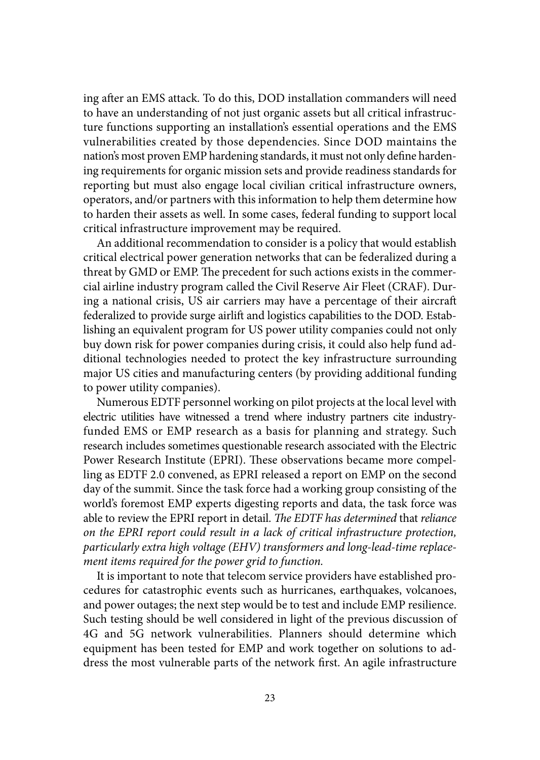ing after an EMS attack. To do this, DOD installation commanders will need to have an understanding of not just organic assets but all critical infrastructure functions supporting an installation's essential operations and the EMS vulnerabilities created by those dependencies. Since DOD maintains the nation's most proven EMP hardening standards, it must not only define hardening requirements for organic mission sets and provide readiness standards for reporting but must also engage local civilian critical infrastructure owners, operators, and/or partners with this information to help them determine how to harden their assets as well. In some cases, federal funding to support local critical infrastructure improvement may be required.

An additional recommendation to consider is a policy that would establish critical electrical power generation networks that can be federalized during a threat by GMD or EMP. The precedent for such actions exists in the commercial airline industry program called the Civil Reserve Air Fleet (CRAF). During a national crisis, US air carriers may have a percentage of their aircraft federalized to provide surge airlift and logistics capabilities to the DOD. Establishing an equivalent program for US power utility companies could not only buy down risk for power companies during crisis, it could also help fund additional technologies needed to protect the key infrastructure surrounding major US cities and manufacturing centers (by providing additional funding to power utility companies).

Numerous EDTF personnel working on pilot projects at the local level with electric utilities have witnessed a trend where industry partners cite industry-funded EMS or EMP research as a basis for planning and strategy. Such research includes sometimes questionable research associated with the Electric Power Research Institute (EPRI). These observations became more compelling as EDTF 2.0 convened, as EPRI released a report on EMP on the second day of the summit. Since the task force had a working group consisting of the world's foremost EMP experts digesting reports and data, the task force was able to review the EPRI report in detail. *The EDTF has determined* that *reliance on the EPRI report could result in a lack of critical infrastructure protection, particularly extra high voltage (EHV) transformers and long-lead-time replacement items required for the power grid to function.*

It is important to note that telecom service providers have established procedures for catastrophic events such as hurricanes, earthquakes, volcanoes, and power outages; the next step would be to test and include EMP resilience. Such testing should be well considered in light of the previous discussion of 4G and 5G network vulnerabilities. Planners should determine which equipment has been tested for EMP and work together on solutions to address the most vulnerable parts of the network first. An agile infrastructure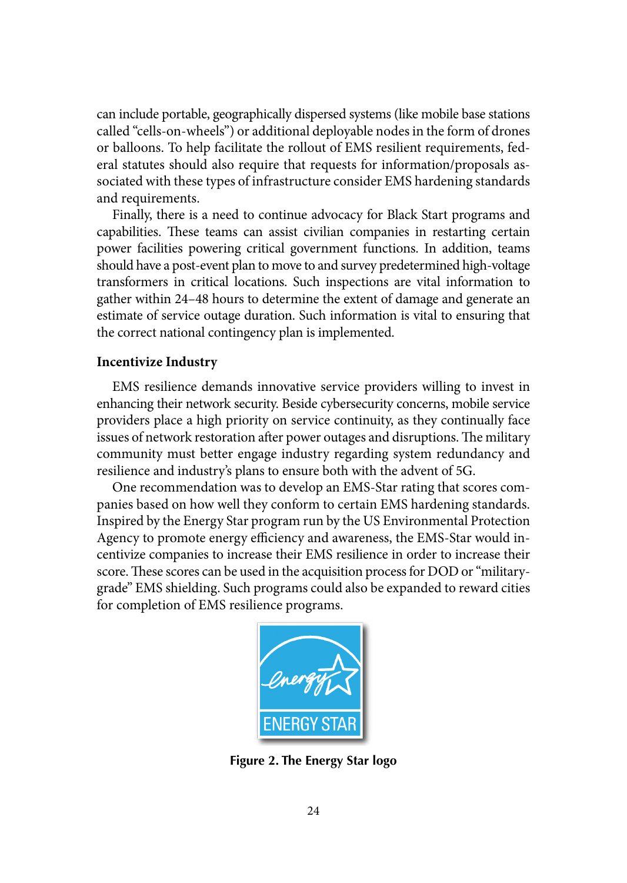can include portable, geographically dispersed systems (like mobile base stations called "cells-on-wheels") or additional deployable nodes in the form of drones or balloons. To help facilitate the rollout of EMS resilient requirements, federal statutes should also require that requests for information/proposals associated with these types of infrastructure consider EMS hardening standards and requirements.

Finally, there is a need to continue advocacy for Black Start programs and capabilities. These teams can assist civilian companies in restarting certain power facilities powering critical government functions. In addition, teams should have a post-event plan to move to and survey predetermined high-voltage transformers in critical locations. Such inspections are vital information to gather within 24–48 hours to determine the extent of damage and generate an estimate of service outage duration. Such information is vital to ensuring that the correct national contingency plan is implemented.

**Incentivize Industry**

EMS resilience demands innovative service providers willing to invest in enhancing their network security. Beside cybersecurity concerns, mobile service providers place a high priority on service continuity, as they continually face issues of network restoration after power outages and disruptions. The military community must better engage industry regarding system redundancy and resilience and industry's plans to ensure both with the advent of 5G.

One recommendation was to develop an EMS-Star rating that scores companies based on how well they conform to certain EMS hardening standards. Inspired by the Energy Star program run by the US Environmental Protection Agency to promote energy efficiency and awareness, the EMS-Star would incentivize companies to increase their EMS resilience in order to increase their score. These scores can be used in the acquisition process for DOD or "military-grade" EMS shielding. Such programs could also be expanded to reward cities for completion of EMS resilience programs.

**Figure 2. The Energy Star logo**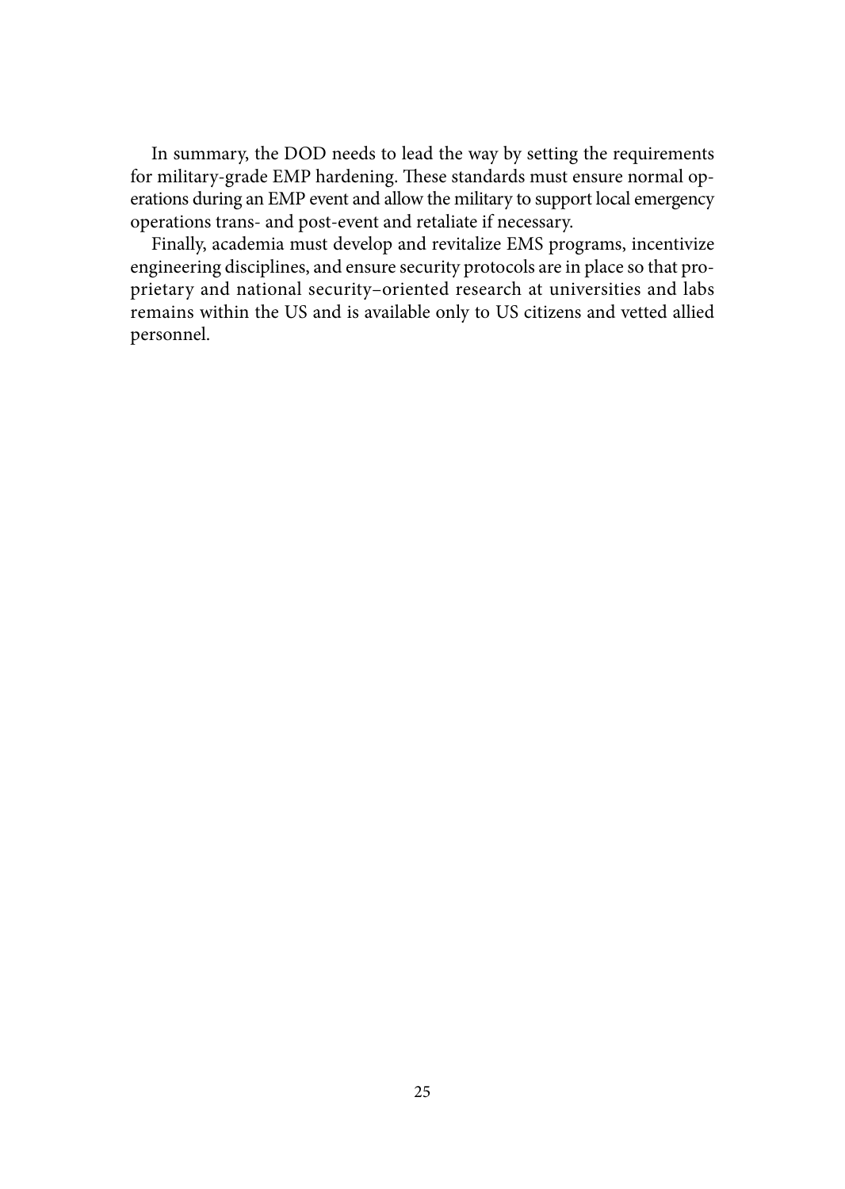In summary, the DOD needs to lead the way by setting the requirements for military-grade EMP hardening. These standards must ensure normal operations during an EMP event and allow the military to support local emergency operations trans- and post-event and retaliate if necessary.

Finally, academia must develop and revitalize EMS programs, incentivize engineering disciplines, and ensure security protocols are in place so that proprietary and national security–oriented research at universities and labs remains within the US and is available only to US citizens and vetted allied personnel.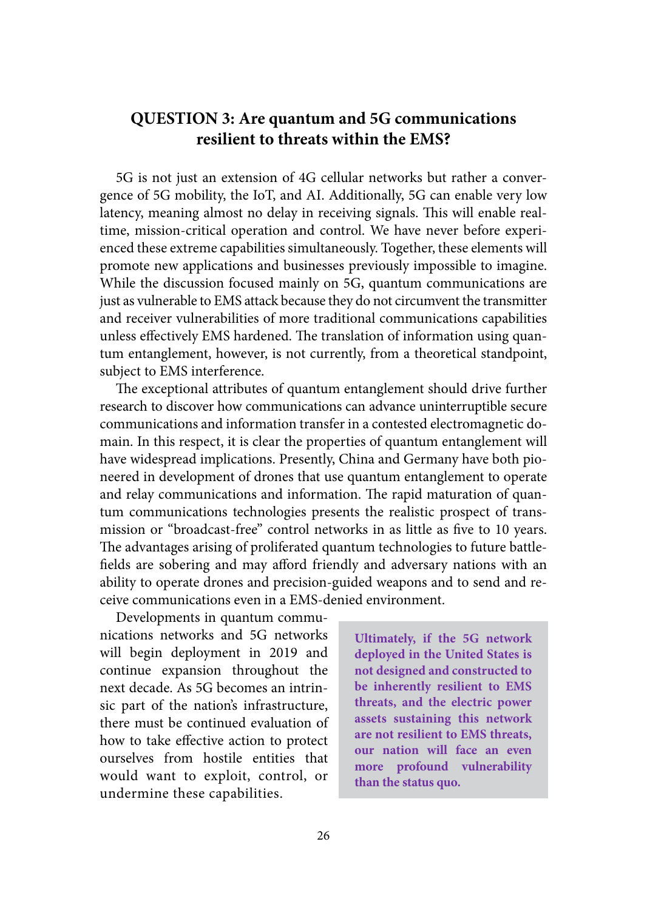## QUESTION 3: Are quantum and 5G communications resilient to threats within the EMS?

5G is not just an extension of 4G cellular networks but rather a convergence of 5G mobility, the IoT, and AI. Additionally, 5G can enable very low latency, meaning almost no delay in receiving signals. This will enable real-time, mission-critical operation and control. We have never before experienced these extreme capabilities simultaneously. Together, these elements will promote new applications and businesses previously impossible to imagine. While the discussion focused mainly on 5G, quantum communications are just as vulnerable to EMS attack because they do not circumvent the transmitter and receiver vulnerabilities of more traditional communications capabilities unless effectively EMS hardened. The translation of information using quantum entanglement, however, is not currently, from a theoretical standpoint, subject to EMS interference.

The exceptional attributes of quantum entanglement should drive further research to discover how communications can advance uninterruptible secure communications and information transfer in a contested electromagnetic domain. In this respect, it is clear the properties of quantum entanglement will have widespread implications. Presently, China and Germany have both pioneered in development of drones that use quantum entanglement to operate and relay communications and information. The rapid maturation of quantum communications technologies presents the realistic prospect of transmission or "broadcast-free" control networks in as little as five to 10 years. The advantages arising of proliferated quantum technologies to future battlefields are sobering and may afford friendly and adversary nations with an ability to operate drones and precision-guided weapons and to send and receive communications even in a EMS-denied environment.

Developments in quantum communications networks and 5G networks will begin deployment in 2019 and continue expansion throughout the next decade. As 5G becomes an intrinsic part of the nation's infrastructure, there must be continued evaluation of how to take effective action to protect ourselves from hostile entities that would want to exploit, control, or undermine these capabilities.

> **Ultimately, if the 5G network deployed in the United States is not designed and constructed to be inherently resilient to EMS threats, and the electric power assets sustaining this network are not resilient to EMS threats, our nation will face an even more profound vulnerability than the status quo.**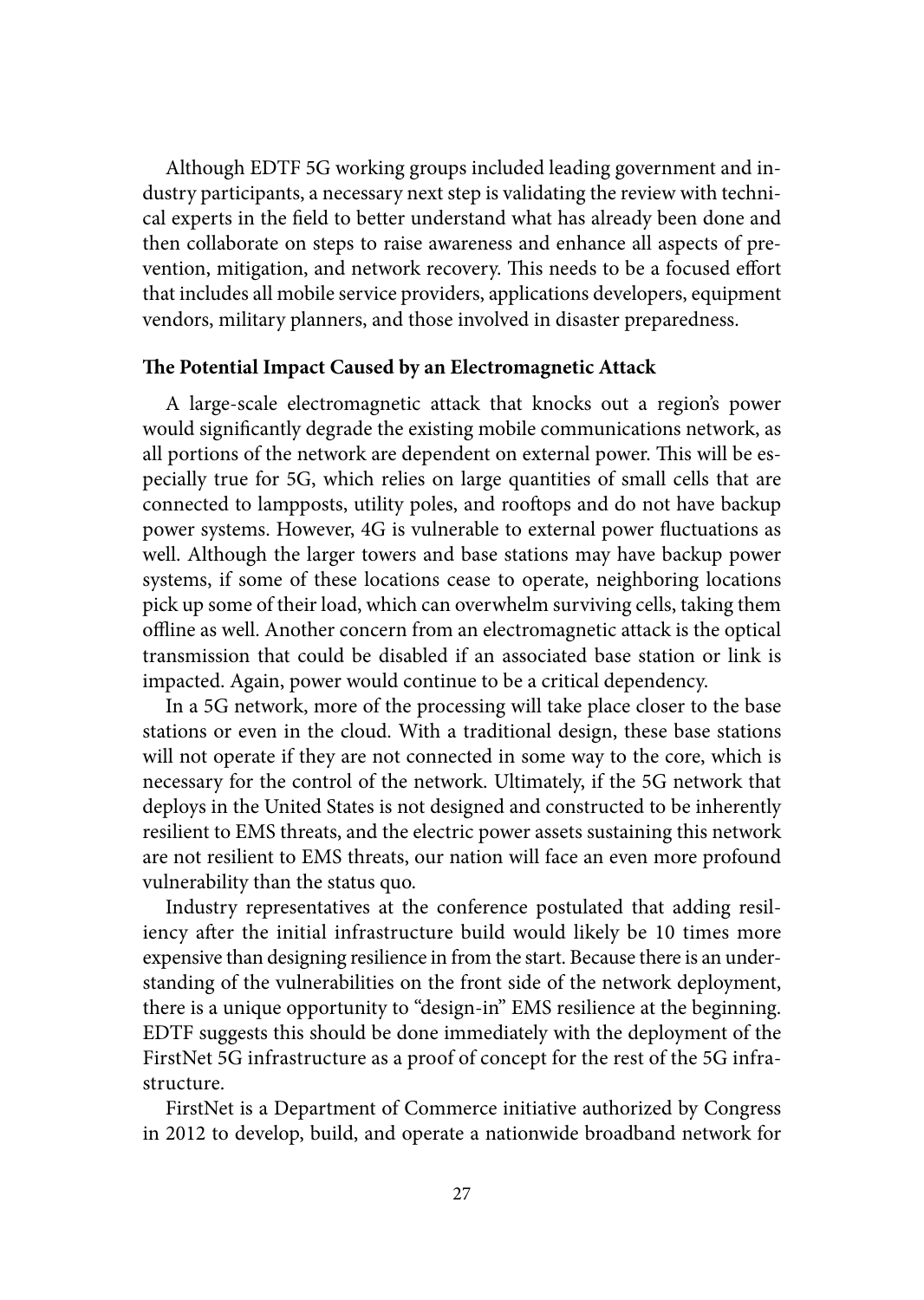Although EDTF 5G working groups included leading government and industry participants, a necessary next step is validating the review with technical experts in the field to better understand what has already been done and then collaborate on steps to raise awareness and enhance all aspects of prevention, mitigation, and network recovery. This needs to be a focused effort that includes all mobile service providers, applications developers, equipment vendors, military planners, and those involved in disaster preparedness.

**The Potential Impact Caused by an Electromagnetic Attack**

A large-scale electromagnetic attack that knocks out a region's power would significantly degrade the existing mobile communications network, as all portions of the network are dependent on external power. This will be especially true for 5G, which relies on large quantities of small cells that are connected to lampposts, utility poles, and rooftops and do not have backup power systems. However, 4G is vulnerable to external power fluctuations as well. Although the larger towers and base stations may have backup power systems, if some of these locations cease to operate, neighboring locations pick up some of their load, which can overwhelm surviving cells, taking them offline as well. Another concern from an electromagnetic attack is the optical transmission that could be disabled if an associated base station or link is impacted. Again, power would continue to be a critical dependency.

In a 5G network, more of the processing will take place closer to the base stations or even in the cloud. With a traditional design, these base stations will not operate if they are not connected in some way to the core, which is necessary for the control of the network. Ultimately, if the 5G network that deploys in the United States is not designed and constructed to be inherently resilient to EMS threats, and the electric power assets sustaining this network are not resilient to EMS threats, our nation will face an even more profound vulnerability than the status quo.

Industry representatives at the conference postulated that adding resiliency after the initial infrastructure build would likely be 10 times more expensive than designing resilience in from the start. Because there is an understanding of the vulnerabilities on the front side of the network deployment, there is a unique opportunity to "design-in" EMS resilience at the beginning. EDTF suggests this should be done immediately with the deployment of the FirstNet 5G infrastructure as a proof of concept for the rest of the 5G infrastructure.

FirstNet is a Department of Commerce initiative authorized by Congress in 2012 to develop, build, and operate a nationwide broadband network for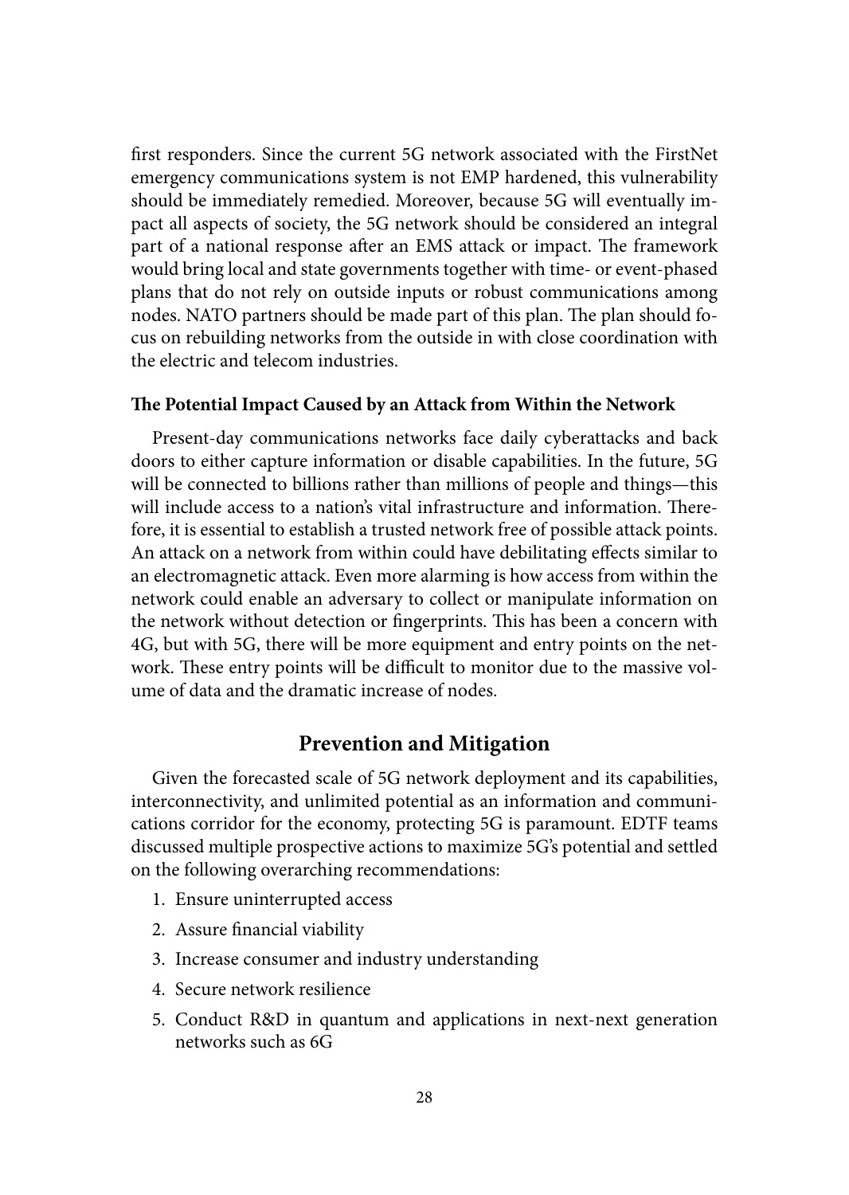first responders. Since the current 5G network associated with the FirstNet emergency communications system is not EMP hardened, this vulnerability should be immediately remedied. Moreover, because 5G will eventually impact all aspects of society, the 5G network should be considered an integral part of a national response after an EMS attack or impact. The framework would bring local and state governments together with time- or event-phased plans that do not rely on outside inputs or robust communications among nodes. NATO partners should be made part of this plan. The plan should focus on rebuilding networks from the outside in with close coordination with the electric and telecom industries.

**The Potential Impact Caused by an Attack from Within the Network**

Present-day communications networks face daily cyberattacks and back doors to either capture information or disable capabilities. In the future, 5G will be connected to billions rather than millions of people and things—this will include access to a nation's vital infrastructure and information. Therefore, it is essential to establish a trusted network free of possible attack points. An attack on a network from within could have debilitating effects similar to an electromagnetic attack. Even more alarming is how access from within the network could enable an adversary to collect or manipulate information on the network without detection or fingerprints. This has been a concern with 4G, but with 5G, there will be more equipment and entry points on the network. These entry points will be difficult to monitor due to the massive volume of data and the dramatic increase of nodes.

## Prevention and Mitigation

Given the forecasted scale of 5G network deployment and its capabilities, interconnectivity, and unlimited potential as an information and communications corridor for the economy, protecting 5G is paramount. EDTF teams discussed multiple prospective actions to maximize 5G's potential and settled on the following overarching recommendations:

1. Ensure uninterrupted access
2. Assure financial viability
3. Increase consumer and industry understanding
4. Secure network resilience
5. Conduct R&D in quantum and applications in next-next generation networks such as 6G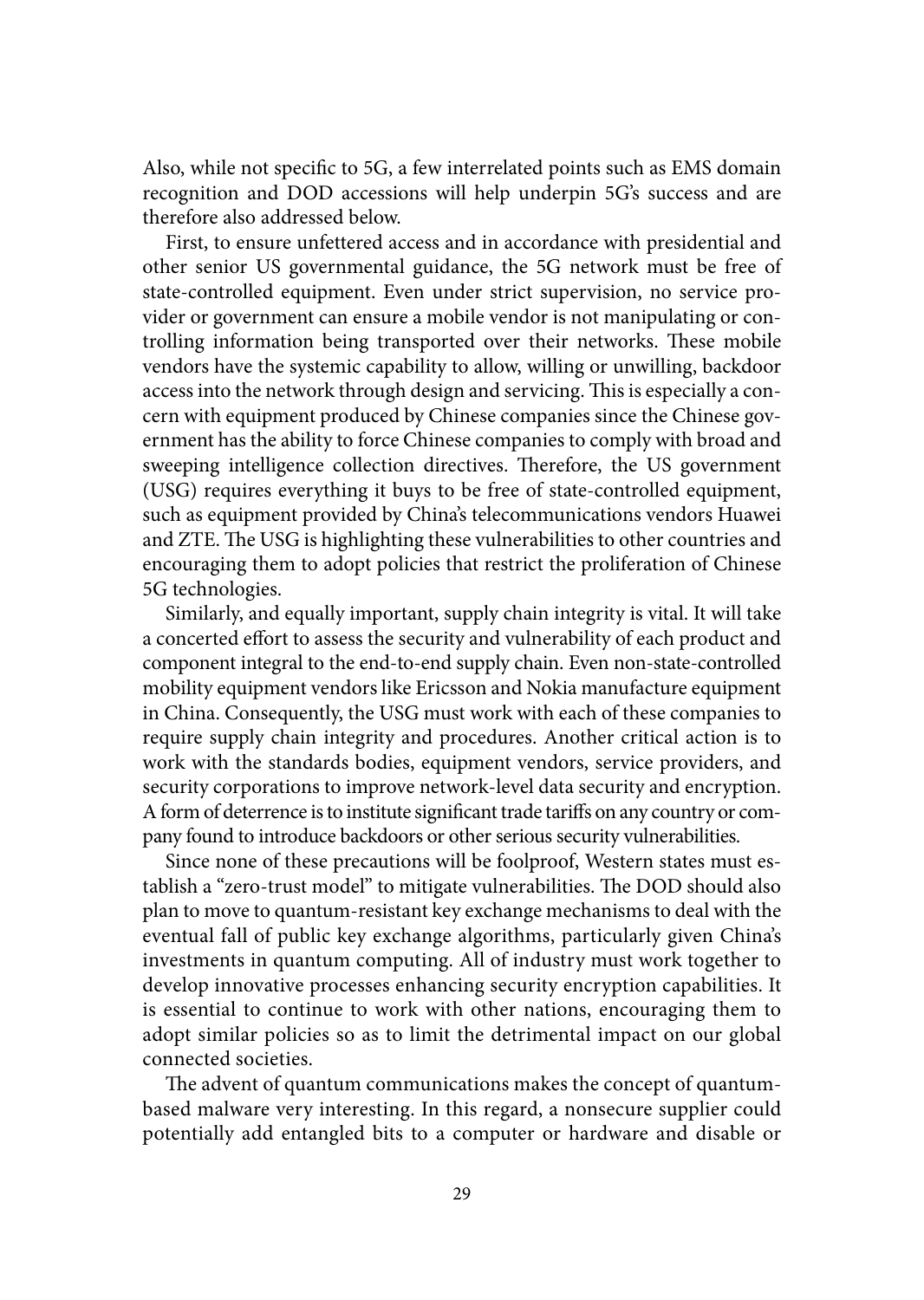Also, while not specific to 5G, a few interrelated points such as EMS domain recognition and DOD accessions will help underpin 5G's success and are therefore also addressed below.

First, to ensure unfettered access and in accordance with presidential and other senior US governmental guidance, the 5G network must be free of state-controlled equipment. Even under strict supervision, no service provider or government can ensure a mobile vendor is not manipulating or controlling information being transported over their networks. These mobile vendors have the systemic capability to allow, willing or unwilling, backdoor access into the network through design and servicing. This is especially a concern with equipment produced by Chinese companies since the Chinese government has the ability to force Chinese companies to comply with broad and sweeping intelligence collection directives. Therefore, the US government (USG) requires everything it buys to be free of state-controlled equipment, such as equipment provided by China's telecommunications vendors Huawei and ZTE. The USG is highlighting these vulnerabilities to other countries and encouraging them to adopt policies that restrict the proliferation of Chinese 5G technologies.

Similarly, and equally important, supply chain integrity is vital. It will take a concerted effort to assess the security and vulnerability of each product and component integral to the end-to-end supply chain. Even non-state-controlled mobility equipment vendors like Ericsson and Nokia manufacture equipment in China. Consequently, the USG must work with each of these companies to require supply chain integrity and procedures. Another critical action is to work with the standards bodies, equipment vendors, service providers, and security corporations to improve network-level data security and encryption. A form of deterrence is to institute significant trade tariffs on any country or company found to introduce backdoors or other serious security vulnerabilities.

Since none of these precautions will be foolproof, Western states must establish a "zero-trust model" to mitigate vulnerabilities. The DOD should also plan to move to quantum-resistant key exchange mechanisms to deal with the eventual fall of public key exchange algorithms, particularly given China's investments in quantum computing. All of industry must work together to develop innovative processes enhancing security encryption capabilities. It is essential to continue to work with other nations, encouraging them to adopt similar policies so as to limit the detrimental impact on our global connected societies.

The advent of quantum communications makes the concept of quantum-based malware very interesting. In this regard, a nonsecure supplier could potentially add entangled bits to a computer or hardware and disable or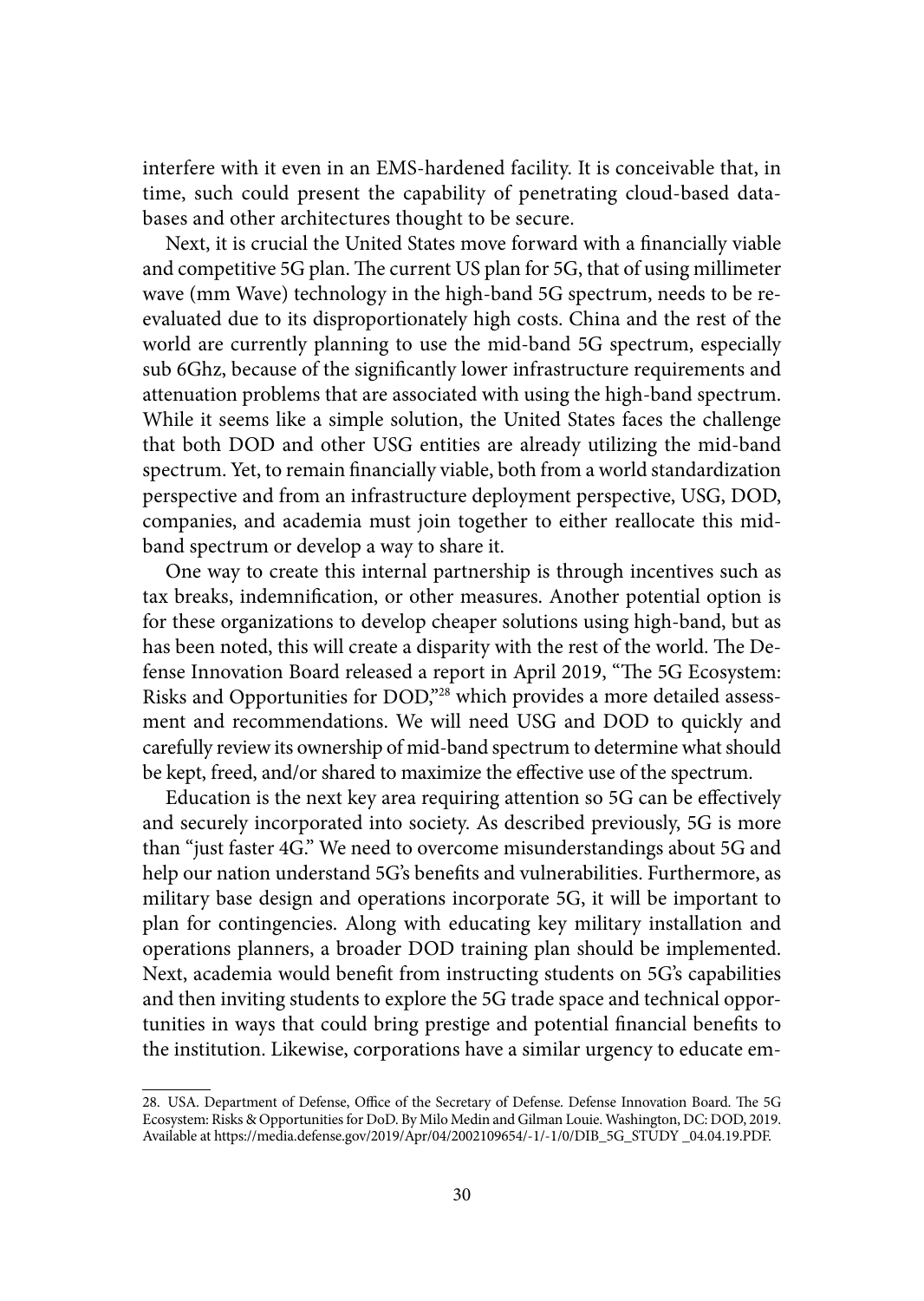interfere with it even in an EMS-hardened facility. It is conceivable that, in time, such could present the capability of penetrating cloud-based databases and other architectures thought to be secure.

Next, it is crucial the United States move forward with a financially viable and competitive 5G plan. The current US plan for 5G, that of using millimeter wave (mm Wave) technology in the high-band 5G spectrum, needs to be reevaluated due to its disproportionately high costs. China and the rest of the world are currently planning to use the mid-band 5G spectrum, especially sub 6Ghz, because of the significantly lower infrastructure requirements and attenuation problems that are associated with using the high-band spectrum. While it seems like a simple solution, the United States faces the challenge that both DOD and other USG entities are already utilizing the mid-band spectrum. Yet, to remain financially viable, both from a world standardization perspective and from an infrastructure deployment perspective, USG, DOD, companies, and academia must join together to either reallocate this mid-band spectrum or develop a way to share it.

One way to create this internal partnership is through incentives such as tax breaks, indemnification, or other measures. Another potential option is for these organizations to develop cheaper solutions using high-band, but as has been noted, this will create a disparity with the rest of the world. The Defense Innovation Board released a report in April 2019, "The 5G Ecosystem: Risks and Opportunities for DOD,"[28] which provides a more detailed assessment and recommendations. We will need USG and DOD to quickly and carefully review its ownership of mid-band spectrum to determine what should be kept, freed, and/or shared to maximize the effective use of the spectrum.

Education is the next key area requiring attention so 5G can be effectively and securely incorporated into society. As described previously, 5G is more than "just faster 4G." We need to overcome misunderstandings about 5G and help our nation understand 5G's benefits and vulnerabilities. Furthermore, as military base design and operations incorporate 5G, it will be important to plan for contingencies. Along with educating key military installation and operations planners, a broader DOD training plan should be implemented. Next, academia would benefit from instructing students on 5G's capabilities and then inviting students to explore the 5G trade space and technical opportunities in ways that could bring prestige and potential financial benefits to the institution. Likewise, corporations have a similar urgency to educate em-

---

28. USA. Department of Defense, Office of the Secretary of Defense. Defense Innovation Board. The 5G Ecosystem: Risks & Opportunities for DoD. By Milo Medin and Gilman Louie. Washington, DC: DOD, 2019. Available at https://media.defense.gov/2019/Apr/04/2002109654/-1/-1/0/DIB_5G_STUDY _04.04.19.PDF.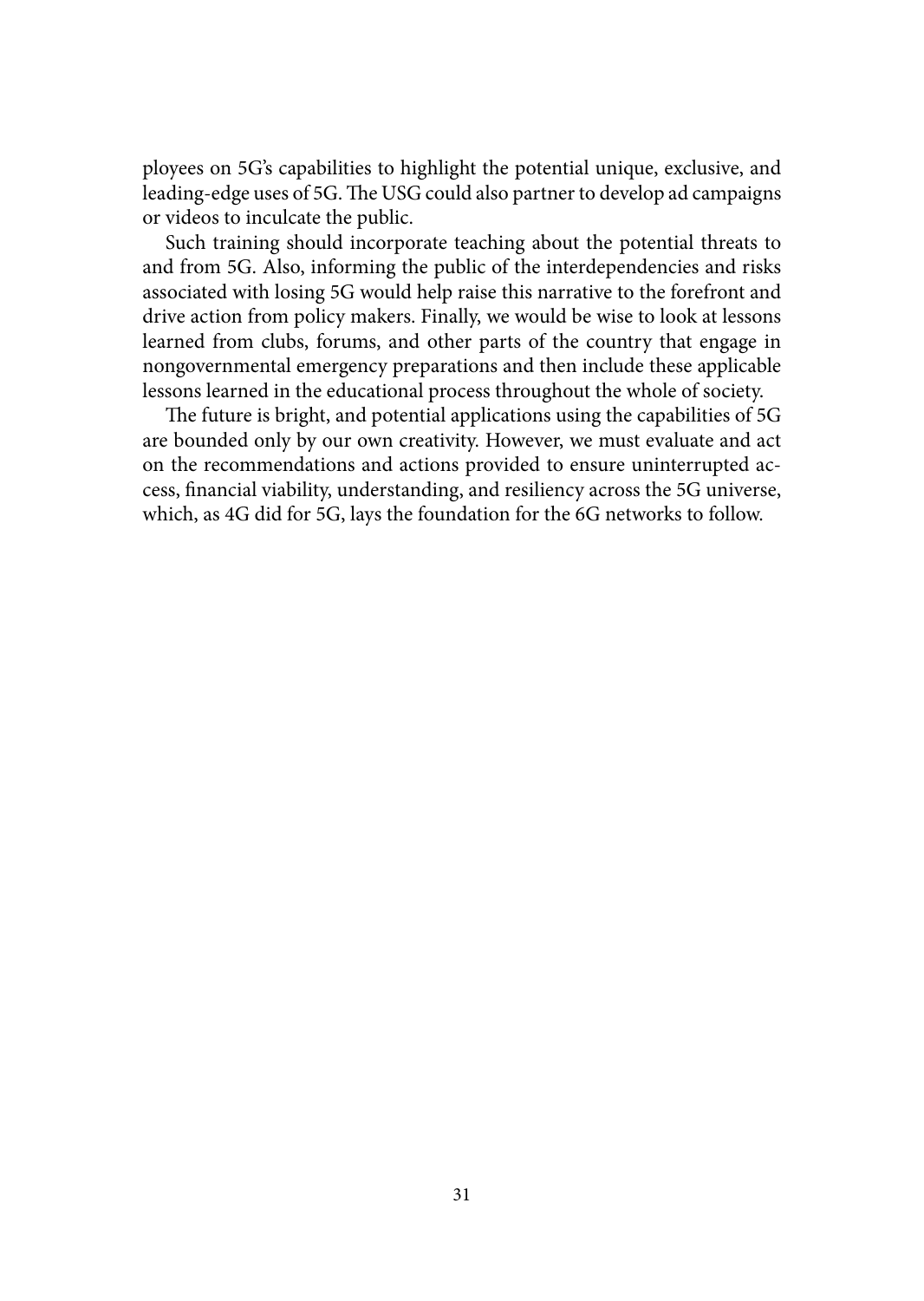ployees on 5G's capabilities to highlight the potential unique, exclusive, and leading-edge uses of 5G. The USG could also partner to develop ad campaigns or videos to inculcate the public.

Such training should incorporate teaching about the potential threats to and from 5G. Also, informing the public of the interdependencies and risks associated with losing 5G would help raise this narrative to the forefront and drive action from policy makers. Finally, we would be wise to look at lessons learned from clubs, forums, and other parts of the country that engage in nongovernmental emergency preparations and then include these applicable lessons learned in the educational process throughout the whole of society.

The future is bright, and potential applications using the capabilities of 5G are bounded only by our own creativity. However, we must evaluate and act on the recommendations and actions provided to ensure uninterrupted access, financial viability, understanding, and resiliency across the 5G universe, which, as 4G did for 5G, lays the foundation for the 6G networks to follow.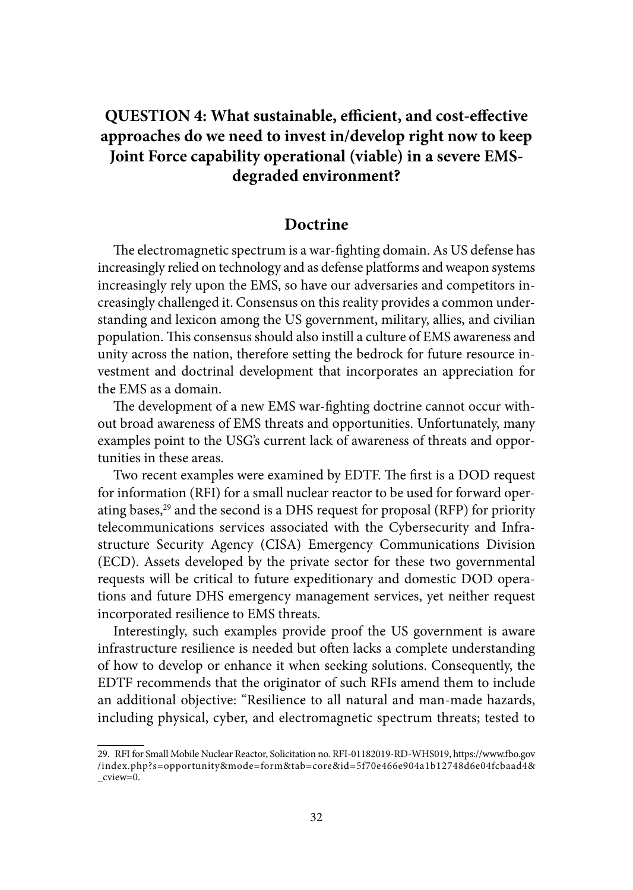## QUESTION 4: What sustainable, efficient, and cost-effective approaches do we need to invest in/develop right now to keep Joint Force capability operational (viable) in a severe EMS-degraded environment?

### Doctrine

The electromagnetic spectrum is a war-fighting domain. As US defense has increasingly relied on technology and as defense platforms and weapon systems increasingly rely upon the EMS, so have our adversaries and competitors increasingly challenged it. Consensus on this reality provides a common understanding and lexicon among the US government, military, allies, and civilian population. This consensus should also instill a culture of EMS awareness and unity across the nation, therefore setting the bedrock for future resource investment and doctrinal development that incorporates an appreciation for the EMS as a domain.

The development of a new EMS war-fighting doctrine cannot occur without broad awareness of EMS threats and opportunities. Unfortunately, many examples point to the USG's current lack of awareness of threats and opportunities in these areas.

Two recent examples were examined by EDTF. The first is a DOD request for information (RFI) for a small nuclear reactor to be used for forward operating bases,[29] and the second is a DHS request for proposal (RFP) for priority telecommunications services associated with the Cybersecurity and Infrastructure Security Agency (CISA) Emergency Communications Division (ECD). Assets developed by the private sector for these two governmental requests will be critical to future expeditionary and domestic DOD operations and future DHS emergency management services, yet neither request incorporated resilience to EMS threats.

Interestingly, such examples provide proof the US government is aware infrastructure resilience is needed but often lacks a complete understanding of how to develop or enhance it when seeking solutions. Consequently, the EDTF recommends that the originator of such RFIs amend them to include an additional objective: "Resilience to all natural and man-made hazards, including physical, cyber, and electromagnetic spectrum threats; tested to

---

29. RFI for Small Mobile Nuclear Reactor, Solicitation no. RFI-01182019-RD-WHS019, https://www.fbo.gov/index.php?s=opportunity&mode=form&tab=core&id=5f70e466e904a1b12748d6e04fcbaad4&_cview=0.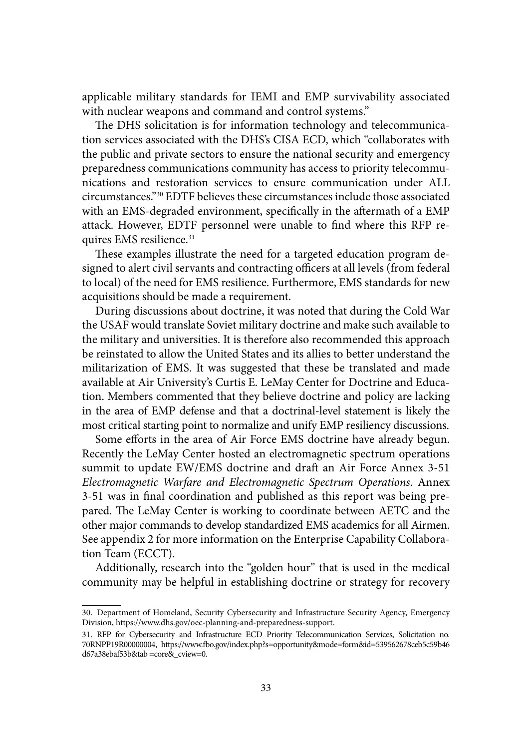applicable military standards for IEMI and EMP survivability associated with nuclear weapons and command and control systems."

The DHS solicitation is for information technology and telecommunication services associated with the DHS's CISA ECD, which "collaborates with the public and private sectors to ensure the national security and emergency preparedness communications community has access to priority telecommunications and restoration services to ensure communication under ALL circumstances."[30] EDTF believes these circumstances include those associated with an EMS-degraded environment, specifically in the aftermath of a EMP attack. However, EDTF personnel were unable to find where this RFP requires EMS resilience.[31]

These examples illustrate the need for a targeted education program designed to alert civil servants and contracting officers at all levels (from federal to local) of the need for EMS resilience. Furthermore, EMS standards for new acquisitions should be made a requirement.

During discussions about doctrine, it was noted that during the Cold War the USAF would translate Soviet military doctrine and make such available to the military and universities. It is therefore also recommended this approach be reinstated to allow the United States and its allies to better understand the militarization of EMS. It was suggested that these be translated and made available at Air University's Curtis E. LeMay Center for Doctrine and Education. Members commented that they believe doctrine and policy are lacking in the area of EMP defense and that a doctrinal-level statement is likely the most critical starting point to normalize and unify EMP resiliency discussions.

Some efforts in the area of Air Force EMS doctrine have already begun. Recently the LeMay Center hosted an electromagnetic spectrum operations summit to update EW/EMS doctrine and draft an Air Force Annex 3-51 *Electromagnetic Warfare and Electromagnetic Spectrum Operations*. Annex 3-51 was in final coordination and published as this report was being prepared. The LeMay Center is working to coordinate between AETC and the other major commands to develop standardized EMS academics for all Airmen. See appendix 2 for more information on the Enterprise Capability Collaboration Team (ECCT).

Additionally, research into the "golden hour" that is used in the medical community may be helpful in establishing doctrine or strategy for recovery

---

30. Department of Homeland, Security Cybersecurity and Infrastructure Security Agency, Emergency Division, https://www.dhs.gov/oec-planning-and-preparedness-support.

31. RFP for Cybersecurity and Infrastructure ECD Priority Telecommunication Services, Solicitation no. 70RNPP19R00000004, https://www.fbo.gov/index.php?s=opportunity&mode=form&id=539562678ceb5c59b46d67a38ebaf53b&tab =core&_cview=0.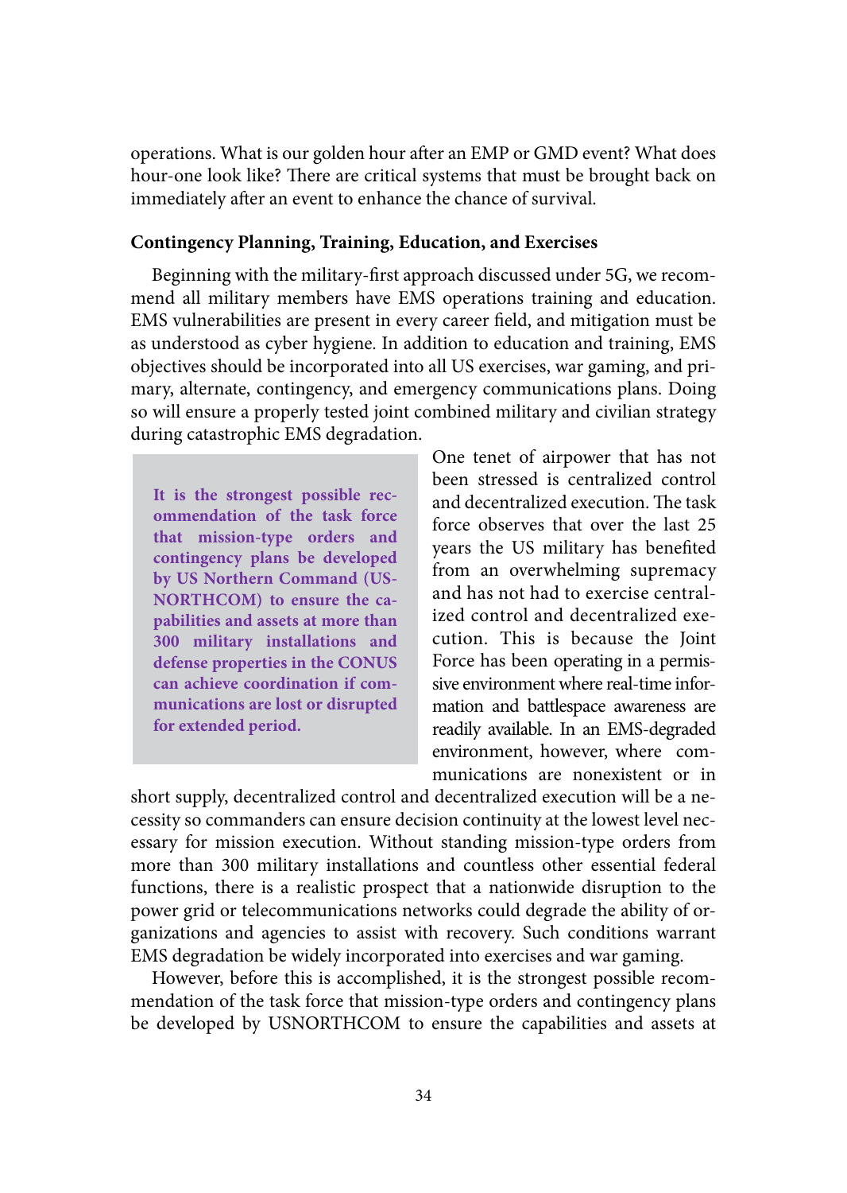operations. What is our golden hour after an EMP or GMD event? What does hour-one look like? There are critical systems that must be brought back on immediately after an event to enhance the chance of survival.

### Contingency Planning, Training, Education, and Exercises

Beginning with the military-first approach discussed under 5G, we recommend all military members have EMS operations training and education. EMS vulnerabilities are present in every career field, and mitigation must be as understood as cyber hygiene. In addition to education and training, EMS objectives should be incorporated into all US exercises, war gaming, and primary, alternate, contingency, and emergency communications plans. Doing so will ensure a properly tested joint combined military and civilian strategy during catastrophic EMS degradation.

> **It is the strongest possible recommendation of the task force that mission-type orders and contingency plans be developed by US Northern Command (USNORTHCOM) to ensure the capabilities and assets at more than 300 military installations and defense properties in the CONUS can achieve coordination if communications are lost or disrupted for extended period.**

One tenet of airpower that has not been stressed is centralized control and decentralized execution. The task force observes that over the last 25 years the US military has benefited from an overwhelming supremacy and has not had to exercise centralized control and decentralized execution. This is because the Joint Force has been operating in a permissive environment where real-time information and battlespace awareness are readily available. In an EMS-degraded environment, however, where communications are nonexistent or in short supply, decentralized control and decentralized execution will be a necessity so commanders can ensure decision continuity at the lowest level necessary for mission execution. Without standing mission-type orders from more than 300 military installations and countless other essential federal functions, there is a realistic prospect that a nationwide disruption to the power grid or telecommunications networks could degrade the ability of organizations and agencies to assist with recovery. Such conditions warrant EMS degradation be widely incorporated into exercises and war gaming.

However, before this is accomplished, it is the strongest possible recommendation of the task force that mission-type orders and contingency plans be developed by USNORTHCOM to ensure the capabilities and assets at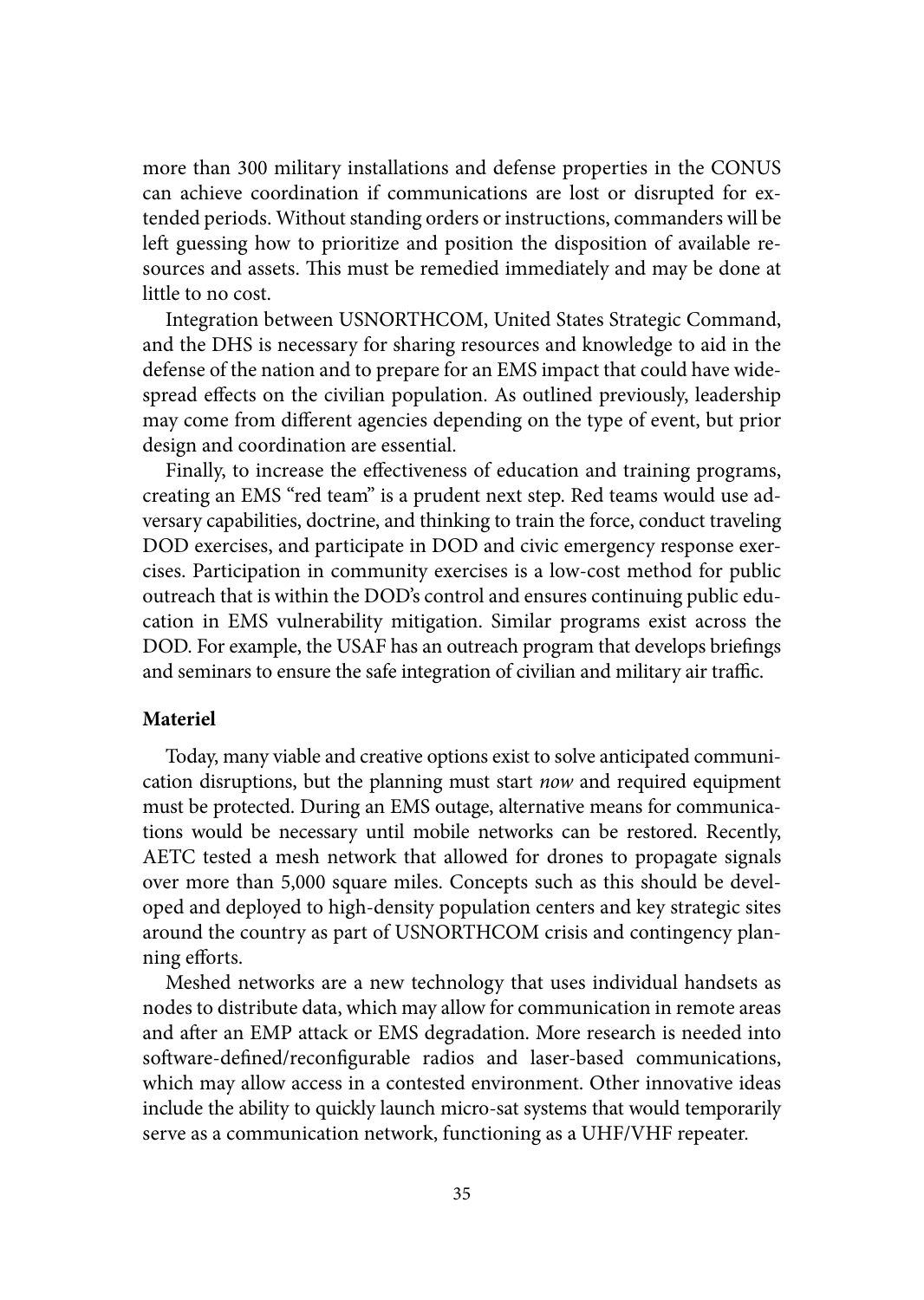more than 300 military installations and defense properties in the CONUS can achieve coordination if communications are lost or disrupted for extended periods. Without standing orders or instructions, commanders will be left guessing how to prioritize and position the disposition of available resources and assets. This must be remedied immediately and may be done at little to no cost.

Integration between USNORTHCOM, United States Strategic Command, and the DHS is necessary for sharing resources and knowledge to aid in the defense of the nation and to prepare for an EMS impact that could have widespread effects on the civilian population. As outlined previously, leadership may come from different agencies depending on the type of event, but prior design and coordination are essential.

Finally, to increase the effectiveness of education and training programs, creating an EMS "red team" is a prudent next step. Red teams would use adversary capabilities, doctrine, and thinking to train the force, conduct traveling DOD exercises, and participate in DOD and civic emergency response exercises. Participation in community exercises is a low-cost method for public outreach that is within the DOD's control and ensures continuing public education in EMS vulnerability mitigation. Similar programs exist across the DOD. For example, the USAF has an outreach program that develops briefings and seminars to ensure the safe integration of civilian and military air traffic.

**Materiel**

Today, many viable and creative options exist to solve anticipated communication disruptions, but the planning must start *now* and required equipment must be protected. During an EMS outage, alternative means for communications would be necessary until mobile networks can be restored. Recently, AETC tested a mesh network that allowed for drones to propagate signals over more than 5,000 square miles. Concepts such as this should be developed and deployed to high-density population centers and key strategic sites around the country as part of USNORTHCOM crisis and contingency planning efforts.

Meshed networks are a new technology that uses individual handsets as nodes to distribute data, which may allow for communication in remote areas and after an EMP attack or EMS degradation. More research is needed into software-defined/reconfigurable radios and laser-based communications, which may allow access in a contested environment. Other innovative ideas include the ability to quickly launch micro-sat systems that would temporarily serve as a communication network, functioning as a UHF/VHF repeater.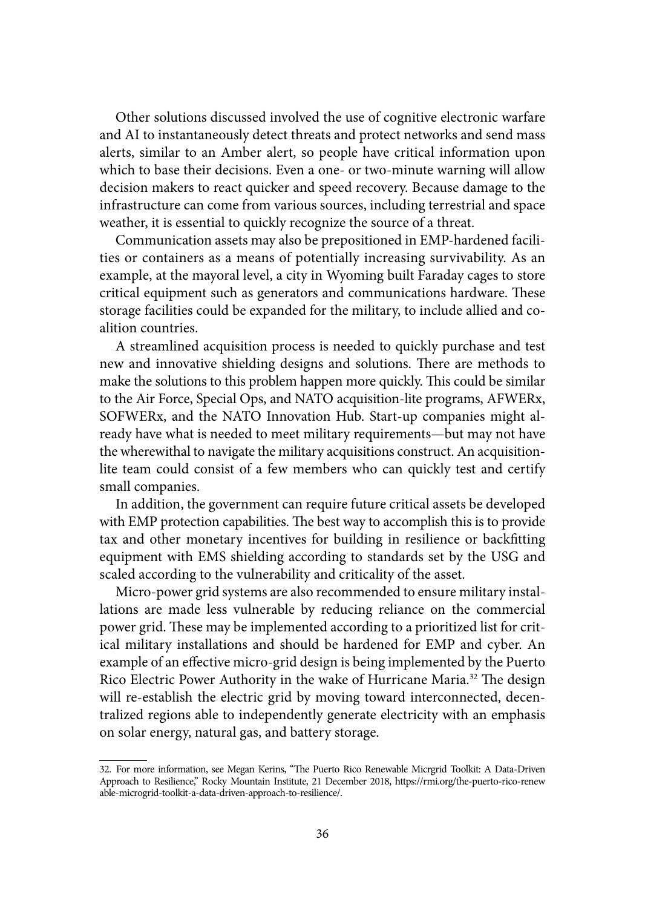Other solutions discussed involved the use of cognitive electronic warfare and AI to instantaneously detect threats and protect networks and send mass alerts, similar to an Amber alert, so people have critical information upon which to base their decisions. Even a one- or two-minute warning will allow decision makers to react quicker and speed recovery. Because damage to the infrastructure can come from various sources, including terrestrial and space weather, it is essential to quickly recognize the source of a threat.

Communication assets may also be prepositioned in EMP-hardened facilities or containers as a means of potentially increasing survivability. As an example, at the mayoral level, a city in Wyoming built Faraday cages to store critical equipment such as generators and communications hardware. These storage facilities could be expanded for the military, to include allied and coalition countries.

A streamlined acquisition process is needed to quickly purchase and test new and innovative shielding designs and solutions. There are methods to make the solutions to this problem happen more quickly. This could be similar to the Air Force, Special Ops, and NATO acquisition-lite programs, AFWERx, SOFWERx, and the NATO Innovation Hub. Start-up companies might already have what is needed to meet military requirements—but may not have the wherewithal to navigate the military acquisitions construct. An acquisition-lite team could consist of a few members who can quickly test and certify small companies.

In addition, the government can require future critical assets be developed with EMP protection capabilities. The best way to accomplish this is to provide tax and other monetary incentives for building in resilience or backfitting equipment with EMS shielding according to standards set by the USG and scaled according to the vulnerability and criticality of the asset.

Micro-power grid systems are also recommended to ensure military installations are made less vulnerable by reducing reliance on the commercial power grid. These may be implemented according to a prioritized list for critical military installations and should be hardened for EMP and cyber. An example of an effective micro-grid design is being implemented by the Puerto Rico Electric Power Authority in the wake of Hurricane Maria.[32] The design will re-establish the electric grid by moving toward interconnected, decentralized regions able to independently generate electricity with an emphasis on solar energy, natural gas, and battery storage.

---

32. For more information, see Megan Kerins, "The Puerto Rico Renewable Micrgrid Toolkit: A Data-Driven Approach to Resilience," Rocky Mountain Institute, 21 December 2018, https://rmi.org/the-puerto-rico-renewable-microgrid-toolkit-a-data-driven-approach-to-resilience/.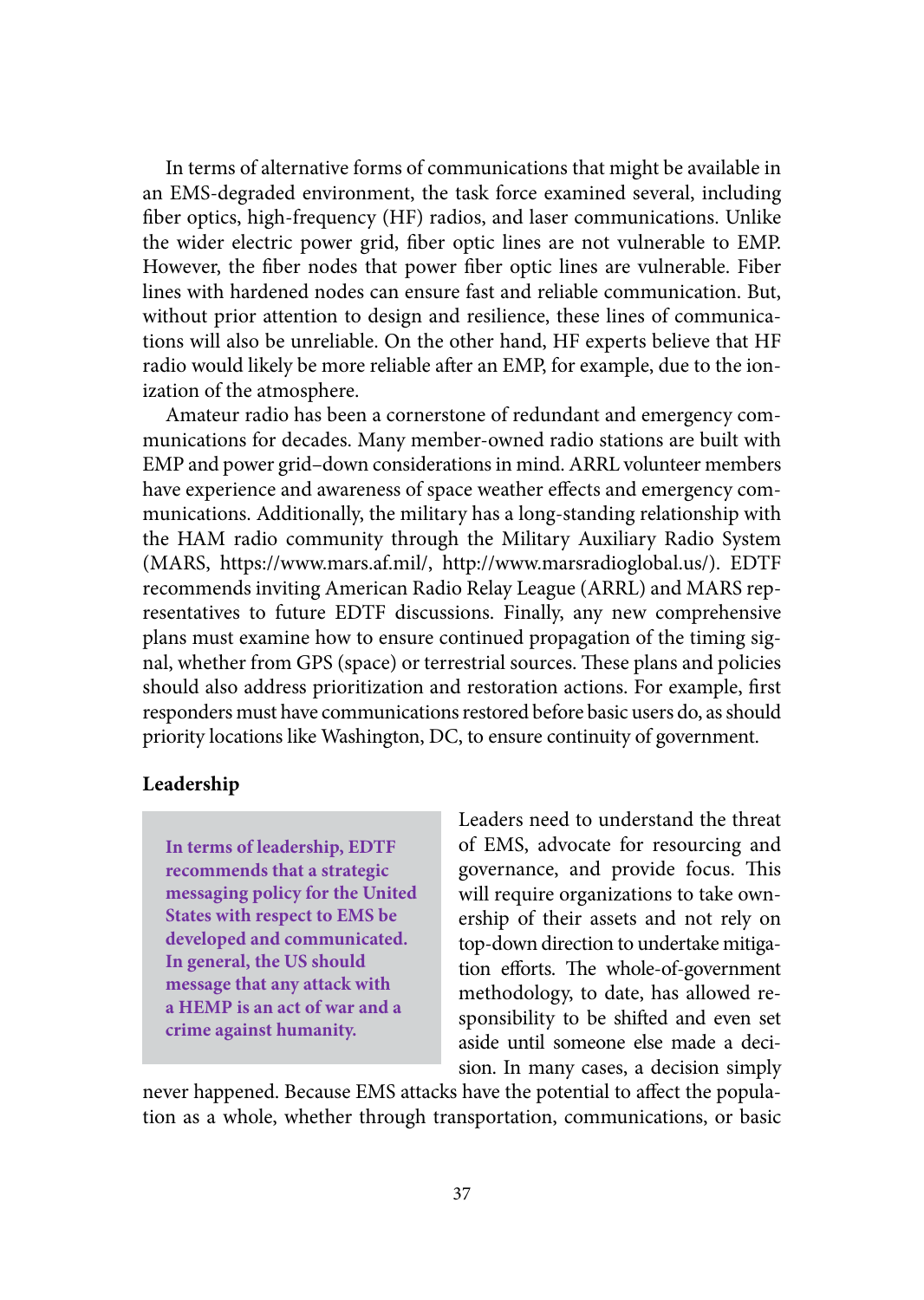In terms of alternative forms of communications that might be available in an EMS-degraded environment, the task force examined several, including fiber optics, high-frequency (HF) radios, and laser communications. Unlike the wider electric power grid, fiber optic lines are not vulnerable to EMP. However, the fiber nodes that power fiber optic lines are vulnerable. Fiber lines with hardened nodes can ensure fast and reliable communication. But, without prior attention to design and resilience, these lines of communications will also be unreliable. On the other hand, HF experts believe that HF radio would likely be more reliable after an EMP, for example, due to the ionization of the atmosphere.

Amateur radio has been a cornerstone of redundant and emergency communications for decades. Many member-owned radio stations are built with EMP and power grid–down considerations in mind. ARRL volunteer members have experience and awareness of space weather effects and emergency communications. Additionally, the military has a long-standing relationship with the HAM radio community through the Military Auxiliary Radio System (MARS, https://www.mars.af.mil/, http://www.marsradioglobal.us/). EDTF recommends inviting American Radio Relay League (ARRL) and MARS representatives to future EDTF discussions. Finally, any new comprehensive plans must examine how to ensure continued propagation of the timing signal, whether from GPS (space) or terrestrial sources. These plans and policies should also address prioritization and restoration actions. For example, first responders must have communications restored before basic users do, as should priority locations like Washington, DC, to ensure continuity of government.

## Leadership

> **In terms of leadership, EDTF recommends that a strategic messaging policy for the United States with respect to EMS be developed and communicated. In general, the US should message that any attack with a HEMP is an act of war and a crime against humanity.**

Leaders need to understand the threat of EMS, advocate for resourcing and governance, and provide focus. This will require organizations to take ownership of their assets and not rely on top-down direction to undertake mitigation efforts. The whole-of-government methodology, to date, has allowed responsibility to be shifted and even set aside until someone else made a decision. In many cases, a decision simply never happened. Because EMS attacks have the potential to affect the population as a whole, whether through transportation, communications, or basic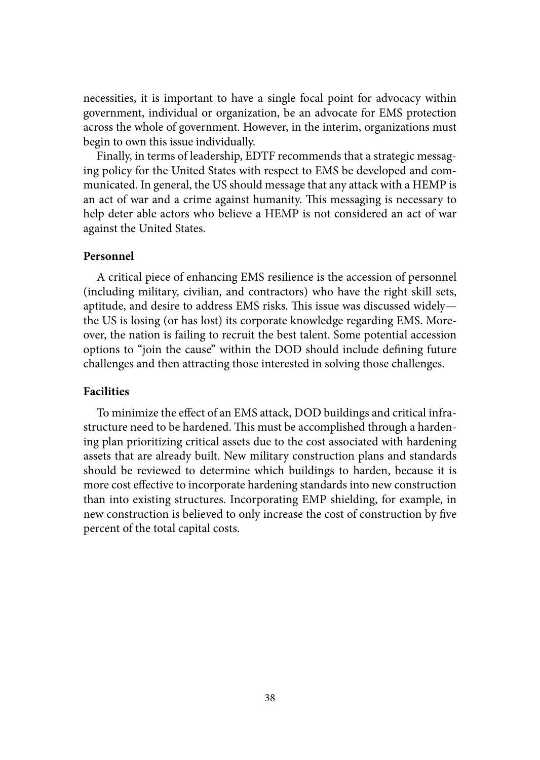necessities, it is important to have a single focal point for advocacy within government, individual or organization, be an advocate for EMS protection across the whole of government. However, in the interim, organizations must begin to own this issue individually.

Finally, in terms of leadership, EDTF recommends that a strategic messaging policy for the United States with respect to EMS be developed and communicated. In general, the US should message that any attack with a HEMP is an act of war and a crime against humanity. This messaging is necessary to help deter able actors who believe a HEMP is not considered an act of war against the United States.

### Personnel

A critical piece of enhancing EMS resilience is the accession of personnel (including military, civilian, and contractors) who have the right skill sets, aptitude, and desire to address EMS risks. This issue was discussed widely—the US is losing (or has lost) its corporate knowledge regarding EMS. Moreover, the nation is failing to recruit the best talent. Some potential accession options to "join the cause" within the DOD should include defining future challenges and then attracting those interested in solving those challenges.

### Facilities

To minimize the effect of an EMS attack, DOD buildings and critical infrastructure need to be hardened. This must be accomplished through a hardening plan prioritizing critical assets due to the cost associated with hardening assets that are already built. New military construction plans and standards should be reviewed to determine which buildings to harden, because it is more cost effective to incorporate hardening standards into new construction than into existing structures. Incorporating EMP shielding, for example, in new construction is believed to only increase the cost of construction by five percent of the total capital costs.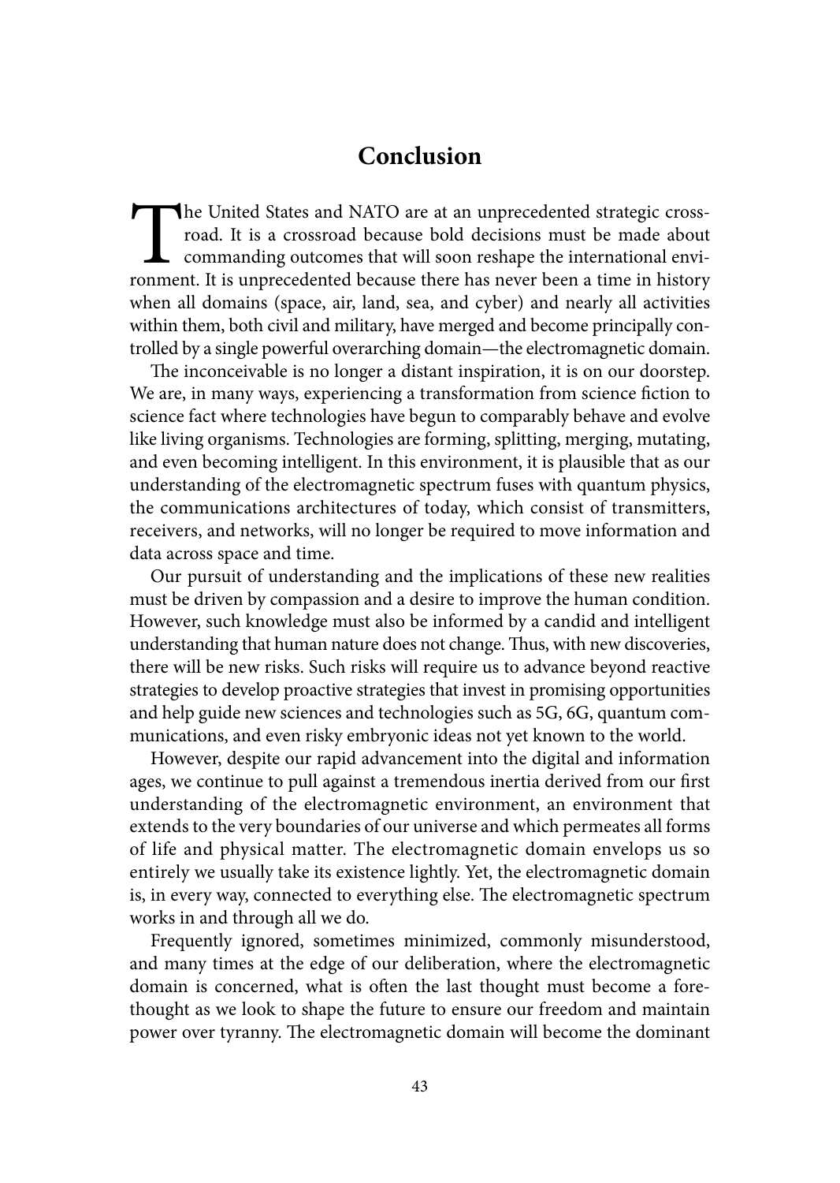# Conclusion

The United States and NATO are at an unprecedented strategic crossroad. It is a crossroad because bold decisions must be made about commanding outcomes that will soon reshape the international environment. It is unprecedented because there has never been a time in history when all domains (space, air, land, sea, and cyber) and nearly all activities within them, both civil and military, have merged and become principally controlled by a single powerful overarching domain—the electromagnetic domain.

The inconceivable is no longer a distant inspiration, it is on our doorstep. We are, in many ways, experiencing a transformation from science fiction to science fact where technologies have begun to comparably behave and evolve like living organisms. Technologies are forming, splitting, merging, mutating, and even becoming intelligent. In this environment, it is plausible that as our understanding of the electromagnetic spectrum fuses with quantum physics, the communications architectures of today, which consist of transmitters, receivers, and networks, will no longer be required to move information and data across space and time.

Our pursuit of understanding and the implications of these new realities must be driven by compassion and a desire to improve the human condition. However, such knowledge must also be informed by a candid and intelligent understanding that human nature does not change. Thus, with new discoveries, there will be new risks. Such risks will require us to advance beyond reactive strategies to develop proactive strategies that invest in promising opportunities and help guide new sciences and technologies such as 5G, 6G, quantum communications, and even risky embryonic ideas not yet known to the world.

However, despite our rapid advancement into the digital and information ages, we continue to pull against a tremendous inertia derived from our first understanding of the electromagnetic environment, an environment that extends to the very boundaries of our universe and which permeates all forms of life and physical matter. The electromagnetic domain envelops us so entirely we usually take its existence lightly. Yet, the electromagnetic domain is, in every way, connected to everything else. The electromagnetic spectrum works in and through all we do.

Frequently ignored, sometimes minimized, commonly misunderstood, and many times at the edge of our deliberation, where the electromagnetic domain is concerned, what is often the last thought must become a forethought as we look to shape the future to ensure our freedom and maintain power over tyranny. The electromagnetic domain will become the dominant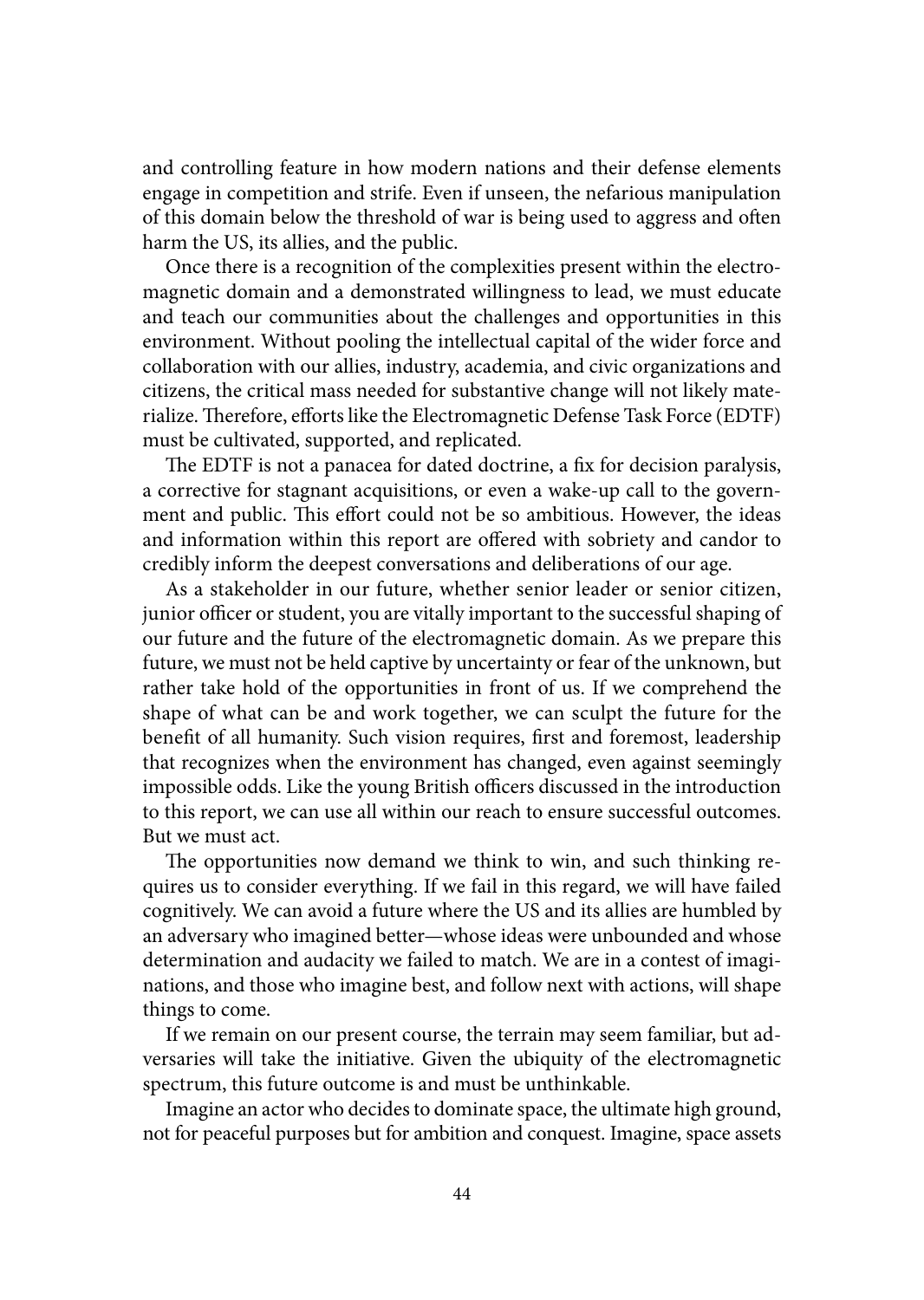and controlling feature in how modern nations and their defense elements engage in competition and strife. Even if unseen, the nefarious manipulation of this domain below the threshold of war is being used to aggress and often harm the US, its allies, and the public.

Once there is a recognition of the complexities present within the electromagnetic domain and a demonstrated willingness to lead, we must educate and teach our communities about the challenges and opportunities in this environment. Without pooling the intellectual capital of the wider force and collaboration with our allies, industry, academia, and civic organizations and citizens, the critical mass needed for substantive change will not likely materialize. Therefore, efforts like the Electromagnetic Defense Task Force (EDTF) must be cultivated, supported, and replicated.

The EDTF is not a panacea for dated doctrine, a fix for decision paralysis, a corrective for stagnant acquisitions, or even a wake-up call to the government and public. This effort could not be so ambitious. However, the ideas and information within this report are offered with sobriety and candor to credibly inform the deepest conversations and deliberations of our age.

As a stakeholder in our future, whether senior leader or senior citizen, junior officer or student, you are vitally important to the successful shaping of our future and the future of the electromagnetic domain. As we prepare this future, we must not be held captive by uncertainty or fear of the unknown, but rather take hold of the opportunities in front of us. If we comprehend the shape of what can be and work together, we can sculpt the future for the benefit of all humanity. Such vision requires, first and foremost, leadership that recognizes when the environment has changed, even against seemingly impossible odds. Like the young British officers discussed in the introduction to this report, we can use all within our reach to ensure successful outcomes. But we must act.

The opportunities now demand we think to win, and such thinking requires us to consider everything. If we fail in this regard, we will have failed cognitively. We can avoid a future where the US and its allies are humbled by an adversary who imagined better—whose ideas were unbounded and whose determination and audacity we failed to match. We are in a contest of imaginations, and those who imagine best, and follow next with actions, will shape things to come.

If we remain on our present course, the terrain may seem familiar, but adversaries will take the initiative. Given the ubiquity of the electromagnetic spectrum, this future outcome is and must be unthinkable.

Imagine an actor who decides to dominate space, the ultimate high ground, not for peaceful purposes but for ambition and conquest. Imagine, space assets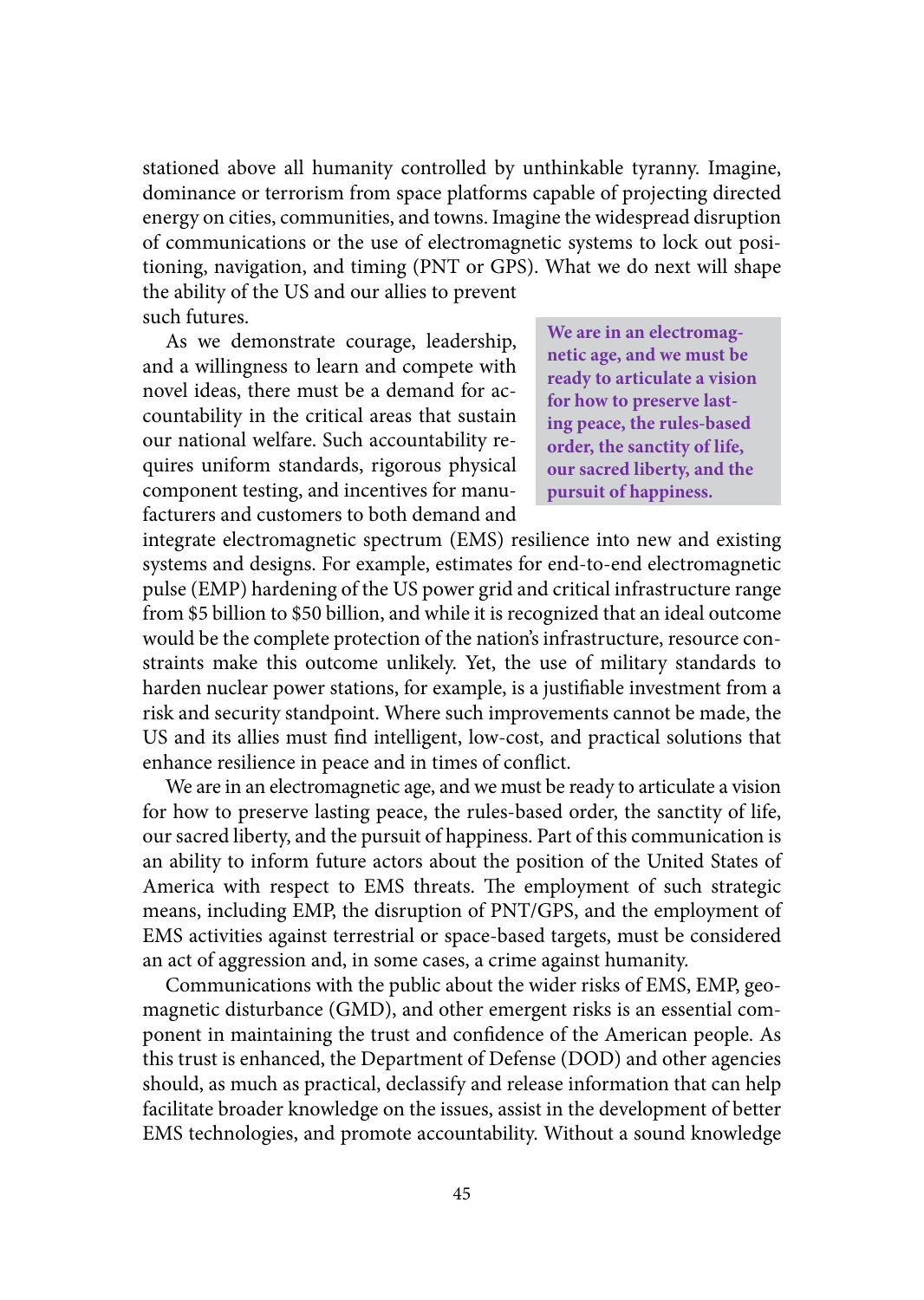stationed above all humanity controlled by unthinkable tyranny. Imagine, dominance or terrorism from space platforms capable of projecting directed energy on cities, communities, and towns. Imagine the widespread disruption of communications or the use of electromagnetic systems to lock out positioning, navigation, and timing (PNT or GPS). What we do next will shape the ability of the US and our allies to prevent such futures.

> **We are in an electromagnetic age, and we must be ready to articulate a vision for how to preserve lasting peace, the rules-based order, the sanctity of life, our sacred liberty, and the pursuit of happiness.**

As we demonstrate courage, leadership, and a willingness to learn and compete with novel ideas, there must be a demand for accountability in the critical areas that sustain our national welfare. Such accountability requires uniform standards, rigorous physical component testing, and incentives for manufacturers and customers to both demand and integrate electromagnetic spectrum (EMS) resilience into new and existing systems and designs. For example, estimates for end-to-end electromagnetic pulse (EMP) hardening of the US power grid and critical infrastructure range from $5 billion to $50 billion, and while it is recognized that an ideal outcome would be the complete protection of the nation's infrastructure, resource constraints make this outcome unlikely. Yet, the use of military standards to harden nuclear power stations, for example, is a justifiable investment from a risk and security standpoint. Where such improvements cannot be made, the US and its allies must find intelligent, low-cost, and practical solutions that enhance resilience in peace and in times of conflict.

We are in an electromagnetic age, and we must be ready to articulate a vision for how to preserve lasting peace, the rules-based order, the sanctity of life, our sacred liberty, and the pursuit of happiness. Part of this communication is an ability to inform future actors about the position of the United States of America with respect to EMS threats. The employment of such strategic means, including EMP, the disruption of PNT/GPS, and the employment of EMS activities against terrestrial or space-based targets, must be considered an act of aggression and, in some cases, a crime against humanity.

Communications with the public about the wider risks of EMS, EMP, geomagnetic disturbance (GMD), and other emergent risks is an essential component in maintaining the trust and confidence of the American people. As this trust is enhanced, the Department of Defense (DOD) and other agencies should, as much as practical, declassify and release information that can help facilitate broader knowledge on the issues, assist in the development of better EMS technologies, and promote accountability. Without a sound knowledge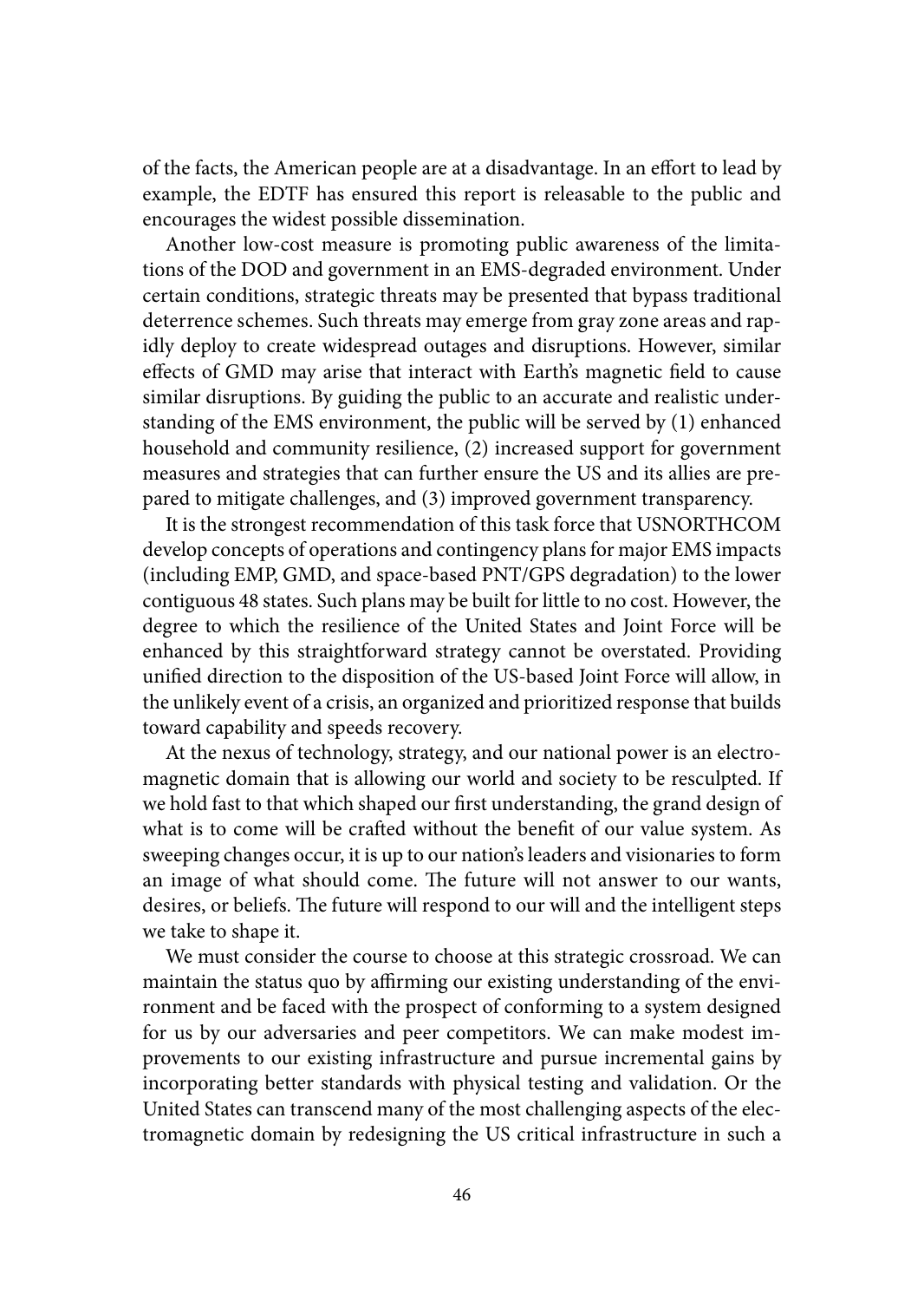of the facts, the American people are at a disadvantage. In an effort to lead by example, the EDTF has ensured this report is releasable to the public and encourages the widest possible dissemination.

Another low-cost measure is promoting public awareness of the limitations of the DOD and government in an EMS-degraded environment. Under certain conditions, strategic threats may be presented that bypass traditional deterrence schemes. Such threats may emerge from gray zone areas and rapidly deploy to create widespread outages and disruptions. However, similar effects of GMD may arise that interact with Earth's magnetic field to cause similar disruptions. By guiding the public to an accurate and realistic understanding of the EMS environment, the public will be served by (1) enhanced household and community resilience, (2) increased support for government measures and strategies that can further ensure the US and its allies are prepared to mitigate challenges, and (3) improved government transparency.

It is the strongest recommendation of this task force that USNORTHCOM develop concepts of operations and contingency plans for major EMS impacts (including EMP, GMD, and space-based PNT/GPS degradation) to the lower contiguous 48 states. Such plans may be built for little to no cost. However, the degree to which the resilience of the United States and Joint Force will be enhanced by this straightforward strategy cannot be overstated. Providing unified direction to the disposition of the US-based Joint Force will allow, in the unlikely event of a crisis, an organized and prioritized response that builds toward capability and speeds recovery.

At the nexus of technology, strategy, and our national power is an electromagnetic domain that is allowing our world and society to be resculpted. If we hold fast to that which shaped our first understanding, the grand design of what is to come will be crafted without the benefit of our value system. As sweeping changes occur, it is up to our nation's leaders and visionaries to form an image of what should come. The future will not answer to our wants, desires, or beliefs. The future will respond to our will and the intelligent steps we take to shape it.

We must consider the course to choose at this strategic crossroad. We can maintain the status quo by affirming our existing understanding of the environment and be faced with the prospect of conforming to a system designed for us by our adversaries and peer competitors. We can make modest improvements to our existing infrastructure and pursue incremental gains by incorporating better standards with physical testing and validation. Or the United States can transcend many of the most challenging aspects of the electromagnetic domain by redesigning the US critical infrastructure in such a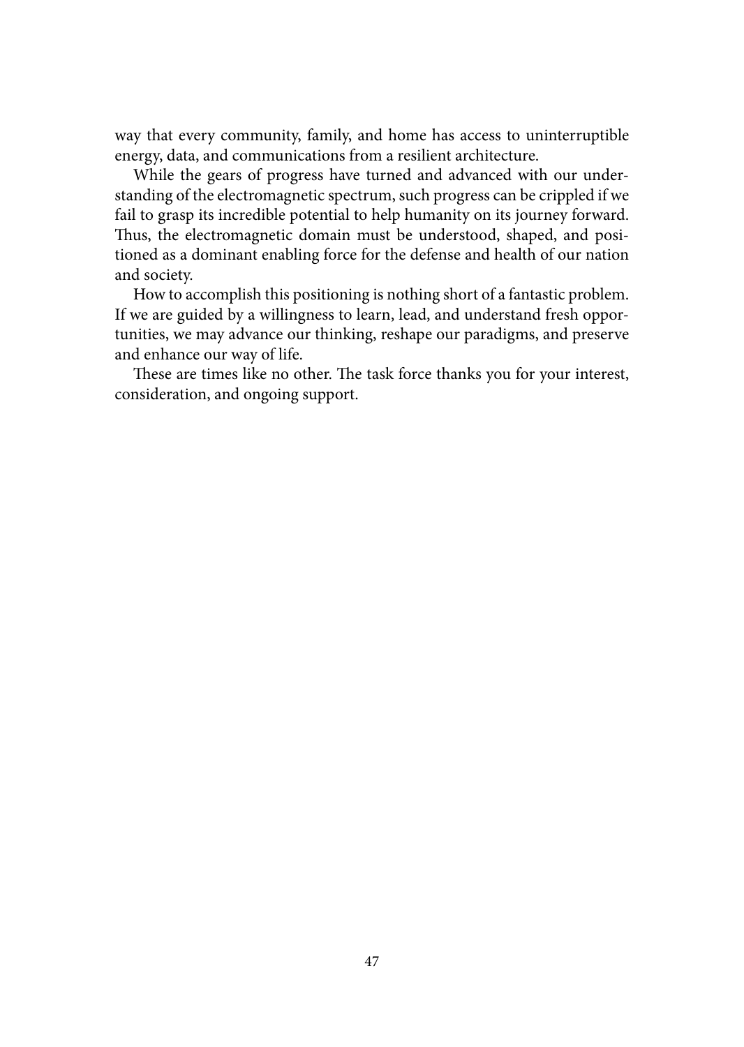way that every community, family, and home has access to uninterruptible energy, data, and communications from a resilient architecture.

While the gears of progress have turned and advanced with our understanding of the electromagnetic spectrum, such progress can be crippled if we fail to grasp its incredible potential to help humanity on its journey forward. Thus, the electromagnetic domain must be understood, shaped, and positioned as a dominant enabling force for the defense and health of our nation and society.

How to accomplish this positioning is nothing short of a fantastic problem. If we are guided by a willingness to learn, lead, and understand fresh opportunities, we may advance our thinking, reshape our paradigms, and preserve and enhance our way of life.

These are times like no other. The task force thanks you for your interest, consideration, and ongoing support.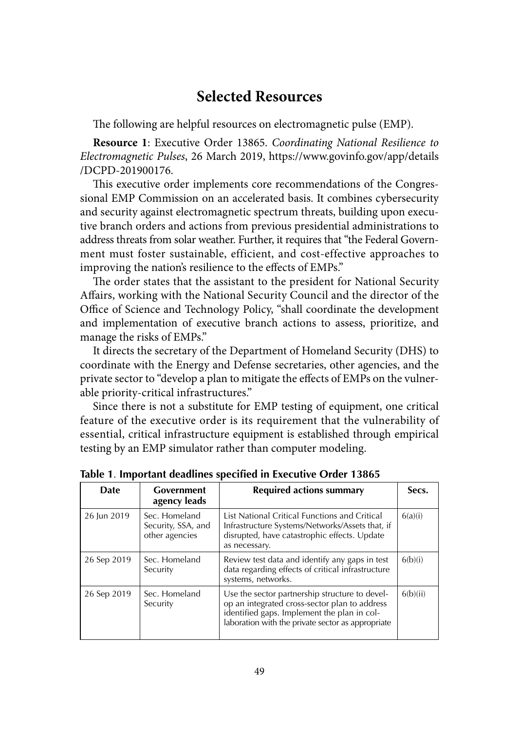# Selected Resources

The following are helpful resources on electromagnetic pulse (EMP).

**Resource 1**: Executive Order 13865. *Coordinating National Resilience to Electromagnetic Pulses*, 26 March 2019, https://www.govinfo.gov/app/details/DCPD-201900176.

This executive order implements core recommendations of the Congressional EMP Commission on an accelerated basis. It combines cybersecurity and security against electromagnetic spectrum threats, building upon executive branch orders and actions from previous presidential administrations to address threats from solar weather. Further, it requires that "the Federal Government must foster sustainable, efficient, and cost-effective approaches to improving the nation's resilience to the effects of EMPs."

The order states that the assistant to the president for National Security Affairs, working with the National Security Council and the director of the Office of Science and Technology Policy, "shall coordinate the development and implementation of executive branch actions to assess, prioritize, and manage the risks of EMPs."

It directs the secretary of the Department of Homeland Security (DHS) to coordinate with the Energy and Defense secretaries, other agencies, and the private sector to "develop a plan to mitigate the effects of EMPs on the vulnerable priority-critical infrastructures."

Since there is not a substitute for EMP testing of equipment, one critical feature of the executive order is its requirement that the vulnerability of essential, critical infrastructure equipment is established through empirical testing by an EMP simulator rather than computer modeling.

**Table 1. Important deadlines specified in Executive Order 13865**

| Date | Government agency leads | Required actions summary | Secs. |
|---|---|---|---|
| 26 Jun 2019 | Sec. Homeland Security, SSA, and other agencies | List National Critical Functions and Critical Infrastructure Systems/Networks/Assets that, if disrupted, have catastrophic effects. Update as necessary. | 6(a)(i) |
| 26 Sep 2019 | Sec. Homeland Security | Review test data and identify any gaps in test data regarding effects of critical infrastructure systems, networks. | 6(b)(i) |
| 26 Sep 2019 | Sec. Homeland Security | Use the sector partnership structure to develop an integrated cross-sector plan to address identified gaps. Implement the plan in collaboration with the private sector as appropriate | 6(b)(ii) |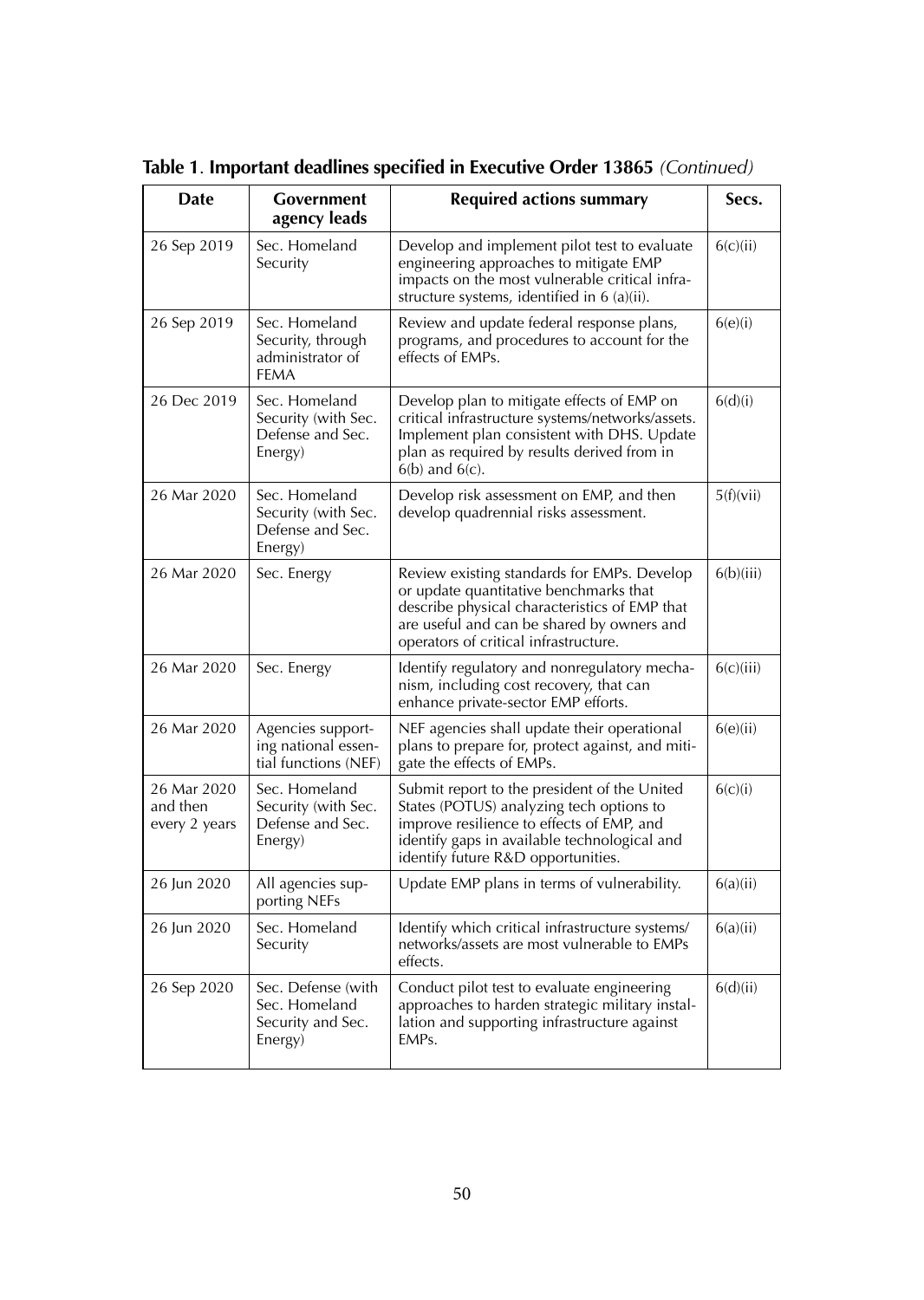**Table 1**. **Important deadlines specified in Executive Order 13865** *(Continued)*

| Date | Government agency leads | Required actions summary | Secs. |
|---|---|---|---|
| 26 Sep 2019 | Sec. Homeland Security | Develop and implement pilot test to evaluate engineering approaches to mitigate EMP impacts on the most vulnerable critical infrastructure systems, identified in 6 (a)(ii). | 6(c)(ii) |
| 26 Sep 2019 | Sec. Homeland Security, through administrator of FEMA | Review and update federal response plans, programs, and procedures to account for the effects of EMPs. | 6(e)(i) |
| 26 Dec 2019 | Sec. Homeland Security (with Sec. Defense and Sec. Energy) | Develop plan to mitigate effects of EMP on critical infrastructure systems/networks/assets. Implement plan consistent with DHS. Update plan as required by results derived from in 6(b) and 6(c). | 6(d)(i) |
| 26 Mar 2020 | Sec. Homeland Security (with Sec. Defense and Sec. Energy) | Develop risk assessment on EMP, and then develop quadrennial risks assessment. | 5(f)(vii) |
| 26 Mar 2020 | Sec. Energy | Review existing standards for EMPs. Develop or update quantitative benchmarks that describe physical characteristics of EMP that are useful and can be shared by owners and operators of critical infrastructure. | 6(b)(iii) |
| 26 Mar 2020 | Sec. Energy | Identify regulatory and nonregulatory mechanism, including cost recovery, that can enhance private-sector EMP efforts. | 6(c)(iii) |
| 26 Mar 2020 | Agencies supporting national essential functions (NEF) | NEF agencies shall update their operational plans to prepare for, protect against, and mitigate the effects of EMPs. | 6(e)(ii) |
| 26 Mar 2020 and then every 2 years | Sec. Homeland Security (with Sec. Defense and Sec. Energy) | Submit report to the president of the United States (POTUS) analyzing tech options to improve resilience to effects of EMP, and identify gaps in available technological and identify future R&D opportunities. | 6(c)(i) |
| 26 Jun 2020 | All agencies supporting NEFs | Update EMP plans in terms of vulnerability. | 6(a)(ii) |
| 26 Jun 2020 | Sec. Homeland Security | Identify which critical infrastructure systems/networks/assets are most vulnerable to EMPs effects. | 6(a)(ii) |
| 26 Sep 2020 | Sec. Defense (with Sec. Homeland Security and Sec. Energy) | Conduct pilot test to evaluate engineering approaches to harden strategic military installation and supporting infrastructure against EMPs. | 6(d)(ii) |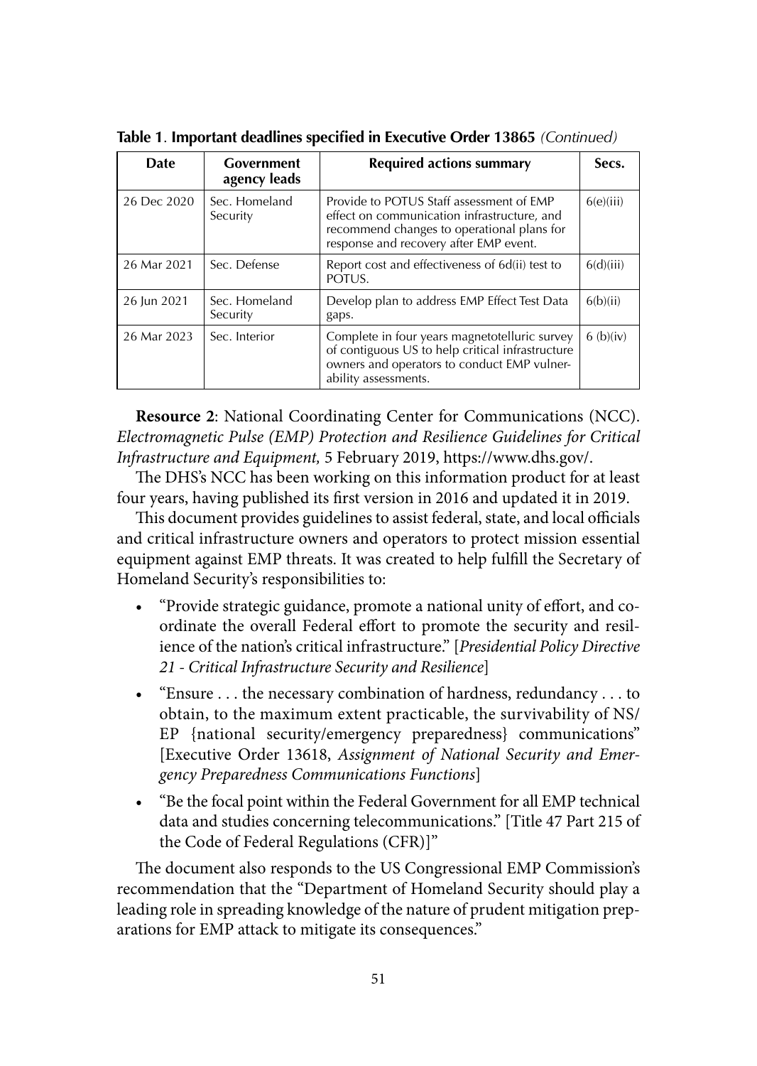**Table 1**. **Important deadlines specified in Executive Order 13865** *(Continued)*

| Date | Government agency leads | Required actions summary | Secs. |
| --- | --- | --- | --- |
| 26 Dec 2020 | Sec. Homeland Security | Provide to POTUS Staff assessment of EMP effect on communication infrastructure, and recommend changes to operational plans for response and recovery after EMP event. | 6(e)(iii) |
| 26 Mar 2021 | Sec. Defense | Report cost and effectiveness of 6d(ii) test to POTUS. | 6(d)(iii) |
| 26 Jun 2021 | Sec. Homeland Security | Develop plan to address EMP Effect Test Data gaps. | 6(b)(ii) |
| 26 Mar 2023 | Sec. Interior | Complete in four years magnetotelluric survey of contiguous US to help critical infrastructure owners and operators to conduct EMP vulnerability assessments. | 6 (b)(iv) |

**Resource 2**: National Coordinating Center for Communications (NCC). *Electromagnetic Pulse (EMP) Protection and Resilience Guidelines for Critical Infrastructure and Equipment,* 5 February 2019, https://www.dhs.gov/.

The DHS's NCC has been working on this information product for at least four years, having published its first version in 2016 and updated it in 2019.

This document provides guidelines to assist federal, state, and local officials and critical infrastructure owners and operators to protect mission essential equipment against EMP threats. It was created to help fulfill the Secretary of Homeland Security's responsibilities to:

- "Provide strategic guidance, promote a national unity of effort, and coordinate the overall Federal effort to promote the security and resilience of the nation's critical infrastructure." [*Presidential Policy Directive 21 - Critical Infrastructure Security and Resilience*]
- "Ensure . . . the necessary combination of hardness, redundancy . . . to obtain, to the maximum extent practicable, the survivability of NS/EP {national security/emergency preparedness} communications" [Executive Order 13618, *Assignment of National Security and Emergency Preparedness Communications Functions*]
- "Be the focal point within the Federal Government for all EMP technical data and studies concerning telecommunications." [Title 47 Part 215 of the Code of Federal Regulations (CFR)]"

The document also responds to the US Congressional EMP Commission's recommendation that the "Department of Homeland Security should play a leading role in spreading knowledge of the nature of prudent mitigation preparations for EMP attack to mitigate its consequences."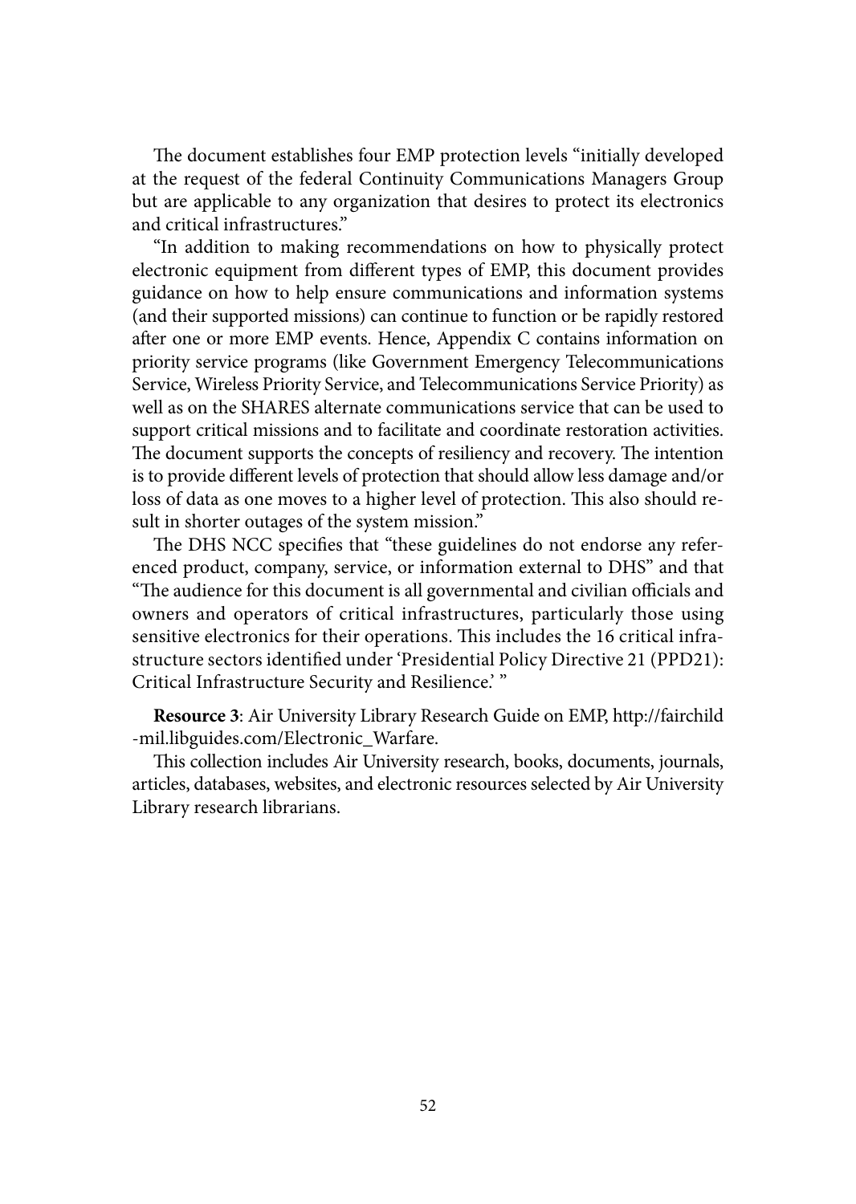The document establishes four EMP protection levels "initially developed at the request of the federal Continuity Communications Managers Group but are applicable to any organization that desires to protect its electronics and critical infrastructures."

"In addition to making recommendations on how to physically protect electronic equipment from different types of EMP, this document provides guidance on how to help ensure communications and information systems (and their supported missions) can continue to function or be rapidly restored after one or more EMP events. Hence, Appendix C contains information on priority service programs (like Government Emergency Telecommunications Service, Wireless Priority Service, and Telecommunications Service Priority) as well as on the SHARES alternate communications service that can be used to support critical missions and to facilitate and coordinate restoration activities. The document supports the concepts of resiliency and recovery. The intention is to provide different levels of protection that should allow less damage and/or loss of data as one moves to a higher level of protection. This also should result in shorter outages of the system mission."

The DHS NCC specifies that "these guidelines do not endorse any referenced product, company, service, or information external to DHS" and that "The audience for this document is all governmental and civilian officials and owners and operators of critical infrastructures, particularly those using sensitive electronics for their operations. This includes the 16 critical infrastructure sectors identified under 'Presidential Policy Directive 21 (PPD21): Critical Infrastructure Security and Resilience.' "

**Resource 3**: Air University Library Research Guide on EMP, http://fairchild-mil.libguides.com/Electronic_Warfare.

This collection includes Air University research, books, documents, journals, articles, databases, websites, and electronic resources selected by Air University Library research librarians.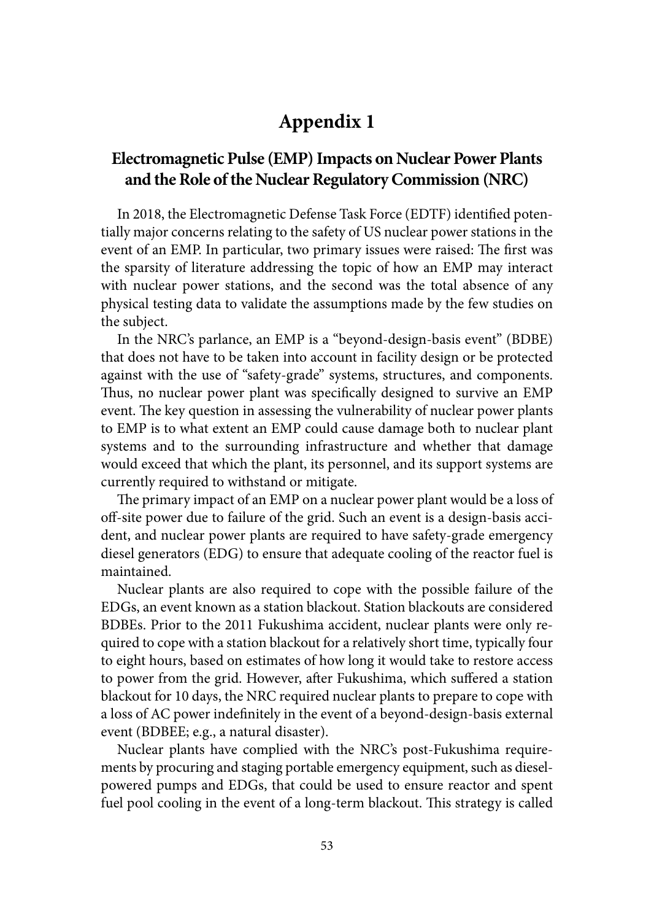# Appendix 1

## Electromagnetic Pulse (EMP) Impacts on Nuclear Power Plants and the Role of the Nuclear Regulatory Commission (NRC)

In 2018, the Electromagnetic Defense Task Force (EDTF) identified potentially major concerns relating to the safety of US nuclear power stations in the event of an EMP. In particular, two primary issues were raised: The first was the sparsity of literature addressing the topic of how an EMP may interact with nuclear power stations, and the second was the total absence of any physical testing data to validate the assumptions made by the few studies on the subject.

In the NRC's parlance, an EMP is a "beyond-design-basis event" (BDBE) that does not have to be taken into account in facility design or be protected against with the use of "safety-grade" systems, structures, and components. Thus, no nuclear power plant was specifically designed to survive an EMP event. The key question in assessing the vulnerability of nuclear power plants to EMP is to what extent an EMP could cause damage both to nuclear plant systems and to the surrounding infrastructure and whether that damage would exceed that which the plant, its personnel, and its support systems are currently required to withstand or mitigate.

The primary impact of an EMP on a nuclear power plant would be a loss of off-site power due to failure of the grid. Such an event is a design-basis accident, and nuclear power plants are required to have safety-grade emergency diesel generators (EDG) to ensure that adequate cooling of the reactor fuel is maintained.

Nuclear plants are also required to cope with the possible failure of the EDGs, an event known as a station blackout. Station blackouts are considered BDBEs. Prior to the 2011 Fukushima accident, nuclear plants were only required to cope with a station blackout for a relatively short time, typically four to eight hours, based on estimates of how long it would take to restore access to power from the grid. However, after Fukushima, which suffered a station blackout for 10 days, the NRC required nuclear plants to prepare to cope with a loss of AC power indefinitely in the event of a beyond-design-basis external event (BDBEE; e.g., a natural disaster).

Nuclear plants have complied with the NRC's post-Fukushima requirements by procuring and staging portable emergency equipment, such as diesel-powered pumps and EDGs, that could be used to ensure reactor and spent fuel pool cooling in the event of a long-term blackout. This strategy is called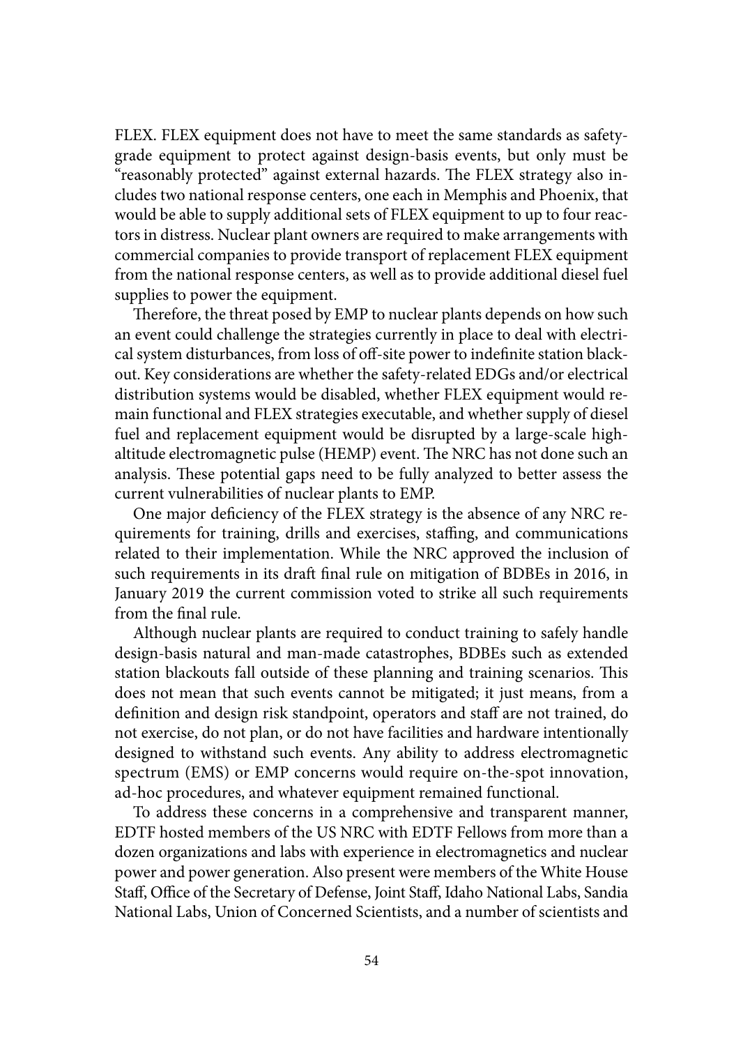FLEX. FLEX equipment does not have to meet the same standards as safety-grade equipment to protect against design-basis events, but only must be "reasonably protected" against external hazards. The FLEX strategy also includes two national response centers, one each in Memphis and Phoenix, that would be able to supply additional sets of FLEX equipment to up to four reactors in distress. Nuclear plant owners are required to make arrangements with commercial companies to provide transport of replacement FLEX equipment from the national response centers, as well as to provide additional diesel fuel supplies to power the equipment.

Therefore, the threat posed by EMP to nuclear plants depends on how such an event could challenge the strategies currently in place to deal with electrical system disturbances, from loss of off-site power to indefinite station blackout. Key considerations are whether the safety-related EDGs and/or electrical distribution systems would be disabled, whether FLEX equipment would remain functional and FLEX strategies executable, and whether supply of diesel fuel and replacement equipment would be disrupted by a large-scale high-altitude electromagnetic pulse (HEMP) event. The NRC has not done such an analysis. These potential gaps need to be fully analyzed to better assess the current vulnerabilities of nuclear plants to EMP.

One major deficiency of the FLEX strategy is the absence of any NRC requirements for training, drills and exercises, staffing, and communications related to their implementation. While the NRC approved the inclusion of such requirements in its draft final rule on mitigation of BDBEs in 2016, in January 2019 the current commission voted to strike all such requirements from the final rule.

Although nuclear plants are required to conduct training to safely handle design-basis natural and man-made catastrophes, BDBEs such as extended station blackouts fall outside of these planning and training scenarios. This does not mean that such events cannot be mitigated; it just means, from a definition and design risk standpoint, operators and staff are not trained, do not exercise, do not plan, or do not have facilities and hardware intentionally designed to withstand such events. Any ability to address electromagnetic spectrum (EMS) or EMP concerns would require on-the-spot innovation, ad-hoc procedures, and whatever equipment remained functional.

To address these concerns in a comprehensive and transparent manner, EDTF hosted members of the US NRC with EDTF Fellows from more than a dozen organizations and labs with experience in electromagnetics and nuclear power and power generation. Also present were members of the White House Staff, Office of the Secretary of Defense, Joint Staff, Idaho National Labs, Sandia National Labs, Union of Concerned Scientists, and a number of scientists and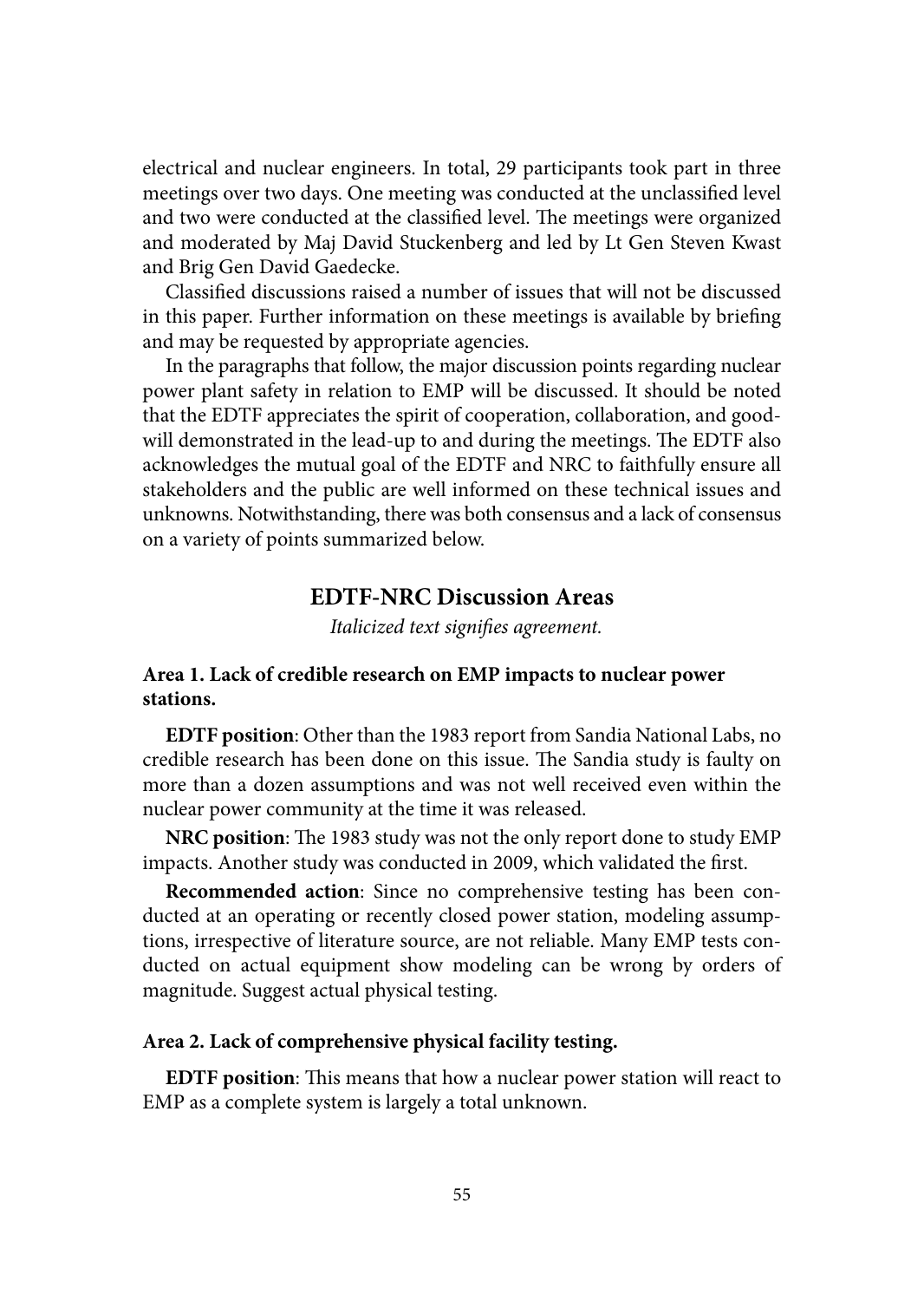electrical and nuclear engineers. In total, 29 participants took part in three meetings over two days. One meeting was conducted at the unclassified level and two were conducted at the classified level. The meetings were organized and moderated by Maj David Stuckenberg and led by Lt Gen Steven Kwast and Brig Gen David Gaedecke.

Classified discussions raised a number of issues that will not be discussed in this paper. Further information on these meetings is available by briefing and may be requested by appropriate agencies.

In the paragraphs that follow, the major discussion points regarding nuclear power plant safety in relation to EMP will be discussed. It should be noted that the EDTF appreciates the spirit of cooperation, collaboration, and goodwill demonstrated in the lead-up to and during the meetings. The EDTF also acknowledges the mutual goal of the EDTF and NRC to faithfully ensure all stakeholders and the public are well informed on these technical issues and unknowns. Notwithstanding, there was both consensus and a lack of consensus on a variety of points summarized below.

## EDTF-NRC Discussion Areas

*Italicized text signifies agreement.*

### Area 1. Lack of credible research on EMP impacts to nuclear power stations.

**EDTF position**: Other than the 1983 report from Sandia National Labs, no credible research has been done on this issue. The Sandia study is faulty on more than a dozen assumptions and was not well received even within the nuclear power community at the time it was released.

**NRC position**: The 1983 study was not the only report done to study EMP impacts. Another study was conducted in 2009, which validated the first.

**Recommended action**: Since no comprehensive testing has been conducted at an operating or recently closed power station, modeling assumptions, irrespective of literature source, are not reliable. Many EMP tests conducted on actual equipment show modeling can be wrong by orders of magnitude. Suggest actual physical testing.

### Area 2. Lack of comprehensive physical facility testing.

**EDTF position**: This means that how a nuclear power station will react to EMP as a complete system is largely a total unknown.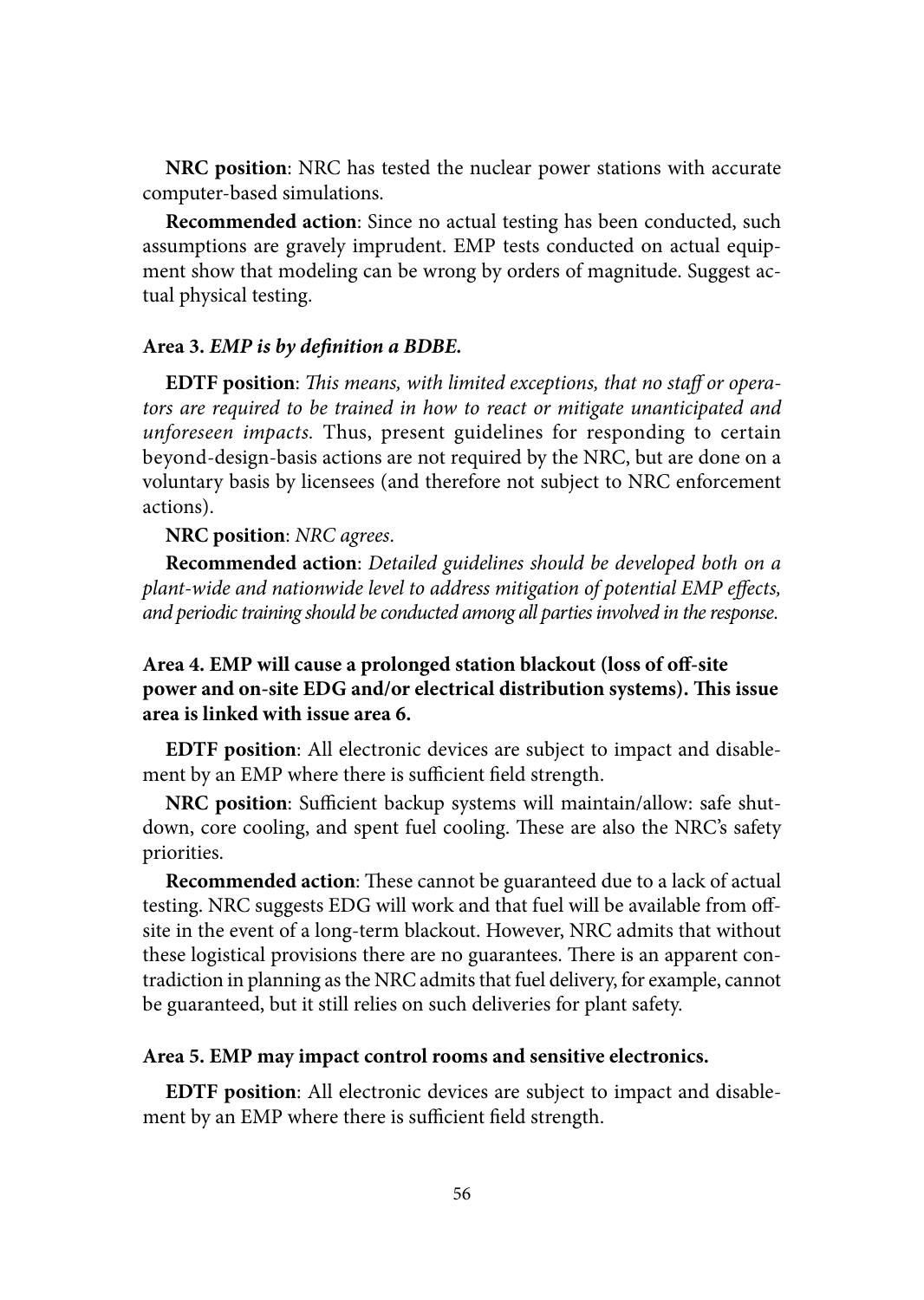**NRC position**: NRC has tested the nuclear power stations with accurate computer-based simulations.

**Recommended action**: Since no actual testing has been conducted, such assumptions are gravely imprudent. EMP tests conducted on actual equipment show that modeling can be wrong by orders of magnitude. Suggest actual physical testing.

#### Area 3. *EMP is by definition a BDBE.*

**EDTF position**: *This means, with limited exceptions, that no staff or operators are required to be trained in how to react or mitigate unanticipated and unforeseen impacts.* Thus, present guidelines for responding to certain beyond-design-basis actions are not required by the NRC, but are done on a voluntary basis by licensees (and therefore not subject to NRC enforcement actions).

**NRC position**: *NRC agrees.*

**Recommended action**: *Detailed guidelines should be developed both on a plant-wide and nationwide level to address mitigation of potential EMP effects, and periodic training should be conducted among all parties involved in the response.*

#### Area 4. EMP will cause a prolonged station blackout (loss of off-site power and on-site EDG and/or electrical distribution systems). This issue area is linked with issue area 6.

**EDTF position**: All electronic devices are subject to impact and disablement by an EMP where there is sufficient field strength.

**NRC position**: Sufficient backup systems will maintain/allow: safe shutdown, core cooling, and spent fuel cooling. These are also the NRC's safety priorities.

**Recommended action**: These cannot be guaranteed due to a lack of actual testing. NRC suggests EDG will work and that fuel will be available from off-site in the event of a long-term blackout. However, NRC admits that without these logistical provisions there are no guarantees. There is an apparent contradiction in planning as the NRC admits that fuel delivery, for example, cannot be guaranteed, but it still relies on such deliveries for plant safety.

#### Area 5. EMP may impact control rooms and sensitive electronics.

**EDTF position**: All electronic devices are subject to impact and disablement by an EMP where there is sufficient field strength.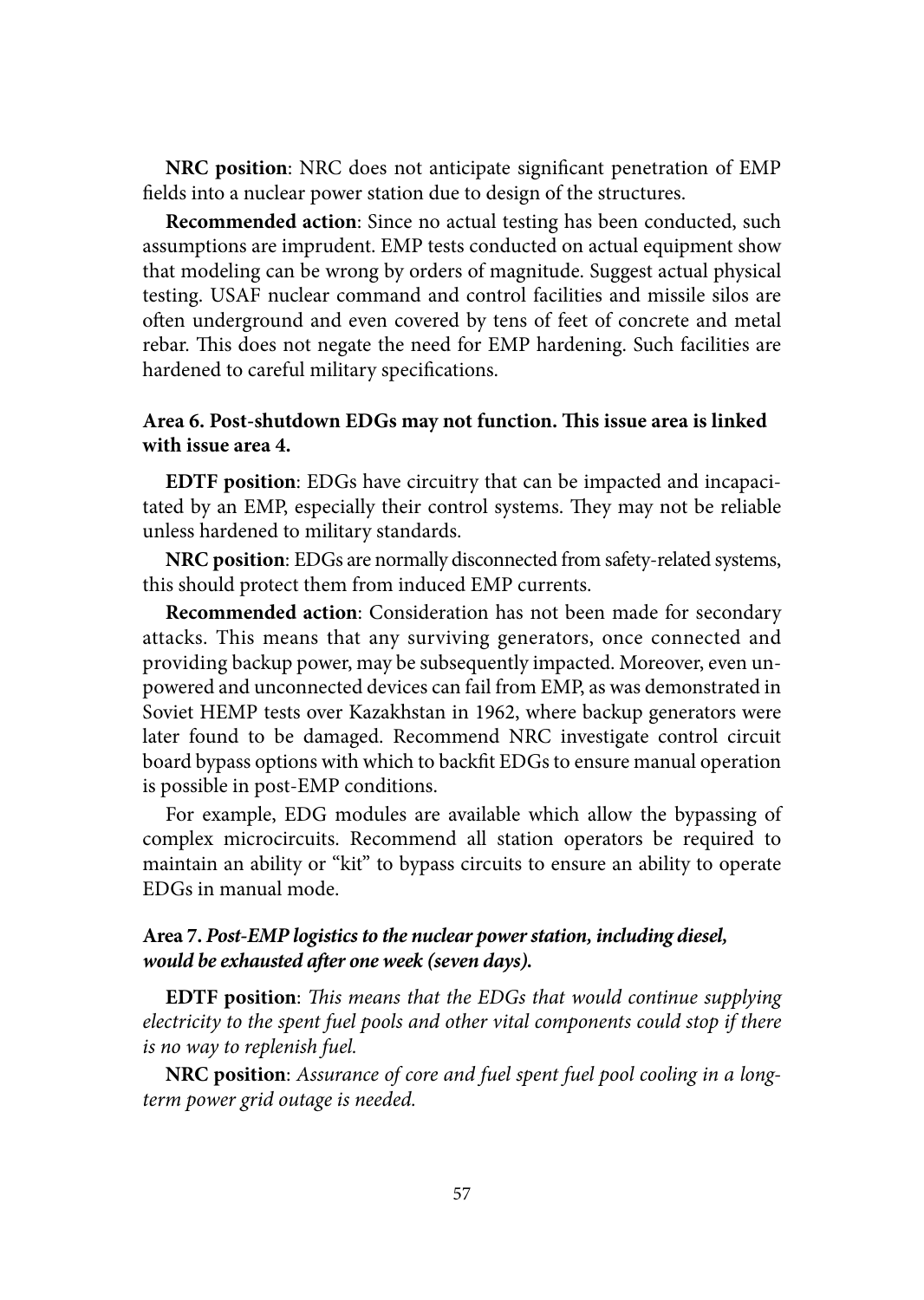**NRC position**: NRC does not anticipate significant penetration of EMP fields into a nuclear power station due to design of the structures.

**Recommended action**: Since no actual testing has been conducted, such assumptions are imprudent. EMP tests conducted on actual equipment show that modeling can be wrong by orders of magnitude. Suggest actual physical testing. USAF nuclear command and control facilities and missile silos are often underground and even covered by tens of feet of concrete and metal rebar. This does not negate the need for EMP hardening. Such facilities are hardened to careful military specifications.

### Area 6. Post-shutdown EDGs may not function. This issue area is linked with issue area 4.

**EDTF position**: EDGs have circuitry that can be impacted and incapacitated by an EMP, especially their control systems. They may not be reliable unless hardened to military standards.

**NRC position**: EDGs are normally disconnected from safety-related systems, this should protect them from induced EMP currents.

**Recommended action**: Consideration has not been made for secondary attacks. This means that any surviving generators, once connected and providing backup power, may be subsequently impacted. Moreover, even unpowered and unconnected devices can fail from EMP, as was demonstrated in Soviet HEMP tests over Kazakhstan in 1962, where backup generators were later found to be damaged. Recommend NRC investigate control circuit board bypass options with which to backfit EDGs to ensure manual operation is possible in post-EMP conditions.

For example, EDG modules are available which allow the bypassing of complex microcircuits. Recommend all station operators be required to maintain an ability or "kit" to bypass circuits to ensure an ability to operate EDGs in manual mode.

### Area 7. *Post-EMP logistics to the nuclear power station, including diesel, would be exhausted after one week (seven days).*

**EDTF position**: *This means that the EDGs that would continue supplying electricity to the spent fuel pools and other vital components could stop if there is no way to replenish fuel.*

**NRC position**: *Assurance of core and fuel spent fuel pool cooling in a long-term power grid outage is needed.*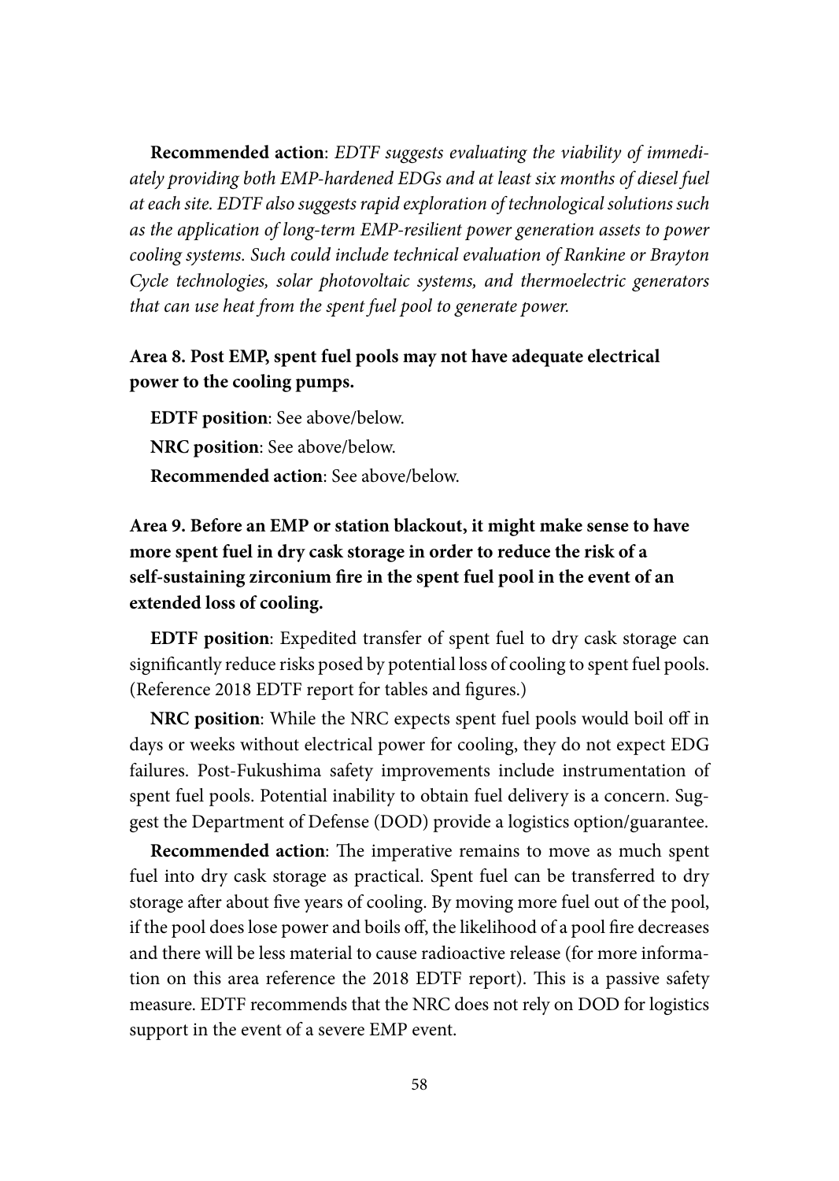**Recommended action**: *EDTF suggests evaluating the viability of immediately providing both EMP-hardened EDGs and at least six months of diesel fuel at each site. EDTF also suggests rapid exploration of technological solutions such as the application of long-term EMP-resilient power generation assets to power cooling systems. Such could include technical evaluation of Rankine or Brayton Cycle technologies, solar photovoltaic systems, and thermoelectric generators that can use heat from the spent fuel pool to generate power.*

### Area 8. Post EMP, spent fuel pools may not have adequate electrical power to the cooling pumps.

**EDTF position**: See above/below.

**NRC position**: See above/below.

**Recommended action**: See above/below.

### Area 9. Before an EMP or station blackout, it might make sense to have more spent fuel in dry cask storage in order to reduce the risk of a self-sustaining zirconium fire in the spent fuel pool in the event of an extended loss of cooling.

**EDTF position**: Expedited transfer of spent fuel to dry cask storage can significantly reduce risks posed by potential loss of cooling to spent fuel pools. (Reference 2018 EDTF report for tables and figures.)

**NRC position**: While the NRC expects spent fuel pools would boil off in days or weeks without electrical power for cooling, they do not expect EDG failures. Post-Fukushima safety improvements include instrumentation of spent fuel pools. Potential inability to obtain fuel delivery is a concern. Suggest the Department of Defense (DOD) provide a logistics option/guarantee.

**Recommended action**: The imperative remains to move as much spent fuel into dry cask storage as practical. Spent fuel can be transferred to dry storage after about five years of cooling. By moving more fuel out of the pool, if the pool does lose power and boils off, the likelihood of a pool fire decreases and there will be less material to cause radioactive release (for more information on this area reference the 2018 EDTF report). This is a passive safety measure. EDTF recommends that the NRC does not rely on DOD for logistics support in the event of a severe EMP event.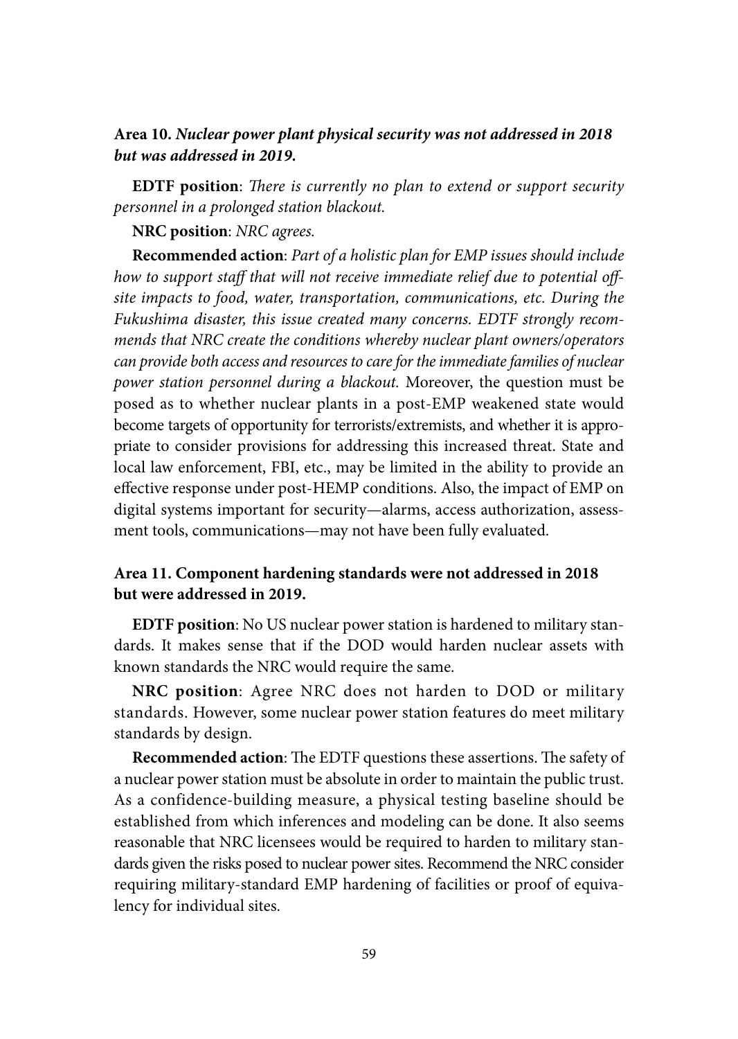**Area 10. *Nuclear power plant physical security was not addressed in 2018 but was addressed in 2019.***

**EDTF position**: *There is currently no plan to extend or support security personnel in a prolonged station blackout.*

**NRC position**: *NRC agrees.*

**Recommended action**: *Part of a holistic plan for EMP issues should include how to support staff that will not receive immediate relief due to potential off-site impacts to food, water, transportation, communications, etc. During the Fukushima disaster, this issue created many concerns. EDTF strongly recommends that NRC create the conditions whereby nuclear plant owners/operators can provide both access and resources to care for the immediate families of nuclear power station personnel during a blackout.* Moreover, the question must be posed as to whether nuclear plants in a post-EMP weakened state would become targets of opportunity for terrorists/extremists, and whether it is appropriate to consider provisions for addressing this increased threat. State and local law enforcement, FBI, etc., may be limited in the ability to provide an effective response under post-HEMP conditions. Also, the impact of EMP on digital systems important for security—alarms, access authorization, assessment tools, communications—may not have been fully evaluated.

**Area 11. Component hardening standards were not addressed in 2018 but were addressed in 2019.**

**EDTF position**: No US nuclear power station is hardened to military standards. It makes sense that if the DOD would harden nuclear assets with known standards the NRC would require the same.

**NRC position**: Agree NRC does not harden to DOD or military standards. However, some nuclear power station features do meet military standards by design.

**Recommended action**: The EDTF questions these assertions. The safety of a nuclear power station must be absolute in order to maintain the public trust. As a confidence-building measure, a physical testing baseline should be established from which inferences and modeling can be done. It also seems reasonable that NRC licensees would be required to harden to military standards given the risks posed to nuclear power sites. Recommend the NRC consider requiring military-standard EMP hardening of facilities or proof of equivalency for individual sites.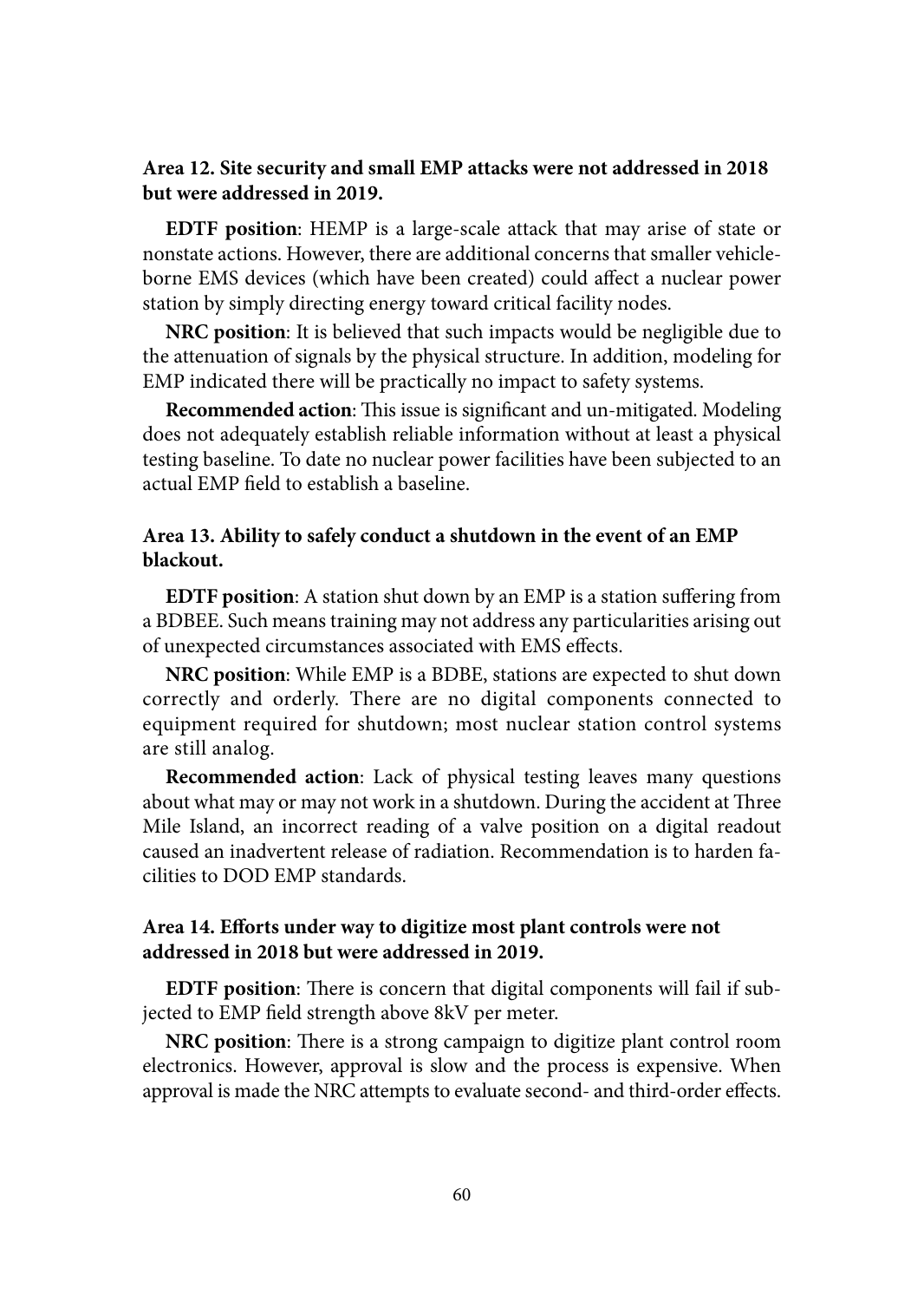**Area 12. Site security and small EMP attacks were not addressed in 2018 but were addressed in 2019.**

**EDTF position**: HEMP is a large-scale attack that may arise of state or nonstate actions. However, there are additional concerns that smaller vehicle-borne EMS devices (which have been created) could affect a nuclear power station by simply directing energy toward critical facility nodes.

**NRC position**: It is believed that such impacts would be negligible due to the attenuation of signals by the physical structure. In addition, modeling for EMP indicated there will be practically no impact to safety systems.

**Recommended action**: This issue is significant and un-mitigated. Modeling does not adequately establish reliable information without at least a physical testing baseline. To date no nuclear power facilities have been subjected to an actual EMP field to establish a baseline.

**Area 13. Ability to safely conduct a shutdown in the event of an EMP blackout.**

**EDTF position**: A station shut down by an EMP is a station suffering from a BDBEE. Such means training may not address any particularities arising out of unexpected circumstances associated with EMS effects.

**NRC position**: While EMP is a BDBE, stations are expected to shut down correctly and orderly. There are no digital components connected to equipment required for shutdown; most nuclear station control systems are still analog.

**Recommended action**: Lack of physical testing leaves many questions about what may or may not work in a shutdown. During the accident at Three Mile Island, an incorrect reading of a valve position on a digital readout caused an inadvertent release of radiation. Recommendation is to harden facilities to DOD EMP standards.

**Area 14. Efforts under way to digitize most plant controls were not addressed in 2018 but were addressed in 2019.**

**EDTF position**: There is concern that digital components will fail if subjected to EMP field strength above 8kV per meter.

**NRC position**: There is a strong campaign to digitize plant control room electronics. However, approval is slow and the process is expensive. When approval is made the NRC attempts to evaluate second- and third-order effects.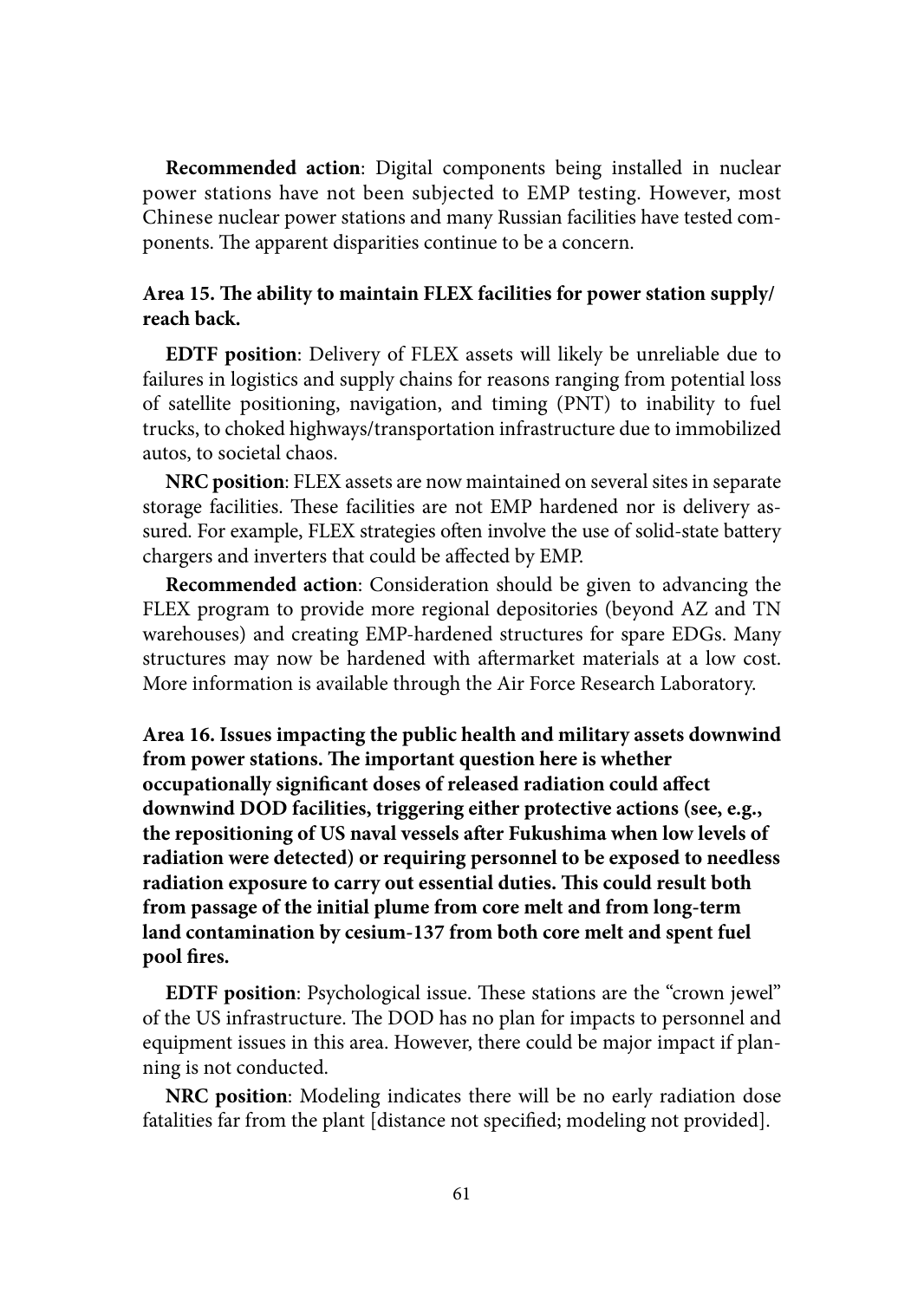**Recommended action**: Digital components being installed in nuclear power stations have not been subjected to EMP testing. However, most Chinese nuclear power stations and many Russian facilities have tested components. The apparent disparities continue to be a concern.

**Area 15. The ability to maintain FLEX facilities for power station supply/ reach back.**

**EDTF position**: Delivery of FLEX assets will likely be unreliable due to failures in logistics and supply chains for reasons ranging from potential loss of satellite positioning, navigation, and timing (PNT) to inability to fuel trucks, to choked highways/transportation infrastructure due to immobilized autos, to societal chaos.

**NRC position**: FLEX assets are now maintained on several sites in separate storage facilities. These facilities are not EMP hardened nor is delivery assured. For example, FLEX strategies often involve the use of solid-state battery chargers and inverters that could be affected by EMP.

**Recommended action**: Consideration should be given to advancing the FLEX program to provide more regional depositories (beyond AZ and TN warehouses) and creating EMP-hardened structures for spare EDGs. Many structures may now be hardened with aftermarket materials at a low cost. More information is available through the Air Force Research Laboratory.

**Area 16. Issues impacting the public health and military assets downwind from power stations. The important question here is whether occupationally significant doses of released radiation could affect downwind DOD facilities, triggering either protective actions (see, e.g., the repositioning of US naval vessels after Fukushima when low levels of radiation were detected) or requiring personnel to be exposed to needless radiation exposure to carry out essential duties. This could result both from passage of the initial plume from core melt and from long-term land contamination by cesium-137 from both core melt and spent fuel pool fires.**

**EDTF position**: Psychological issue. These stations are the "crown jewel" of the US infrastructure. The DOD has no plan for impacts to personnel and equipment issues in this area. However, there could be major impact if planning is not conducted.

**NRC position**: Modeling indicates there will be no early radiation dose fatalities far from the plant [distance not specified; modeling not provided].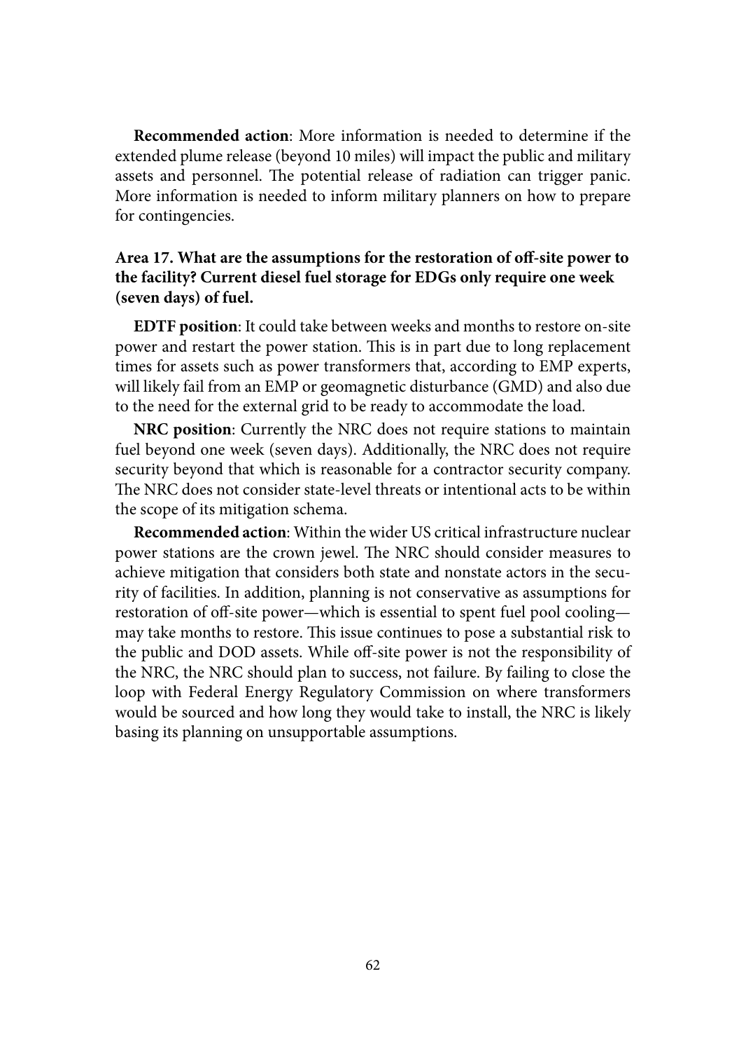**Recommended action**: More information is needed to determine if the extended plume release (beyond 10 miles) will impact the public and military assets and personnel. The potential release of radiation can trigger panic. More information is needed to inform military planners on how to prepare for contingencies.

### Area 17. What are the assumptions for the restoration of off-site power to the facility? Current diesel fuel storage for EDGs only require one week (seven days) of fuel.

**EDTF position**: It could take between weeks and months to restore on-site power and restart the power station. This is in part due to long replacement times for assets such as power transformers that, according to EMP experts, will likely fail from an EMP or geomagnetic disturbance (GMD) and also due to the need for the external grid to be ready to accommodate the load.

**NRC position**: Currently the NRC does not require stations to maintain fuel beyond one week (seven days). Additionally, the NRC does not require security beyond that which is reasonable for a contractor security company. The NRC does not consider state-level threats or intentional acts to be within the scope of its mitigation schema.

**Recommended action**: Within the wider US critical infrastructure nuclear power stations are the crown jewel. The NRC should consider measures to achieve mitigation that considers both state and nonstate actors in the security of facilities. In addition, planning is not conservative as assumptions for restoration of off-site power—which is essential to spent fuel pool cooling—may take months to restore. This issue continues to pose a substantial risk to the public and DOD assets. While off-site power is not the responsibility of the NRC, the NRC should plan to success, not failure. By failing to close the loop with Federal Energy Regulatory Commission on where transformers would be sourced and how long they would take to install, the NRC is likely basing its planning on unsupportable assumptions.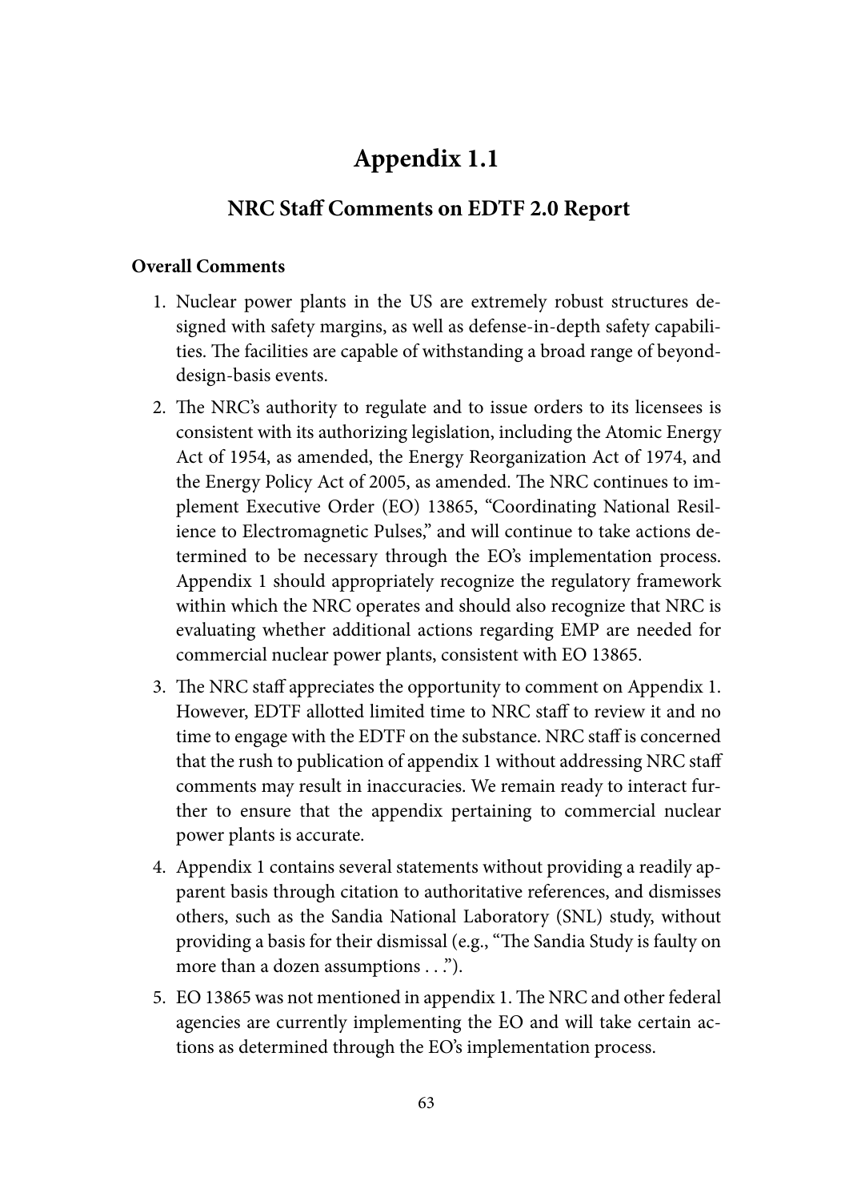# Appendix 1.1

## NRC Staff Comments on EDTF 2.0 Report

**Overall Comments**

1. Nuclear power plants in the US are extremely robust structures designed with safety margins, as well as defense-in-depth safety capabilities. The facilities are capable of withstanding a broad range of beyond-design-basis events.
2. The NRC's authority to regulate and to issue orders to its licensees is consistent with its authorizing legislation, including the Atomic Energy Act of 1954, as amended, the Energy Reorganization Act of 1974, and the Energy Policy Act of 2005, as amended. The NRC continues to implement Executive Order (EO) 13865, "Coordinating National Resilience to Electromagnetic Pulses," and will continue to take actions determined to be necessary through the EO's implementation process. Appendix 1 should appropriately recognize the regulatory framework within which the NRC operates and should also recognize that NRC is evaluating whether additional actions regarding EMP are needed for commercial nuclear power plants, consistent with EO 13865.
3. The NRC staff appreciates the opportunity to comment on Appendix 1. However, EDTF allotted limited time to NRC staff to review it and no time to engage with the EDTF on the substance. NRC staff is concerned that the rush to publication of appendix 1 without addressing NRC staff comments may result in inaccuracies. We remain ready to interact further to ensure that the appendix pertaining to commercial nuclear power plants is accurate.
4. Appendix 1 contains several statements without providing a readily apparent basis through citation to authoritative references, and dismisses others, such as the Sandia National Laboratory (SNL) study, without providing a basis for their dismissal (e.g., "The Sandia Study is faulty on more than a dozen assumptions . . .").
5. EO 13865 was not mentioned in appendix 1. The NRC and other federal agencies are currently implementing the EO and will take certain actions as determined through the EO's implementation process.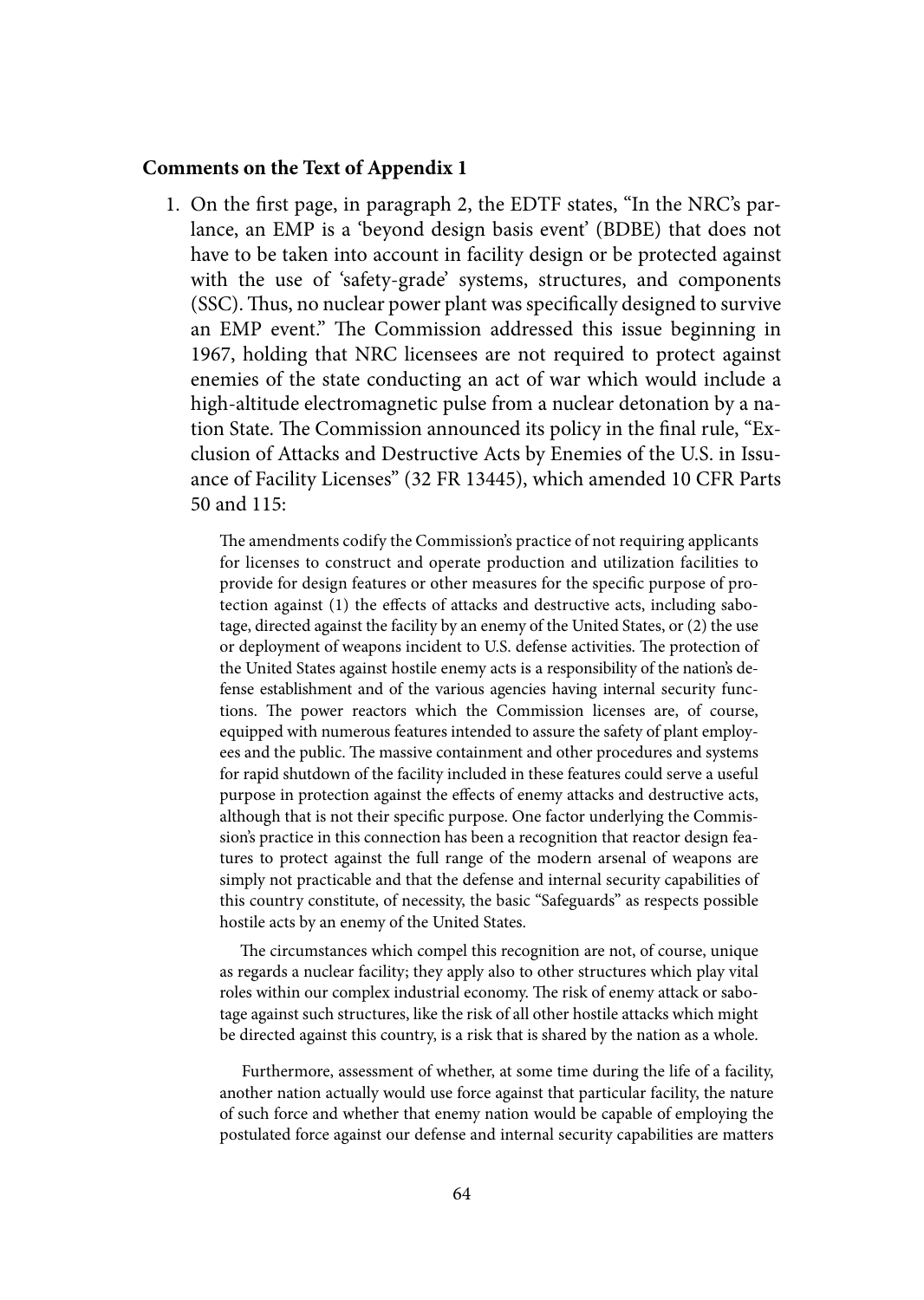**Comments on the Text of Appendix 1**

1. On the first page, in paragraph 2, the EDTF states, "In the NRC's parlance, an EMP is a 'beyond design basis event' (BDBE) that does not have to be taken into account in facility design or be protected against with the use of 'safety-grade' systems, structures, and components (SSC). Thus, no nuclear power plant was specifically designed to survive an EMP event." The Commission addressed this issue beginning in 1967, holding that NRC licensees are not required to protect against enemies of the state conducting an act of war which would include a high-altitude electromagnetic pulse from a nuclear detonation by a nation State. The Commission announced its policy in the final rule, "Exclusion of Attacks and Destructive Acts by Enemies of the U.S. in Issuance of Facility Licenses" (32 FR 13445), which amended 10 CFR Parts 50 and 115:

   > The amendments codify the Commission's practice of not requiring applicants for licenses to construct and operate production and utilization facilities to provide for design features or other measures for the specific purpose of protection against (1) the effects of attacks and destructive acts, including sabotage, directed against the facility by an enemy of the United States, or (2) the use or deployment of weapons incident to U.S. defense activities. The protection of the United States against hostile enemy acts is a responsibility of the nation's defense establishment and of the various agencies having internal security functions. The power reactors which the Commission licenses are, of course, equipped with numerous features intended to assure the safety of plant employees and the public. The massive containment and other procedures and systems for rapid shutdown of the facility included in these features could serve a useful purpose in protection against the effects of enemy attacks and destructive acts, although that is not their specific purpose. One factor underlying the Commission's practice in this connection has been a recognition that reactor design features to protect against the full range of the modern arsenal of weapons are simply not practicable and that the defense and internal security capabilities of this country constitute, of necessity, the basic "Safeguards" as respects possible hostile acts by an enemy of the United States.
   >
   > The circumstances which compel this recognition are not, of course, unique as regards a nuclear facility; they apply also to other structures which play vital roles within our complex industrial economy. The risk of enemy attack or sabotage against such structures, like the risk of all other hostile attacks which might be directed against this country, is a risk that is shared by the nation as a whole.
   >
   > Furthermore, assessment of whether, at some time during the life of a facility, another nation actually would use force against that particular facility, the nature of such force and whether that enemy nation would be capable of employing the postulated force against our defense and internal security capabilities are matters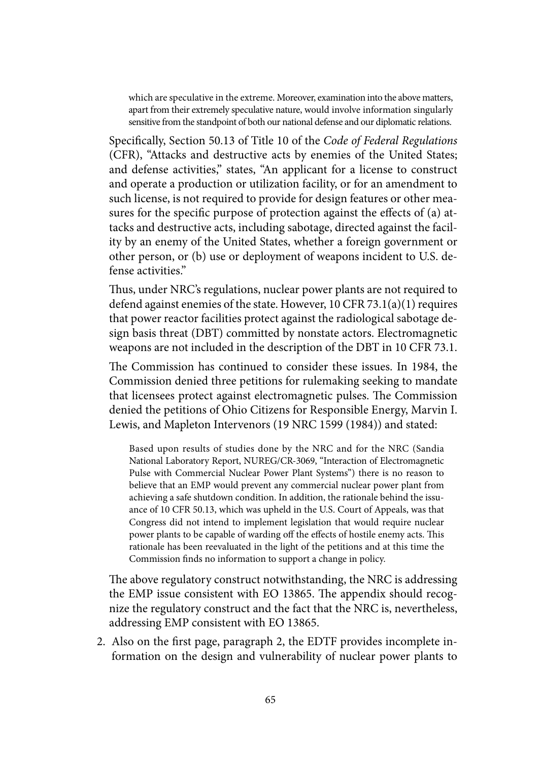> which are speculative in the extreme. Moreover, examination into the above matters, apart from their extremely speculative nature, would involve information singularly sensitive from the standpoint of both our national defense and our diplomatic relations.

Specifically, Section 50.13 of Title 10 of the *Code of Federal Regulations* (CFR), "Attacks and destructive acts by enemies of the United States; and defense activities," states, "An applicant for a license to construct and operate a production or utilization facility, or for an amendment to such license, is not required to provide for design features or other measures for the specific purpose of protection against the effects of (a) attacks and destructive acts, including sabotage, directed against the facility by an enemy of the United States, whether a foreign government or other person, or (b) use or deployment of weapons incident to U.S. defense activities."

Thus, under NRC's regulations, nuclear power plants are not required to defend against enemies of the state. However, 10 CFR 73.1(a)(1) requires that power reactor facilities protect against the radiological sabotage design basis threat (DBT) committed by nonstate actors. Electromagnetic weapons are not included in the description of the DBT in 10 CFR 73.1.

The Commission has continued to consider these issues. In 1984, the Commission denied three petitions for rulemaking seeking to mandate that licensees protect against electromagnetic pulses. The Commission denied the petitions of Ohio Citizens for Responsible Energy, Marvin I. Lewis, and Mapleton Intervenors (19 NRC 1599 (1984)) and stated:

> Based upon results of studies done by the NRC and for the NRC (Sandia National Laboratory Report, NUREG/CR-3069, "Interaction of Electromagnetic Pulse with Commercial Nuclear Power Plant Systems") there is no reason to believe that an EMP would prevent any commercial nuclear power plant from achieving a safe shutdown condition. In addition, the rationale behind the issuance of 10 CFR 50.13, which was upheld in the U.S. Court of Appeals, was that Congress did not intend to implement legislation that would require nuclear power plants to be capable of warding off the effects of hostile enemy acts. This rationale has been reevaluated in the light of the petitions and at this time the Commission finds no information to support a change in policy.

The above regulatory construct notwithstanding, the NRC is addressing the EMP issue consistent with EO 13865. The appendix should recognize the regulatory construct and the fact that the NRC is, nevertheless, addressing EMP consistent with EO 13865.

2. Also on the first page, paragraph 2, the EDTF provides incomplete information on the design and vulnerability of nuclear power plants to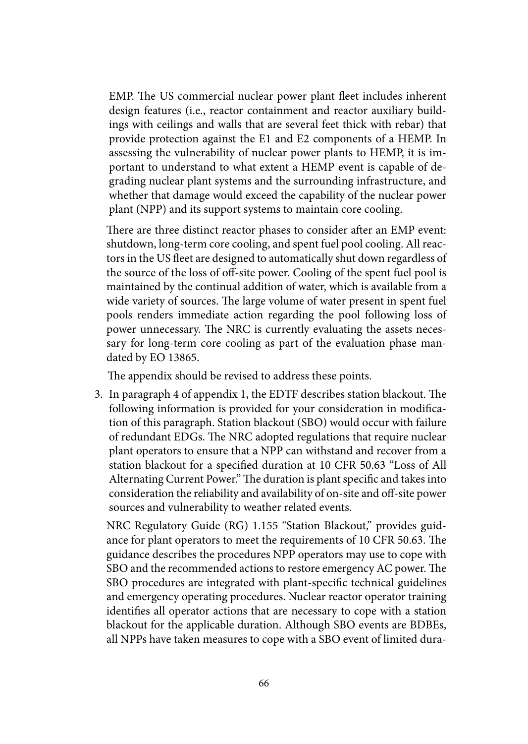EMP. The US commercial nuclear power plant fleet includes inherent design features (i.e., reactor containment and reactor auxiliary buildings with ceilings and walls that are several feet thick with rebar) that provide protection against the E1 and E2 components of a HEMP. In assessing the vulnerability of nuclear power plants to HEMP, it is important to understand to what extent a HEMP event is capable of degrading nuclear plant systems and the surrounding infrastructure, and whether that damage would exceed the capability of the nuclear power plant (NPP) and its support systems to maintain core cooling.

There are three distinct reactor phases to consider after an EMP event: shutdown, long-term core cooling, and spent fuel pool cooling. All reactors in the US fleet are designed to automatically shut down regardless of the source of the loss of off-site power. Cooling of the spent fuel pool is maintained by the continual addition of water, which is available from a wide variety of sources. The large volume of water present in spent fuel pools renders immediate action regarding the pool following loss of power unnecessary. The NRC is currently evaluating the assets necessary for long-term core cooling as part of the evaluation phase mandated by EO 13865.

The appendix should be revised to address these points.

3. In paragraph 4 of appendix 1, the EDTF describes station blackout. The following information is provided for your consideration in modification of this paragraph. Station blackout (SBO) would occur with failure of redundant EDGs. The NRC adopted regulations that require nuclear plant operators to ensure that a NPP can withstand and recover from a station blackout for a specified duration at 10 CFR 50.63 "Loss of All Alternating Current Power." The duration is plant specific and takes into consideration the reliability and availability of on-site and off-site power sources and vulnerability to weather related events.

   NRC Regulatory Guide (RG) 1.155 "Station Blackout," provides guidance for plant operators to meet the requirements of 10 CFR 50.63. The guidance describes the procedures NPP operators may use to cope with SBO and the recommended actions to restore emergency AC power. The SBO procedures are integrated with plant-specific technical guidelines and emergency operating procedures. Nuclear reactor operator training identifies all operator actions that are necessary to cope with a station blackout for the applicable duration. Although SBO events are BDBEs, all NPPs have taken measures to cope with a SBO event of limited dura-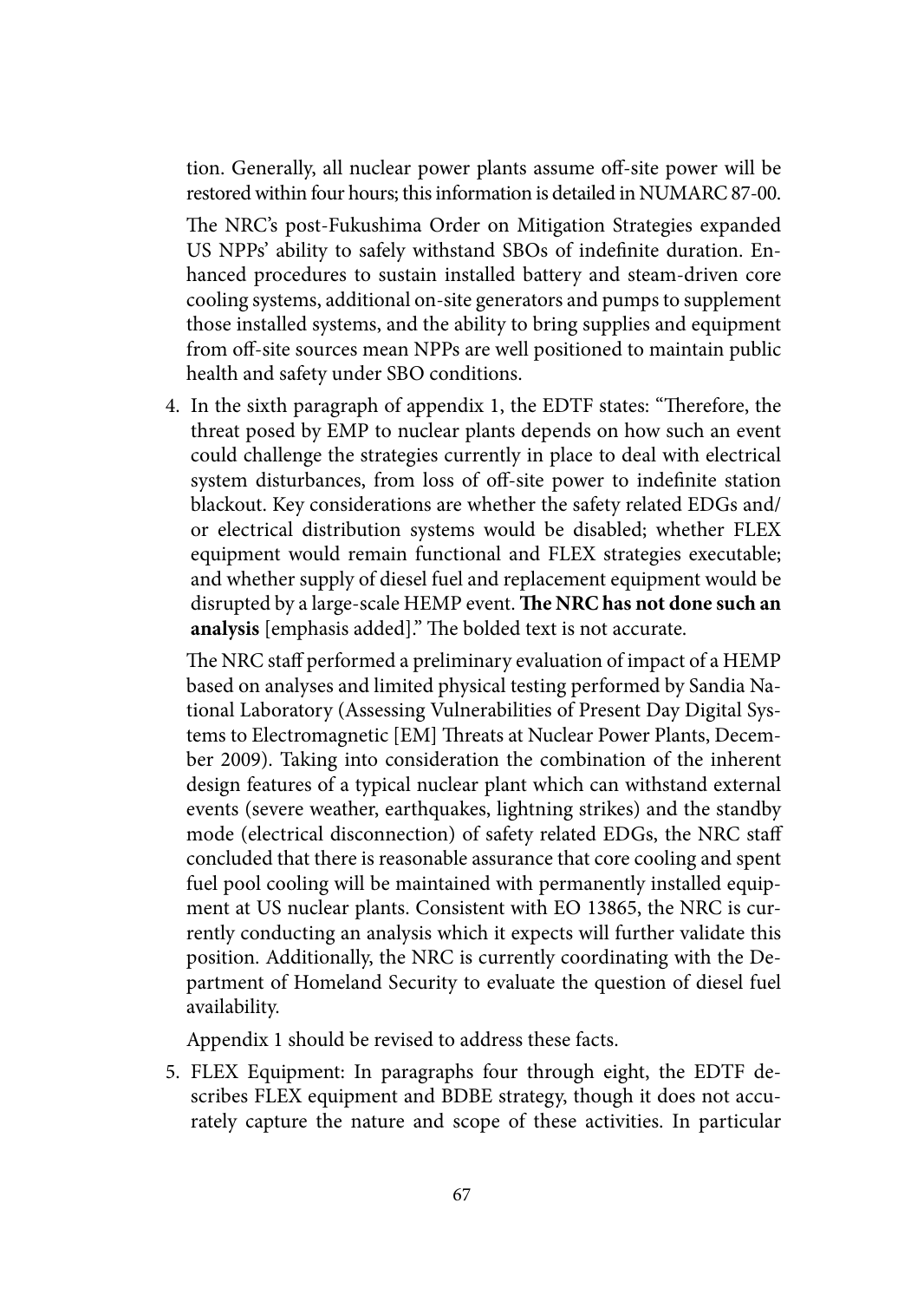tion. Generally, all nuclear power plants assume off-site power will be restored within four hours; this information is detailed in NUMARC 87-00.

The NRC's post-Fukushima Order on Mitigation Strategies expanded US NPPs' ability to safely withstand SBOs of indefinite duration. Enhanced procedures to sustain installed battery and steam-driven core cooling systems, additional on-site generators and pumps to supplement those installed systems, and the ability to bring supplies and equipment from off-site sources mean NPPs are well positioned to maintain public health and safety under SBO conditions.

4. In the sixth paragraph of appendix 1, the EDTF states: "Therefore, the threat posed by EMP to nuclear plants depends on how such an event could challenge the strategies currently in place to deal with electrical system disturbances, from loss of off-site power to indefinite station blackout. Key considerations are whether the safety related EDGs and/or electrical distribution systems would be disabled; whether FLEX equipment would remain functional and FLEX strategies executable; and whether supply of diesel fuel and replacement equipment would be disrupted by a large-scale HEMP event. **The NRC has not done such an analysis** [emphasis added]." The bolded text is not accurate.

   The NRC staff performed a preliminary evaluation of impact of a HEMP based on analyses and limited physical testing performed by Sandia National Laboratory (Assessing Vulnerabilities of Present Day Digital Systems to Electromagnetic [EM] Threats at Nuclear Power Plants, December 2009). Taking into consideration the combination of the inherent design features of a typical nuclear plant which can withstand external events (severe weather, earthquakes, lightning strikes) and the standby mode (electrical disconnection) of safety related EDGs, the NRC staff concluded that there is reasonable assurance that core cooling and spent fuel pool cooling will be maintained with permanently installed equipment at US nuclear plants. Consistent with EO 13865, the NRC is currently conducting an analysis which it expects will further validate this position. Additionally, the NRC is currently coordinating with the Department of Homeland Security to evaluate the question of diesel fuel availability.

   Appendix 1 should be revised to address these facts.

5. FLEX Equipment: In paragraphs four through eight, the EDTF describes FLEX equipment and BDBE strategy, though it does not accurately capture the nature and scope of these activities. In particular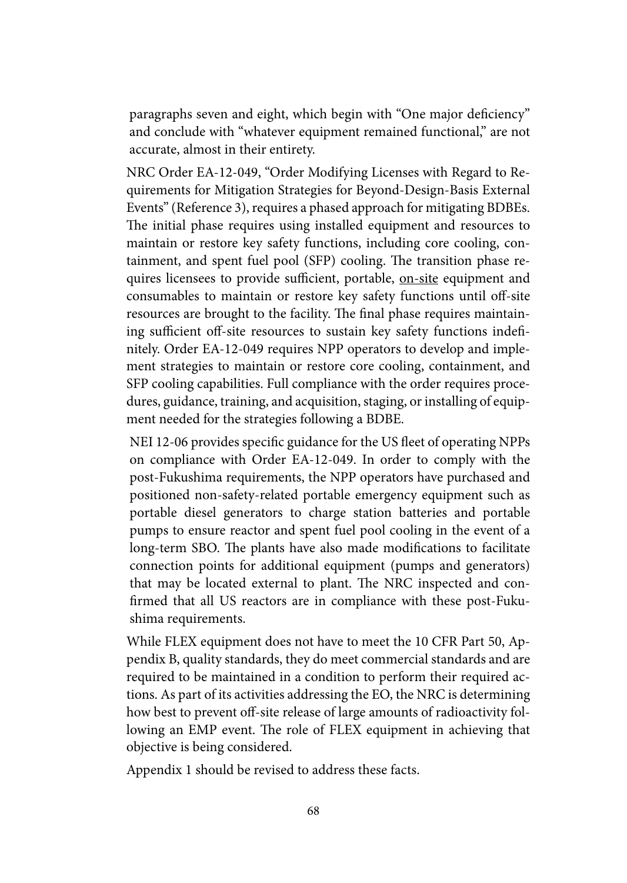paragraphs seven and eight, which begin with "One major deficiency" and conclude with "whatever equipment remained functional," are not accurate, almost in their entirety.

NRC Order EA-12-049, "Order Modifying Licenses with Regard to Requirements for Mitigation Strategies for Beyond-Design-Basis External Events" (Reference 3), requires a phased approach for mitigating BDBEs. The initial phase requires using installed equipment and resources to maintain or restore key safety functions, including core cooling, containment, and spent fuel pool (SFP) cooling. The transition phase requires licensees to provide sufficient, portable, <u>on-site</u> equipment and consumables to maintain or restore key safety functions until off-site resources are brought to the facility. The final phase requires maintaining sufficient off-site resources to sustain key safety functions indefinitely. Order EA-12-049 requires NPP operators to develop and implement strategies to maintain or restore core cooling, containment, and SFP cooling capabilities. Full compliance with the order requires procedures, guidance, training, and acquisition, staging, or installing of equipment needed for the strategies following a BDBE.

NEI 12-06 provides specific guidance for the US fleet of operating NPPs on compliance with Order EA-12-049. In order to comply with the post-Fukushima requirements, the NPP operators have purchased and positioned non-safety-related portable emergency equipment such as portable diesel generators to charge station batteries and portable pumps to ensure reactor and spent fuel pool cooling in the event of a long-term SBO. The plants have also made modifications to facilitate connection points for additional equipment (pumps and generators) that may be located external to plant. The NRC inspected and confirmed that all US reactors are in compliance with these post-Fukushima requirements.

While FLEX equipment does not have to meet the 10 CFR Part 50, Appendix B, quality standards, they do meet commercial standards and are required to be maintained in a condition to perform their required actions. As part of its activities addressing the EO, the NRC is determining how best to prevent off-site release of large amounts of radioactivity following an EMP event. The role of FLEX equipment in achieving that objective is being considered.

Appendix 1 should be revised to address these facts.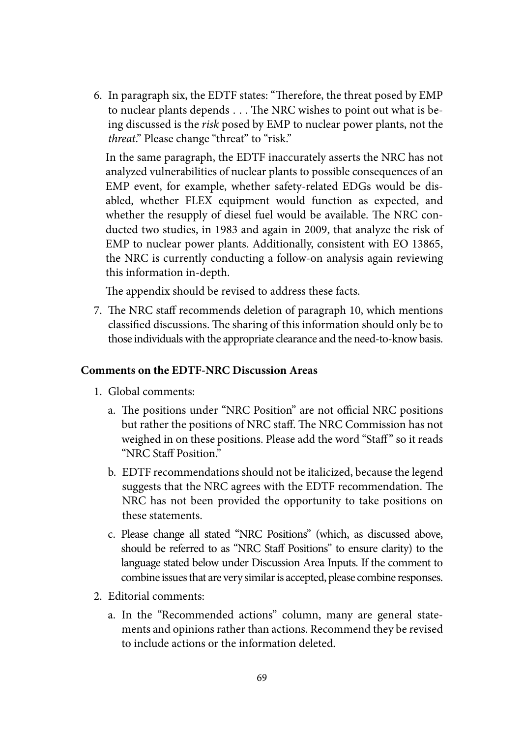6. In paragraph six, the EDTF states: "Therefore, the threat posed by EMP to nuclear plants depends . . . The NRC wishes to point out what is being discussed is the *risk* posed by EMP to nuclear power plants, not the *threat*." Please change "threat" to "risk."

   In the same paragraph, the EDTF inaccurately asserts the NRC has not analyzed vulnerabilities of nuclear plants to possible consequences of an EMP event, for example, whether safety-related EDGs would be disabled, whether FLEX equipment would function as expected, and whether the resupply of diesel fuel would be available. The NRC conducted two studies, in 1983 and again in 2009, that analyze the risk of EMP to nuclear power plants. Additionally, consistent with EO 13865, the NRC is currently conducting a follow-on analysis again reviewing this information in-depth.

   The appendix should be revised to address these facts.

7. The NRC staff recommends deletion of paragraph 10, which mentions classified discussions. The sharing of this information should only be to those individuals with the appropriate clearance and the need-to-know basis.

**Comments on the EDTF-NRC Discussion Areas**

1. Global comments:
   a. The positions under "NRC Position" are not official NRC positions but rather the positions of NRC staff. The NRC Commission has not weighed in on these positions. Please add the word "Staff" so it reads "NRC Staff Position."
   b. EDTF recommendations should not be italicized, because the legend suggests that the NRC agrees with the EDTF recommendation. The NRC has not been provided the opportunity to take positions on these statements.
   c. Please change all stated "NRC Positions" (which, as discussed above, should be referred to as "NRC Staff Positions" to ensure clarity) to the language stated below under Discussion Area Inputs. If the comment to combine issues that are very similar is accepted, please combine responses.
2. Editorial comments:
   a. In the "Recommended actions" column, many are general statements and opinions rather than actions. Recommend they be revised to include actions or the information deleted.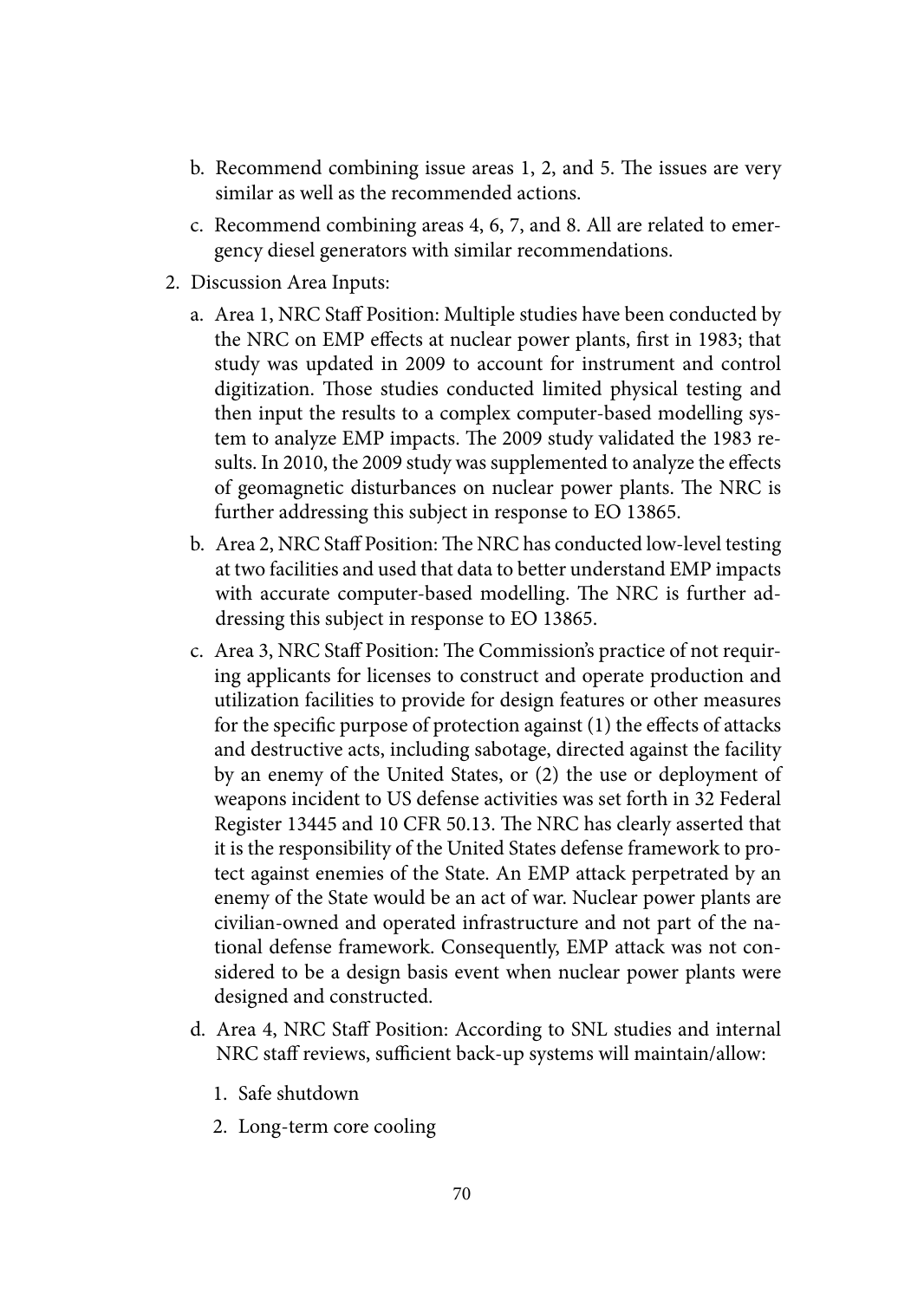b. Recommend combining issue areas 1, 2, and 5. The issues are very similar as well as the recommended actions.

c. Recommend combining areas 4, 6, 7, and 8. All are related to emergency diesel generators with similar recommendations.

2. Discussion Area Inputs:

   a. Area 1, NRC Staff Position: Multiple studies have been conducted by the NRC on EMP effects at nuclear power plants, first in 1983; that study was updated in 2009 to account for instrument and control digitization. Those studies conducted limited physical testing and then input the results to a complex computer-based modelling system to analyze EMP impacts. The 2009 study validated the 1983 results. In 2010, the 2009 study was supplemented to analyze the effects of geomagnetic disturbances on nuclear power plants. The NRC is further addressing this subject in response to EO 13865.

   b. Area 2, NRC Staff Position: The NRC has conducted low-level testing at two facilities and used that data to better understand EMP impacts with accurate computer-based modelling. The NRC is further addressing this subject in response to EO 13865.

   c. Area 3, NRC Staff Position: The Commission's practice of not requiring applicants for licenses to construct and operate production and utilization facilities to provide for design features or other measures for the specific purpose of protection against (1) the effects of attacks and destructive acts, including sabotage, directed against the facility by an enemy of the United States, or (2) the use or deployment of weapons incident to US defense activities was set forth in 32 Federal Register 13445 and 10 CFR 50.13. The NRC has clearly asserted that it is the responsibility of the United States defense framework to protect against enemies of the State. An EMP attack perpetrated by an enemy of the State would be an act of war. Nuclear power plants are civilian-owned and operated infrastructure and not part of the national defense framework. Consequently, EMP attack was not considered to be a design basis event when nuclear power plants were designed and constructed.

   d. Area 4, NRC Staff Position: According to SNL studies and internal NRC staff reviews, sufficient back-up systems will maintain/allow:

      1. Safe shutdown
      2. Long-term core cooling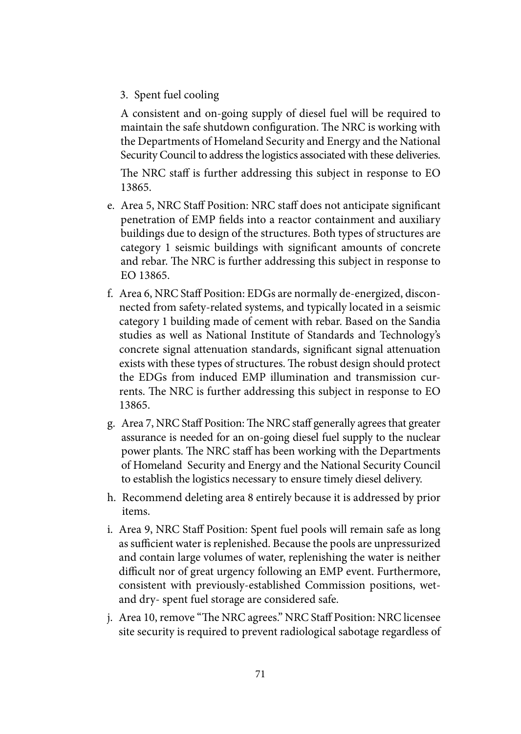3. Spent fuel cooling

A consistent and on-going supply of diesel fuel will be required to maintain the safe shutdown configuration. The NRC is working with the Departments of Homeland Security and Energy and the National Security Council to address the logistics associated with these deliveries.

The NRC staff is further addressing this subject in response to EO 13865.

e. Area 5, NRC Staff Position: NRC staff does not anticipate significant penetration of EMP fields into a reactor containment and auxiliary buildings due to design of the structures. Both types of structures are category 1 seismic buildings with significant amounts of concrete and rebar. The NRC is further addressing this subject in response to EO 13865.
f. Area 6, NRC Staff Position: EDGs are normally de-energized, disconnected from safety-related systems, and typically located in a seismic category 1 building made of cement with rebar. Based on the Sandia studies as well as National Institute of Standards and Technology's concrete signal attenuation standards, significant signal attenuation exists with these types of structures. The robust design should protect the EDGs from induced EMP illumination and transmission currents. The NRC is further addressing this subject in response to EO 13865.
g. Area 7, NRC Staff Position: The NRC staff generally agrees that greater assurance is needed for an on-going diesel fuel supply to the nuclear power plants. The NRC staff has been working with the Departments of Homeland Security and Energy and the National Security Council to establish the logistics necessary to ensure timely diesel delivery.
h. Recommend deleting area 8 entirely because it is addressed by prior items.
i. Area 9, NRC Staff Position: Spent fuel pools will remain safe as long as sufficient water is replenished. Because the pools are unpressurized and contain large volumes of water, replenishing the water is neither difficult nor of great urgency following an EMP event. Furthermore, consistent with previously-established Commission positions, wet- and dry- spent fuel storage are considered safe.
j. Area 10, remove "The NRC agrees." NRC Staff Position: NRC licensee site security is required to prevent radiological sabotage regardless of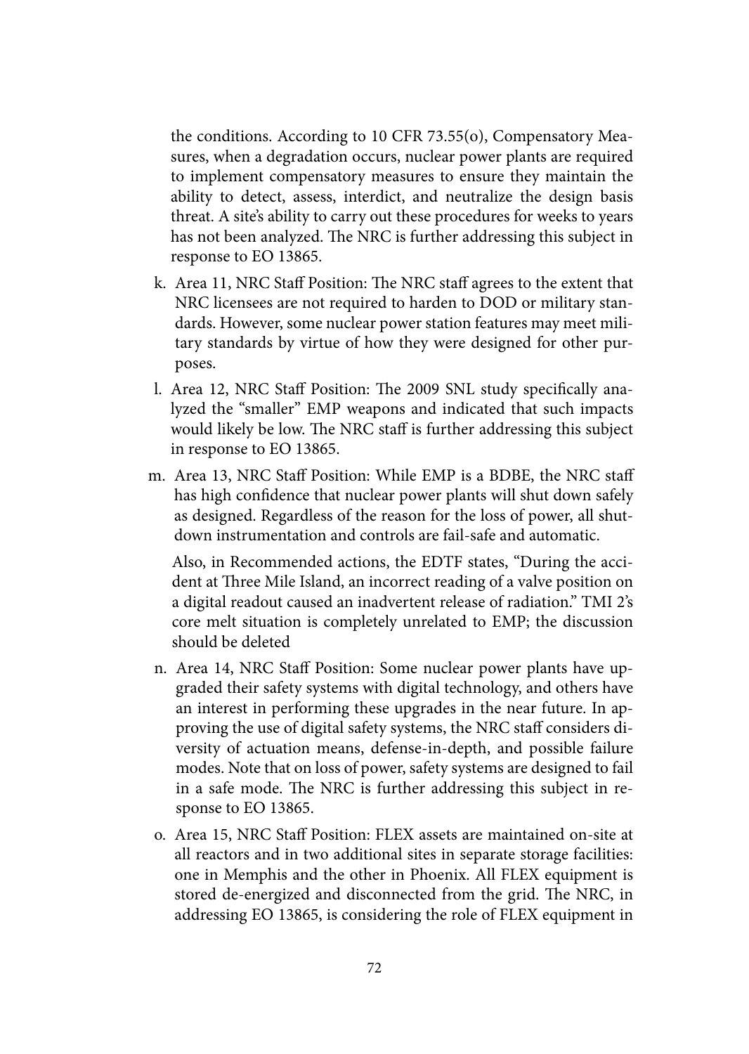the conditions. According to 10 CFR 73.55(o), Compensatory Measures, when a degradation occurs, nuclear power plants are required to implement compensatory measures to ensure they maintain the ability to detect, assess, interdict, and neutralize the design basis threat. A site's ability to carry out these procedures for weeks to years has not been analyzed. The NRC is further addressing this subject in response to EO 13865.

k. Area 11, NRC Staff Position: The NRC staff agrees to the extent that NRC licensees are not required to harden to DOD or military standards. However, some nuclear power station features may meet military standards by virtue of how they were designed for other purposes.

l. Area 12, NRC Staff Position: The 2009 SNL study specifically analyzed the "smaller" EMP weapons and indicated that such impacts would likely be low. The NRC staff is further addressing this subject in response to EO 13865.

m. Area 13, NRC Staff Position: While EMP is a BDBE, the NRC staff has high confidence that nuclear power plants will shut down safely as designed. Regardless of the reason for the loss of power, all shutdown instrumentation and controls are fail-safe and automatic.

   Also, in Recommended actions, the EDTF states, "During the accident at Three Mile Island, an incorrect reading of a valve position on a digital readout caused an inadvertent release of radiation." TMI 2's core melt situation is completely unrelated to EMP; the discussion should be deleted

n. Area 14, NRC Staff Position: Some nuclear power plants have upgraded their safety systems with digital technology, and others have an interest in performing these upgrades in the near future. In approving the use of digital safety systems, the NRC staff considers diversity of actuation means, defense-in-depth, and possible failure modes. Note that on loss of power, safety systems are designed to fail in a safe mode. The NRC is further addressing this subject in response to EO 13865.

o. Area 15, NRC Staff Position: FLEX assets are maintained on-site at all reactors and in two additional sites in separate storage facilities: one in Memphis and the other in Phoenix. All FLEX equipment is stored de-energized and disconnected from the grid. The NRC, in addressing EO 13865, is considering the role of FLEX equipment in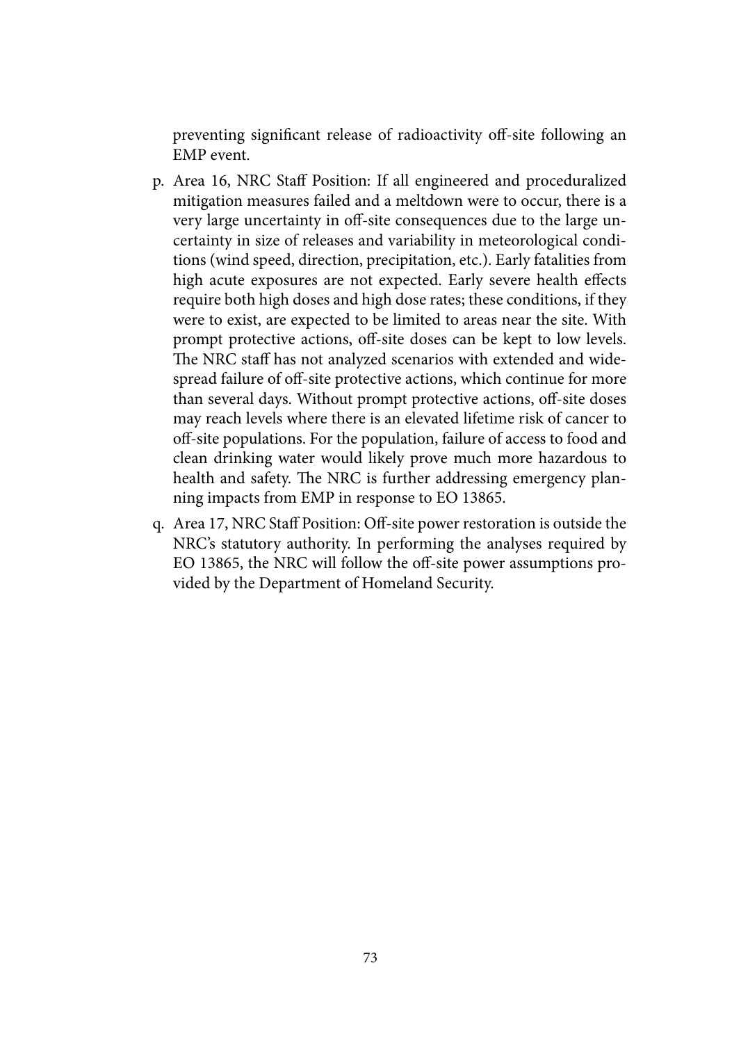preventing significant release of radioactivity off-site following an EMP event.

p. Area 16, NRC Staff Position: If all engineered and proceduralized mitigation measures failed and a meltdown were to occur, there is a very large uncertainty in off-site consequences due to the large uncertainty in size of releases and variability in meteorological conditions (wind speed, direction, precipitation, etc.). Early fatalities from high acute exposures are not expected. Early severe health effects require both high doses and high dose rates; these conditions, if they were to exist, are expected to be limited to areas near the site. With prompt protective actions, off-site doses can be kept to low levels. The NRC staff has not analyzed scenarios with extended and widespread failure of off-site protective actions, which continue for more than several days. Without prompt protective actions, off-site doses may reach levels where there is an elevated lifetime risk of cancer to off-site populations. For the population, failure of access to food and clean drinking water would likely prove much more hazardous to health and safety. The NRC is further addressing emergency planning impacts from EMP in response to EO 13865.

q. Area 17, NRC Staff Position: Off-site power restoration is outside the NRC's statutory authority. In performing the analyses required by EO 13865, the NRC will follow the off-site power assumptions provided by the Department of Homeland Security.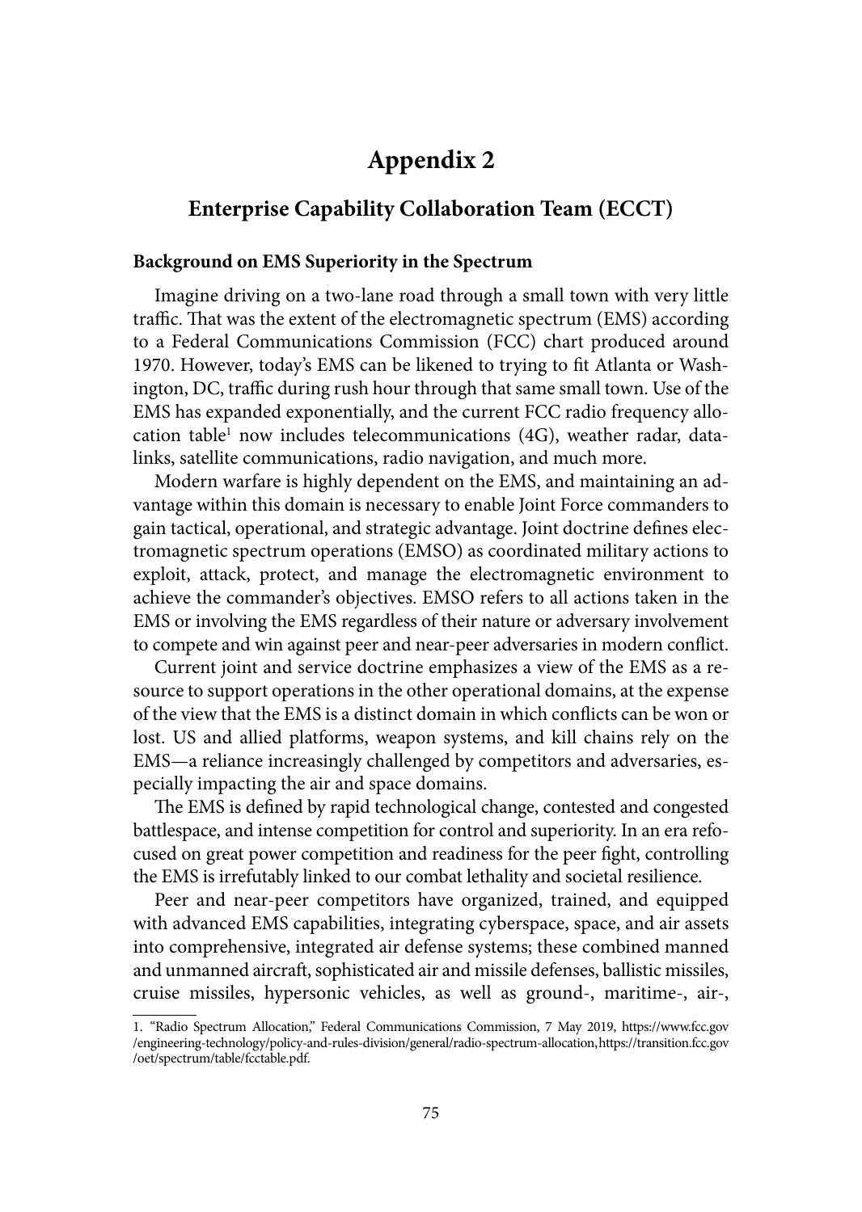# Appendix 2

## Enterprise Capability Collaboration Team (ECCT)

### Background on EMS Superiority in the Spectrum

Imagine driving on a two-lane road through a small town with very little traffic. That was the extent of the electromagnetic spectrum (EMS) according to a Federal Communications Commission (FCC) chart produced around 1970. However, today's EMS can be likened to trying to fit Atlanta or Washington, DC, traffic during rush hour through that same small town. Use of the EMS has expanded exponentially, and the current FCC radio frequency allocation table[1] now includes telecommunications (4G), weather radar, datalinks, satellite communications, radio navigation, and much more.

Modern warfare is highly dependent on the EMS, and maintaining an advantage within this domain is necessary to enable Joint Force commanders to gain tactical, operational, and strategic advantage. Joint doctrine defines electromagnetic spectrum operations (EMSO) as coordinated military actions to exploit, attack, protect, and manage the electromagnetic environment to achieve the commander's objectives. EMSO refers to all actions taken in the EMS or involving the EMS regardless of their nature or adversary involvement to compete and win against peer and near-peer adversaries in modern conflict.

Current joint and service doctrine emphasizes a view of the EMS as a resource to support operations in the other operational domains, at the expense of the view that the EMS is a distinct domain in which conflicts can be won or lost. US and allied platforms, weapon systems, and kill chains rely on the EMS—a reliance increasingly challenged by competitors and adversaries, especially impacting the air and space domains.

The EMS is defined by rapid technological change, contested and congested battlespace, and intense competition for control and superiority. In an era refocused on great power competition and readiness for the peer fight, controlling the EMS is irrefutably linked to our combat lethality and societal resilience.

Peer and near-peer competitors have organized, trained, and equipped with advanced EMS capabilities, integrating cyberspace, space, and air assets into comprehensive, integrated air defense systems; these combined manned and unmanned aircraft, sophisticated air and missile defenses, ballistic missiles, cruise missiles, hypersonic vehicles, as well as ground-, maritime-, air-,

1. "Radio Spectrum Allocation," Federal Communications Commission, 7 May 2019, https://www.fcc.gov/engineering-technology/policy-and-rules-division/general/radio-spectrum-allocation, https://transition.fcc.gov/oet/spectrum/table/fcctable.pdf.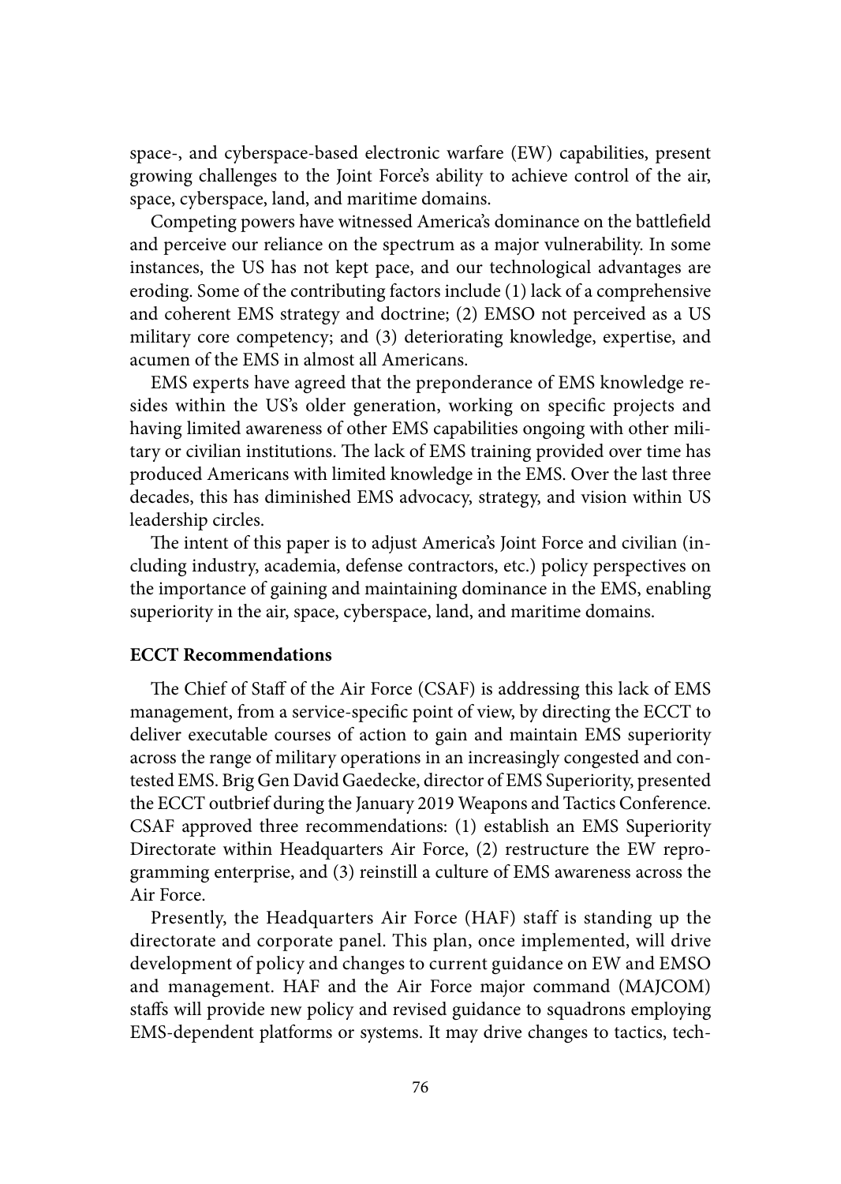space-, and cyberspace-based electronic warfare (EW) capabilities, present growing challenges to the Joint Force's ability to achieve control of the air, space, cyberspace, land, and maritime domains.

Competing powers have witnessed America's dominance on the battlefield and perceive our reliance on the spectrum as a major vulnerability. In some instances, the US has not kept pace, and our technological advantages are eroding. Some of the contributing factors include (1) lack of a comprehensive and coherent EMS strategy and doctrine; (2) EMSO not perceived as a US military core competency; and (3) deteriorating knowledge, expertise, and acumen of the EMS in almost all Americans.

EMS experts have agreed that the preponderance of EMS knowledge resides within the US's older generation, working on specific projects and having limited awareness of other EMS capabilities ongoing with other military or civilian institutions. The lack of EMS training provided over time has produced Americans with limited knowledge in the EMS. Over the last three decades, this has diminished EMS advocacy, strategy, and vision within US leadership circles.

The intent of this paper is to adjust America's Joint Force and civilian (including industry, academia, defense contractors, etc.) policy perspectives on the importance of gaining and maintaining dominance in the EMS, enabling superiority in the air, space, cyberspace, land, and maritime domains.

**ECCT Recommendations**

The Chief of Staff of the Air Force (CSAF) is addressing this lack of EMS management, from a service-specific point of view, by directing the ECCT to deliver executable courses of action to gain and maintain EMS superiority across the range of military operations in an increasingly congested and contested EMS. Brig Gen David Gaedecke, director of EMS Superiority, presented the ECCT outbrief during the January 2019 Weapons and Tactics Conference. CSAF approved three recommendations: (1) establish an EMS Superiority Directorate within Headquarters Air Force, (2) restructure the EW reprogramming enterprise, and (3) reinstill a culture of EMS awareness across the Air Force.

Presently, the Headquarters Air Force (HAF) staff is standing up the directorate and corporate panel. This plan, once implemented, will drive development of policy and changes to current guidance on EW and EMSO and management. HAF and the Air Force major command (MAJCOM) staffs will provide new policy and revised guidance to squadrons employing EMS-dependent platforms or systems. It may drive changes to tactics, tech-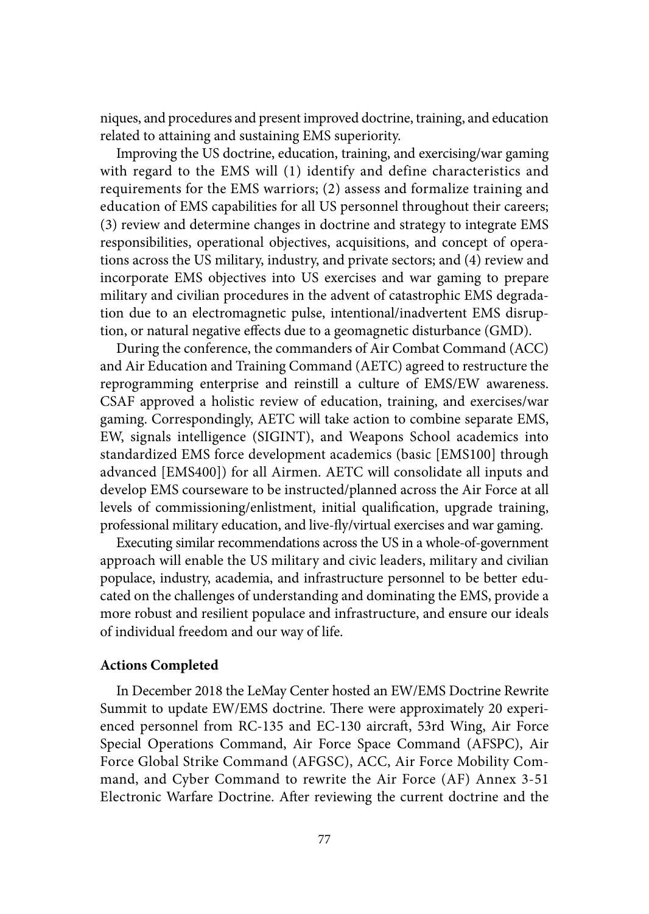niques, and procedures and present improved doctrine, training, and education related to attaining and sustaining EMS superiority.

Improving the US doctrine, education, training, and exercising/war gaming with regard to the EMS will (1) identify and define characteristics and requirements for the EMS warriors; (2) assess and formalize training and education of EMS capabilities for all US personnel throughout their careers; (3) review and determine changes in doctrine and strategy to integrate EMS responsibilities, operational objectives, acquisitions, and concept of operations across the US military, industry, and private sectors; and (4) review and incorporate EMS objectives into US exercises and war gaming to prepare military and civilian procedures in the advent of catastrophic EMS degradation due to an electromagnetic pulse, intentional/inadvertent EMS disruption, or natural negative effects due to a geomagnetic disturbance (GMD).

During the conference, the commanders of Air Combat Command (ACC) and Air Education and Training Command (AETC) agreed to restructure the reprogramming enterprise and reinstill a culture of EMS/EW awareness. CSAF approved a holistic review of education, training, and exercises/war gaming. Correspondingly, AETC will take action to combine separate EMS, EW, signals intelligence (SIGINT), and Weapons School academics into standardized EMS force development academics (basic [EMS100] through advanced [EMS400]) for all Airmen. AETC will consolidate all inputs and develop EMS courseware to be instructed/planned across the Air Force at all levels of commissioning/enlistment, initial qualification, upgrade training, professional military education, and live-fly/virtual exercises and war gaming.

Executing similar recommendations across the US in a whole-of-government approach will enable the US military and civic leaders, military and civilian populace, industry, academia, and infrastructure personnel to be better educated on the challenges of understanding and dominating the EMS, provide a more robust and resilient populace and infrastructure, and ensure our ideals of individual freedom and our way of life.

**Actions Completed**

In December 2018 the LeMay Center hosted an EW/EMS Doctrine Rewrite Summit to update EW/EMS doctrine. There were approximately 20 experienced personnel from RC-135 and EC-130 aircraft, 53rd Wing, Air Force Special Operations Command, Air Force Space Command (AFSPC), Air Force Global Strike Command (AFGSC), ACC, Air Force Mobility Command, and Cyber Command to rewrite the Air Force (AF) Annex 3-51 Electronic Warfare Doctrine. After reviewing the current doctrine and the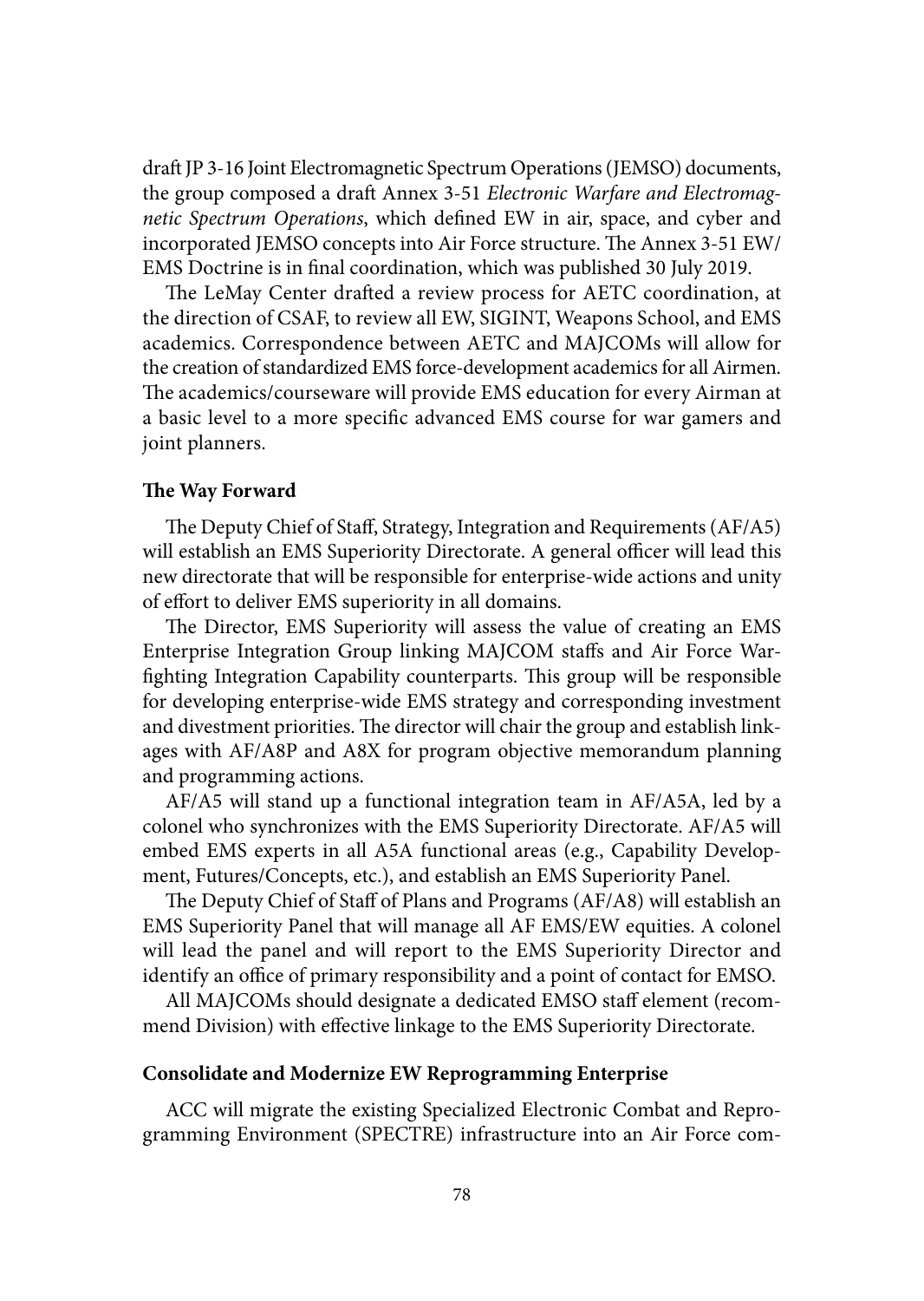draft JP 3-16 Joint Electromagnetic Spectrum Operations (JEMSO) documents, the group composed a draft Annex 3-51 *Electronic Warfare and Electromagnetic Spectrum Operations*, which defined EW in air, space, and cyber and incorporated JEMSO concepts into Air Force structure. The Annex 3-51 EW/EMS Doctrine is in final coordination, which was published 30 July 2019.

The LeMay Center drafted a review process for AETC coordination, at the direction of CSAF, to review all EW, SIGINT, Weapons School, and EMS academics. Correspondence between AETC and MAJCOMs will allow for the creation of standardized EMS force-development academics for all Airmen. The academics/courseware will provide EMS education for every Airman at a basic level to a more specific advanced EMS course for war gamers and joint planners.

**The Way Forward**

The Deputy Chief of Staff, Strategy, Integration and Requirements (AF/A5) will establish an EMS Superiority Directorate. A general officer will lead this new directorate that will be responsible for enterprise-wide actions and unity of effort to deliver EMS superiority in all domains.

The Director, EMS Superiority will assess the value of creating an EMS Enterprise Integration Group linking MAJCOM staffs and Air Force Warfighting Integration Capability counterparts. This group will be responsible for developing enterprise-wide EMS strategy and corresponding investment and divestment priorities. The director will chair the group and establish linkages with AF/A8P and A8X for program objective memorandum planning and programming actions.

AF/A5 will stand up a functional integration team in AF/A5A, led by a colonel who synchronizes with the EMS Superiority Directorate. AF/A5 will embed EMS experts in all A5A functional areas (e.g., Capability Development, Futures/Concepts, etc.), and establish an EMS Superiority Panel.

The Deputy Chief of Staff of Plans and Programs (AF/A8) will establish an EMS Superiority Panel that will manage all AF EMS/EW equities. A colonel will lead the panel and will report to the EMS Superiority Director and identify an office of primary responsibility and a point of contact for EMSO.

All MAJCOMs should designate a dedicated EMSO staff element (recommend Division) with effective linkage to the EMS Superiority Directorate.

**Consolidate and Modernize EW Reprogramming Enterprise**

ACC will migrate the existing Specialized Electronic Combat and Reprogramming Environment (SPECTRE) infrastructure into an Air Force com-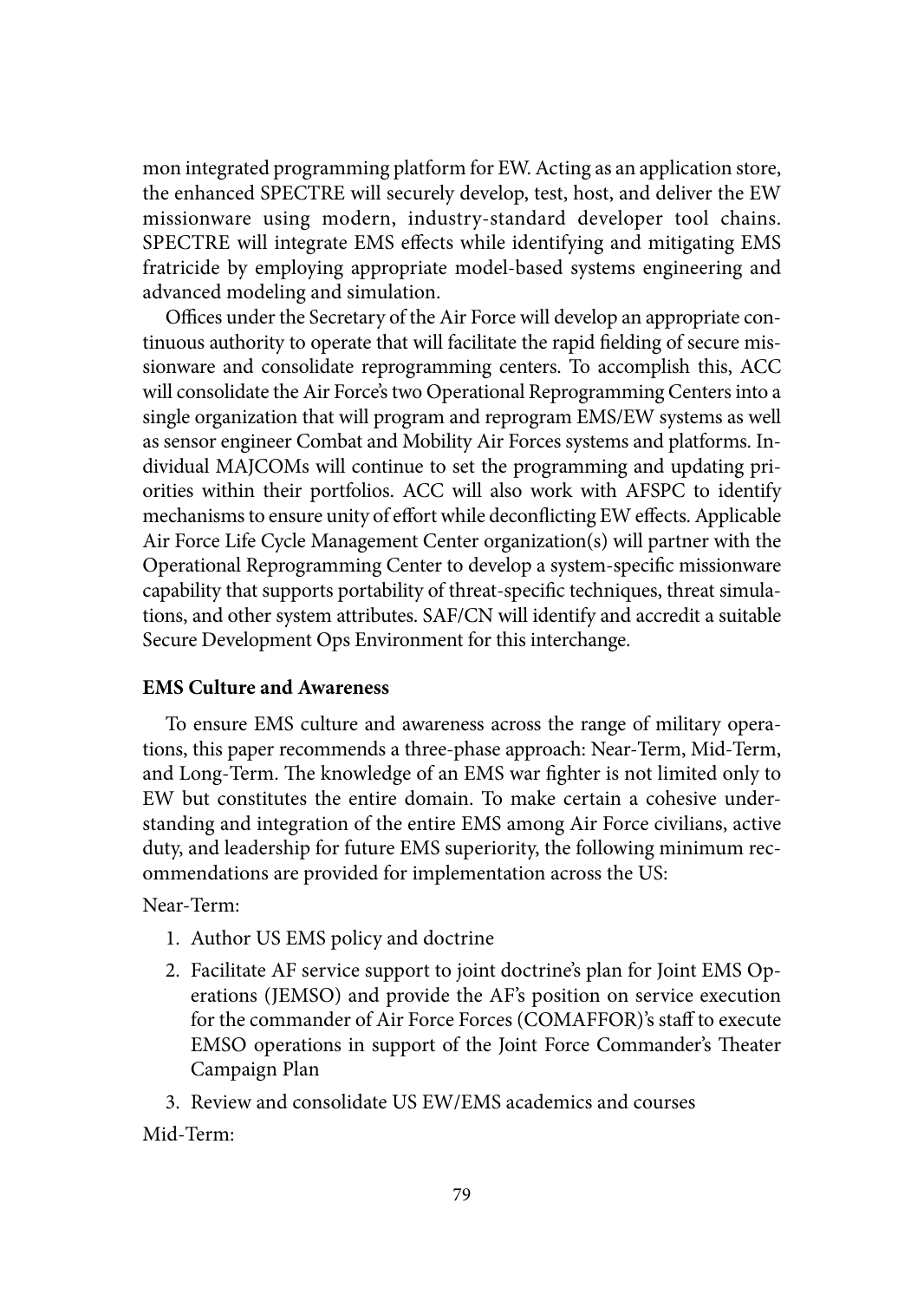mon integrated programming platform for EW. Acting as an application store, the enhanced SPECTRE will securely develop, test, host, and deliver the EW missionware using modern, industry-standard developer tool chains. SPECTRE will integrate EMS effects while identifying and mitigating EMS fratricide by employing appropriate model-based systems engineering and advanced modeling and simulation.

Offices under the Secretary of the Air Force will develop an appropriate continuous authority to operate that will facilitate the rapid fielding of secure missionware and consolidate reprogramming centers. To accomplish this, ACC will consolidate the Air Force's two Operational Reprogramming Centers into a single organization that will program and reprogram EMS/EW systems as well as sensor engineer Combat and Mobility Air Forces systems and platforms. Individual MAJCOMs will continue to set the programming and updating priorities within their portfolios. ACC will also work with AFSPC to identify mechanisms to ensure unity of effort while deconflicting EW effects. Applicable Air Force Life Cycle Management Center organization(s) will partner with the Operational Reprogramming Center to develop a system-specific missionware capability that supports portability of threat-specific techniques, threat simulations, and other system attributes. SAF/CN will identify and accredit a suitable Secure Development Ops Environment for this interchange.

**EMS Culture and Awareness**

To ensure EMS culture and awareness across the range of military operations, this paper recommends a three-phase approach: Near-Term, Mid-Term, and Long-Term. The knowledge of an EMS war fighter is not limited only to EW but constitutes the entire domain. To make certain a cohesive understanding and integration of the entire EMS among Air Force civilians, active duty, and leadership for future EMS superiority, the following minimum recommendations are provided for implementation across the US:

Near-Term:

1. Author US EMS policy and doctrine
2. Facilitate AF service support to joint doctrine's plan for Joint EMS Operations (JEMSO) and provide the AF's position on service execution for the commander of Air Force Forces (COMAFFOR)'s staff to execute EMSO operations in support of the Joint Force Commander's Theater Campaign Plan
3. Review and consolidate US EW/EMS academics and courses

Mid-Term: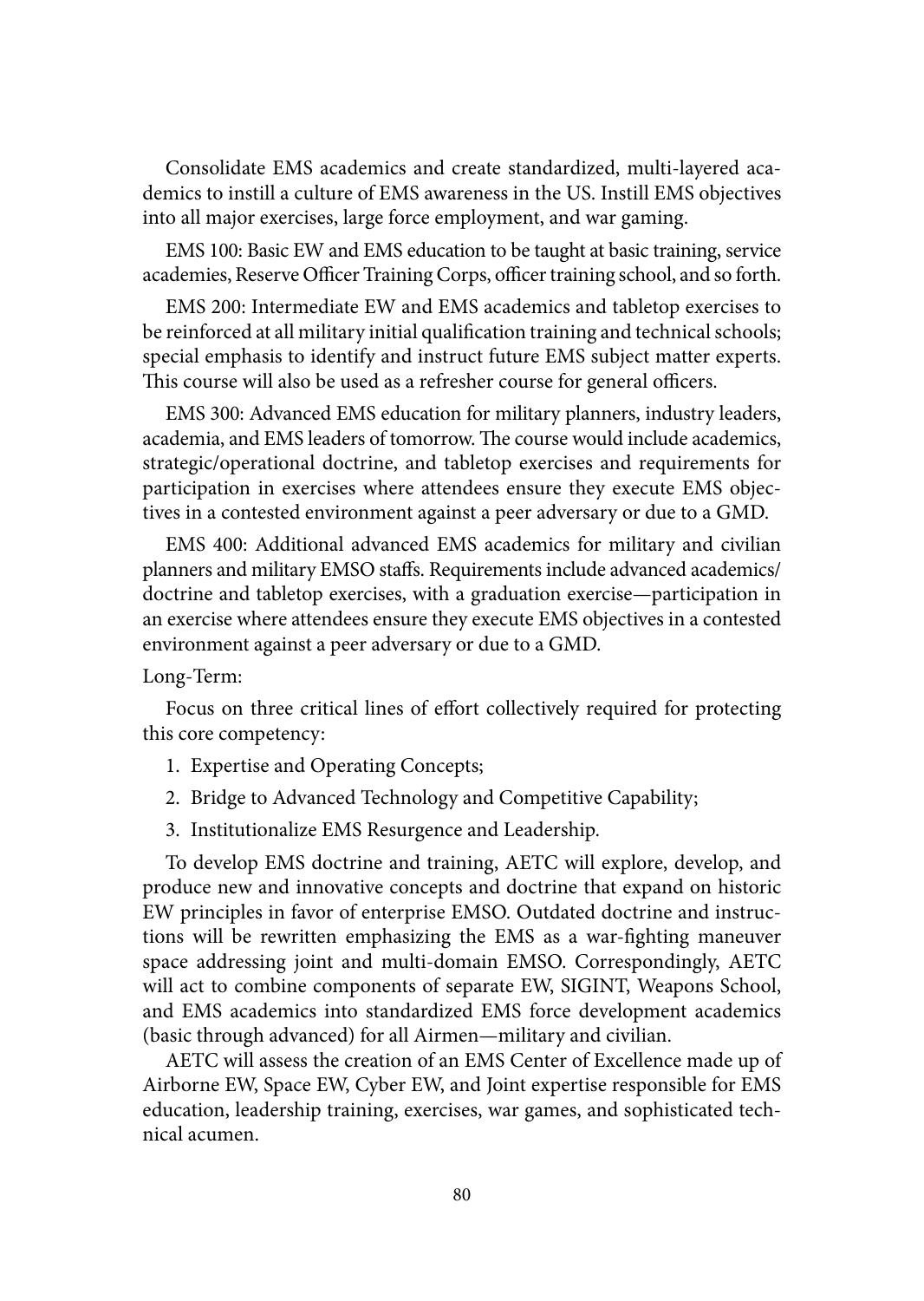Consolidate EMS academics and create standardized, multi-layered academics to instill a culture of EMS awareness in the US. Instill EMS objectives into all major exercises, large force employment, and war gaming.

EMS 100: Basic EW and EMS education to be taught at basic training, service academies, Reserve Officer Training Corps, officer training school, and so forth.

EMS 200: Intermediate EW and EMS academics and tabletop exercises to be reinforced at all military initial qualification training and technical schools; special emphasis to identify and instruct future EMS subject matter experts. This course will also be used as a refresher course for general officers.

EMS 300: Advanced EMS education for military planners, industry leaders, academia, and EMS leaders of tomorrow. The course would include academics, strategic/operational doctrine, and tabletop exercises and requirements for participation in exercises where attendees ensure they execute EMS objectives in a contested environment against a peer adversary or due to a GMD.

EMS 400: Additional advanced EMS academics for military and civilian planners and military EMSO staffs. Requirements include advanced academics/doctrine and tabletop exercises, with a graduation exercise—participation in an exercise where attendees ensure they execute EMS objectives in a contested environment against a peer adversary or due to a GMD.

Long-Term:

Focus on three critical lines of effort collectively required for protecting this core competency:

1. Expertise and Operating Concepts;
2. Bridge to Advanced Technology and Competitive Capability;
3. Institutionalize EMS Resurgence and Leadership.

To develop EMS doctrine and training, AETC will explore, develop, and produce new and innovative concepts and doctrine that expand on historic EW principles in favor of enterprise EMSO. Outdated doctrine and instructions will be rewritten emphasizing the EMS as a war-fighting maneuver space addressing joint and multi-domain EMSO. Correspondingly, AETC will act to combine components of separate EW, SIGINT, Weapons School, and EMS academics into standardized EMS force development academics (basic through advanced) for all Airmen—military and civilian.

AETC will assess the creation of an EMS Center of Excellence made up of Airborne EW, Space EW, Cyber EW, and Joint expertise responsible for EMS education, leadership training, exercises, war games, and sophisticated technical acumen.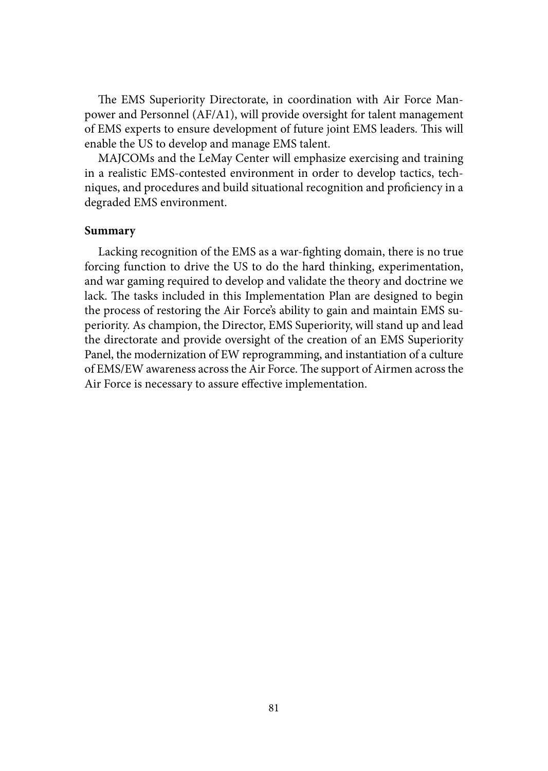The EMS Superiority Directorate, in coordination with Air Force Manpower and Personnel (AF/A1), will provide oversight for talent management of EMS experts to ensure development of future joint EMS leaders. This will enable the US to develop and manage EMS talent.

MAJCOMs and the LeMay Center will emphasize exercising and training in a realistic EMS-contested environment in order to develop tactics, techniques, and procedures and build situational recognition and proficiency in a degraded EMS environment.

**Summary**

Lacking recognition of the EMS as a war-fighting domain, there is no true forcing function to drive the US to do the hard thinking, experimentation, and war gaming required to develop and validate the theory and doctrine we lack. The tasks included in this Implementation Plan are designed to begin the process of restoring the Air Force's ability to gain and maintain EMS superiority. As champion, the Director, EMS Superiority, will stand up and lead the directorate and provide oversight of the creation of an EMS Superiority Panel, the modernization of EW reprogramming, and instantiation of a culture of EMS/EW awareness across the Air Force. The support of Airmen across the Air Force is necessary to assure effective implementation.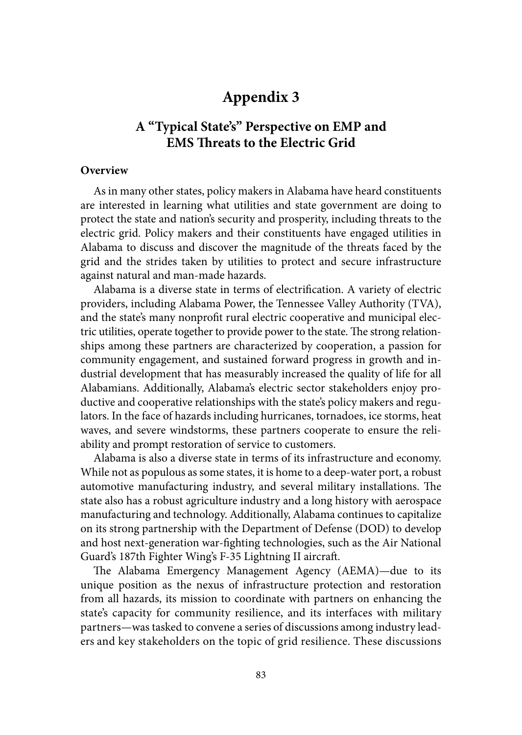# Appendix 3

## A "Typical State's" Perspective on EMP and EMS Threats to the Electric Grid

### Overview

As in many other states, policy makers in Alabama have heard constituents are interested in learning what utilities and state government are doing to protect the state and nation's security and prosperity, including threats to the electric grid. Policy makers and their constituents have engaged utilities in Alabama to discuss and discover the magnitude of the threats faced by the grid and the strides taken by utilities to protect and secure infrastructure against natural and man-made hazards.

Alabama is a diverse state in terms of electrification. A variety of electric providers, including Alabama Power, the Tennessee Valley Authority (TVA), and the state's many nonprofit rural electric cooperative and municipal electric utilities, operate together to provide power to the state. The strong relationships among these partners are characterized by cooperation, a passion for community engagement, and sustained forward progress in growth and industrial development that has measurably increased the quality of life for all Alabamians. Additionally, Alabama's electric sector stakeholders enjoy productive and cooperative relationships with the state's policy makers and regulators. In the face of hazards including hurricanes, tornadoes, ice storms, heat waves, and severe windstorms, these partners cooperate to ensure the reliability and prompt restoration of service to customers.

Alabama is also a diverse state in terms of its infrastructure and economy. While not as populous as some states, it is home to a deep-water port, a robust automotive manufacturing industry, and several military installations. The state also has a robust agriculture industry and a long history with aerospace manufacturing and technology. Additionally, Alabama continues to capitalize on its strong partnership with the Department of Defense (DOD) to develop and host next-generation war-fighting technologies, such as the Air National Guard's 187th Fighter Wing's F-35 Lightning II aircraft.

The Alabama Emergency Management Agency (AEMA)—due to its unique position as the nexus of infrastructure protection and restoration from all hazards, its mission to coordinate with partners on enhancing the state's capacity for community resilience, and its interfaces with military partners—was tasked to convene a series of discussions among industry leaders and key stakeholders on the topic of grid resilience. These discussions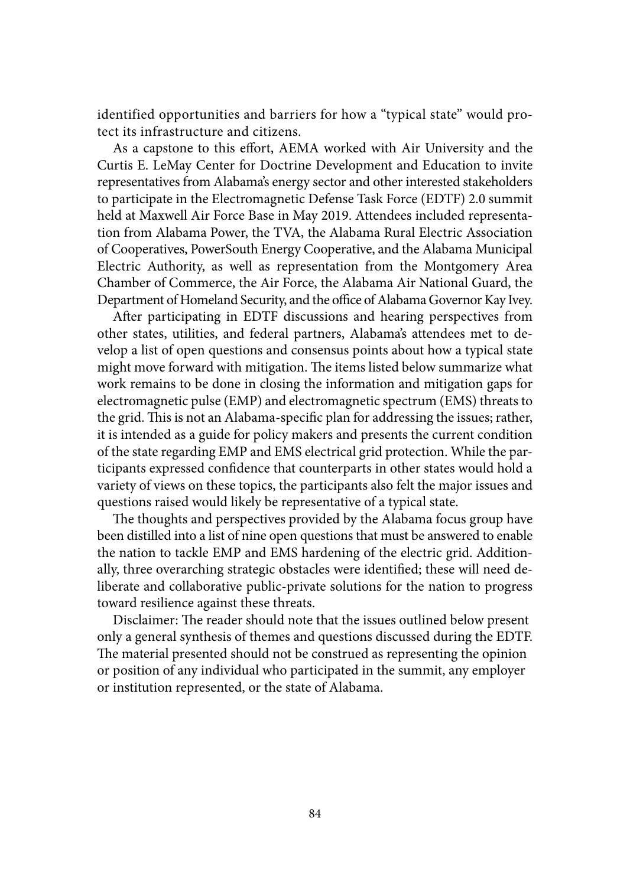identified opportunities and barriers for how a "typical state" would protect its infrastructure and citizens.

As a capstone to this effort, AEMA worked with Air University and the Curtis E. LeMay Center for Doctrine Development and Education to invite representatives from Alabama's energy sector and other interested stakeholders to participate in the Electromagnetic Defense Task Force (EDTF) 2.0 summit held at Maxwell Air Force Base in May 2019. Attendees included representation from Alabama Power, the TVA, the Alabama Rural Electric Association of Cooperatives, PowerSouth Energy Cooperative, and the Alabama Municipal Electric Authority, as well as representation from the Montgomery Area Chamber of Commerce, the Air Force, the Alabama Air National Guard, the Department of Homeland Security, and the office of Alabama Governor Kay Ivey.

After participating in EDTF discussions and hearing perspectives from other states, utilities, and federal partners, Alabama's attendees met to develop a list of open questions and consensus points about how a typical state might move forward with mitigation. The items listed below summarize what work remains to be done in closing the information and mitigation gaps for electromagnetic pulse (EMP) and electromagnetic spectrum (EMS) threats to the grid. This is not an Alabama-specific plan for addressing the issues; rather, it is intended as a guide for policy makers and presents the current condition of the state regarding EMP and EMS electrical grid protection. While the participants expressed confidence that counterparts in other states would hold a variety of views on these topics, the participants also felt the major issues and questions raised would likely be representative of a typical state.

The thoughts and perspectives provided by the Alabama focus group have been distilled into a list of nine open questions that must be answered to enable the nation to tackle EMP and EMS hardening of the electric grid. Additionally, three overarching strategic obstacles were identified; these will need deliberate and collaborative public-private solutions for the nation to progress toward resilience against these threats.

Disclaimer: The reader should note that the issues outlined below present only a general synthesis of themes and questions discussed during the EDTF. The material presented should not be construed as representing the opinion or position of any individual who participated in the summit, any employer or institution represented, or the state of Alabama.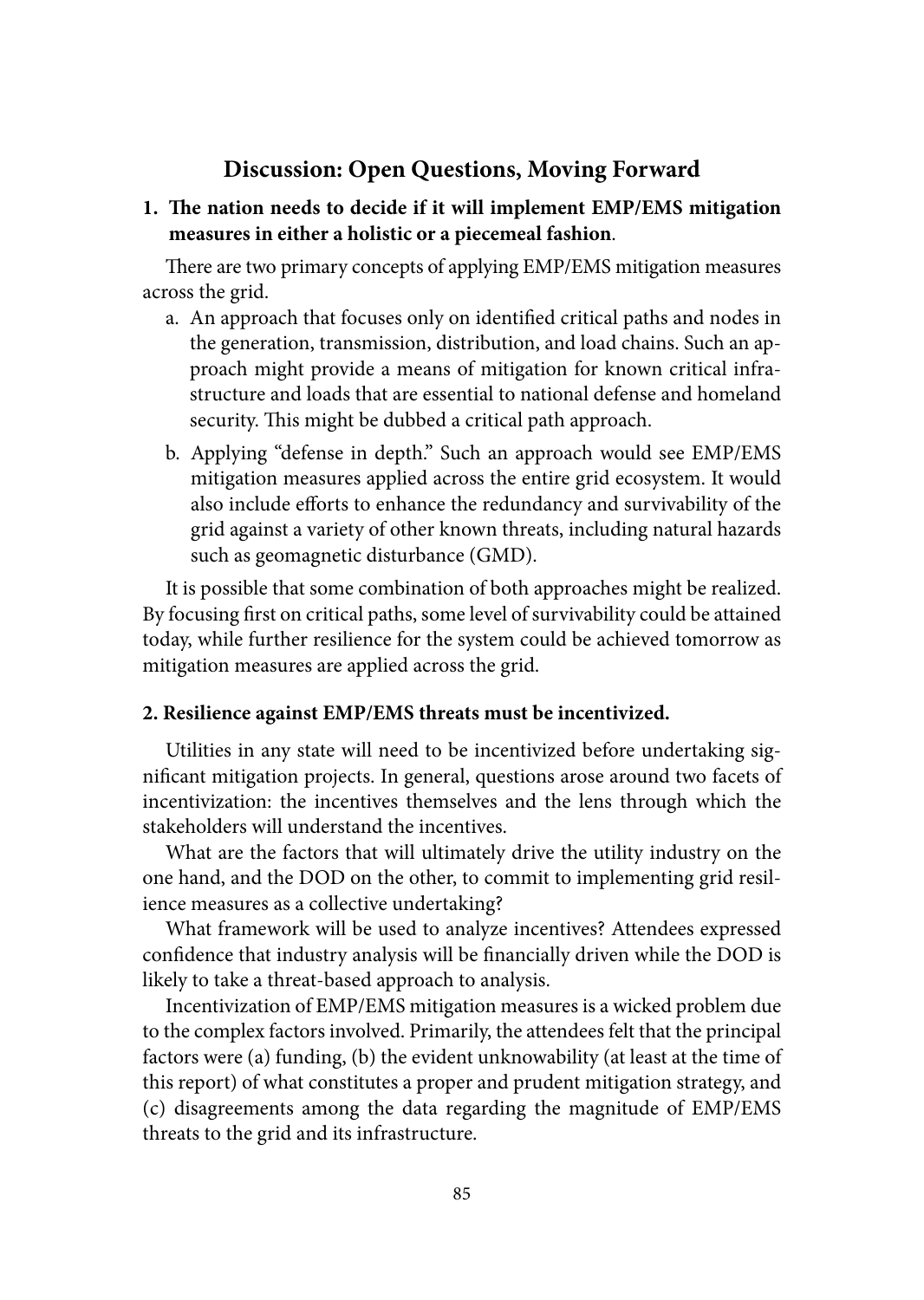## Discussion: Open Questions, Moving Forward

### 1. The nation needs to decide if it will implement EMP/EMS mitigation measures in either a holistic or a piecemeal fashion.

There are two primary concepts of applying EMP/EMS mitigation measures across the grid.

a. An approach that focuses only on identified critical paths and nodes in the generation, transmission, distribution, and load chains. Such an approach might provide a means of mitigation for known critical infrastructure and loads that are essential to national defense and homeland security. This might be dubbed a critical path approach.

b. Applying "defense in depth." Such an approach would see EMP/EMS mitigation measures applied across the entire grid ecosystem. It would also include efforts to enhance the redundancy and survivability of the grid against a variety of other known threats, including natural hazards such as geomagnetic disturbance (GMD).

It is possible that some combination of both approaches might be realized. By focusing first on critical paths, some level of survivability could be attained today, while further resilience for the system could be achieved tomorrow as mitigation measures are applied across the grid.

### 2. Resilience against EMP/EMS threats must be incentivized.

Utilities in any state will need to be incentivized before undertaking significant mitigation projects. In general, questions arose around two facets of incentivization: the incentives themselves and the lens through which the stakeholders will understand the incentives.

What are the factors that will ultimately drive the utility industry on the one hand, and the DOD on the other, to commit to implementing grid resilience measures as a collective undertaking?

What framework will be used to analyze incentives? Attendees expressed confidence that industry analysis will be financially driven while the DOD is likely to take a threat-based approach to analysis.

Incentivization of EMP/EMS mitigation measures is a wicked problem due to the complex factors involved. Primarily, the attendees felt that the principal factors were (a) funding, (b) the evident unknowability (at least at the time of this report) of what constitutes a proper and prudent mitigation strategy, and (c) disagreements among the data regarding the magnitude of EMP/EMS threats to the grid and its infrastructure.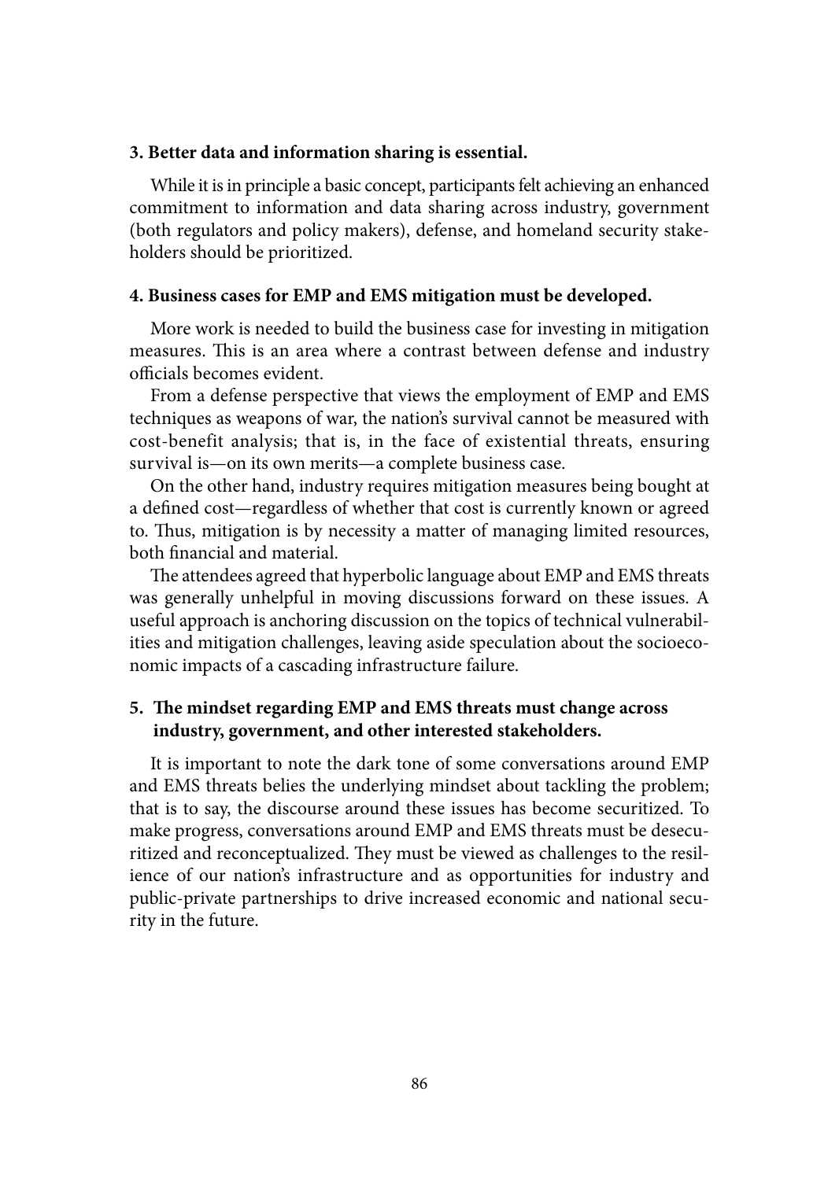**3. Better data and information sharing is essential.**

While it is in principle a basic concept, participants felt achieving an enhanced commitment to information and data sharing across industry, government (both regulators and policy makers), defense, and homeland security stakeholders should be prioritized.

**4. Business cases for EMP and EMS mitigation must be developed.**

More work is needed to build the business case for investing in mitigation measures. This is an area where a contrast between defense and industry officials becomes evident.

From a defense perspective that views the employment of EMP and EMS techniques as weapons of war, the nation's survival cannot be measured with cost-benefit analysis; that is, in the face of existential threats, ensuring survival is—on its own merits—a complete business case.

On the other hand, industry requires mitigation measures being bought at a defined cost—regardless of whether that cost is currently known or agreed to. Thus, mitigation is by necessity a matter of managing limited resources, both financial and material.

The attendees agreed that hyperbolic language about EMP and EMS threats was generally unhelpful in moving discussions forward on these issues. A useful approach is anchoring discussion on the topics of technical vulnerabilities and mitigation challenges, leaving aside speculation about the socioeconomic impacts of a cascading infrastructure failure.

**5. The mindset regarding EMP and EMS threats must change across industry, government, and other interested stakeholders.**

It is important to note the dark tone of some conversations around EMP and EMS threats belies the underlying mindset about tackling the problem; that is to say, the discourse around these issues has become securitized. To make progress, conversations around EMP and EMS threats must be desecuritized and reconceptualized. They must be viewed as challenges to the resilience of our nation's infrastructure and as opportunities for industry and public-private partnerships to drive increased economic and national security in the future.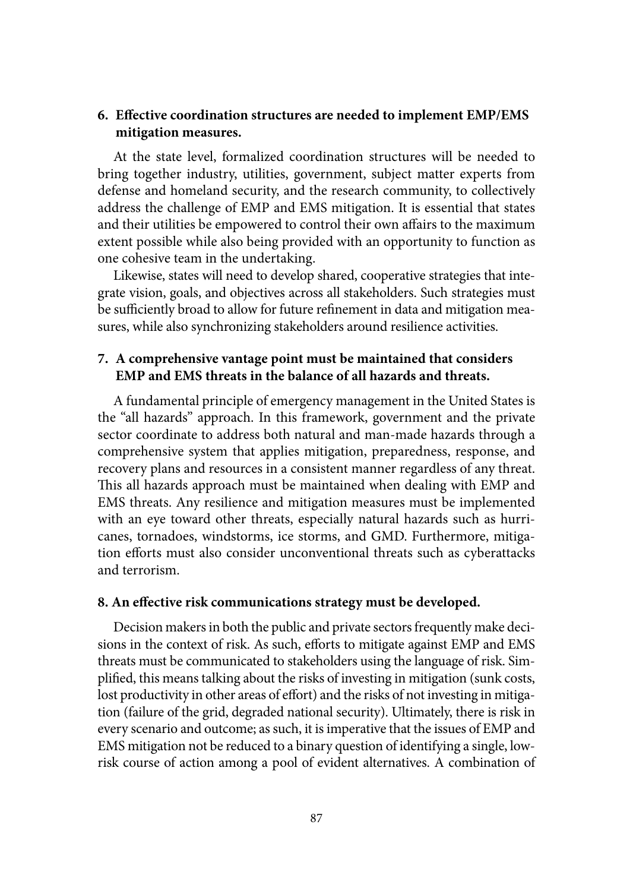**6. Effective coordination structures are needed to implement EMP/EMS mitigation measures.**

At the state level, formalized coordination structures will be needed to bring together industry, utilities, government, subject matter experts from defense and homeland security, and the research community, to collectively address the challenge of EMP and EMS mitigation. It is essential that states and their utilities be empowered to control their own affairs to the maximum extent possible while also being provided with an opportunity to function as one cohesive team in the undertaking.

Likewise, states will need to develop shared, cooperative strategies that integrate vision, goals, and objectives across all stakeholders. Such strategies must be sufficiently broad to allow for future refinement in data and mitigation measures, while also synchronizing stakeholders around resilience activities.

**7. A comprehensive vantage point must be maintained that considers EMP and EMS threats in the balance of all hazards and threats.**

A fundamental principle of emergency management in the United States is the "all hazards" approach. In this framework, government and the private sector coordinate to address both natural and man-made hazards through a comprehensive system that applies mitigation, preparedness, response, and recovery plans and resources in a consistent manner regardless of any threat. This all hazards approach must be maintained when dealing with EMP and EMS threats. Any resilience and mitigation measures must be implemented with an eye toward other threats, especially natural hazards such as hurricanes, tornadoes, windstorms, ice storms, and GMD. Furthermore, mitigation efforts must also consider unconventional threats such as cyberattacks and terrorism.

**8. An effective risk communications strategy must be developed.**

Decision makers in both the public and private sectors frequently make decisions in the context of risk. As such, efforts to mitigate against EMP and EMS threats must be communicated to stakeholders using the language of risk. Simplified, this means talking about the risks of investing in mitigation (sunk costs, lost productivity in other areas of effort) and the risks of not investing in mitigation (failure of the grid, degraded national security). Ultimately, there is risk in every scenario and outcome; as such, it is imperative that the issues of EMP and EMS mitigation not be reduced to a binary question of identifying a single, low-risk course of action among a pool of evident alternatives. A combination of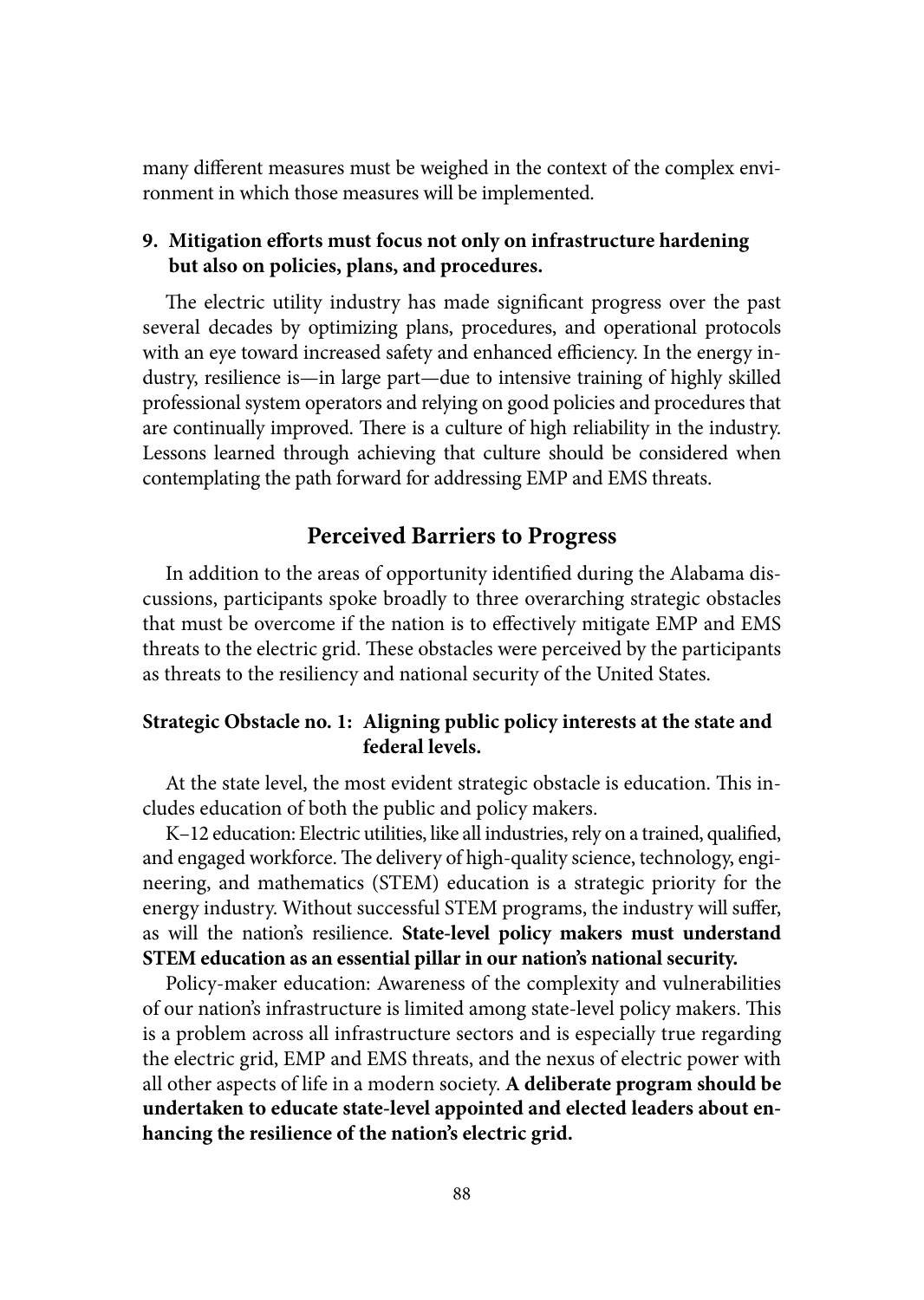many different measures must be weighed in the context of the complex environment in which those measures will be implemented.

**9. Mitigation efforts must focus not only on infrastructure hardening but also on policies, plans, and procedures.**

The electric utility industry has made significant progress over the past several decades by optimizing plans, procedures, and operational protocols with an eye toward increased safety and enhanced efficiency. In the energy industry, resilience is—in large part—due to intensive training of highly skilled professional system operators and relying on good policies and procedures that are continually improved. There is a culture of high reliability in the industry. Lessons learned through achieving that culture should be considered when contemplating the path forward for addressing EMP and EMS threats.

## Perceived Barriers to Progress

In addition to the areas of opportunity identified during the Alabama discussions, participants spoke broadly to three overarching strategic obstacles that must be overcome if the nation is to effectively mitigate EMP and EMS threats to the electric grid. These obstacles were perceived by the participants as threats to the resiliency and national security of the United States.

### Strategic Obstacle no. 1: Aligning public policy interests at the state and federal levels.

At the state level, the most evident strategic obstacle is education. This includes education of both the public and policy makers.

K–12 education: Electric utilities, like all industries, rely on a trained, qualified, and engaged workforce. The delivery of high-quality science, technology, engineering, and mathematics (STEM) education is a strategic priority for the energy industry. Without successful STEM programs, the industry will suffer, as will the nation's resilience. **State-level policy makers must understand STEM education as an essential pillar in our nation's national security.**

Policy-maker education: Awareness of the complexity and vulnerabilities of our nation's infrastructure is limited among state-level policy makers. This is a problem across all infrastructure sectors and is especially true regarding the electric grid, EMP and EMS threats, and the nexus of electric power with all other aspects of life in a modern society. **A deliberate program should be undertaken to educate state-level appointed and elected leaders about enhancing the resilience of the nation's electric grid.**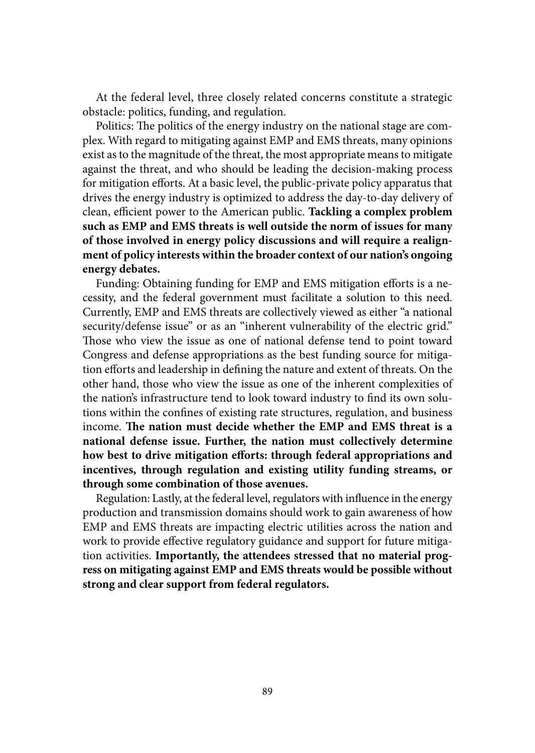At the federal level, three closely related concerns constitute a strategic obstacle: politics, funding, and regulation.

Politics: The politics of the energy industry on the national stage are complex. With regard to mitigating against EMP and EMS threats, many opinions exist as to the magnitude of the threat, the most appropriate means to mitigate against the threat, and who should be leading the decision-making process for mitigation efforts. At a basic level, the public-private policy apparatus that drives the energy industry is optimized to address the day-to-day delivery of clean, efficient power to the American public. **Tackling a complex problem such as EMP and EMS threats is well outside the norm of issues for many of those involved in energy policy discussions and will require a realignment of policy interests within the broader context of our nation's ongoing energy debates.**

Funding: Obtaining funding for EMP and EMS mitigation efforts is a necessity, and the federal government must facilitate a solution to this need. Currently, EMP and EMS threats are collectively viewed as either "a national security/defense issue" or as an "inherent vulnerability of the electric grid." Those who view the issue as one of national defense tend to point toward Congress and defense appropriations as the best funding source for mitigation efforts and leadership in defining the nature and extent of threats. On the other hand, those who view the issue as one of the inherent complexities of the nation's infrastructure tend to look toward industry to find its own solutions within the confines of existing rate structures, regulation, and business income. **The nation must decide whether the EMP and EMS threat is a national defense issue. Further, the nation must collectively determine how best to drive mitigation efforts: through federal appropriations and incentives, through regulation and existing utility funding streams, or through some combination of those avenues.**

Regulation: Lastly, at the federal level, regulators with influence in the energy production and transmission domains should work to gain awareness of how EMP and EMS threats are impacting electric utilities across the nation and work to provide effective regulatory guidance and support for future mitigation activities. **Importantly, the attendees stressed that no material progress on mitigating against EMP and EMS threats would be possible without strong and clear support from federal regulators.**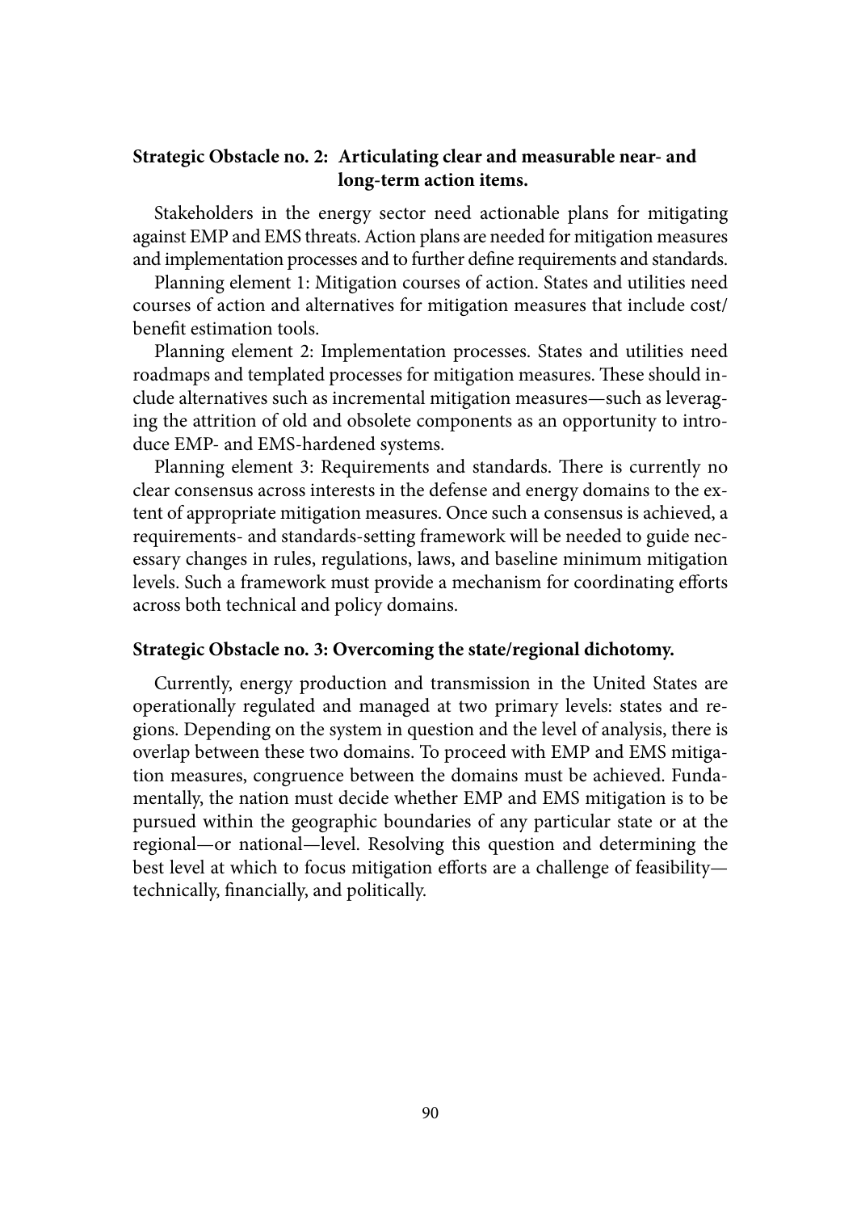**Strategic Obstacle no. 2: Articulating clear and measurable near- and long-term action items.**

Stakeholders in the energy sector need actionable plans for mitigating against EMP and EMS threats. Action plans are needed for mitigation measures and implementation processes and to further define requirements and standards.

Planning element 1: Mitigation courses of action. States and utilities need courses of action and alternatives for mitigation measures that include cost/benefit estimation tools.

Planning element 2: Implementation processes. States and utilities need roadmaps and templated processes for mitigation measures. These should include alternatives such as incremental mitigation measures—such as leveraging the attrition of old and obsolete components as an opportunity to introduce EMP- and EMS-hardened systems.

Planning element 3: Requirements and standards. There is currently no clear consensus across interests in the defense and energy domains to the extent of appropriate mitigation measures. Once such a consensus is achieved, a requirements- and standards-setting framework will be needed to guide necessary changes in rules, regulations, laws, and baseline minimum mitigation levels. Such a framework must provide a mechanism for coordinating efforts across both technical and policy domains.

**Strategic Obstacle no. 3: Overcoming the state/regional dichotomy.**

Currently, energy production and transmission in the United States are operationally regulated and managed at two primary levels: states and regions. Depending on the system in question and the level of analysis, there is overlap between these two domains. To proceed with EMP and EMS mitigation measures, congruence between the domains must be achieved. Fundamentally, the nation must decide whether EMP and EMS mitigation is to be pursued within the geographic boundaries of any particular state or at the regional—or national—level. Resolving this question and determining the best level at which to focus mitigation efforts are a challenge of feasibility—technically, financially, and politically.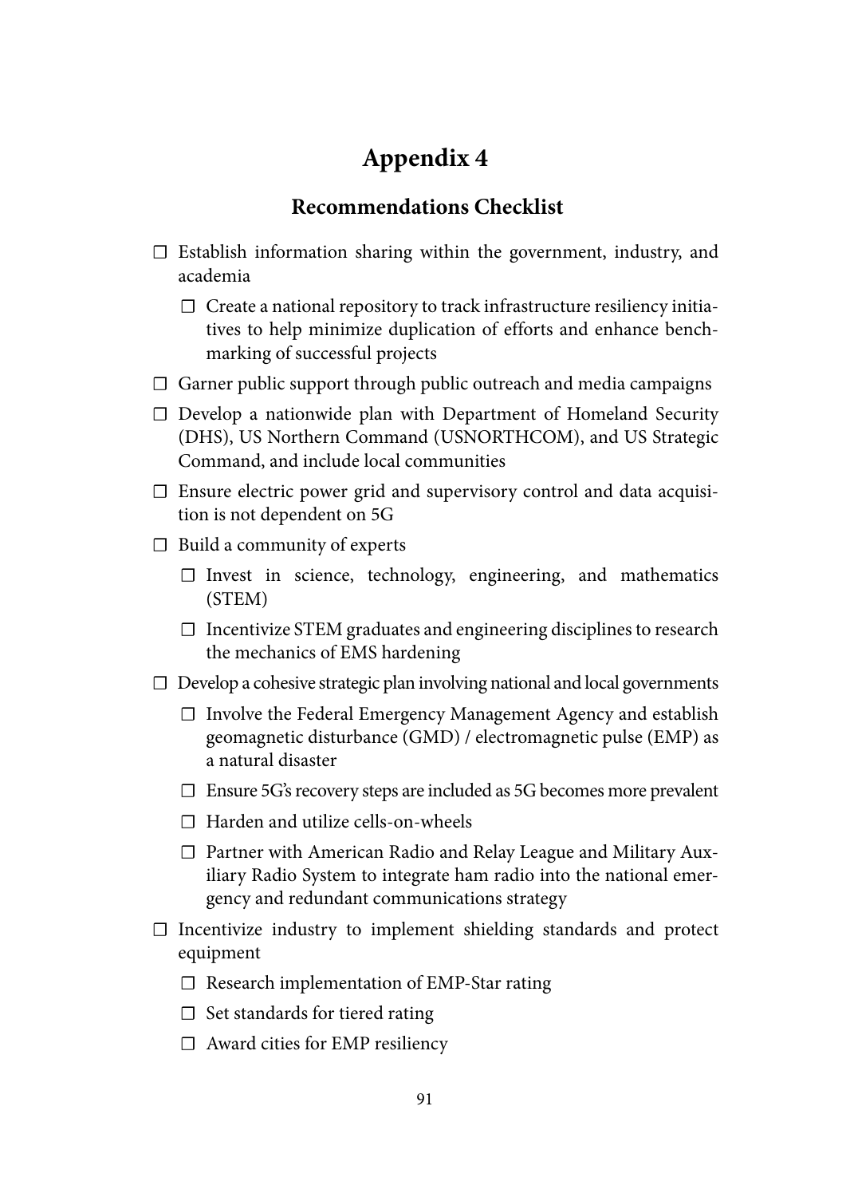# Appendix 4

## Recommendations Checklist

- ☐ Establish information sharing within the government, industry, and academia
  - ☐ Create a national repository to track infrastructure resiliency initiatives to help minimize duplication of efforts and enhance benchmarking of successful projects
- ☐ Garner public support through public outreach and media campaigns
- ☐ Develop a nationwide plan with Department of Homeland Security (DHS), US Northern Command (USNORTHCOM), and US Strategic Command, and include local communities
- ☐ Ensure electric power grid and supervisory control and data acquisition is not dependent on 5G
- ☐ Build a community of experts
  - ☐ Invest in science, technology, engineering, and mathematics (STEM)
  - ☐ Incentivize STEM graduates and engineering disciplines to research the mechanics of EMS hardening
- ☐ Develop a cohesive strategic plan involving national and local governments
  - ☐ Involve the Federal Emergency Management Agency and establish geomagnetic disturbance (GMD) / electromagnetic pulse (EMP) as a natural disaster
  - ☐ Ensure 5G's recovery steps are included as 5G becomes more prevalent
  - ☐ Harden and utilize cells-on-wheels
  - ☐ Partner with American Radio and Relay League and Military Auxiliary Radio System to integrate ham radio into the national emergency and redundant communications strategy
- ☐ Incentivize industry to implement shielding standards and protect equipment
  - ☐ Research implementation of EMP-Star rating
  - ☐ Set standards for tiered rating
  - ☐ Award cities for EMP resiliency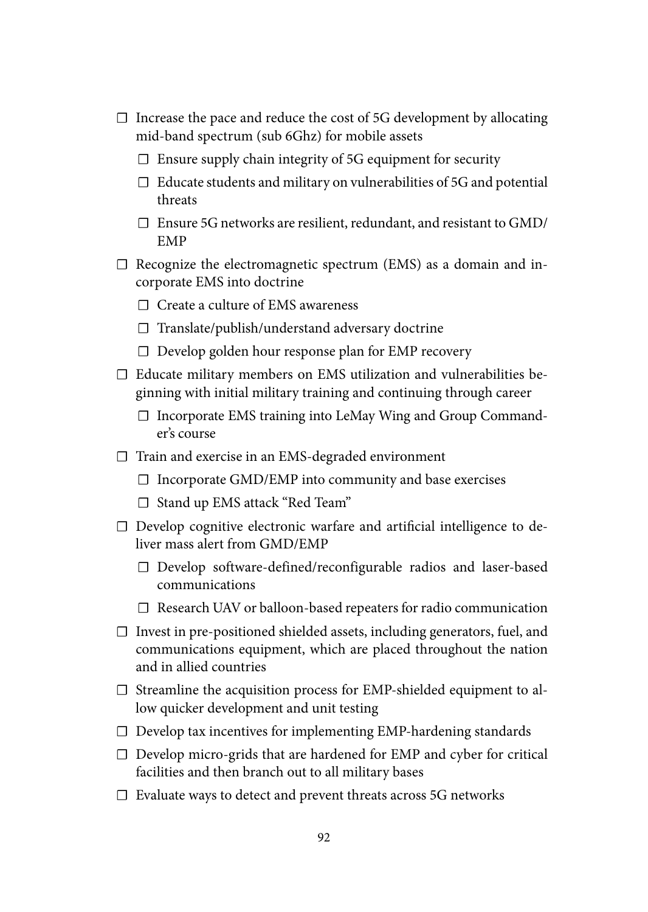- [ ] Increase the pace and reduce the cost of 5G development by allocating mid-band spectrum (sub 6Ghz) for mobile assets
    - [ ] Ensure supply chain integrity of 5G equipment for security
    - [ ] Educate students and military on vulnerabilities of 5G and potential threats
    - [ ] Ensure 5G networks are resilient, redundant, and resistant to GMD/EMP
- [ ] Recognize the electromagnetic spectrum (EMS) as a domain and incorporate EMS into doctrine
    - [ ] Create a culture of EMS awareness
    - [ ] Translate/publish/understand adversary doctrine
    - [ ] Develop golden hour response plan for EMP recovery
- [ ] Educate military members on EMS utilization and vulnerabilities beginning with initial military training and continuing through career
    - [ ] Incorporate EMS training into LeMay Wing and Group Commander's course
- [ ] Train and exercise in an EMS-degraded environment
    - [ ] Incorporate GMD/EMP into community and base exercises
    - [ ] Stand up EMS attack "Red Team"
- [ ] Develop cognitive electronic warfare and artificial intelligence to deliver mass alert from GMD/EMP
    - [ ] Develop software-defined/reconfigurable radios and laser-based communications
    - [ ] Research UAV or balloon-based repeaters for radio communication
- [ ] Invest in pre-positioned shielded assets, including generators, fuel, and communications equipment, which are placed throughout the nation and in allied countries
- [ ] Streamline the acquisition process for EMP-shielded equipment to allow quicker development and unit testing
- [ ] Develop tax incentives for implementing EMP-hardening standards
- [ ] Develop micro-grids that are hardened for EMP and cyber for critical facilities and then branch out to all military bases
- [ ] Evaluate ways to detect and prevent threats across 5G networks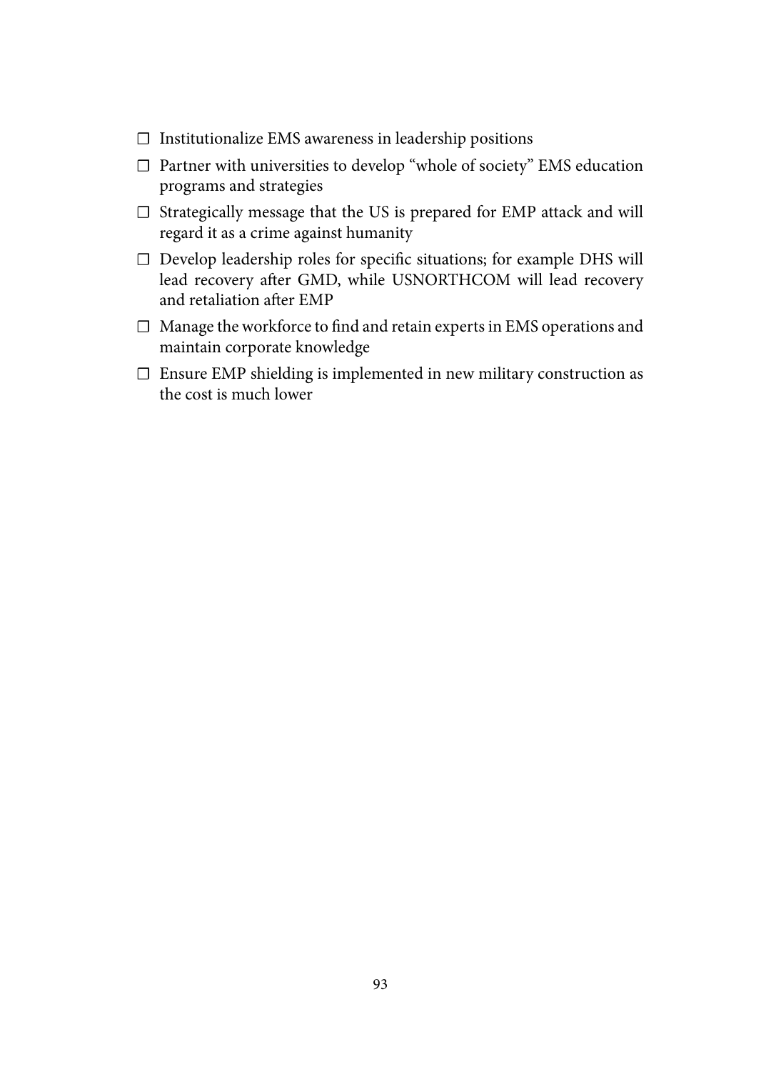- ☐ Institutionalize EMS awareness in leadership positions
- ☐ Partner with universities to develop "whole of society" EMS education programs and strategies
- ☐ Strategically message that the US is prepared for EMP attack and will regard it as a crime against humanity
- ☐ Develop leadership roles for specific situations; for example DHS will lead recovery after GMD, while USNORTHCOM will lead recovery and retaliation after EMP
- ☐ Manage the workforce to find and retain experts in EMS operations and maintain corporate knowledge
- ☐ Ensure EMP shielding is implemented in new military construction as the cost is much lower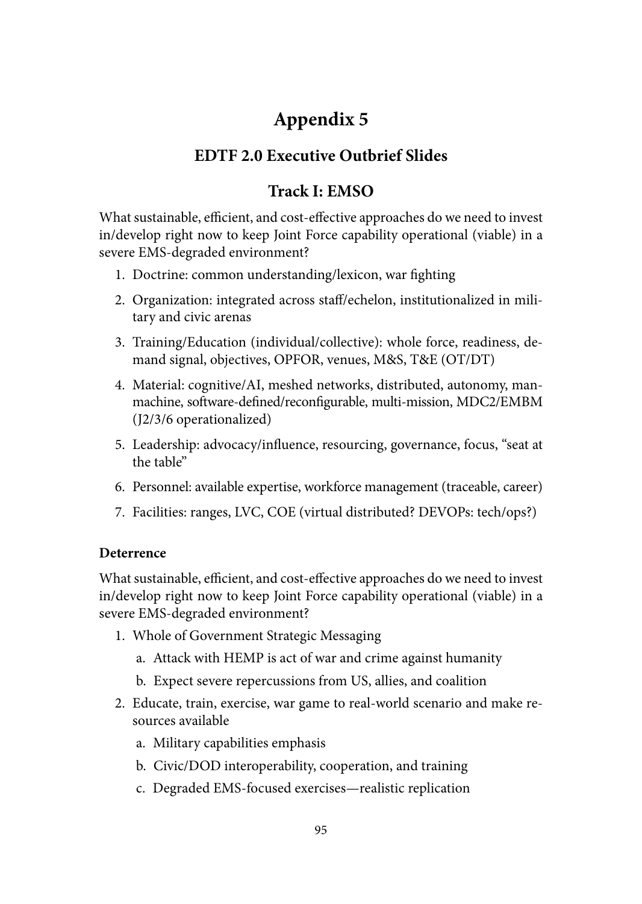# Appendix 5

## EDTF 2.0 Executive Outbrief Slides

## Track I: EMSO

What sustainable, efficient, and cost-effective approaches do we need to invest in/develop right now to keep Joint Force capability operational (viable) in a severe EMS-degraded environment?

1. Doctrine: common understanding/lexicon, war fighting
2. Organization: integrated across staff/echelon, institutionalized in military and civic arenas
3. Training/Education (individual/collective): whole force, readiness, demand signal, objectives, OPFOR, venues, M&S, T&E (OT/DT)
4. Material: cognitive/AI, meshed networks, distributed, autonomy, man-machine, software-defined/reconfigurable, multi-mission, MDC2/EMBM (J2/3/6 operationalized)
5. Leadership: advocacy/influence, resourcing, governance, focus, "seat at the table"
6. Personnel: available expertise, workforce management (traceable, career)
7. Facilities: ranges, LVC, COE (virtual distributed? DEVOPs: tech/ops?)

**Deterrence**

What sustainable, efficient, and cost-effective approaches do we need to invest in/develop right now to keep Joint Force capability operational (viable) in a severe EMS-degraded environment?

1. Whole of Government Strategic Messaging
   a. Attack with HEMP is act of war and crime against humanity
   b. Expect severe repercussions from US, allies, and coalition
2. Educate, train, exercise, war game to real-world scenario and make resources available
   a. Military capabilities emphasis
   b. Civic/DOD interoperability, cooperation, and training
   c. Degraded EMS-focused exercises—realistic replication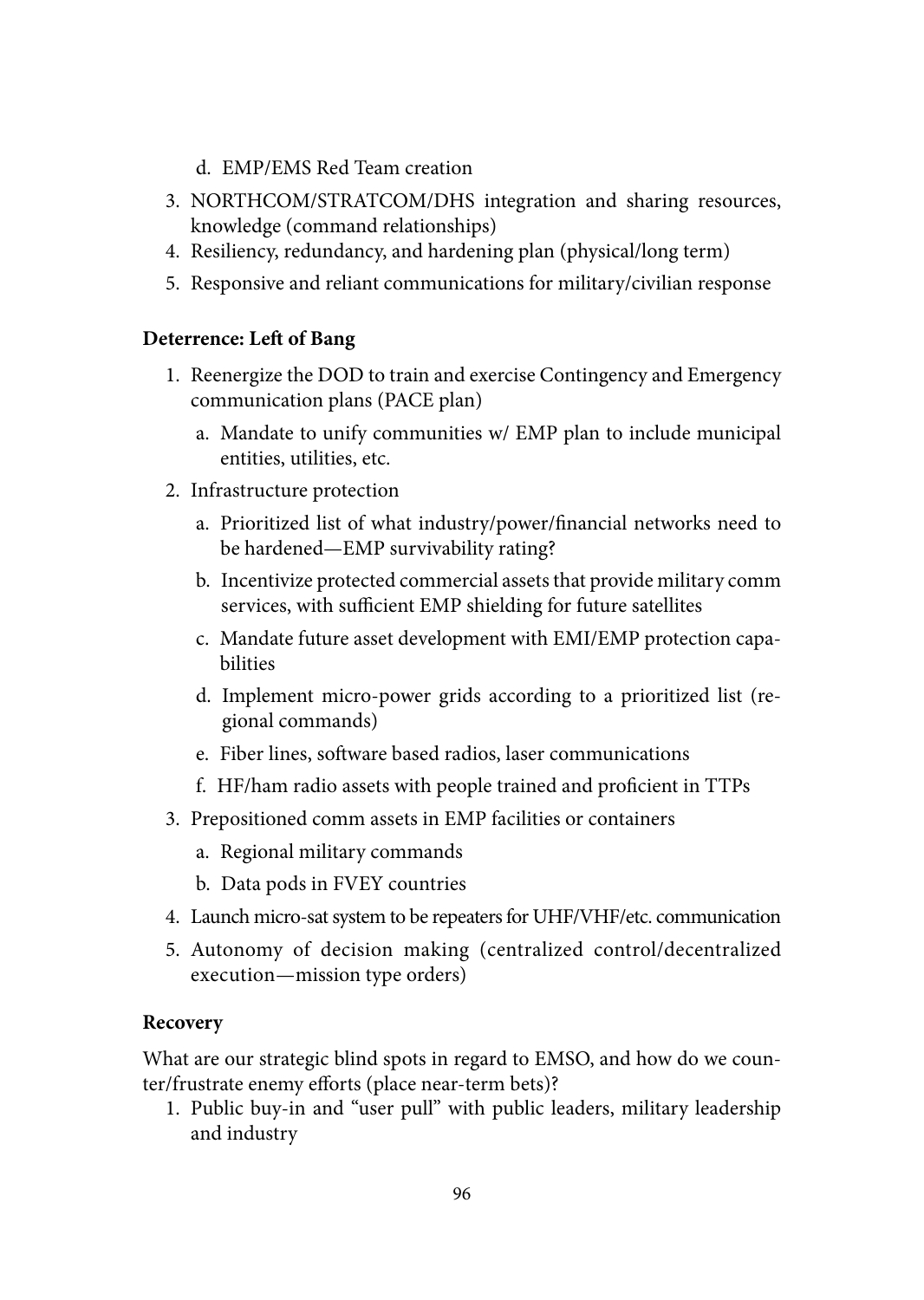d. EMP/EMS Red Team creation

3. NORTHCOM/STRATCOM/DHS integration and sharing resources, knowledge (command relationships)
4. Resiliency, redundancy, and hardening plan (physical/long term)
5. Responsive and reliant communications for military/civilian response

**Deterrence: Left of Bang**

1. Reenergize the DOD to train and exercise Contingency and Emergency communication plans (PACE plan)
   a. Mandate to unify communities w/ EMP plan to include municipal entities, utilities, etc.
2. Infrastructure protection
   a. Prioritized list of what industry/power/financial networks need to be hardened—EMP survivability rating?
   b. Incentivize protected commercial assets that provide military comm services, with sufficient EMP shielding for future satellites
   c. Mandate future asset development with EMI/EMP protection capabilities
   d. Implement micro-power grids according to a prioritized list (regional commands)
   e. Fiber lines, software based radios, laser communications
   f. HF/ham radio assets with people trained and proficient in TTPs
3. Prepositioned comm assets in EMP facilities or containers
   a. Regional military commands
   b. Data pods in FVEY countries
4. Launch micro-sat system to be repeaters for UHF/VHF/etc. communication
5. Autonomy of decision making (centralized control/decentralized execution—mission type orders)

**Recovery**

What are our strategic blind spots in regard to EMSO, and how do we counter/frustrate enemy efforts (place near-term bets)?

1. Public buy-in and "user pull" with public leaders, military leadership and industry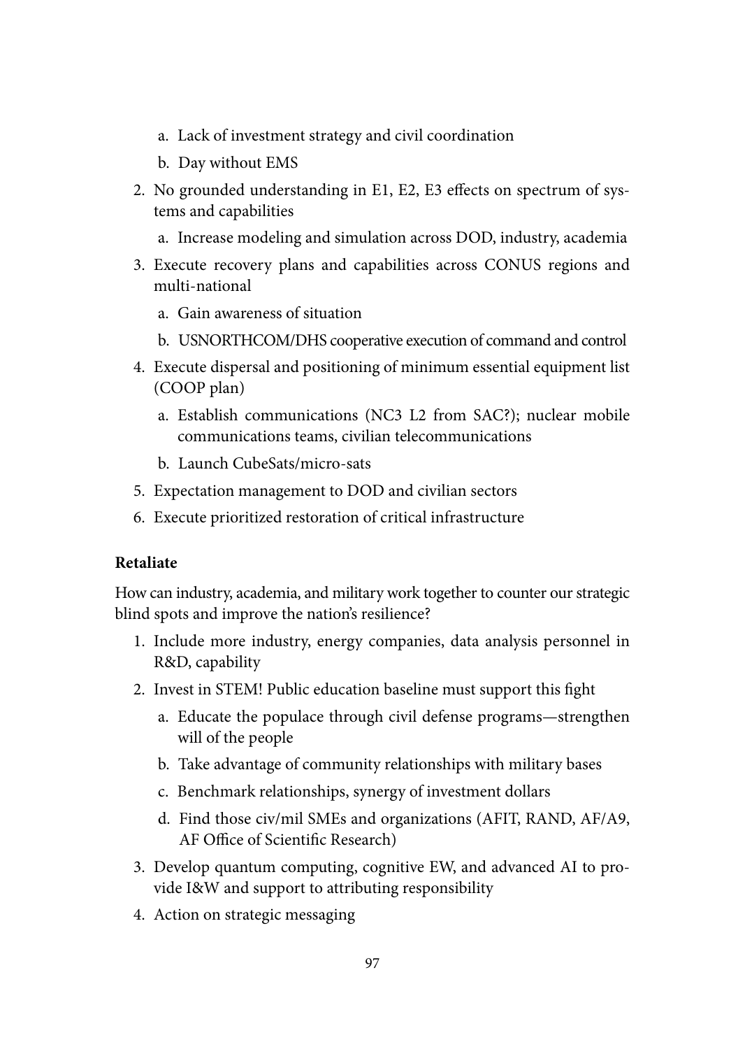a. Lack of investment strategy and civil coordination

   b. Day without EMS

2. No grounded understanding in E1, E2, E3 effects on spectrum of systems and capabilities

   a. Increase modeling and simulation across DOD, industry, academia

3. Execute recovery plans and capabilities across CONUS regions and multi-national

   a. Gain awareness of situation

   b. USNORTHCOM/DHS cooperative execution of command and control

4. Execute dispersal and positioning of minimum essential equipment list (COOP plan)

   a. Establish communications (NC3 L2 from SAC?); nuclear mobile communications teams, civilian telecommunications

   b. Launch CubeSats/micro-sats

5. Expectation management to DOD and civilian sectors

6. Execute prioritized restoration of critical infrastructure

**Retaliate**

How can industry, academia, and military work together to counter our strategic blind spots and improve the nation's resilience?

1. Include more industry, energy companies, data analysis personnel in R&D, capability

2. Invest in STEM! Public education baseline must support this fight

   a. Educate the populace through civil defense programs—strengthen will of the people

   b. Take advantage of community relationships with military bases

   c. Benchmark relationships, synergy of investment dollars

   d. Find those civ/mil SMEs and organizations (AFIT, RAND, AF/A9, AF Office of Scientific Research)

3. Develop quantum computing, cognitive EW, and advanced AI to provide I&W and support to attributing responsibility

4. Action on strategic messaging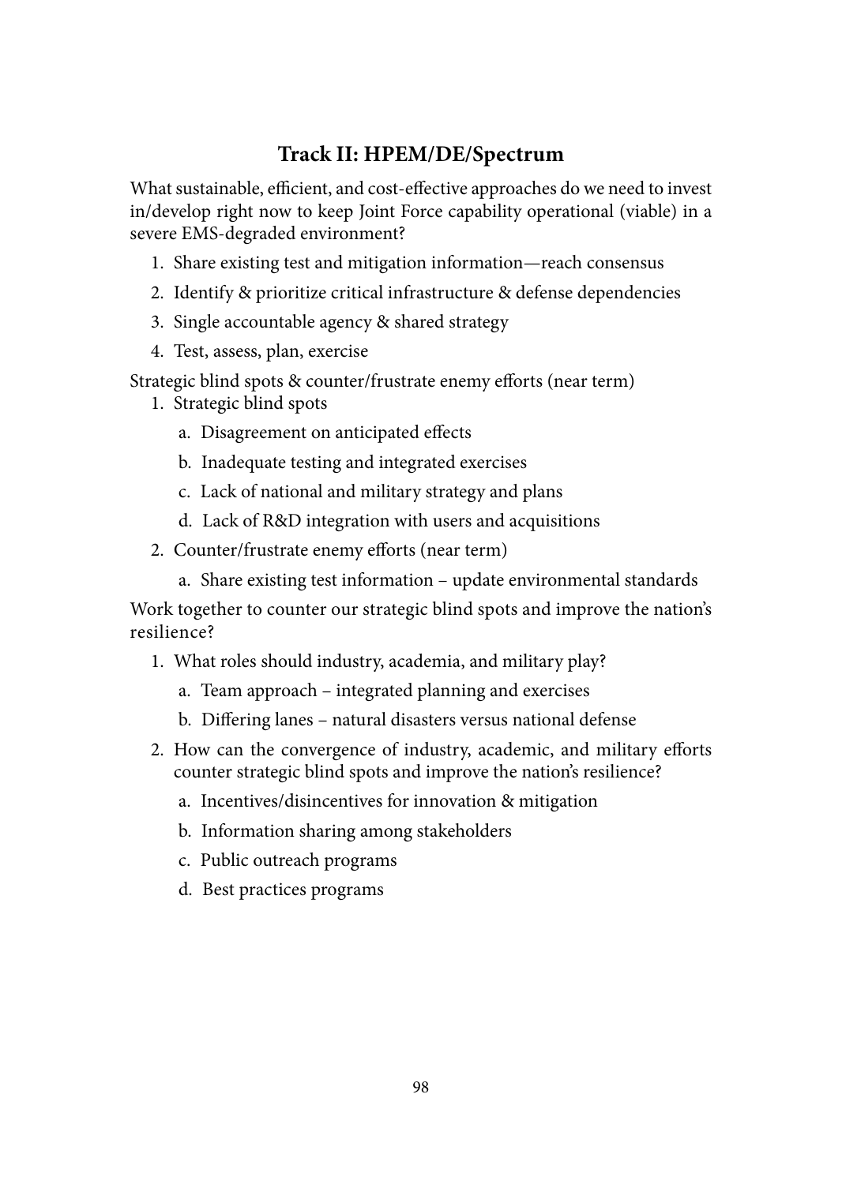## Track II: HPEM/DE/Spectrum

What sustainable, efficient, and cost-effective approaches do we need to invest in/develop right now to keep Joint Force capability operational (viable) in a severe EMS-degraded environment?

1. Share existing test and mitigation information—reach consensus
2. Identify & prioritize critical infrastructure & defense dependencies
3. Single accountable agency & shared strategy
4. Test, assess, plan, exercise

Strategic blind spots & counter/frustrate enemy efforts (near term)

1. Strategic blind spots
   a. Disagreement on anticipated effects
   b. Inadequate testing and integrated exercises
   c. Lack of national and military strategy and plans
   d. Lack of R&D integration with users and acquisitions
2. Counter/frustrate enemy efforts (near term)
   a. Share existing test information – update environmental standards

Work together to counter our strategic blind spots and improve the nation's resilience?

1. What roles should industry, academia, and military play?
   a. Team approach – integrated planning and exercises
   b. Differing lanes – natural disasters versus national defense
2. How can the convergence of industry, academic, and military efforts counter strategic blind spots and improve the nation's resilience?
   a. Incentives/disincentives for innovation & mitigation
   b. Information sharing among stakeholders
   c. Public outreach programs
   d. Best practices programs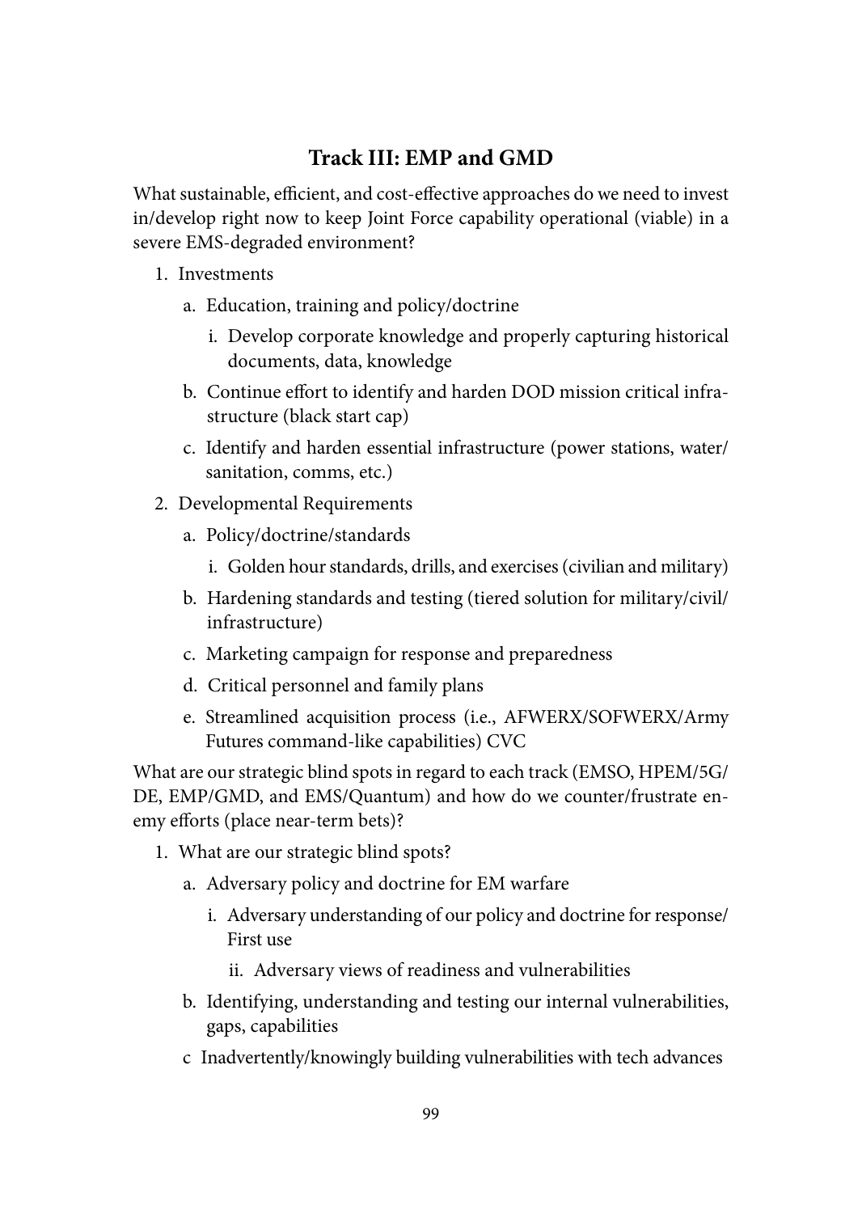## Track III: EMP and GMD

What sustainable, efficient, and cost-effective approaches do we need to invest in/develop right now to keep Joint Force capability operational (viable) in a severe EMS-degraded environment?

1. Investments
   a. Education, training and policy/doctrine
      i. Develop corporate knowledge and properly capturing historical documents, data, knowledge
   b. Continue effort to identify and harden DOD mission critical infrastructure (black start cap)
   c. Identify and harden essential infrastructure (power stations, water/sanitation, comms, etc.)
2. Developmental Requirements
   a. Policy/doctrine/standards
      i. Golden hour standards, drills, and exercises (civilian and military)
   b. Hardening standards and testing (tiered solution for military/civil/infrastructure)
   c. Marketing campaign for response and preparedness
   d. Critical personnel and family plans
   e. Streamlined acquisition process (i.e., AFWERX/SOFWERX/Army Futures command-like capabilities) CVC

What are our strategic blind spots in regard to each track (EMSO, HPEM/5G/DE, EMP/GMD, and EMS/Quantum) and how do we counter/frustrate enemy efforts (place near-term bets)?

1. What are our strategic blind spots?
   a. Adversary policy and doctrine for EM warfare
      i. Adversary understanding of our policy and doctrine for response/First use
      ii. Adversary views of readiness and vulnerabilities
   b. Identifying, understanding and testing our internal vulnerabilities, gaps, capabilities
   c Inadvertently/knowingly building vulnerabilities with tech advances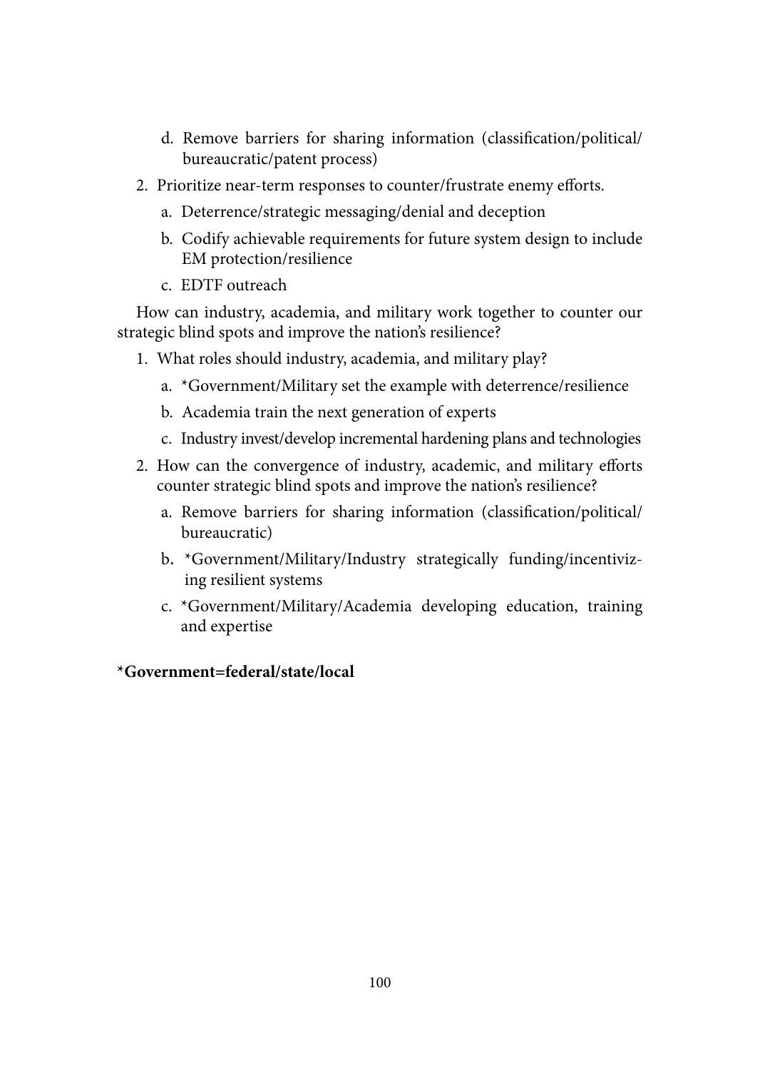d. Remove barriers for sharing information (classification/political/bureaucratic/patent process)

2. Prioritize near-term responses to counter/frustrate enemy efforts.
   a. Deterrence/strategic messaging/denial and deception
   b. Codify achievable requirements for future system design to include EM protection/resilience
   c. EDTF outreach

How can industry, academia, and military work together to counter our strategic blind spots and improve the nation's resilience?

1. What roles should industry, academia, and military play?
   a. *Government/Military set the example with deterrence/resilience
   b. Academia train the next generation of experts
   c. Industry invest/develop incremental hardening plans and technologies
2. How can the convergence of industry, academic, and military efforts counter strategic blind spots and improve the nation's resilience?
   a. Remove barriers for sharing information (classification/political/bureaucratic)
   b. *Government/Military/Industry strategically funding/incentivizing resilient systems
   c. *Government/Military/Academia developing education, training and expertise

**\*Government=federal/state/local**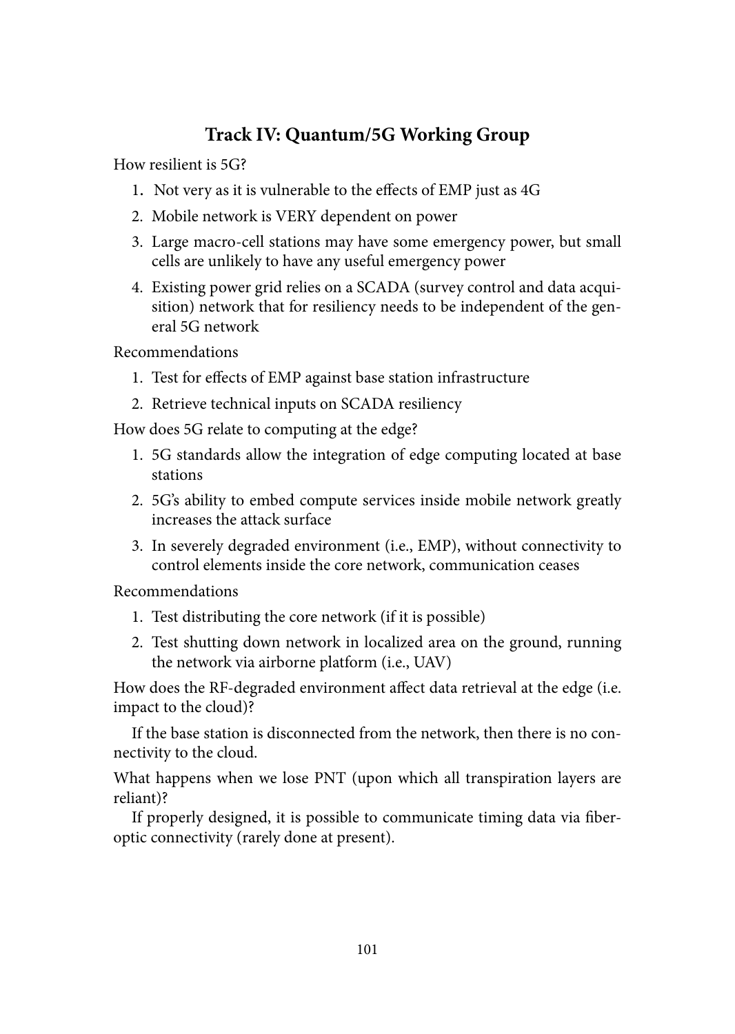## Track IV: Quantum/5G Working Group

How resilient is 5G?

1. Not very as it is vulnerable to the effects of EMP just as 4G
2. Mobile network is VERY dependent on power
3. Large macro-cell stations may have some emergency power, but small cells are unlikely to have any useful emergency power
4. Existing power grid relies on a SCADA (survey control and data acquisition) network that for resiliency needs to be independent of the general 5G network

Recommendations

1. Test for effects of EMP against base station infrastructure
2. Retrieve technical inputs on SCADA resiliency

How does 5G relate to computing at the edge?

1. 5G standards allow the integration of edge computing located at base stations
2. 5G's ability to embed compute services inside mobile network greatly increases the attack surface
3. In severely degraded environment (i.e., EMP), without connectivity to control elements inside the core network, communication ceases

Recommendations

1. Test distributing the core network (if it is possible)
2. Test shutting down network in localized area on the ground, running the network via airborne platform (i.e., UAV)

How does the RF-degraded environment affect data retrieval at the edge (i.e. impact to the cloud)?

If the base station is disconnected from the network, then there is no connectivity to the cloud.

What happens when we lose PNT (upon which all transpiration layers are reliant)?

If properly designed, it is possible to communicate timing data via fiber-optic connectivity (rarely done at present).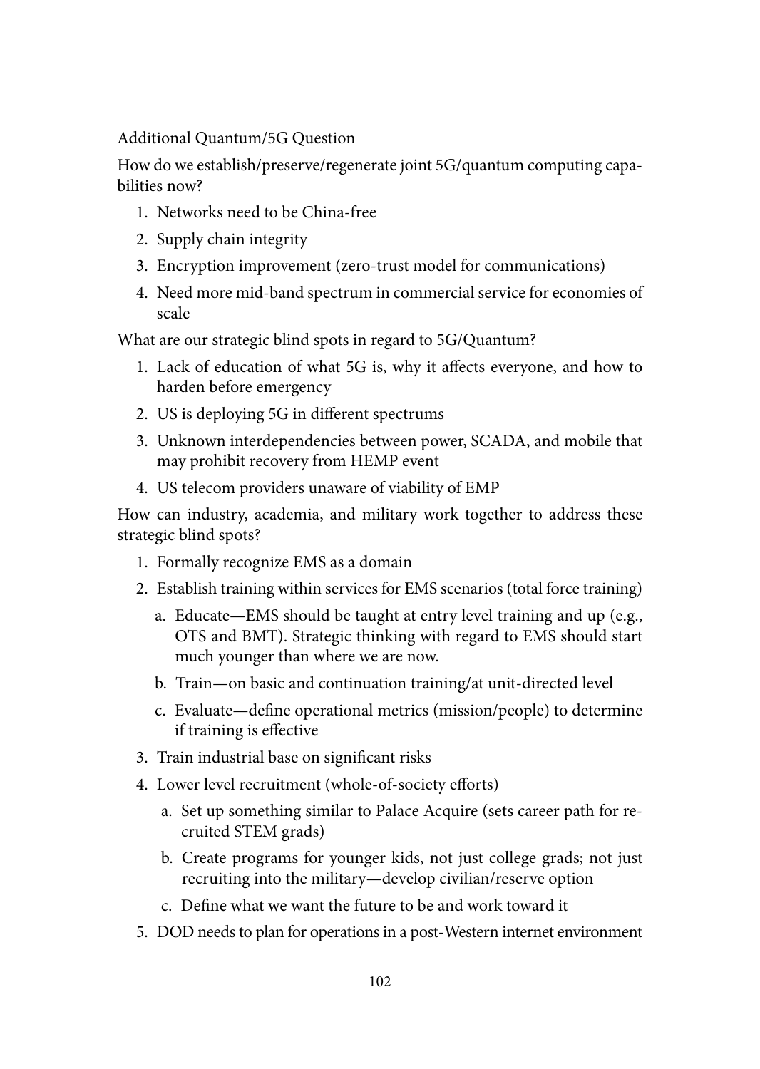Additional Quantum/5G Question

How do we establish/preserve/regenerate joint 5G/quantum computing capabilities now?

1. Networks need to be China-free
2. Supply chain integrity
3. Encryption improvement (zero-trust model for communications)
4. Need more mid-band spectrum in commercial service for economies of scale

What are our strategic blind spots in regard to 5G/Quantum?

1. Lack of education of what 5G is, why it affects everyone, and how to harden before emergency
2. US is deploying 5G in different spectrums
3. Unknown interdependencies between power, SCADA, and mobile that may prohibit recovery from HEMP event
4. US telecom providers unaware of viability of EMP

How can industry, academia, and military work together to address these strategic blind spots?

1. Formally recognize EMS as a domain
2. Establish training within services for EMS scenarios (total force training)
   a. Educate—EMS should be taught at entry level training and up (e.g., OTS and BMT). Strategic thinking with regard to EMS should start much younger than where we are now.
   b. Train—on basic and continuation training/at unit-directed level
   c. Evaluate—define operational metrics (mission/people) to determine if training is effective
3. Train industrial base on significant risks
4. Lower level recruitment (whole-of-society efforts)
   a. Set up something similar to Palace Acquire (sets career path for recruited STEM grads)
   b. Create programs for younger kids, not just college grads; not just recruiting into the military—develop civilian/reserve option
   c. Define what we want the future to be and work toward it
5. DOD needs to plan for operations in a post-Western internet environment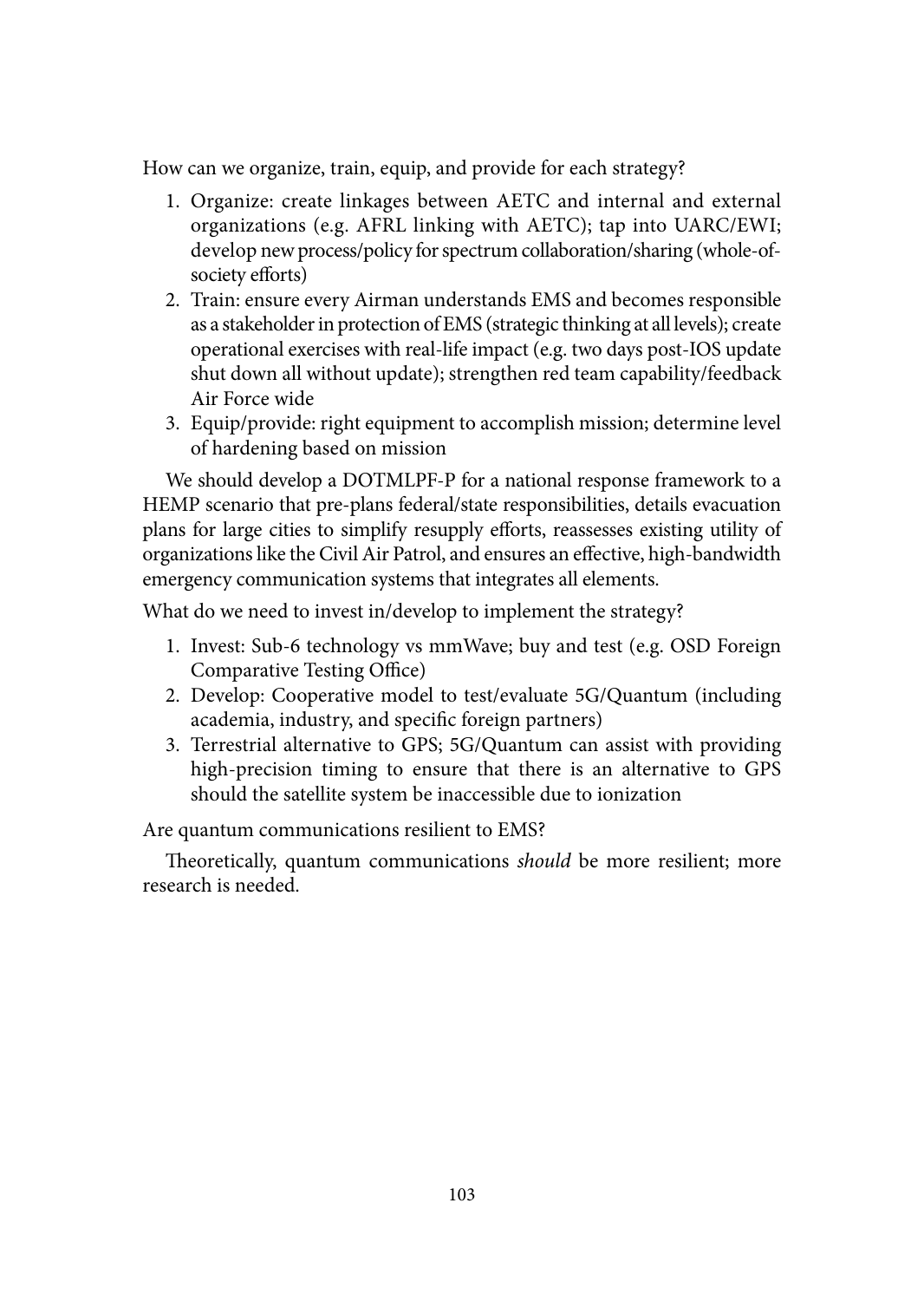How can we organize, train, equip, and provide for each strategy?

1. Organize: create linkages between AETC and internal and external organizations (e.g. AFRL linking with AETC); tap into UARC/EWI; develop new process/policy for spectrum collaboration/sharing (whole-of-society efforts)
2. Train: ensure every Airman understands EMS and becomes responsible as a stakeholder in protection of EMS (strategic thinking at all levels); create operational exercises with real-life impact (e.g. two days post-IOS update shut down all without update); strengthen red team capability/feedback Air Force wide
3. Equip/provide: right equipment to accomplish mission; determine level of hardening based on mission

We should develop a DOTMLPF-P for a national response framework to a HEMP scenario that pre-plans federal/state responsibilities, details evacuation plans for large cities to simplify resupply efforts, reassesses existing utility of organizations like the Civil Air Patrol, and ensures an effective, high-bandwidth emergency communication systems that integrates all elements.

What do we need to invest in/develop to implement the strategy?

1. Invest: Sub-6 technology vs mmWave; buy and test (e.g. OSD Foreign Comparative Testing Office)
2. Develop: Cooperative model to test/evaluate 5G/Quantum (including academia, industry, and specific foreign partners)
3. Terrestrial alternative to GPS; 5G/Quantum can assist with providing high-precision timing to ensure that there is an alternative to GPS should the satellite system be inaccessible due to ionization

Are quantum communications resilient to EMS?

Theoretically, quantum communications *should* be more resilient; more research is needed.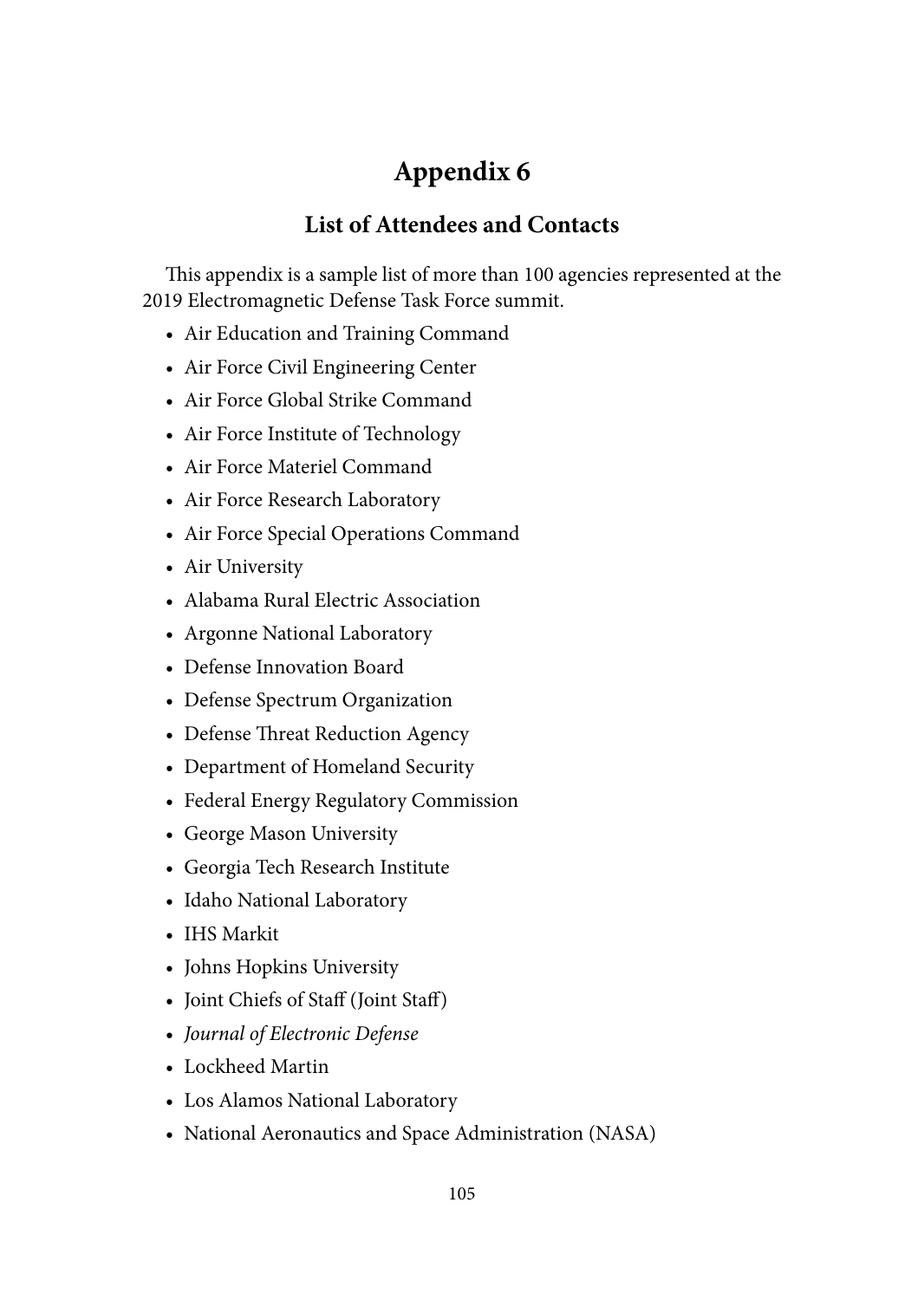# Appendix 6

## List of Attendees and Contacts

This appendix is a sample list of more than 100 agencies represented at the 2019 Electromagnetic Defense Task Force summit.

- Air Education and Training Command
- Air Force Civil Engineering Center
- Air Force Global Strike Command
- Air Force Institute of Technology
- Air Force Materiel Command
- Air Force Research Laboratory
- Air Force Special Operations Command
- Air University
- Alabama Rural Electric Association
- Argonne National Laboratory
- Defense Innovation Board
- Defense Spectrum Organization
- Defense Threat Reduction Agency
- Department of Homeland Security
- Federal Energy Regulatory Commission
- George Mason University
- Georgia Tech Research Institute
- Idaho National Laboratory
- IHS Markit
- Johns Hopkins University
- Joint Chiefs of Staff (Joint Staff)
- *Journal of Electronic Defense*
- Lockheed Martin
- Los Alamos National Laboratory
- National Aeronautics and Space Administration (NASA)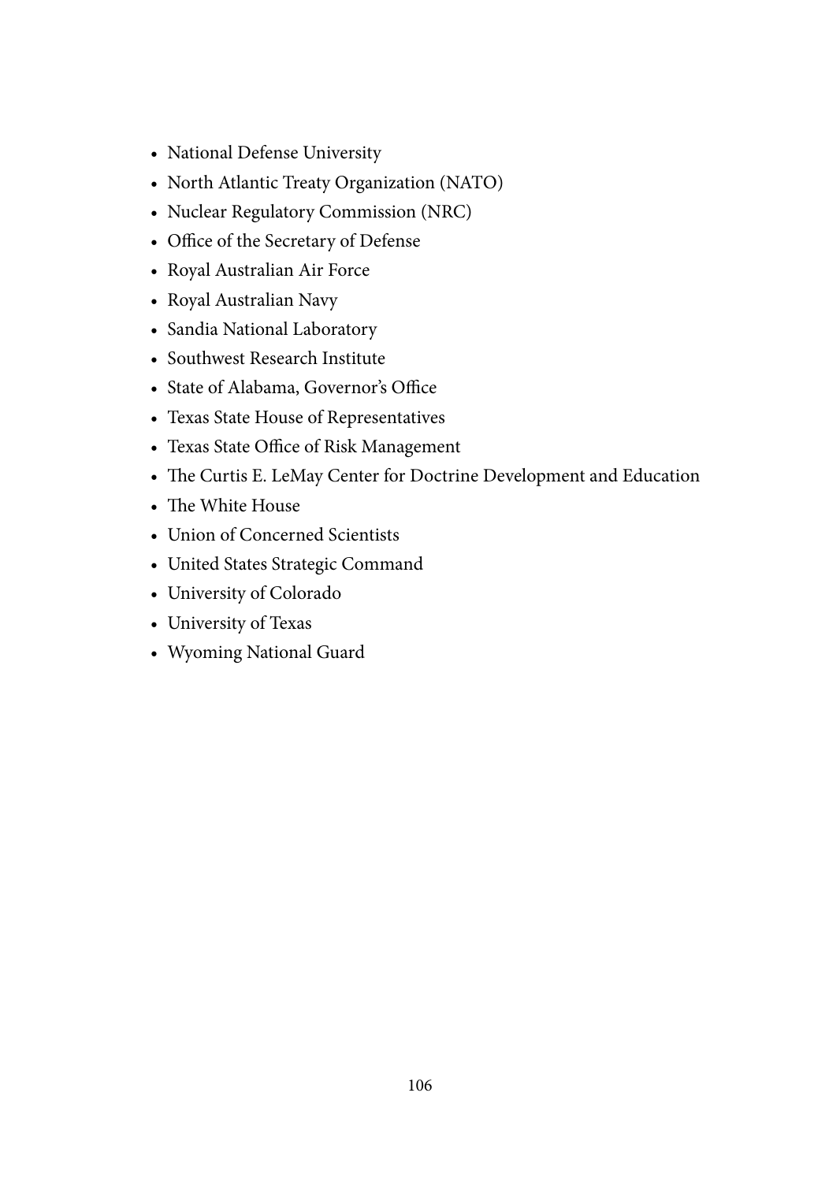- National Defense University
- North Atlantic Treaty Organization (NATO)
- Nuclear Regulatory Commission (NRC)
- Office of the Secretary of Defense
- Royal Australian Air Force
- Royal Australian Navy
- Sandia National Laboratory
- Southwest Research Institute
- State of Alabama, Governor's Office
- Texas State House of Representatives
- Texas State Office of Risk Management
- The Curtis E. LeMay Center for Doctrine Development and Education
- The White House
- Union of Concerned Scientists
- United States Strategic Command
- University of Colorado
- University of Texas
- Wyoming National Guard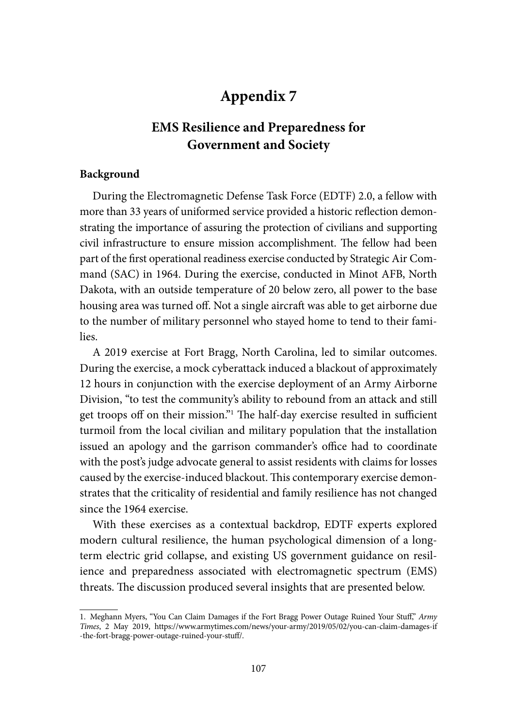# Appendix 7

## EMS Resilience and Preparedness for Government and Society

### Background

During the Electromagnetic Defense Task Force (EDTF) 2.0, a fellow with more than 33 years of uniformed service provided a historic reflection demonstrating the importance of assuring the protection of civilians and supporting civil infrastructure to ensure mission accomplishment. The fellow had been part of the first operational readiness exercise conducted by Strategic Air Command (SAC) in 1964. During the exercise, conducted in Minot AFB, North Dakota, with an outside temperature of 20 below zero, all power to the base housing area was turned off. Not a single aircraft was able to get airborne due to the number of military personnel who stayed home to tend to their families.

A 2019 exercise at Fort Bragg, North Carolina, led to similar outcomes. During the exercise, a mock cyberattack induced a blackout of approximately 12 hours in conjunction with the exercise deployment of an Army Airborne Division, "to test the community's ability to rebound from an attack and still get troops off on their mission."[1] The half-day exercise resulted in sufficient turmoil from the local civilian and military population that the installation issued an apology and the garrison commander's office had to coordinate with the post's judge advocate general to assist residents with claims for losses caused by the exercise-induced blackout. This contemporary exercise demonstrates that the criticality of residential and family resilience has not changed since the 1964 exercise.

With these exercises as a contextual backdrop, EDTF experts explored modern cultural resilience, the human psychological dimension of a long-term electric grid collapse, and existing US government guidance on resilience and preparedness associated with electromagnetic spectrum (EMS) threats. The discussion produced several insights that are presented below.

---

1. Meghann Myers, "You Can Claim Damages if the Fort Bragg Power Outage Ruined Your Stuff," *Army Times*, 2 May 2019, https://www.armytimes.com/news/your-army/2019/05/02/you-can-claim-damages-if-the-fort-bragg-power-outage-ruined-your-stuff/.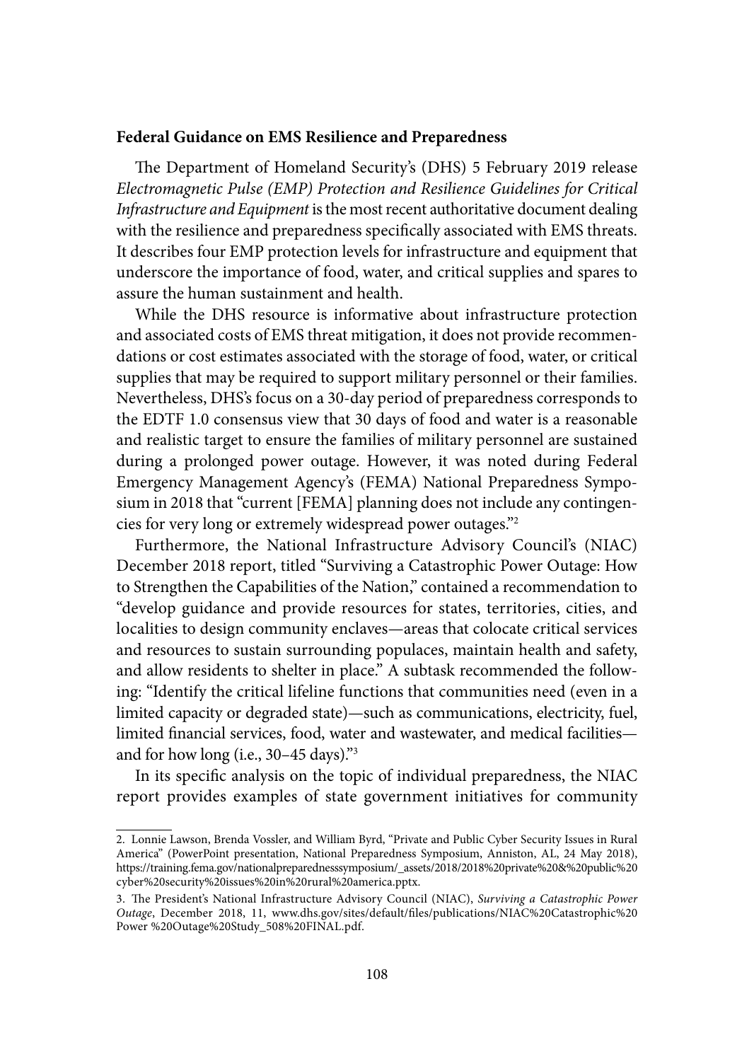**Federal Guidance on EMS Resilience and Preparedness**

The Department of Homeland Security's (DHS) 5 February 2019 release *Electromagnetic Pulse (EMP) Protection and Resilience Guidelines for Critical Infrastructure and Equipment* is the most recent authoritative document dealing with the resilience and preparedness specifically associated with EMS threats. It describes four EMP protection levels for infrastructure and equipment that underscore the importance of food, water, and critical supplies and spares to assure the human sustainment and health.

While the DHS resource is informative about infrastructure protection and associated costs of EMS threat mitigation, it does not provide recommendations or cost estimates associated with the storage of food, water, or critical supplies that may be required to support military personnel or their families. Nevertheless, DHS's focus on a 30-day period of preparedness corresponds to the EDTF 1.0 consensus view that 30 days of food and water is a reasonable and realistic target to ensure the families of military personnel are sustained during a prolonged power outage. However, it was noted during Federal Emergency Management Agency's (FEMA) National Preparedness Symposium in 2018 that "current [FEMA] planning does not include any contingencies for very long or extremely widespread power outages."[2]

Furthermore, the National Infrastructure Advisory Council's (NIAC) December 2018 report, titled "Surviving a Catastrophic Power Outage: How to Strengthen the Capabilities of the Nation," contained a recommendation to "develop guidance and provide resources for states, territories, cities, and localities to design community enclaves—areas that colocate critical services and resources to sustain surrounding populaces, maintain health and safety, and allow residents to shelter in place." A subtask recommended the following: "Identify the critical lifeline functions that communities need (even in a limited capacity or degraded state)—such as communications, electricity, fuel, limited financial services, food, water and wastewater, and medical facilities—and for how long (i.e., 30–45 days)."[3]

In its specific analysis on the topic of individual preparedness, the NIAC report provides examples of state government initiatives for community

---

2. Lonnie Lawson, Brenda Vossler, and William Byrd, "Private and Public Cyber Security Issues in Rural America" (PowerPoint presentation, National Preparedness Symposium, Anniston, AL, 24 May 2018), https://training.fema.gov/nationalpreparednesssymposium/_assets/2018/2018%20private%20&%20public%20cyber%20security%20issues%20in%20rural%20america.pptx.

3. The President's National Infrastructure Advisory Council (NIAC), *Surviving a Catastrophic Power Outage*, December 2018, 11, www.dhs.gov/sites/default/files/publications/NIAC%20Catastrophic%20Power %20Outage%20Study_508%20FINAL.pdf.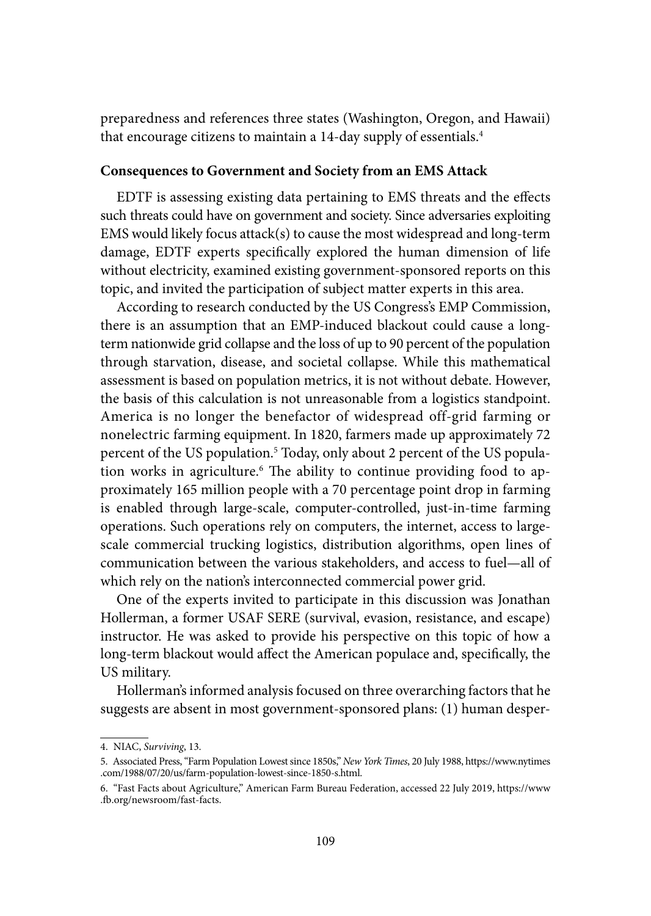preparedness and references three states (Washington, Oregon, and Hawaii) that encourage citizens to maintain a 14-day supply of essentials.[4]

### Consequences to Government and Society from an EMS Attack

EDTF is assessing existing data pertaining to EMS threats and the effects such threats could have on government and society. Since adversaries exploiting EMS would likely focus attack(s) to cause the most widespread and long-term damage, EDTF experts specifically explored the human dimension of life without electricity, examined existing government-sponsored reports on this topic, and invited the participation of subject matter experts in this area.

According to research conducted by the US Congress's EMP Commission, there is an assumption that an EMP-induced blackout could cause a long-term nationwide grid collapse and the loss of up to 90 percent of the population through starvation, disease, and societal collapse. While this mathematical assessment is based on population metrics, it is not without debate. However, the basis of this calculation is not unreasonable from a logistics standpoint. America is no longer the benefactor of widespread off-grid farming or nonelectric farming equipment. In 1820, farmers made up approximately 72 percent of the US population.[5] Today, only about 2 percent of the US population works in agriculture.[6] The ability to continue providing food to approximately 165 million people with a 70 percentage point drop in farming is enabled through large-scale, computer-controlled, just-in-time farming operations. Such operations rely on computers, the internet, access to large-scale commercial trucking logistics, distribution algorithms, open lines of communication between the various stakeholders, and access to fuel—all of which rely on the nation's interconnected commercial power grid.

One of the experts invited to participate in this discussion was Jonathan Hollerman, a former USAF SERE (survival, evasion, resistance, and escape) instructor. He was asked to provide his perspective on this topic of how a long-term blackout would affect the American populace and, specifically, the US military.

Hollerman's informed analysis focused on three overarching factors that he suggests are absent in most government-sponsored plans: (1) human desper-

---

4. NIAC, *Surviving*, 13.

5. Associated Press, "Farm Population Lowest since 1850s," *New York Times*, 20 July 1988, https://www.nytimes.com/1988/07/20/us/farm-population-lowest-since-1850-s.html.

6. "Fast Facts about Agriculture," American Farm Bureau Federation, accessed 22 July 2019, https://www.fb.org/newsroom/fast-facts.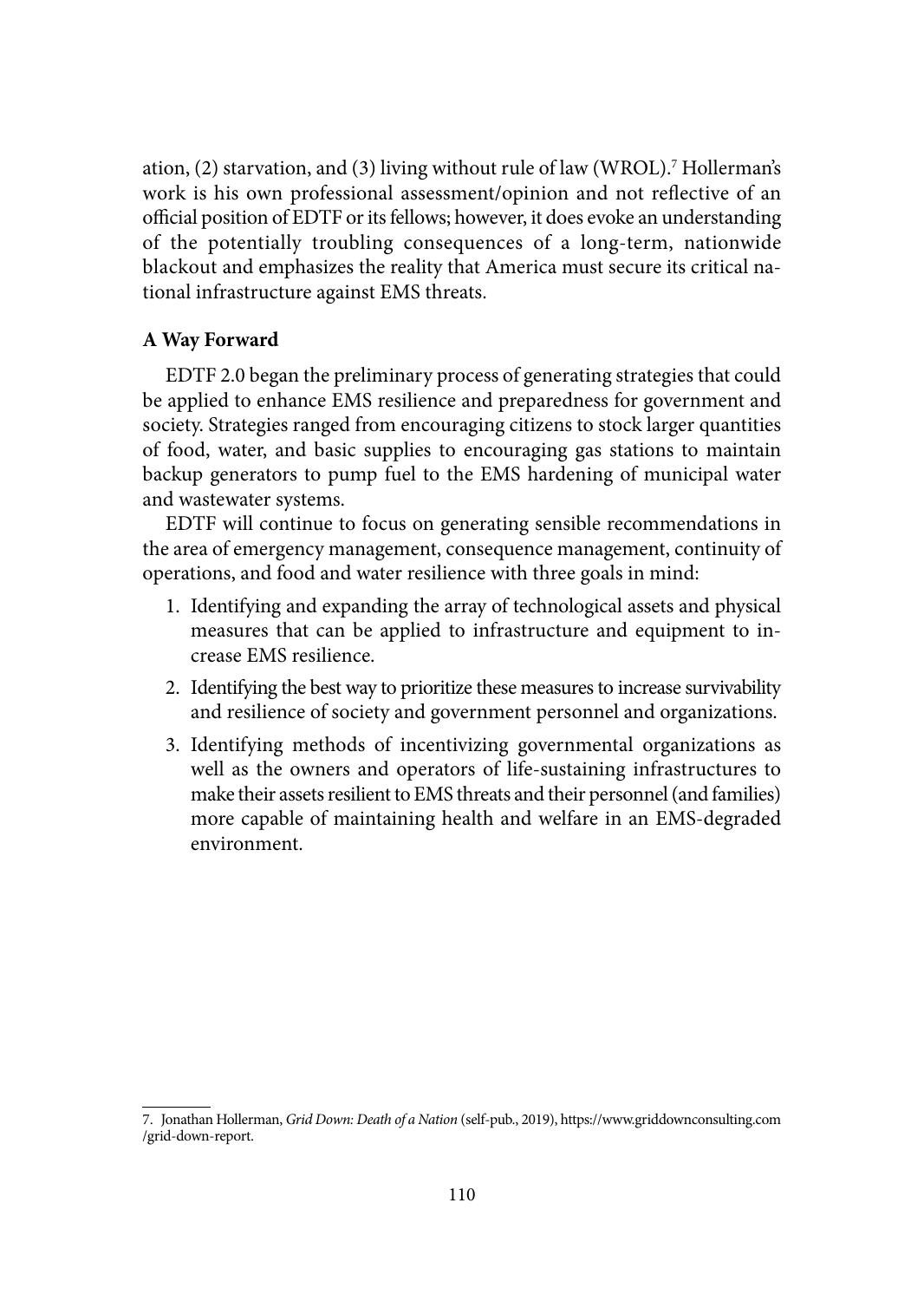ation, (2) starvation, and (3) living without rule of law (WROL).[7] Hollerman's work is his own professional assessment/opinion and not reflective of an official position of EDTF or its fellows; however, it does evoke an understanding of the potentially troubling consequences of a long-term, nationwide blackout and emphasizes the reality that America must secure its critical national infrastructure against EMS threats.

**A Way Forward**

EDTF 2.0 began the preliminary process of generating strategies that could be applied to enhance EMS resilience and preparedness for government and society. Strategies ranged from encouraging citizens to stock larger quantities of food, water, and basic supplies to encouraging gas stations to maintain backup generators to pump fuel to the EMS hardening of municipal water and wastewater systems.

EDTF will continue to focus on generating sensible recommendations in the area of emergency management, consequence management, continuity of operations, and food and water resilience with three goals in mind:

1. Identifying and expanding the array of technological assets and physical measures that can be applied to infrastructure and equipment to increase EMS resilience.
2. Identifying the best way to prioritize these measures to increase survivability and resilience of society and government personnel and organizations.
3. Identifying methods of incentivizing governmental organizations as well as the owners and operators of life-sustaining infrastructures to make their assets resilient to EMS threats and their personnel (and families) more capable of maintaining health and welfare in an EMS-degraded environment.

7. Jonathan Hollerman, *Grid Down: Death of a Nation* (self-pub., 2019), https://www.griddownconsulting.com/grid-down-report.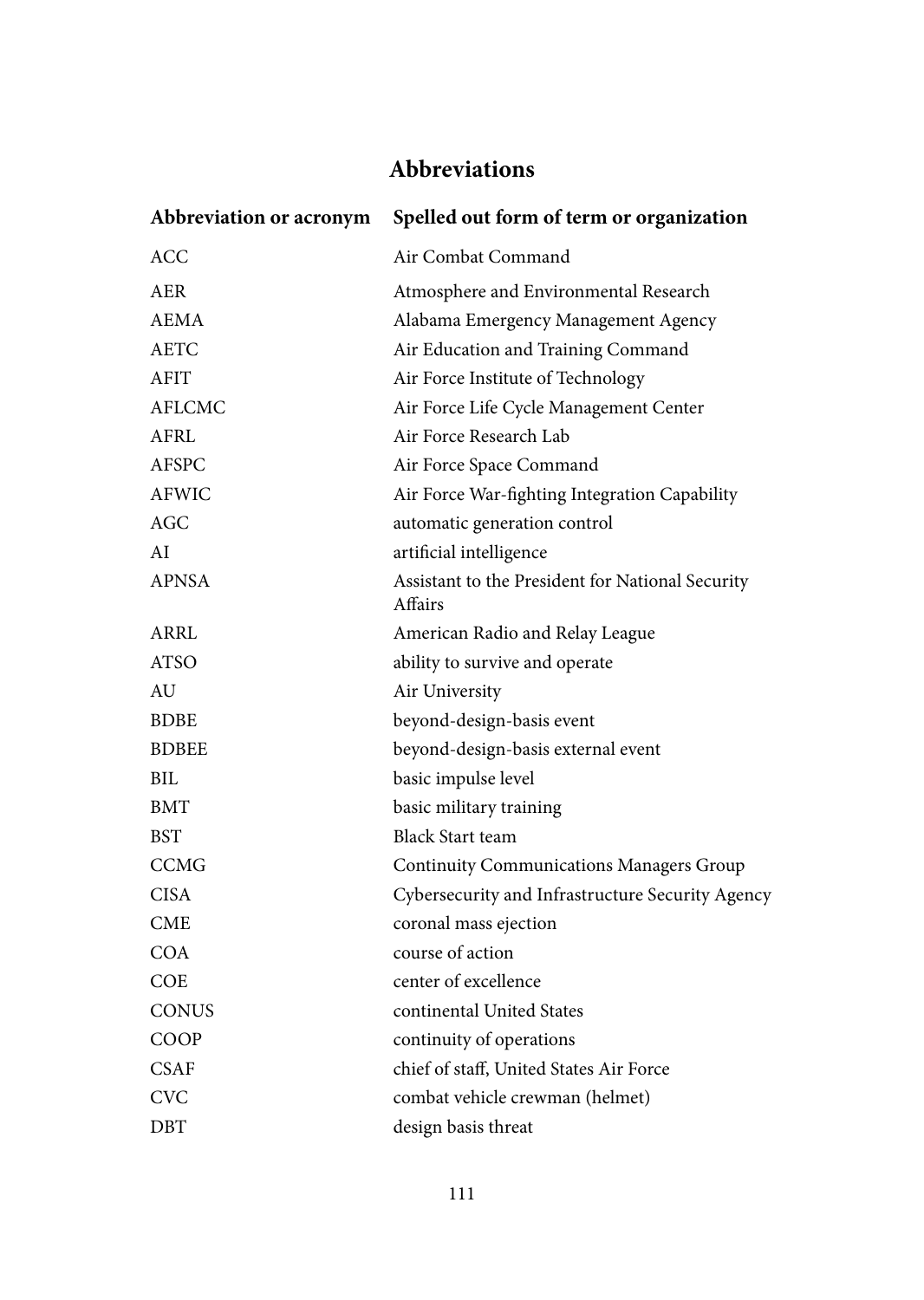# Abbreviations

| Abbreviation or acronym | Spelled out form of term or organization |
|---|---|
| ACC | Air Combat Command |
| AER | Atmosphere and Environmental Research |
| AEMA | Alabama Emergency Management Agency |
| AETC | Air Education and Training Command |
| AFIT | Air Force Institute of Technology |
| AFLCMC | Air Force Life Cycle Management Center |
| AFRL | Air Force Research Lab |
| AFSPC | Air Force Space Command |
| AFWIC | Air Force War-fighting Integration Capability |
| AGC | automatic generation control |
| AI | artificial intelligence |
| APNSA | Assistant to the President for National Security Affairs |
| ARRL | American Radio and Relay League |
| ATSO | ability to survive and operate |
| AU | Air University |
| BDBE | beyond-design-basis event |
| BDBEE | beyond-design-basis external event |
| BIL | basic impulse level |
| BMT | basic military training |
| BST | Black Start team |
| CCMG | Continuity Communications Managers Group |
| CISA | Cybersecurity and Infrastructure Security Agency |
| CME | coronal mass ejection |
| COA | course of action |
| COE | center of excellence |
| CONUS | continental United States |
| COOP | continuity of operations |
| CSAF | chief of staff, United States Air Force |
| CVC | combat vehicle crewman (helmet) |
| DBT | design basis threat |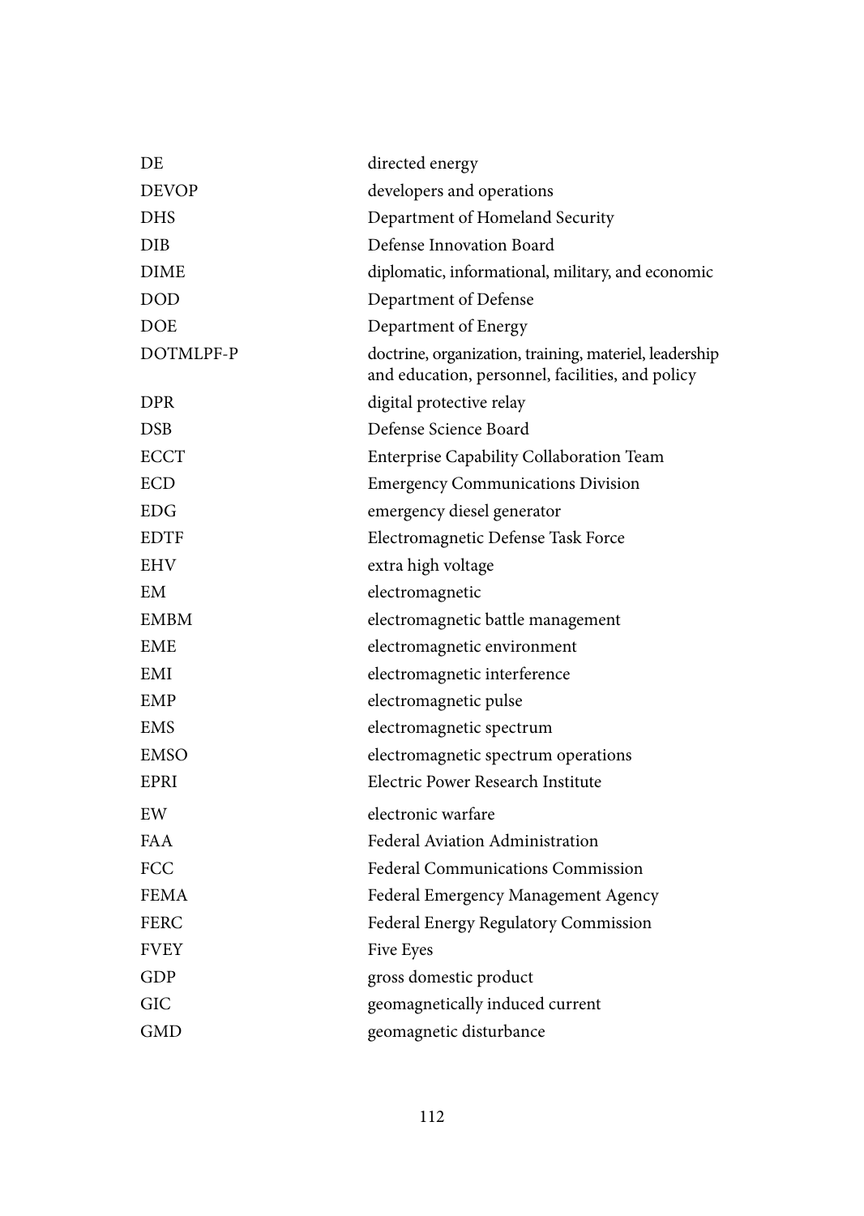| | |
|---|---|
| DE | directed energy |
| DEVOP | developers and operations |
| DHS | Department of Homeland Security |
| DIB | Defense Innovation Board |
| DIME | diplomatic, informational, military, and economic |
| DOD | Department of Defense |
| DOE | Department of Energy |
| DOTMLPF-P | doctrine, organization, training, materiel, leadership and education, personnel, facilities, and policy |
| DPR | digital protective relay |
| DSB | Defense Science Board |
| ECCT | Enterprise Capability Collaboration Team |
| ECD | Emergency Communications Division |
| EDG | emergency diesel generator |
| EDTF | Electromagnetic Defense Task Force |
| EHV | extra high voltage |
| EM | electromagnetic |
| EMBM | electromagnetic battle management |
| EME | electromagnetic environment |
| EMI | electromagnetic interference |
| EMP | electromagnetic pulse |
| EMS | electromagnetic spectrum |
| EMSO | electromagnetic spectrum operations |
| EPRI | Electric Power Research Institute |
| EW | electronic warfare |
| FAA | Federal Aviation Administration |
| FCC | Federal Communications Commission |
| FEMA | Federal Emergency Management Agency |
| FERC | Federal Energy Regulatory Commission |
| FVEY | Five Eyes |
| GDP | gross domestic product |
| GIC | geomagnetically induced current |
| GMD | geomagnetic disturbance |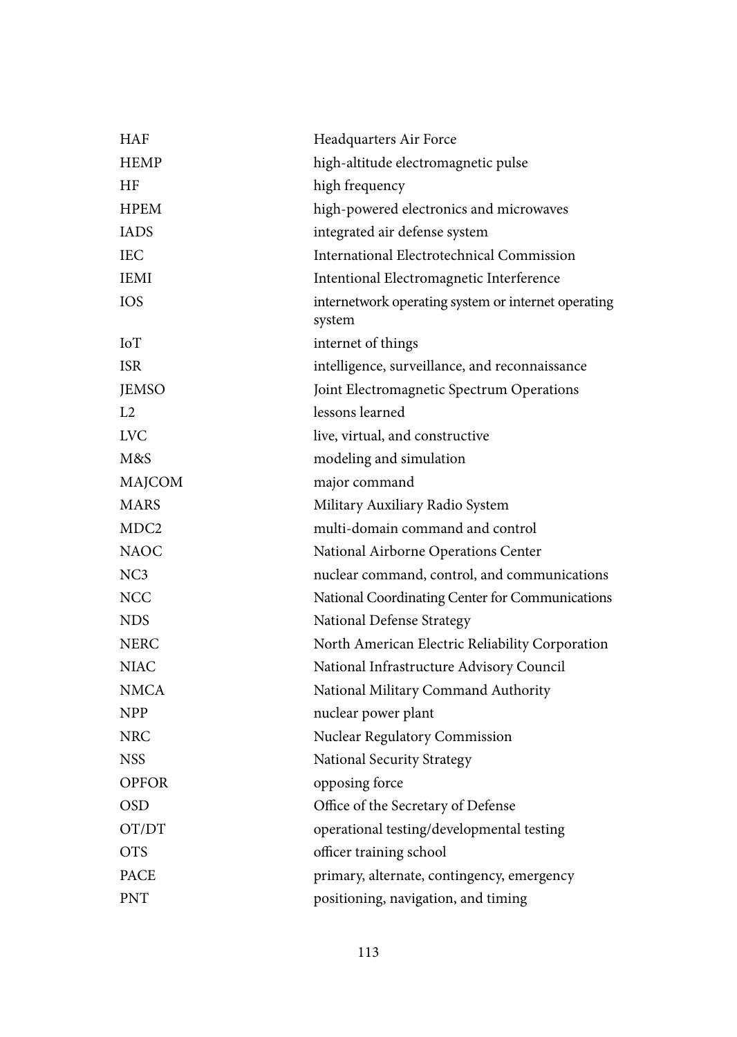| | |
|---|---|
| HAF | Headquarters Air Force |
| HEMP | high-altitude electromagnetic pulse |
| HF | high frequency |
| HPEM | high-powered electronics and microwaves |
| IADS | integrated air defense system |
| IEC | International Electrotechnical Commission |
| IEMI | Intentional Electromagnetic Interference |
| IOS | internetwork operating system or internet operating system |
| IoT | internet of things |
| ISR | intelligence, surveillance, and reconnaissance |
| JEMSO | Joint Electromagnetic Spectrum Operations |
| L2 | lessons learned |
| LVC | live, virtual, and constructive |
| M&S | modeling and simulation |
| MAJCOM | major command |
| MARS | Military Auxiliary Radio System |
| MDC2 | multi-domain command and control |
| NAOC | National Airborne Operations Center |
| NC3 | nuclear command, control, and communications |
| NCC | National Coordinating Center for Communications |
| NDS | National Defense Strategy |
| NERC | North American Electric Reliability Corporation |
| NIAC | National Infrastructure Advisory Council |
| NMCA | National Military Command Authority |
| NPP | nuclear power plant |
| NRC | Nuclear Regulatory Commission |
| NSS | National Security Strategy |
| OPFOR | opposing force |
| OSD | Office of the Secretary of Defense |
| OT/DT | operational testing/developmental testing |
| OTS | officer training school |
| PACE | primary, alternate, contingency, emergency |
| PNT | positioning, navigation, and timing |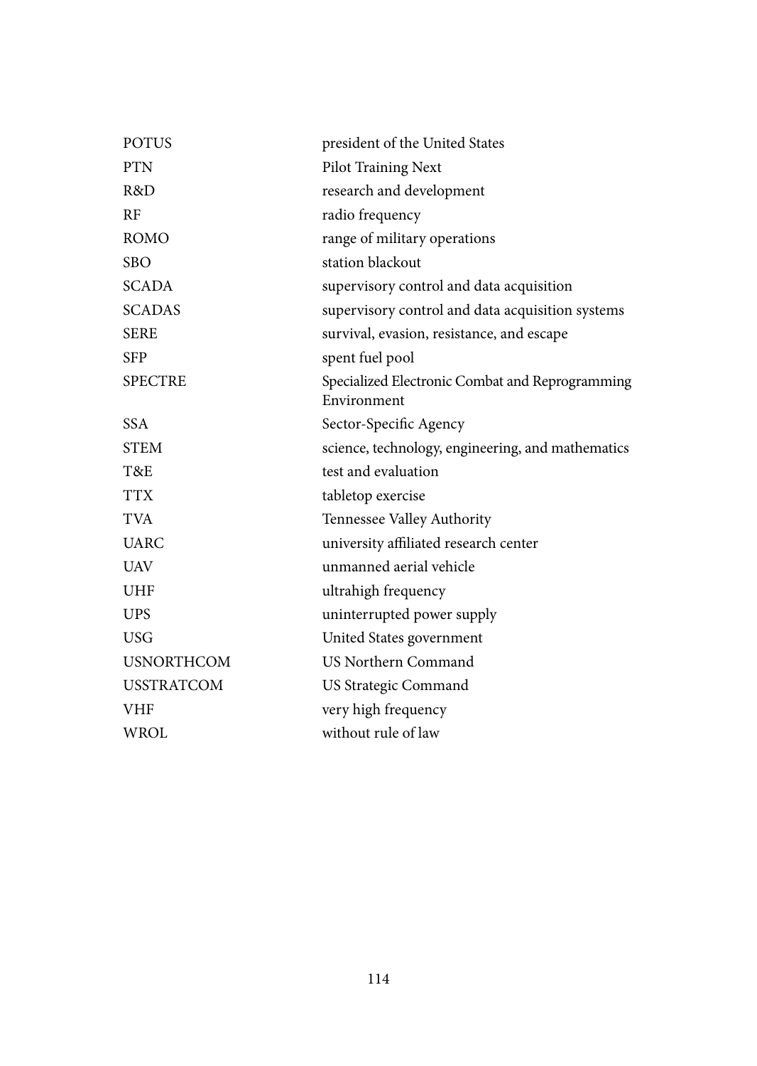| | |
|---|---|
| POTUS | president of the United States |
| PTN | Pilot Training Next |
| R&D | research and development |
| RF | radio frequency |
| ROMO | range of military operations |
| SBO | station blackout |
| SCADA | supervisory control and data acquisition |
| SCADAS | supervisory control and data acquisition systems |
| SERE | survival, evasion, resistance, and escape |
| SFP | spent fuel pool |
| SPECTRE | Specialized Electronic Combat and Reprogramming Environment |
| SSA | Sector-Specific Agency |
| STEM | science, technology, engineering, and mathematics |
| T&E | test and evaluation |
| TTX | tabletop exercise |
| TVA | Tennessee Valley Authority |
| UARC | university affiliated research center |
| UAV | unmanned aerial vehicle |
| UHF | ultrahigh frequency |
| UPS | uninterrupted power supply |
| USG | United States government |
| USNORTHCOM | US Northern Command |
| USSTRATCOM | US Strategic Command |
| VHF | very high frequency |
| WROL | without rule of law |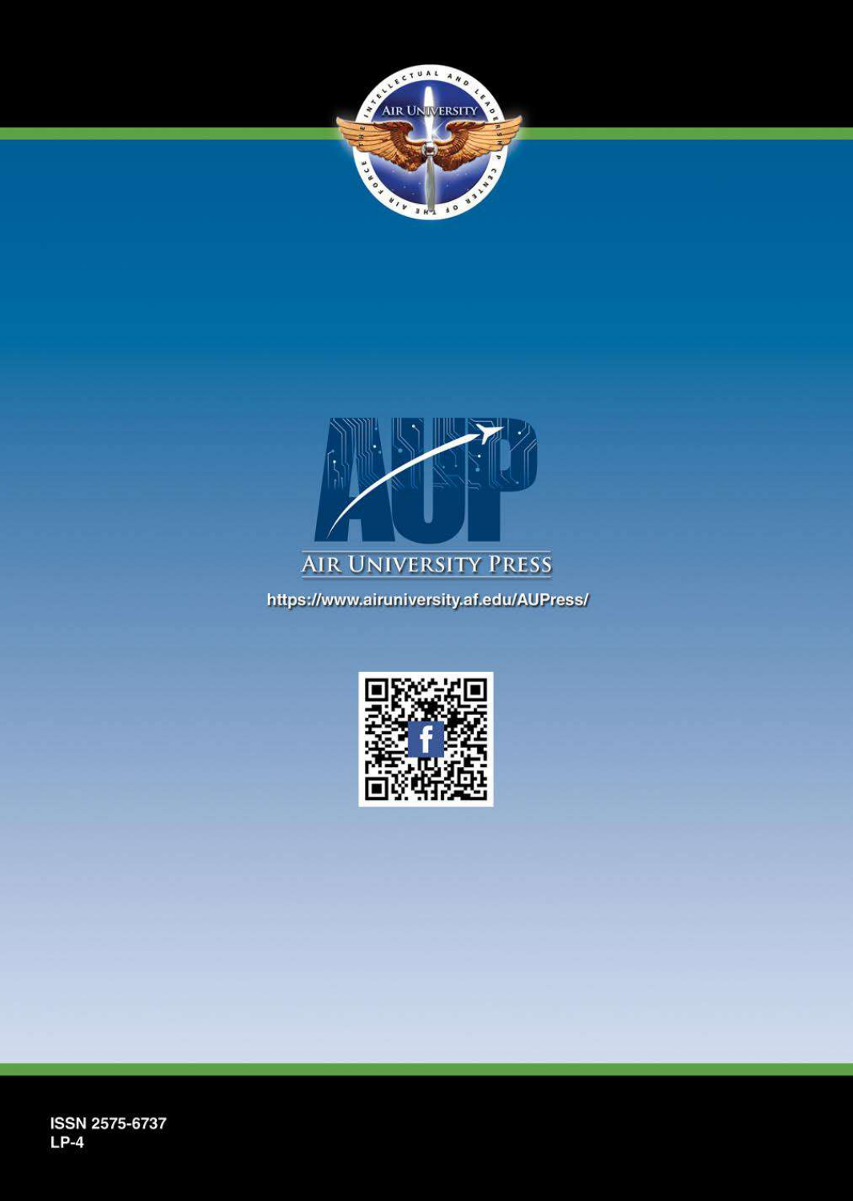AIR UNIVERSITY PRESS

https://www.airuniversity.af.edu/AUPress/

ISSN 2575-6737
LP-4